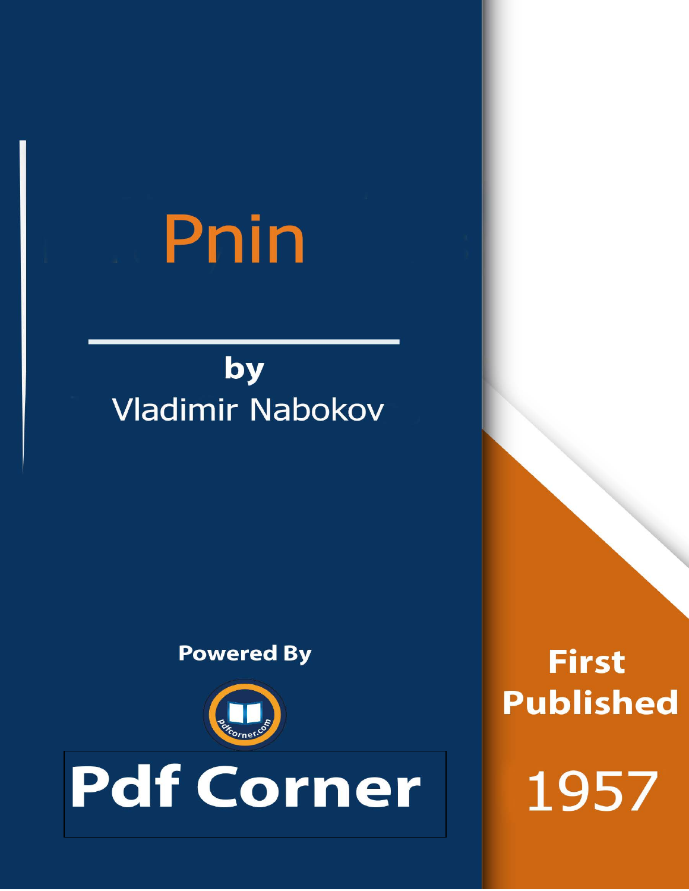# Pnin

by

Vladimir Nabokov

Powered By

Pdf Corner

First Published

1957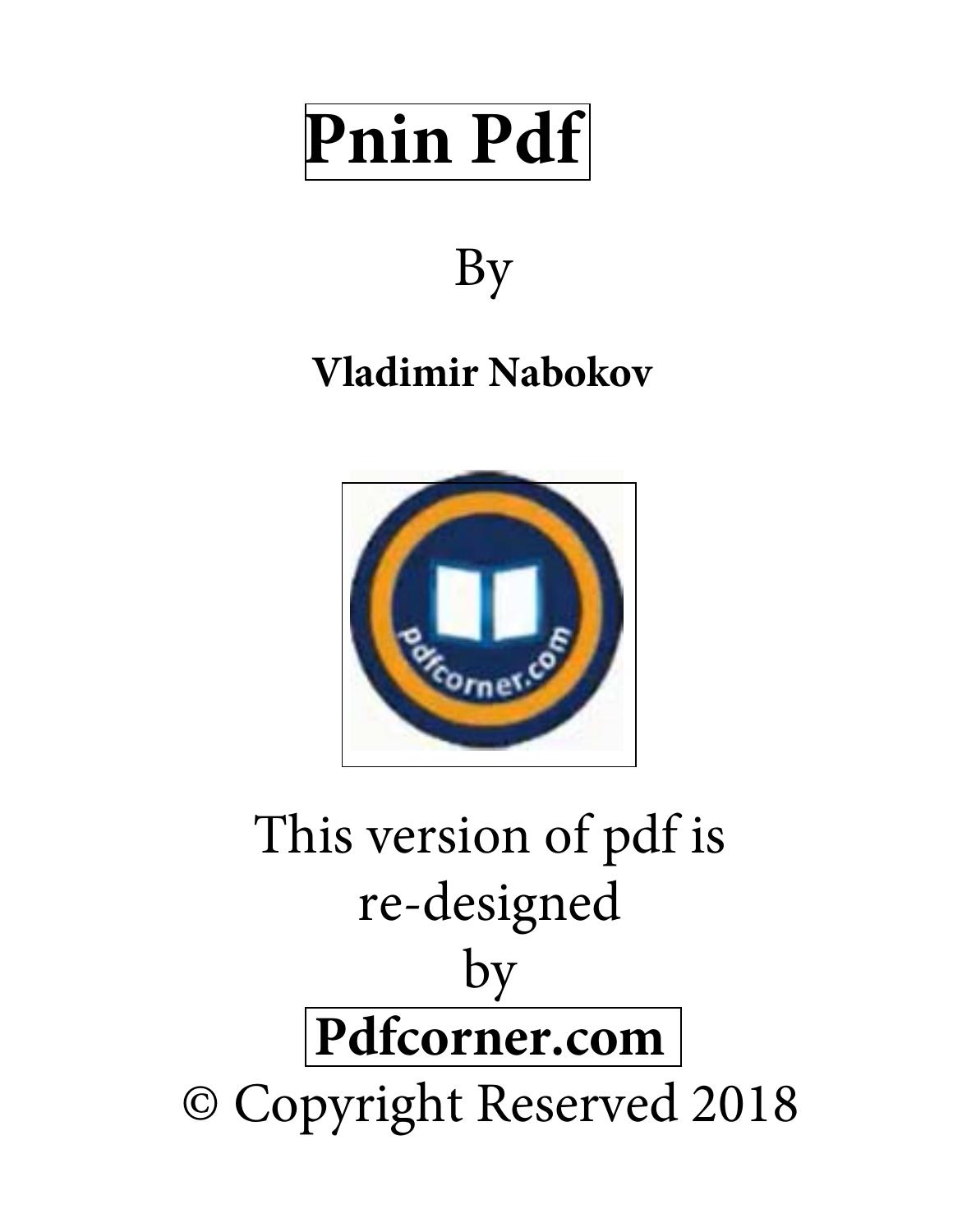# Pnin Pdf

By

**Vladimir Nabokov**

This version of pdf is re-designed by

**Pdfcorner.com**

© Copyright Reserved 2018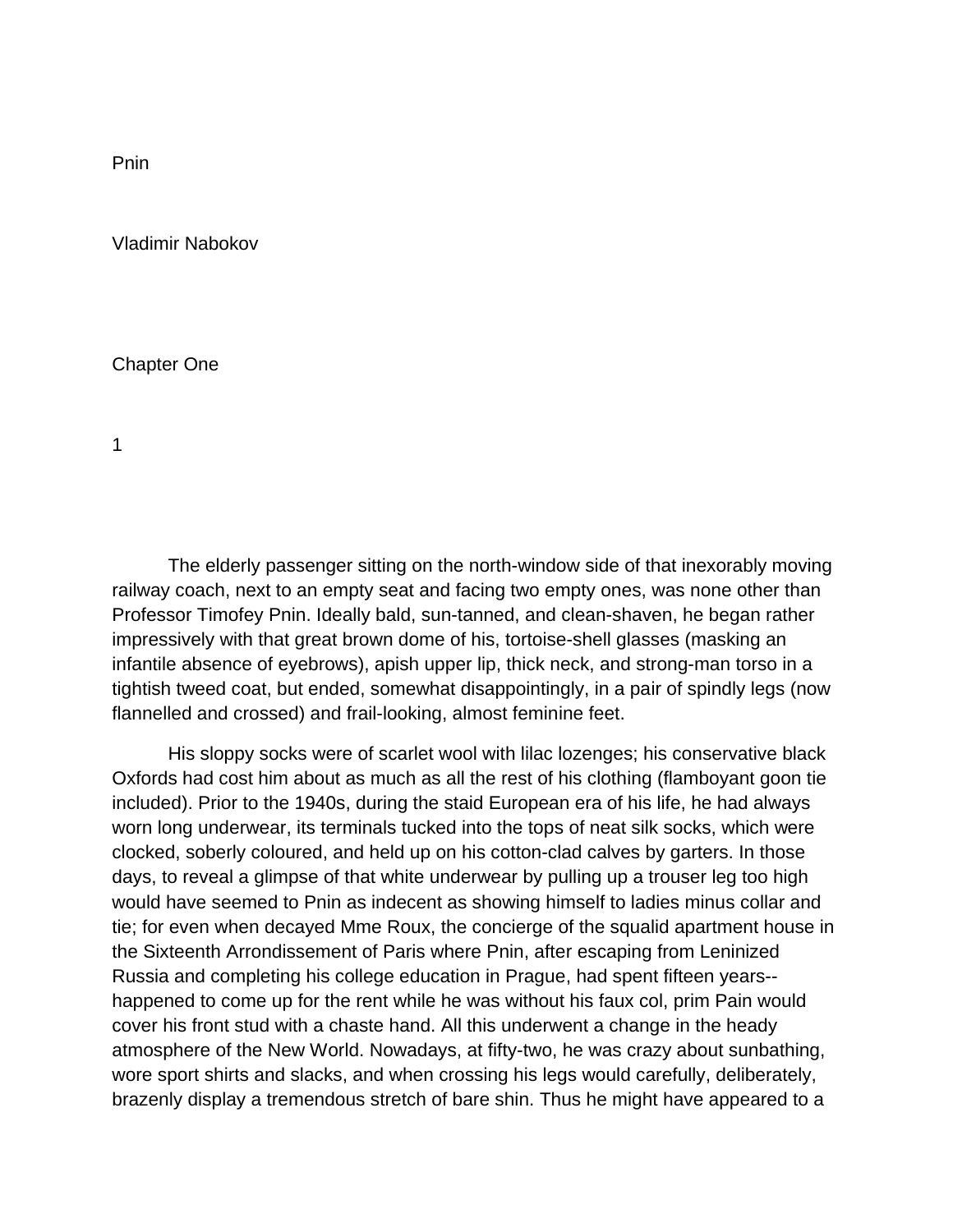# Pnin

Vladimir Nabokov

## Chapter One

### 1

The elderly passenger sitting on the north-window side of that inexorably moving railway coach, next to an empty seat and facing two empty ones, was none other than Professor Timofey Pnin. Ideally bald, sun-tanned, and clean-shaven, he began rather impressively with that great brown dome of his, tortoise-shell glasses (masking an infantile absence of eyebrows), apish upper lip, thick neck, and strong-man torso in a tightish tweed coat, but ended, somewhat disappointingly, in a pair of spindly legs (now flannelled and crossed) and frail-looking, almost feminine feet.

His sloppy socks were of scarlet wool with lilac lozenges; his conservative black Oxfords had cost him about as much as all the rest of his clothing (flamboyant goon tie included). Prior to the 1940s, during the staid European era of his life, he had always worn long underwear, its terminals tucked into the tops of neat silk socks, which were clocked, soberly coloured, and held up on his cotton-clad calves by garters. In those days, to reveal a glimpse of that white underwear by pulling up a trouser leg too high would have seemed to Pnin as indecent as showing himself to ladies minus collar and tie; for even when decayed Mme Roux, the concierge of the squalid apartment house in the Sixteenth Arrondissement of Paris where Pnin, after escaping from Leninized Russia and completing his college education in Prague, had spent fifteen years--happened to come up for the rent while he was without his faux col, prim Pain would cover his front stud with a chaste hand. All this underwent a change in the heady atmosphere of the New World. Nowadays, at fifty-two, he was crazy about sunbathing, wore sport shirts and slacks, and when crossing his legs would carefully, deliberately, brazenly display a tremendous stretch of bare shin. Thus he might have appeared to a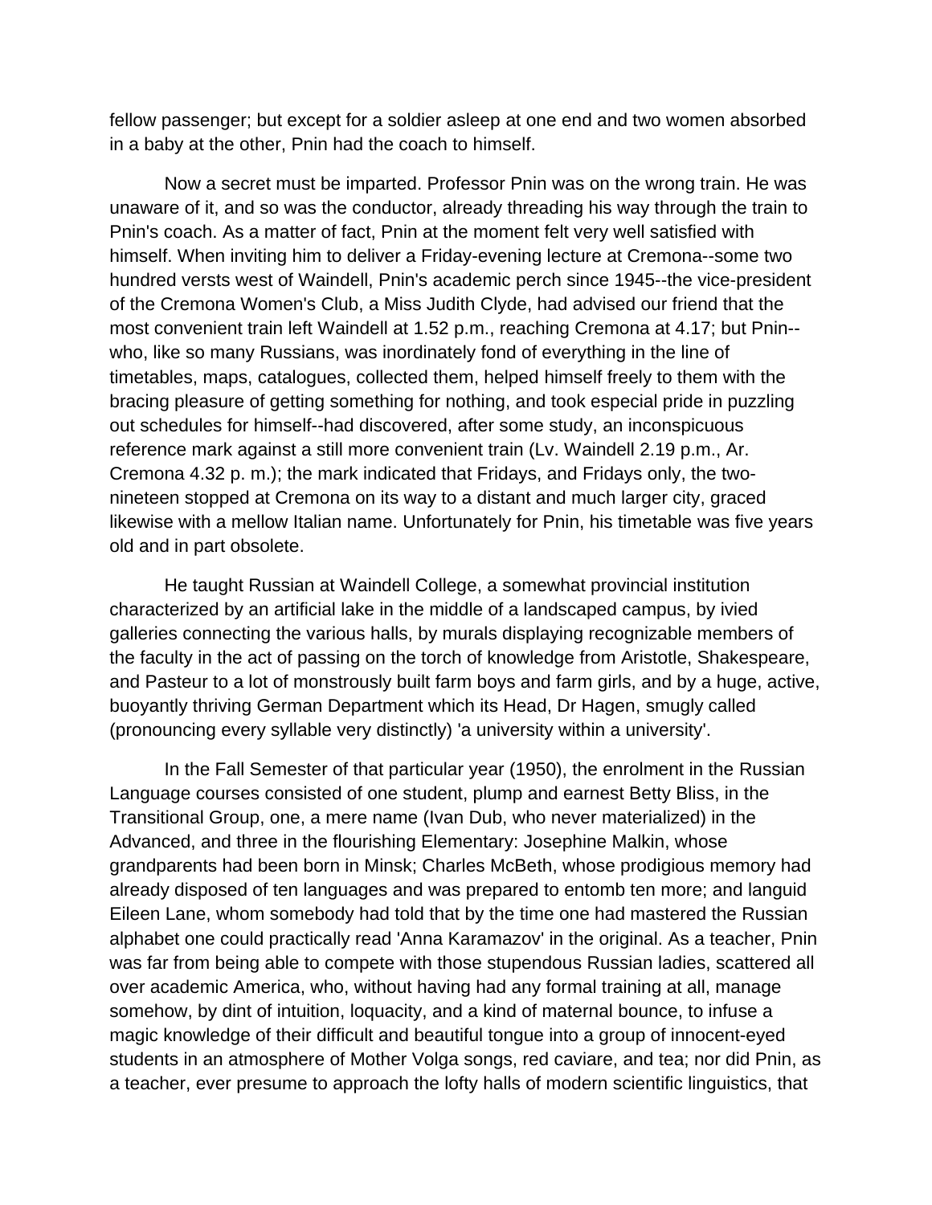fellow passenger; but except for a soldier asleep at one end and two women absorbed in a baby at the other, Pnin had the coach to himself.

Now a secret must be imparted. Professor Pnin was on the wrong train. He was unaware of it, and so was the conductor, already threading his way through the train to Pnin's coach. As a matter of fact, Pnin at the moment felt very well satisfied with himself. When inviting him to deliver a Friday-evening lecture at Cremona--some two hundred versts west of Waindell, Pnin's academic perch since 1945--the vice-president of the Cremona Women's Club, a Miss Judith Clyde, had advised our friend that the most convenient train left Waindell at 1.52 p.m., reaching Cremona at 4.17; but Pnin--who, like so many Russians, was inordinately fond of everything in the line of timetables, maps, catalogues, collected them, helped himself freely to them with the bracing pleasure of getting something for nothing, and took especial pride in puzzling out schedules for himself--had discovered, after some study, an inconspicuous reference mark against a still more convenient train (Lv. Waindell 2.19 p.m., Ar. Cremona 4.32 p. m.); the mark indicated that Fridays, and Fridays only, the two-nineteen stopped at Cremona on its way to a distant and much larger city, graced likewise with a mellow Italian name. Unfortunately for Pnin, his timetable was five years old and in part obsolete.

He taught Russian at Waindell College, a somewhat provincial institution characterized by an artificial lake in the middle of a landscaped campus, by ivied galleries connecting the various halls, by murals displaying recognizable members of the faculty in the act of passing on the torch of knowledge from Aristotle, Shakespeare, and Pasteur to a lot of monstrously built farm boys and farm girls, and by a huge, active, buoyantly thriving German Department which its Head, Dr Hagen, smugly called (pronouncing every syllable very distinctly) 'a university within a university'.

In the Fall Semester of that particular year (1950), the enrolment in the Russian Language courses consisted of one student, plump and earnest Betty Bliss, in the Transitional Group, one, a mere name (Ivan Dub, who never materialized) in the Advanced, and three in the flourishing Elementary: Josephine Malkin, whose grandparents had been born in Minsk; Charles McBeth, whose prodigious memory had already disposed of ten languages and was prepared to entomb ten more; and languid Eileen Lane, whom somebody had told that by the time one had mastered the Russian alphabet one could practically read 'Anna Karamazov' in the original. As a teacher, Pnin was far from being able to compete with those stupendous Russian ladies, scattered all over academic America, who, without having had any formal training at all, manage somehow, by dint of intuition, loquacity, and a kind of maternal bounce, to infuse a magic knowledge of their difficult and beautiful tongue into a group of innocent-eyed students in an atmosphere of Mother Volga songs, red caviare, and tea; nor did Pnin, as a teacher, ever presume to approach the lofty halls of modern scientific linguistics, that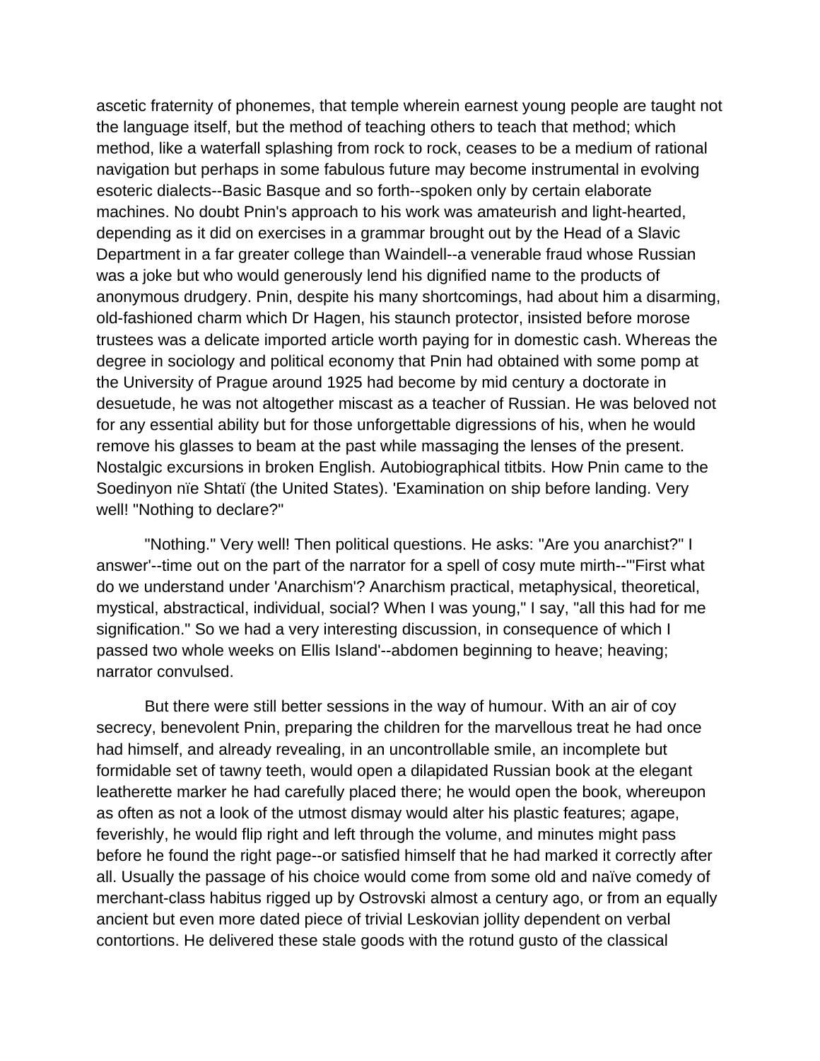ascetic fraternity of phonemes, that temple wherein earnest young people are taught not the language itself, but the method of teaching others to teach that method; which method, like a waterfall splashing from rock to rock, ceases to be a medium of rational navigation but perhaps in some fabulous future may become instrumental in evolving esoteric dialects--Basic Basque and so forth--spoken only by certain elaborate machines. No doubt Pnin's approach to his work was amateurish and light-hearted, depending as it did on exercises in a grammar brought out by the Head of a Slavic Department in a far greater college than Waindell--a venerable fraud whose Russian was a joke but who would generously lend his dignified name to the products of anonymous drudgery. Pnin, despite his many shortcomings, had about him a disarming, old-fashioned charm which Dr Hagen, his staunch protector, insisted before morose trustees was a delicate imported article worth paying for in domestic cash. Whereas the degree in sociology and political economy that Pnin had obtained with some pomp at the University of Prague around 1925 had become by mid century a doctorate in desuetude, he was not altogether miscast as a teacher of Russian. He was beloved not for any essential ability but for those unforgettable digressions of his, when he would remove his glasses to beam at the past while massaging the lenses of the present. Nostalgic excursions in broken English. Autobiographical titbits. How Pnin came to the Soedinyon nïe Shtatï (the United States). 'Examination on ship before landing. Very well! "Nothing to declare?"

"Nothing." Very well! Then political questions. He asks: "Are you anarchist?" I answer'--time out on the part of the narrator for a spell of cosy mute mirth--'"First what do we understand under 'Anarchism'? Anarchism practical, metaphysical, theoretical, mystical, abstractical, individual, social? When I was young," I say, "all this had for me signification." So we had a very interesting discussion, in consequence of which I passed two whole weeks on Ellis Island'--abdomen beginning to heave; heaving; narrator convulsed.

But there were still better sessions in the way of humour. With an air of coy secrecy, benevolent Pnin, preparing the children for the marvellous treat he had once had himself, and already revealing, in an uncontrollable smile, an incomplete but formidable set of tawny teeth, would open a dilapidated Russian book at the elegant leatherette marker he had carefully placed there; he would open the book, whereupon as often as not a look of the utmost dismay would alter his plastic features; agape, feverishly, he would flip right and left through the volume, and minutes might pass before he found the right page--or satisfied himself that he had marked it correctly after all. Usually the passage of his choice would come from some old and naïve comedy of merchant-class habitus rigged up by Ostrovski almost a century ago, or from an equally ancient but even more dated piece of trivial Leskovian jollity dependent on verbal contortions. He delivered these stale goods with the rotund gusto of the classical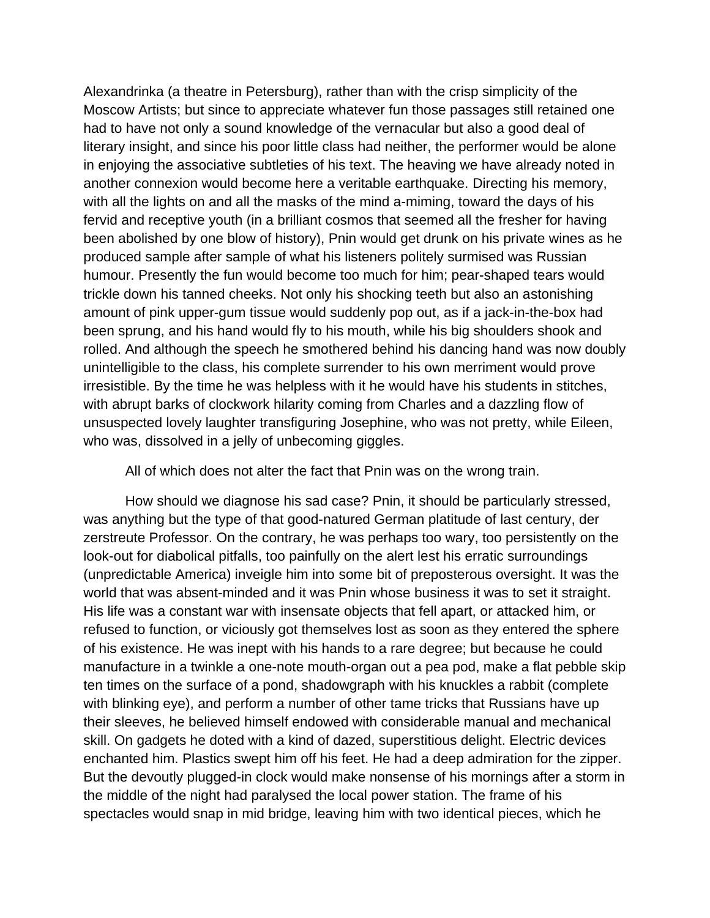Alexandrinka (a theatre in Petersburg), rather than with the crisp simplicity of the Moscow Artists; but since to appreciate whatever fun those passages still retained one had to have not only a sound knowledge of the vernacular but also a good deal of literary insight, and since his poor little class had neither, the performer would be alone in enjoying the associative subtleties of his text. The heaving we have already noted in another connexion would become here a veritable earthquake. Directing his memory, with all the lights on and all the masks of the mind a-miming, toward the days of his fervid and receptive youth (in a brilliant cosmos that seemed all the fresher for having been abolished by one blow of history), Pnin would get drunk on his private wines as he produced sample after sample of what his listeners politely surmised was Russian humour. Presently the fun would become too much for him; pear-shaped tears would trickle down his tanned cheeks. Not only his shocking teeth but also an astonishing amount of pink upper-gum tissue would suddenly pop out, as if a jack-in-the-box had been sprung, and his hand would fly to his mouth, while his big shoulders shook and rolled. And although the speech he smothered behind his dancing hand was now doubly unintelligible to the class, his complete surrender to his own merriment would prove irresistible. By the time he was helpless with it he would have his students in stitches, with abrupt barks of clockwork hilarity coming from Charles and a dazzling flow of unsuspected lovely laughter transfiguring Josephine, who was not pretty, while Eileen, who was, dissolved in a jelly of unbecoming giggles.

All of which does not alter the fact that Pnin was on the wrong train.

How should we diagnose his sad case? Pnin, it should be particularly stressed, was anything but the type of that good-natured German platitude of last century, der zerstreute Professor. On the contrary, he was perhaps too wary, too persistently on the look-out for diabolical pitfalls, too painfully on the alert lest his erratic surroundings (unpredictable America) inveigle him into some bit of preposterous oversight. It was the world that was absent-minded and it was Pnin whose business it was to set it straight. His life was a constant war with insensate objects that fell apart, or attacked him, or refused to function, or viciously got themselves lost as soon as they entered the sphere of his existence. He was inept with his hands to a rare degree; but because he could manufacture in a twinkle a one-note mouth-organ out a pea pod, make a flat pebble skip ten times on the surface of a pond, shadowgraph with his knuckles a rabbit (complete with blinking eye), and perform a number of other tame tricks that Russians have up their sleeves, he believed himself endowed with considerable manual and mechanical skill. On gadgets he doted with a kind of dazed, superstitious delight. Electric devices enchanted him. Plastics swept him off his feet. He had a deep admiration for the zipper. But the devoutly plugged-in clock would make nonsense of his mornings after a storm in the middle of the night had paralysed the local power station. The frame of his spectacles would snap in mid bridge, leaving him with two identical pieces, which he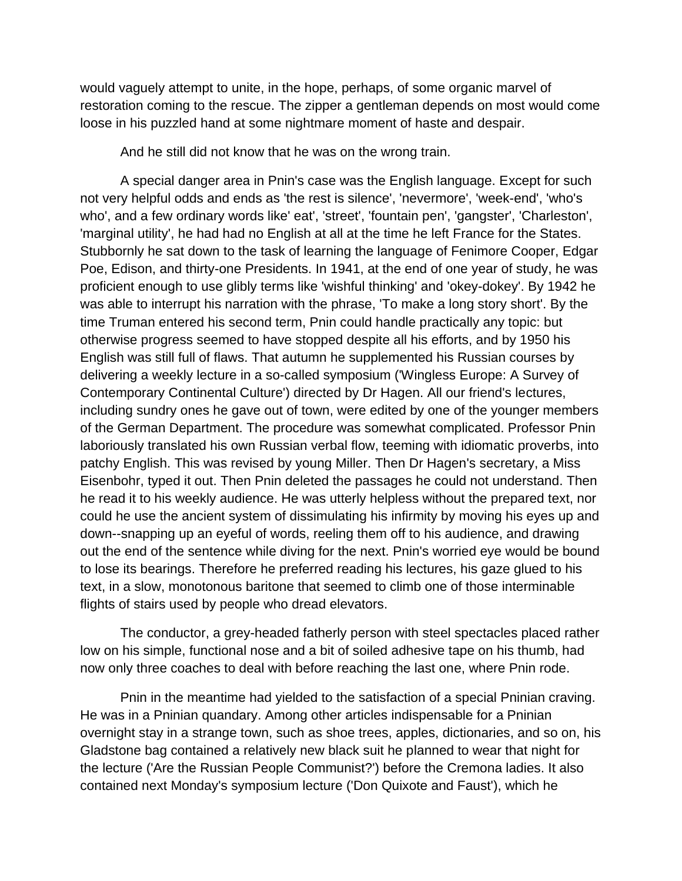would vaguely attempt to unite, in the hope, perhaps, of some organic marvel of restoration coming to the rescue. The zipper a gentleman depends on most would come loose in his puzzled hand at some nightmare moment of haste and despair.

And he still did not know that he was on the wrong train.

A special danger area in Pnin's case was the English language. Except for such not very helpful odds and ends as 'the rest is silence', 'nevermore', 'week-end', 'who's who', and a few ordinary words like' eat', 'street', 'fountain pen', 'gangster', 'Charleston', 'marginal utility', he had had no English at all at the time he left France for the States. Stubbornly he sat down to the task of learning the language of Fenimore Cooper, Edgar Poe, Edison, and thirty-one Presidents. In 1941, at the end of one year of study, he was proficient enough to use glibly terms like 'wishful thinking' and 'okey-dokey'. By 1942 he was able to interrupt his narration with the phrase, 'To make a long story short'. By the time Truman entered his second term, Pnin could handle practically any topic: but otherwise progress seemed to have stopped despite all his efforts, and by 1950 his English was still full of flaws. That autumn he supplemented his Russian courses by delivering a weekly lecture in a so-called symposium ('Wingless Europe: A Survey of Contemporary Continental Culture') directed by Dr Hagen. All our friend's lectures, including sundry ones he gave out of town, were edited by one of the younger members of the German Department. The procedure was somewhat complicated. Professor Pnin laboriously translated his own Russian verbal flow, teeming with idiomatic proverbs, into patchy English. This was revised by young Miller. Then Dr Hagen's secretary, a Miss Eisenbohr, typed it out. Then Pnin deleted the passages he could not understand. Then he read it to his weekly audience. He was utterly helpless without the prepared text, nor could he use the ancient system of dissimulating his infirmity by moving his eyes up and down--snapping up an eyeful of words, reeling them off to his audience, and drawing out the end of the sentence while diving for the next. Pnin's worried eye would be bound to lose its bearings. Therefore he preferred reading his lectures, his gaze glued to his text, in a slow, monotonous baritone that seemed to climb one of those interminable flights of stairs used by people who dread elevators.

The conductor, a grey-headed fatherly person with steel spectacles placed rather low on his simple, functional nose and a bit of soiled adhesive tape on his thumb, had now only three coaches to deal with before reaching the last one, where Pnin rode.

Pnin in the meantime had yielded to the satisfaction of a special Pninian craving. He was in a Pninian quandary. Among other articles indispensable for a Pninian overnight stay in a strange town, such as shoe trees, apples, dictionaries, and so on, his Gladstone bag contained a relatively new black suit he planned to wear that night for the lecture ('Are the Russian People Communist?') before the Cremona ladies. It also contained next Monday's symposium lecture ('Don Quixote and Faust'), which he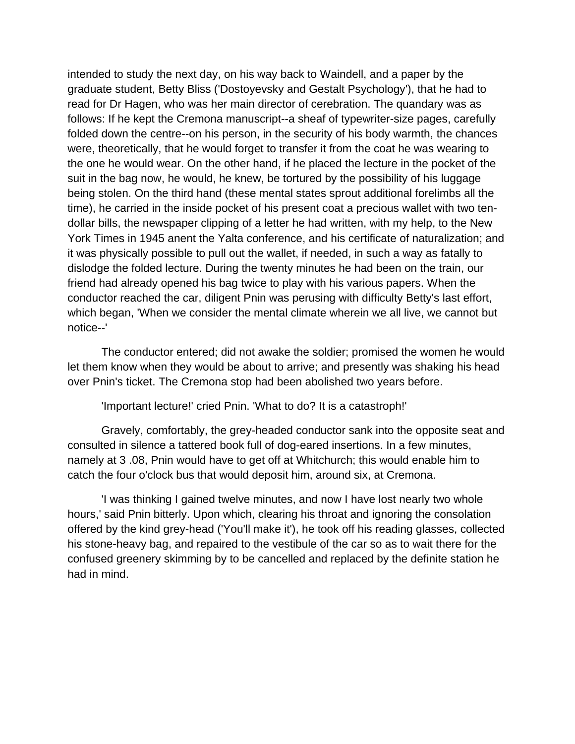intended to study the next day, on his way back to Waindell, and a paper by the graduate student, Betty Bliss ('Dostoyevsky and Gestalt Psychology'), that he had to read for Dr Hagen, who was her main director of cerebration. The quandary was as follows: If he kept the Cremona manuscript--a sheaf of typewriter-size pages, carefully folded down the centre--on his person, in the security of his body warmth, the chances were, theoretically, that he would forget to transfer it from the coat he was wearing to the one he would wear. On the other hand, if he placed the lecture in the pocket of the suit in the bag now, he would, he knew, be tortured by the possibility of his luggage being stolen. On the third hand (these mental states sprout additional forelimbs all the time), he carried in the inside pocket of his present coat a precious wallet with two ten-dollar bills, the newspaper clipping of a letter he had written, with my help, to the New York Times in 1945 anent the Yalta conference, and his certificate of naturalization; and it was physically possible to pull out the wallet, if needed, in such a way as fatally to dislodge the folded lecture. During the twenty minutes he had been on the train, our friend had already opened his bag twice to play with his various papers. When the conductor reached the car, diligent Pnin was perusing with difficulty Betty's last effort, which began, 'When we consider the mental climate wherein we all live, we cannot but notice--'

The conductor entered; did not awake the soldier; promised the women he would let them know when they would be about to arrive; and presently was shaking his head over Pnin's ticket. The Cremona stop had been abolished two years before.

'Important lecture!' cried Pnin. 'What to do? It is a catastroph!'

Gravely, comfortably, the grey-headed conductor sank into the opposite seat and consulted in silence a tattered book full of dog-eared insertions. In a few minutes, namely at 3 .08, Pnin would have to get off at Whitchurch; this would enable him to catch the four o'clock bus that would deposit him, around six, at Cremona.

'I was thinking I gained twelve minutes, and now I have lost nearly two whole hours,' said Pnin bitterly. Upon which, clearing his throat and ignoring the consolation offered by the kind grey-head ('You'll make it'), he took off his reading glasses, collected his stone-heavy bag, and repaired to the vestibule of the car so as to wait there for the confused greenery skimming by to be cancelled and replaced by the definite station he had in mind.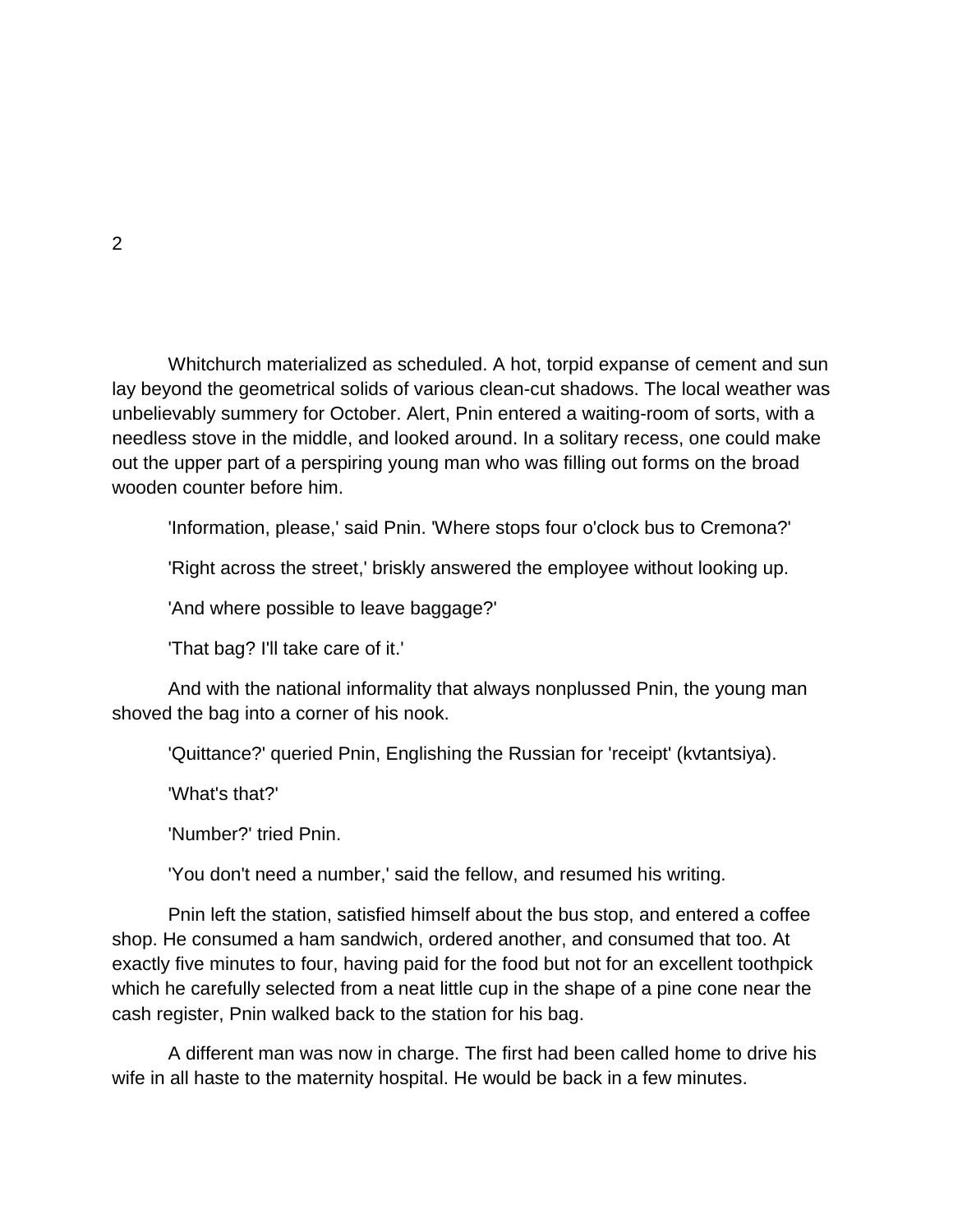## 2

Whitchurch materialized as scheduled. A hot, torpid expanse of cement and sun lay beyond the geometrical solids of various clean-cut shadows. The local weather was unbelievably summery for October. Alert, Pnin entered a waiting-room of sorts, with a needless stove in the middle, and looked around. In a solitary recess, one could make out the upper part of a perspiring young man who was filling out forms on the broad wooden counter before him.

'Information, please,' said Pnin. 'Where stops four o'clock bus to Cremona?'

'Right across the street,' briskly answered the employee without looking up.

'And where possible to leave baggage?'

'That bag? I'll take care of it.'

And with the national informality that always nonplussed Pnin, the young man shoved the bag into a corner of his nook.

'Quittance?' queried Pnin, Englishing the Russian for 'receipt' (kvtantsiya).

'What's that?'

'Number?' tried Pnin.

'You don't need a number,' said the fellow, and resumed his writing.

Pnin left the station, satisfied himself about the bus stop, and entered a coffee shop. He consumed a ham sandwich, ordered another, and consumed that too. At exactly five minutes to four, having paid for the food but not for an excellent toothpick which he carefully selected from a neat little cup in the shape of a pine cone near the cash register, Pnin walked back to the station for his bag.

A different man was now in charge. The first had been called home to drive his wife in all haste to the maternity hospital. He would be back in a few minutes.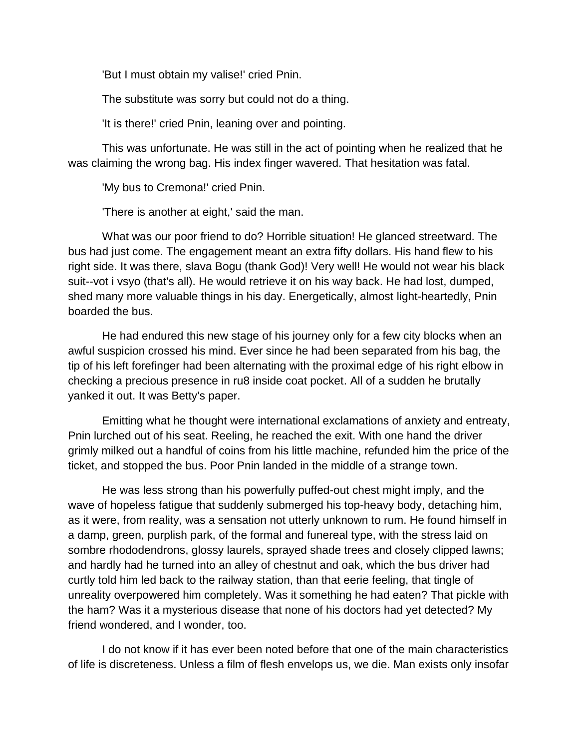'But I must obtain my valise!' cried Pnin.

The substitute was sorry but could not do a thing.

'It is there!' cried Pnin, leaning over and pointing.

This was unfortunate. He was still in the act of pointing when he realized that he was claiming the wrong bag. His index finger wavered. That hesitation was fatal.

'My bus to Cremona!' cried Pnin.

'There is another at eight,' said the man.

What was our poor friend to do? Horrible situation! He glanced streetward. The bus had just come. The engagement meant an extra fifty dollars. His hand flew to his right side. It was there, slava Bogu (thank God)! Very well! He would not wear his black suit--vot i vsyo (that's all). He would retrieve it on his way back. He had lost, dumped, shed many more valuable things in his day. Energetically, almost light-heartedly, Pnin boarded the bus.

He had endured this new stage of his journey only for a few city blocks when an awful suspicion crossed his mind. Ever since he had been separated from his bag, the tip of his left forefinger had been alternating with the proximal edge of his right elbow in checking a precious presence in ru8 inside coat pocket. All of a sudden he brutally yanked it out. It was Betty's paper.

Emitting what he thought were international exclamations of anxiety and entreaty, Pnin lurched out of his seat. Reeling, he reached the exit. With one hand the driver grimly milked out a handful of coins from his little machine, refunded him the price of the ticket, and stopped the bus. Poor Pnin landed in the middle of a strange town.

He was less strong than his powerfully puffed-out chest might imply, and the wave of hopeless fatigue that suddenly submerged his top-heavy body, detaching him, as it were, from reality, was a sensation not utterly unknown to rum. He found himself in a damp, green, purplish park, of the formal and funereal type, with the stress laid on sombre rhododendrons, glossy laurels, sprayed shade trees and closely clipped lawns; and hardly had he turned into an alley of chestnut and oak, which the bus driver had curtly told him led back to the railway station, than that eerie feeling, that tingle of unreality overpowered him completely. Was it something he had eaten? That pickle with the ham? Was it a mysterious disease that none of his doctors had yet detected? My friend wondered, and I wonder, too.

I do not know if it has ever been noted before that one of the main characteristics of life is discreteness. Unless a film of flesh envelops us, we die. Man exists only insofar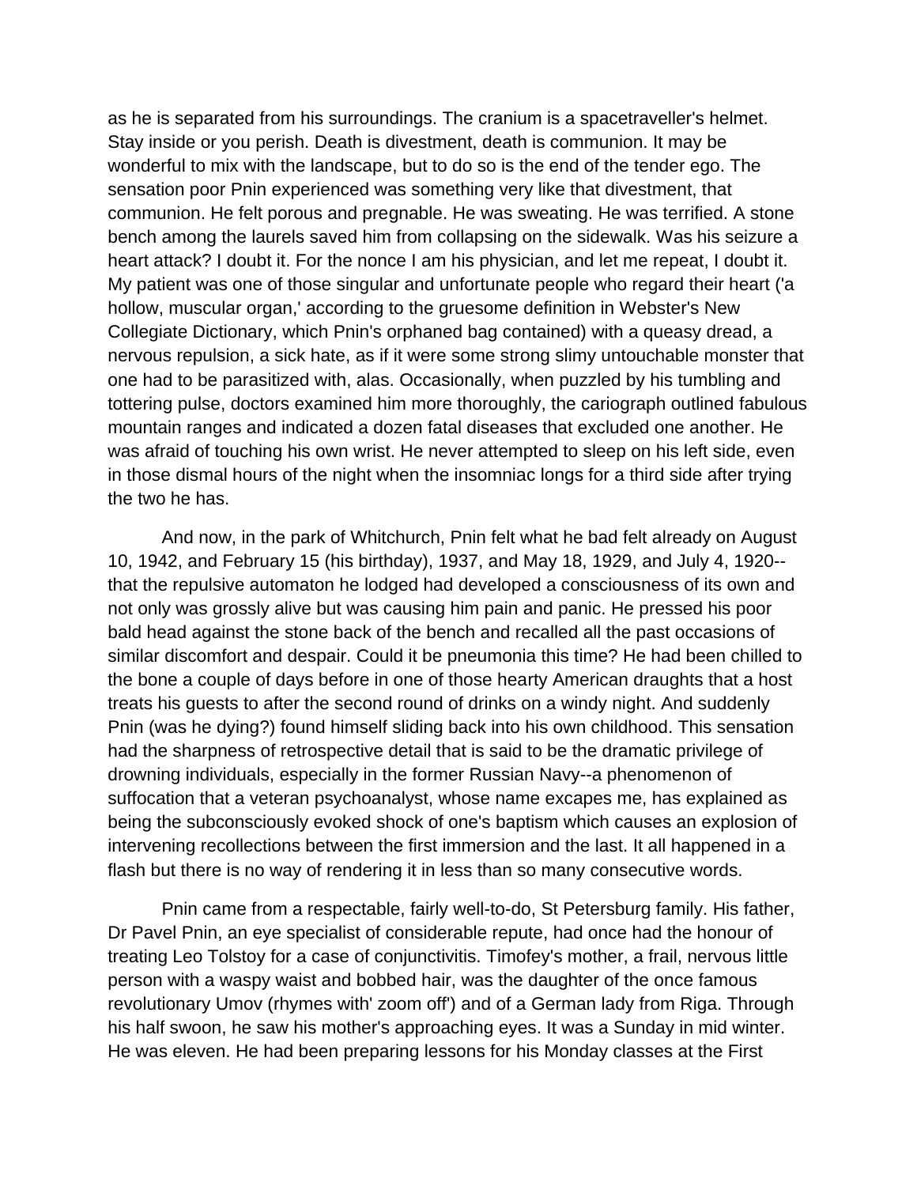as he is separated from his surroundings. The cranium is a spacetraveller's helmet. Stay inside or you perish. Death is divestment, death is communion. It may be wonderful to mix with the landscape, but to do so is the end of the tender ego. The sensation poor Pnin experienced was something very like that divestment, that communion. He felt porous and pregnable. He was sweating. He was terrified. A stone bench among the laurels saved him from collapsing on the sidewalk. Was his seizure a heart attack? I doubt it. For the nonce I am his physician, and let me repeat, I doubt it. My patient was one of those singular and unfortunate people who regard their heart ('a hollow, muscular organ,' according to the gruesome definition in Webster's New Collegiate Dictionary, which Pnin's orphaned bag contained) with a queasy dread, a nervous repulsion, a sick hate, as if it were some strong slimy untouchable monster that one had to be parasitized with, alas. Occasionally, when puzzled by his tumbling and tottering pulse, doctors examined him more thoroughly, the cariograph outlined fabulous mountain ranges and indicated a dozen fatal diseases that excluded one another. He was afraid of touching his own wrist. He never attempted to sleep on his left side, even in those dismal hours of the night when the insomniac longs for a third side after trying the two he has.

And now, in the park of Whitchurch, Pnin felt what he bad felt already on August 10, 1942, and February 15 (his birthday), 1937, and May 18, 1929, and July 4, 1920--that the repulsive automaton he lodged had developed a consciousness of its own and not only was grossly alive but was causing him pain and panic. He pressed his poor bald head against the stone back of the bench and recalled all the past occasions of similar discomfort and despair. Could it be pneumonia this time? He had been chilled to the bone a couple of days before in one of those hearty American draughts that a host treats his guests to after the second round of drinks on a windy night. And suddenly Pnin (was he dying?) found himself sliding back into his own childhood. This sensation had the sharpness of retrospective detail that is said to be the dramatic privilege of drowning individuals, especially in the former Russian Navy--a phenomenon of suffocation that a veteran psychoanalyst, whose name excapes me, has explained as being the subconsciously evoked shock of one's baptism which causes an explosion of intervening recollections between the first immersion and the last. It all happened in a flash but there is no way of rendering it in less than so many consecutive words.

Pnin came from a respectable, fairly well-to-do, St Petersburg family. His father, Dr Pavel Pnin, an eye specialist of considerable repute, had once had the honour of treating Leo Tolstoy for a case of conjunctivitis. Timofey's mother, a frail, nervous little person with a waspy waist and bobbed hair, was the daughter of the once famous revolutionary Umov (rhymes with' zoom off') and of a German lady from Riga. Through his half swoon, he saw his mother's approaching eyes. It was a Sunday in mid winter. He was eleven. He had been preparing lessons for his Monday classes at the First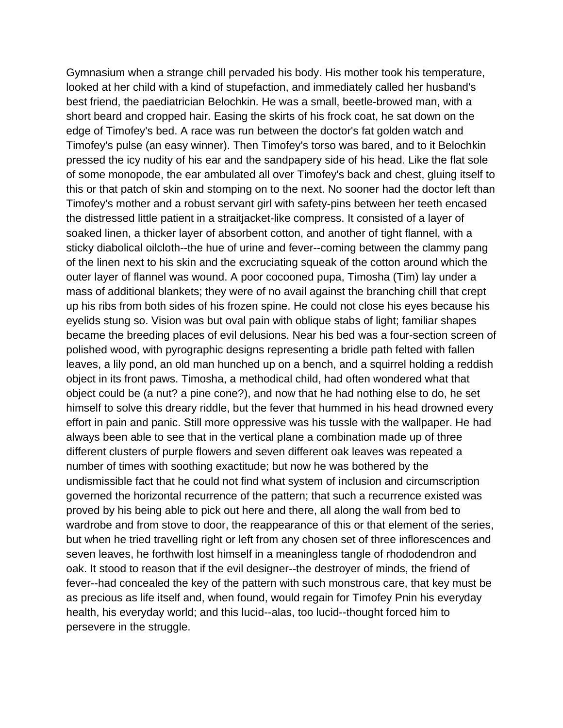Gymnasium when a strange chill pervaded his body. His mother took his temperature, looked at her child with a kind of stupefaction, and immediately called her husband's best friend, the paediatrician Belochkin. He was a small, beetle-browed man, with a short beard and cropped hair. Easing the skirts of his frock coat, he sat down on the edge of Timofey's bed. A race was run between the doctor's fat golden watch and Timofey's pulse (an easy winner). Then Timofey's torso was bared, and to it Belochkin pressed the icy nudity of his ear and the sandpapery side of his head. Like the flat sole of some monopode, the ear ambulated all over Timofey's back and chest, gluing itself to this or that patch of skin and stomping on to the next. No sooner had the doctor left than Timofey's mother and a robust servant girl with safety-pins between her teeth encased the distressed little patient in a straitjacket-like compress. It consisted of a layer of soaked linen, a thicker layer of absorbent cotton, and another of tight flannel, with a sticky diabolical oilcloth--the hue of urine and fever--coming between the clammy pang of the linen next to his skin and the excruciating squeak of the cotton around which the outer layer of flannel was wound. A poor cocooned pupa, Timosha (Tim) lay under a mass of additional blankets; they were of no avail against the branching chill that crept up his ribs from both sides of his frozen spine. He could not close his eyes because his eyelids stung so. Vision was but oval pain with oblique stabs of light; familiar shapes became the breeding places of evil delusions. Near his bed was a four-section screen of polished wood, with pyrographic designs representing a bridle path felted with fallen leaves, a lily pond, an old man hunched up on a bench, and a squirrel holding a reddish object in its front paws. Timosha, a methodical child, had often wondered what that object could be (a nut? a pine cone?), and now that he had nothing else to do, he set himself to solve this dreary riddle, but the fever that hummed in his head drowned every effort in pain and panic. Still more oppressive was his tussle with the wallpaper. He had always been able to see that in the vertical plane a combination made up of three different clusters of purple flowers and seven different oak leaves was repeated a number of times with soothing exactitude; but now he was bothered by the undismissible fact that he could not find what system of inclusion and circumscription governed the horizontal recurrence of the pattern; that such a recurrence existed was proved by his being able to pick out here and there, all along the wall from bed to wardrobe and from stove to door, the reappearance of this or that element of the series, but when he tried travelling right or left from any chosen set of three inflorescences and seven leaves, he forthwith lost himself in a meaningless tangle of rhododendron and oak. It stood to reason that if the evil designer--the destroyer of minds, the friend of fever--had concealed the key of the pattern with such monstrous care, that key must be as precious as life itself and, when found, would regain for Timofey Pnin his everyday health, his everyday world; and this lucid--alas, too lucid--thought forced him to persevere in the struggle.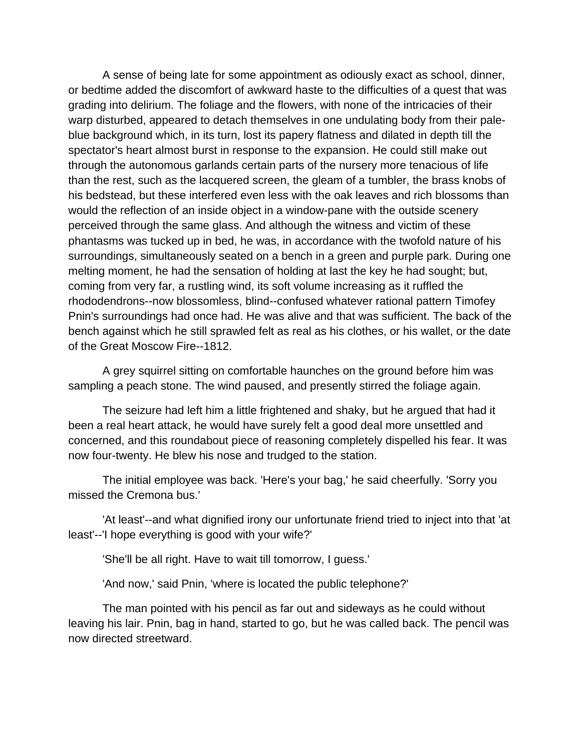A sense of being late for some appointment as odiously exact as school, dinner, or bedtime added the discomfort of awkward haste to the difficulties of a quest that was grading into delirium. The foliage and the flowers, with none of the intricacies of their warp disturbed, appeared to detach themselves in one undulating body from their pale-blue background which, in its turn, lost its papery flatness and dilated in depth till the spectator's heart almost burst in response to the expansion. He could still make out through the autonomous garlands certain parts of the nursery more tenacious of life than the rest, such as the lacquered screen, the gleam of a tumbler, the brass knobs of his bedstead, but these interfered even less with the oak leaves and rich blossoms than would the reflection of an inside object in a window-pane with the outside scenery perceived through the same glass. And although the witness and victim of these phantasms was tucked up in bed, he was, in accordance with the twofold nature of his surroundings, simultaneously seated on a bench in a green and purple park. During one melting moment, he had the sensation of holding at last the key he had sought; but, coming from very far, a rustling wind, its soft volume increasing as it ruffled the rhododendrons--now blossomless, blind--confused whatever rational pattern Timofey Pnin's surroundings had once had. He was alive and that was sufficient. The back of the bench against which he still sprawled felt as real as his clothes, or his wallet, or the date of the Great Moscow Fire--1812.

A grey squirrel sitting on comfortable haunches on the ground before him was sampling a peach stone. The wind paused, and presently stirred the foliage again.

The seizure had left him a little frightened and shaky, but he argued that had it been a real heart attack, he would have surely felt a good deal more unsettled and concerned, and this roundabout piece of reasoning completely dispelled his fear. It was now four-twenty. He blew his nose and trudged to the station.

The initial employee was back. 'Here's your bag,' he said cheerfully. 'Sorry you missed the Cremona bus.'

'At least'--and what dignified irony our unfortunate friend tried to inject into that 'at least'--'I hope everything is good with your wife?'

'She'll be all right. Have to wait till tomorrow, I guess.'

'And now,' said Pnin, 'where is located the public telephone?'

The man pointed with his pencil as far out and sideways as he could without leaving his lair. Pnin, bag in hand, started to go, but he was called back. The pencil was now directed streetward.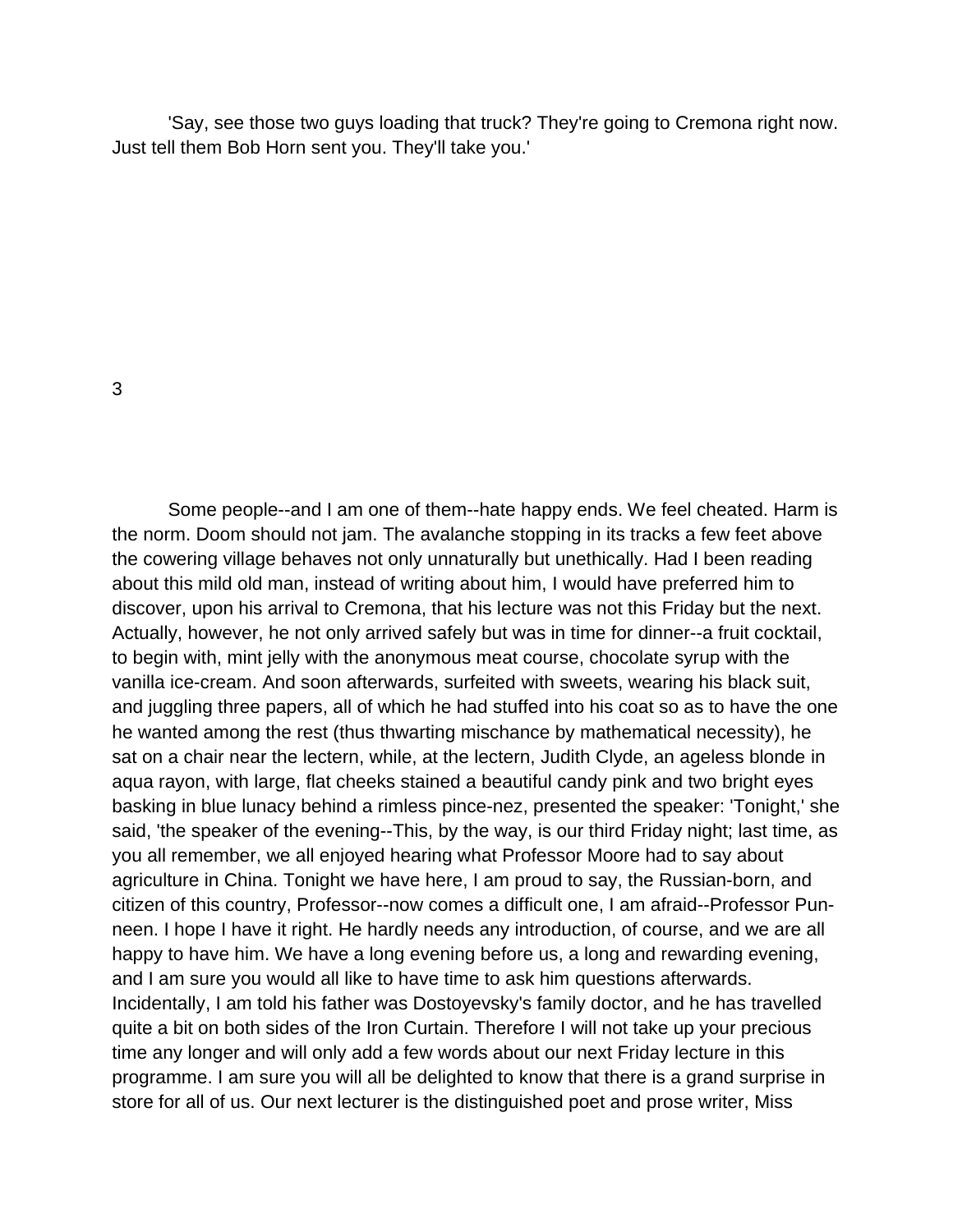'Say, see those two guys loading that truck? They're going to Cremona right now. Just tell them Bob Horn sent you. They'll take you.'

## 3

Some people--and I am one of them--hate happy ends. We feel cheated. Harm is the norm. Doom should not jam. The avalanche stopping in its tracks a few feet above the cowering village behaves not only unnaturally but unethically. Had I been reading about this mild old man, instead of writing about him, I would have preferred him to discover, upon his arrival to Cremona, that his lecture was not this Friday but the next. Actually, however, he not only arrived safely but was in time for dinner--a fruit cocktail, to begin with, mint jelly with the anonymous meat course, chocolate syrup with the vanilla ice-cream. And soon afterwards, surfeited with sweets, wearing his black suit, and juggling three papers, all of which he had stuffed into his coat so as to have the one he wanted among the rest (thus thwarting mischance by mathematical necessity), he sat on a chair near the lectern, while, at the lectern, Judith Clyde, an ageless blonde in aqua rayon, with large, flat cheeks stained a beautiful candy pink and two bright eyes basking in blue lunacy behind a rimless pince-nez, presented the speaker: 'Tonight,' she said, 'the speaker of the evening--This, by the way, is our third Friday night; last time, as you all remember, we all enjoyed hearing what Professor Moore had to say about agriculture in China. Tonight we have here, I am proud to say, the Russian-born, and citizen of this country, Professor--now comes a difficult one, I am afraid--Professor Pun-neen. I hope I have it right. He hardly needs any introduction, of course, and we are all happy to have him. We have a long evening before us, a long and rewarding evening, and I am sure you would all like to have time to ask him questions afterwards. Incidentally, I am told his father was Dostoyevsky's family doctor, and he has travelled quite a bit on both sides of the Iron Curtain. Therefore I will not take up your precious time any longer and will only add a few words about our next Friday lecture in this programme. I am sure you will all be delighted to know that there is a grand surprise in store for all of us. Our next lecturer is the distinguished poet and prose writer, Miss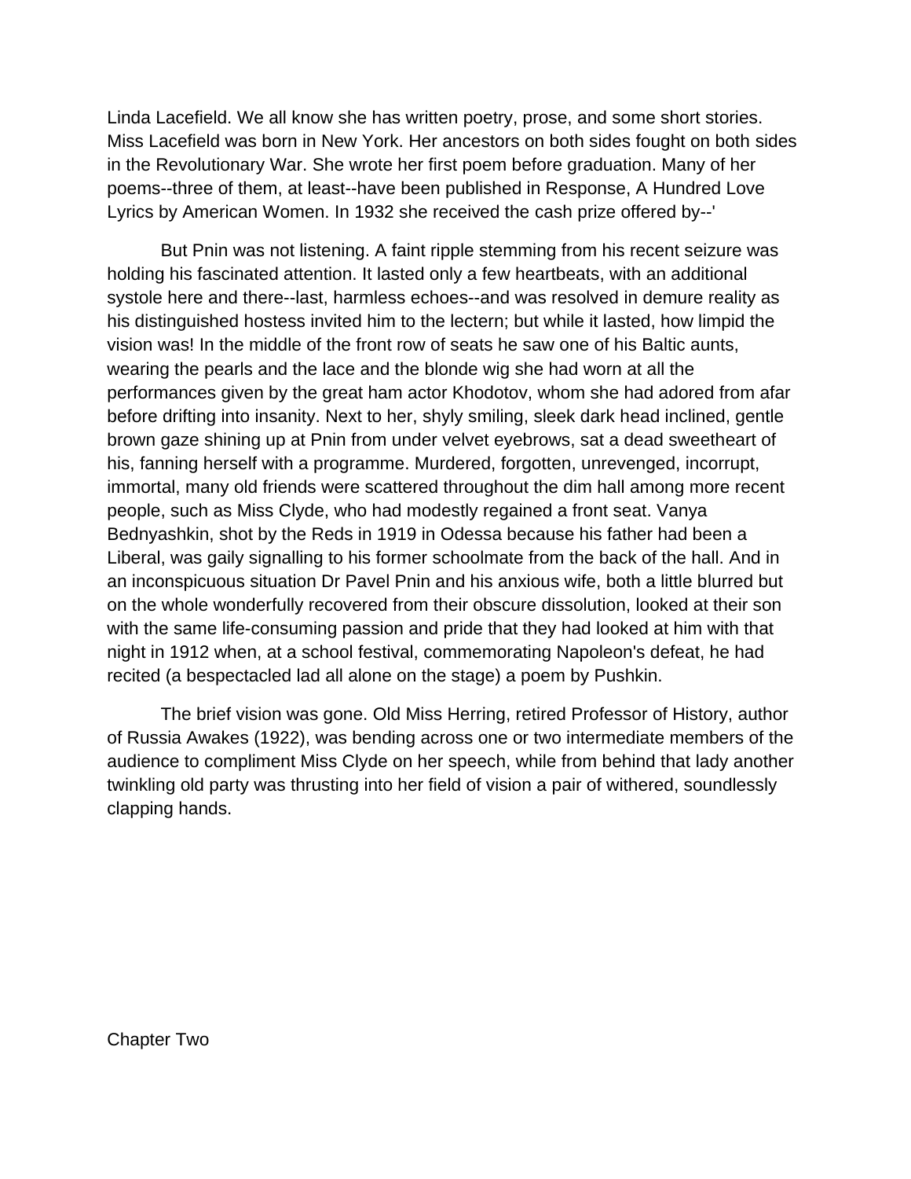Linda Lacefield. We all know she has written poetry, prose, and some short stories. Miss Lacefield was born in New York. Her ancestors on both sides fought on both sides in the Revolutionary War. She wrote her first poem before graduation. Many of her poems--three of them, at least--have been published in Response, A Hundred Love Lyrics by American Women. In 1932 she received the cash prize offered by--'

But Pnin was not listening. A faint ripple stemming from his recent seizure was holding his fascinated attention. It lasted only a few heartbeats, with an additional systole here and there--last, harmless echoes--and was resolved in demure reality as his distinguished hostess invited him to the lectern; but while it lasted, how limpid the vision was! In the middle of the front row of seats he saw one of his Baltic aunts, wearing the pearls and the lace and the blonde wig she had worn at all the performances given by the great ham actor Khodotov, whom she had adored from afar before drifting into insanity. Next to her, shyly smiling, sleek dark head inclined, gentle brown gaze shining up at Pnin from under velvet eyebrows, sat a dead sweetheart of his, fanning herself with a programme. Murdered, forgotten, unrevenged, incorrupt, immortal, many old friends were scattered throughout the dim hall among more recent people, such as Miss Clyde, who had modestly regained a front seat. Vanya Bednyashkin, shot by the Reds in 1919 in Odessa because his father had been a Liberal, was gaily signalling to his former schoolmate from the back of the hall. And in an inconspicuous situation Dr Pavel Pnin and his anxious wife, both a little blurred but on the whole wonderfully recovered from their obscure dissolution, looked at their son with the same life-consuming passion and pride that they had looked at him with that night in 1912 when, at a school festival, commemorating Napoleon's defeat, he had recited (a bespectacled lad all alone on the stage) a poem by Pushkin.

The brief vision was gone. Old Miss Herring, retired Professor of History, author of Russia Awakes (1922), was bending across one or two intermediate members of the audience to compliment Miss Clyde on her speech, while from behind that lady another twinkling old party was thrusting into her field of vision a pair of withered, soundlessly clapping hands.

## Chapter Two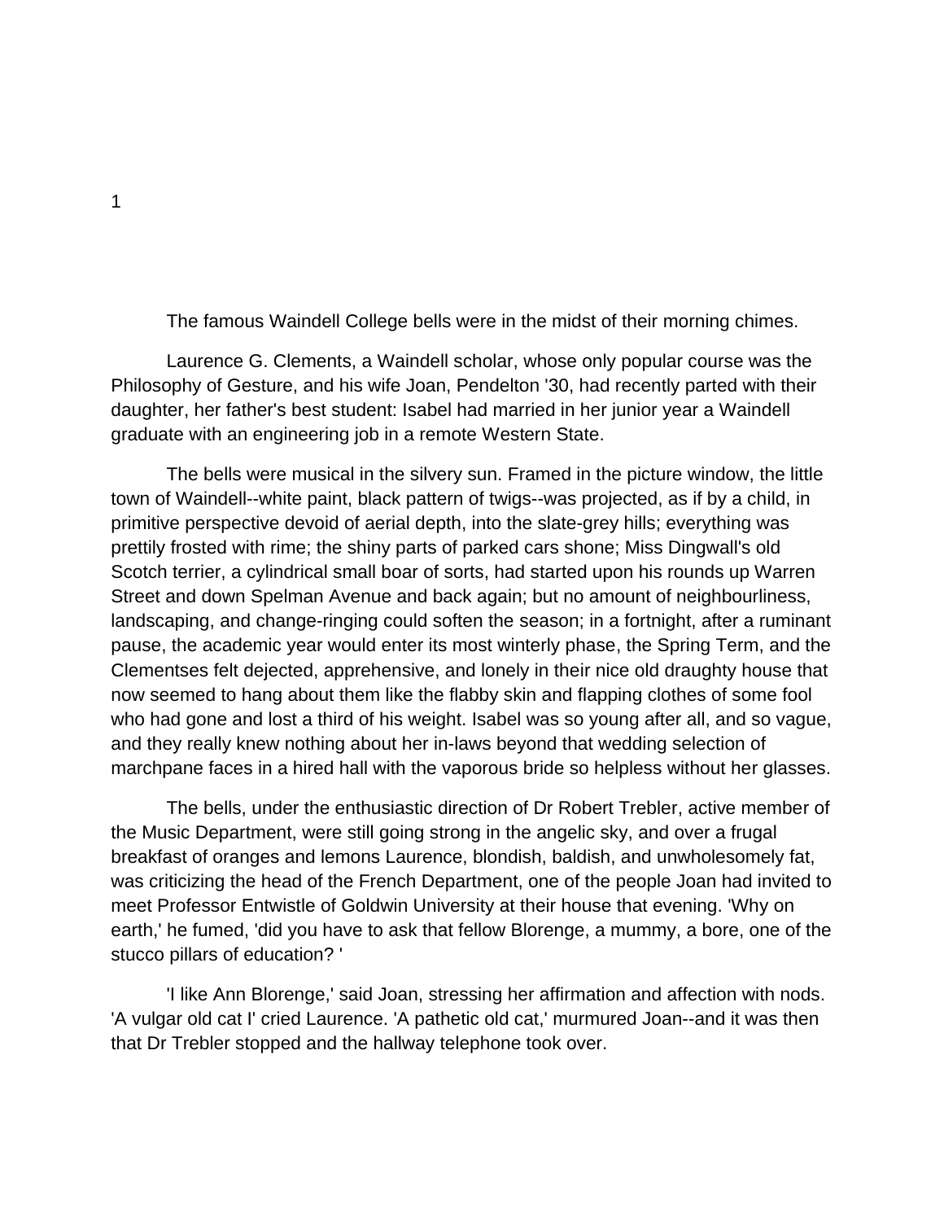# 1

The famous Waindell College bells were in the midst of their morning chimes.

Laurence G. Clements, a Waindell scholar, whose only popular course was the Philosophy of Gesture, and his wife Joan, Pendelton '30, had recently parted with their daughter, her father's best student: Isabel had married in her junior year a Waindell graduate with an engineering job in a remote Western State.

The bells were musical in the silvery sun. Framed in the picture window, the little town of Waindell--white paint, black pattern of twigs--was projected, as if by a child, in primitive perspective devoid of aerial depth, into the slate-grey hills; everything was prettily frosted with rime; the shiny parts of parked cars shone; Miss Dingwall's old Scotch terrier, a cylindrical small boar of sorts, had started upon his rounds up Warren Street and down Spelman Avenue and back again; but no amount of neighbourliness, landscaping, and change-ringing could soften the season; in a fortnight, after a ruminant pause, the academic year would enter its most winterly phase, the Spring Term, and the Clementses felt dejected, apprehensive, and lonely in their nice old draughty house that now seemed to hang about them like the flabby skin and flapping clothes of some fool who had gone and lost a third of his weight. Isabel was so young after all, and so vague, and they really knew nothing about her in-laws beyond that wedding selection of marchpane faces in a hired hall with the vaporous bride so helpless without her glasses.

The bells, under the enthusiastic direction of Dr Robert Trebler, active member of the Music Department, were still going strong in the angelic sky, and over a frugal breakfast of oranges and lemons Laurence, blondish, baldish, and unwholesomely fat, was criticizing the head of the French Department, one of the people Joan had invited to meet Professor Entwistle of Goldwin University at their house that evening. 'Why on earth,' he fumed, 'did you have to ask that fellow Blorenge, a mummy, a bore, one of the stucco pillars of education? '

'I like Ann Blorenge,' said Joan, stressing her affirmation and affection with nods. 'A vulgar old cat I' cried Laurence. 'A pathetic old cat,' murmured Joan--and it was then that Dr Trebler stopped and the hallway telephone took over.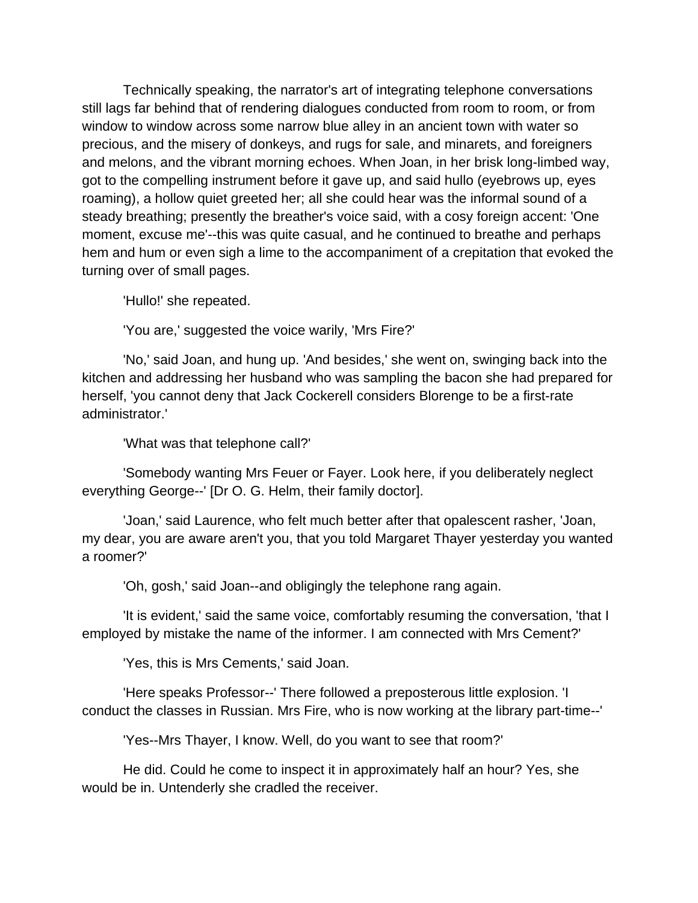Technically speaking, the narrator's art of integrating telephone conversations still lags far behind that of rendering dialogues conducted from room to room, or from window to window across some narrow blue alley in an ancient town with water so precious, and the misery of donkeys, and rugs for sale, and minarets, and foreigners and melons, and the vibrant morning echoes. When Joan, in her brisk long-limbed way, got to the compelling instrument before it gave up, and said hullo (eyebrows up, eyes roaming), a hollow quiet greeted her; all she could hear was the informal sound of a steady breathing; presently the breather's voice said, with a cosy foreign accent: 'One moment, excuse me'--this was quite casual, and he continued to breathe and perhaps hem and hum or even sigh a lime to the accompaniment of a crepitation that evoked the turning over of small pages.

'Hullo!' she repeated.

'You are,' suggested the voice warily, 'Mrs Fire?'

'No,' said Joan, and hung up. 'And besides,' she went on, swinging back into the kitchen and addressing her husband who was sampling the bacon she had prepared for herself, 'you cannot deny that Jack Cockerell considers Blorenge to be a first-rate administrator.'

'What was that telephone call?'

'Somebody wanting Mrs Feuer or Fayer. Look here, if you deliberately neglect everything George--' [Dr O. G. Helm, their family doctor].

'Joan,' said Laurence, who felt much better after that opalescent rasher, 'Joan, my dear, you are aware aren't you, that you told Margaret Thayer yesterday you wanted a roomer?'

'Oh, gosh,' said Joan--and obligingly the telephone rang again.

'It is evident,' said the same voice, comfortably resuming the conversation, 'that I employed by mistake the name of the informer. I am connected with Mrs Cement?'

'Yes, this is Mrs Cements,' said Joan.

'Here speaks Professor--' There followed a preposterous little explosion. 'I conduct the classes in Russian. Mrs Fire, who is now working at the library part-time--'

'Yes--Mrs Thayer, I know. Well, do you want to see that room?'

He did. Could he come to inspect it in approximately half an hour? Yes, she would be in. Untenderly she cradled the receiver.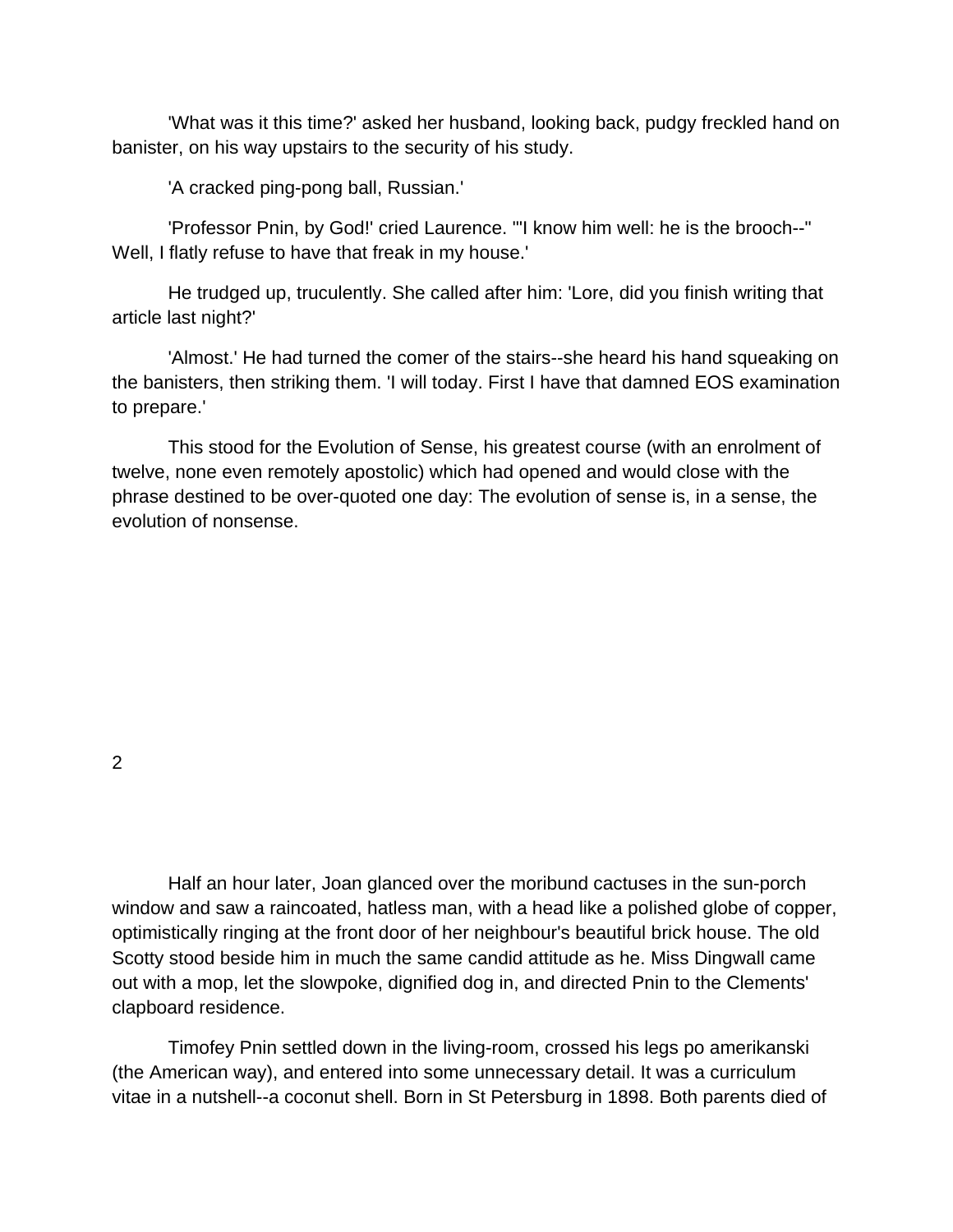'What was it this time?' asked her husband, looking back, pudgy freckled hand on banister, on his way upstairs to the security of his study.

'A cracked ping-pong ball, Russian.'

'Professor Pnin, by God!' cried Laurence. '"I know him well: he is the brooch--" Well, I flatly refuse to have that freak in my house.'

He trudged up, truculently. She called after him: 'Lore, did you finish writing that article last night?'

'Almost.' He had turned the comer of the stairs--she heard his hand squeaking on the banisters, then striking them. 'I will today. First I have that damned EOS examination to prepare.'

This stood for the Evolution of Sense, his greatest course (with an enrolment of twelve, none even remotely apostolic) which had opened and would close with the phrase destined to be over-quoted one day: The evolution of sense is, in a sense, the evolution of nonsense.

## 2

Half an hour later, Joan glanced over the moribund cactuses in the sun-porch window and saw a raincoated, hatless man, with a head like a polished globe of copper, optimistically ringing at the front door of her neighbour's beautiful brick house. The old Scotty stood beside him in much the same candid attitude as he. Miss Dingwall came out with a mop, let the slowpoke, dignified dog in, and directed Pnin to the Clements' clapboard residence.

Timofey Pnin settled down in the living-room, crossed his legs po amerikanski (the American way), and entered into some unnecessary detail. It was a curriculum vitae in a nutshell--a coconut shell. Born in St Petersburg in 1898. Both parents died of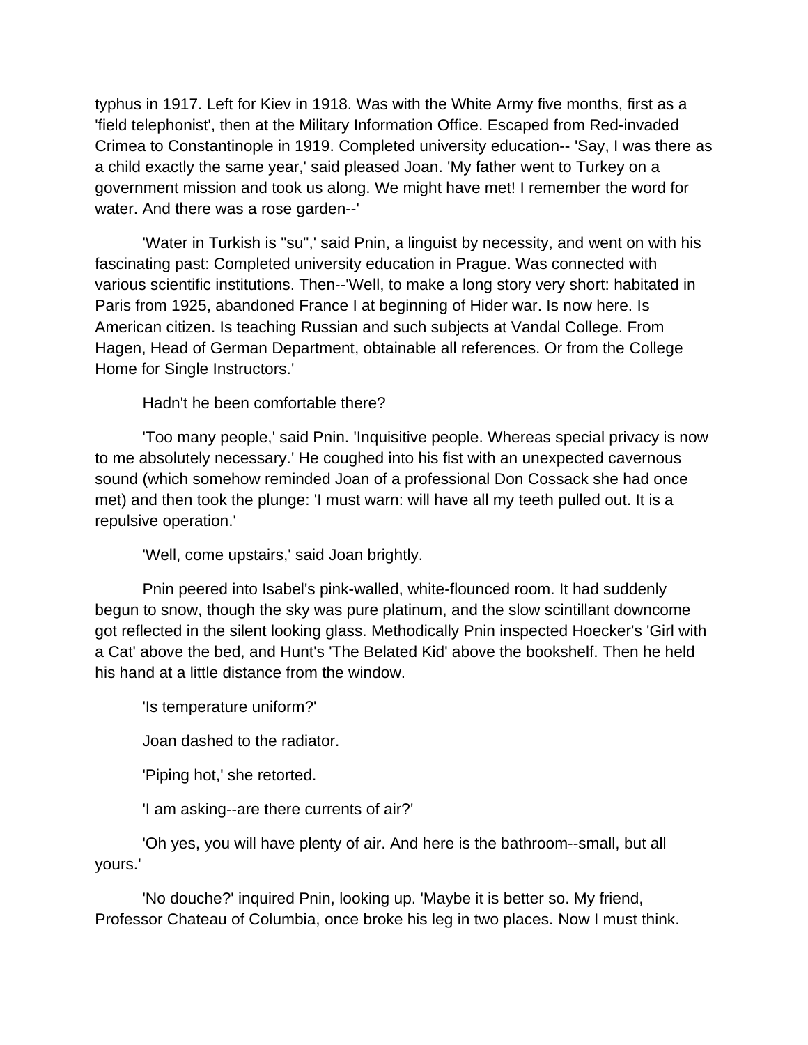typhus in 1917. Left for Kiev in 1918. Was with the White Army five months, first as a 'field telephonist', then at the Military Information Office. Escaped from Red-invaded Crimea to Constantinople in 1919. Completed university education-- 'Say, I was there as a child exactly the same year,' said pleased Joan. 'My father went to Turkey on a government mission and took us along. We might have met! I remember the word for water. And there was a rose garden--'

'Water in Turkish is "su",' said Pnin, a linguist by necessity, and went on with his fascinating past: Completed university education in Prague. Was connected with various scientific institutions. Then--'Well, to make a long story very short: habitated in Paris from 1925, abandoned France I at beginning of Hider war. Is now here. Is American citizen. Is teaching Russian and such subjects at Vandal College. From Hagen, Head of German Department, obtainable all references. Or from the College Home for Single Instructors.'

Hadn't he been comfortable there?

'Too many people,' said Pnin. 'Inquisitive people. Whereas special privacy is now to me absolutely necessary.' He coughed into his fist with an unexpected cavernous sound (which somehow reminded Joan of a professional Don Cossack she had once met) and then took the plunge: 'I must warn: will have all my teeth pulled out. It is a repulsive operation.'

'Well, come upstairs,' said Joan brightly.

Pnin peered into Isabel's pink-walled, white-flounced room. It had suddenly begun to snow, though the sky was pure platinum, and the slow scintillant downcome got reflected in the silent looking glass. Methodically Pnin inspected Hoecker's 'Girl with a Cat' above the bed, and Hunt's 'The Belated Kid' above the bookshelf. Then he held his hand at a little distance from the window.

'Is temperature uniform?'

Joan dashed to the radiator.

'Piping hot,' she retorted.

'I am asking--are there currents of air?'

'Oh yes, you will have plenty of air. And here is the bathroom--small, but all yours.'

'No douche?' inquired Pnin, looking up. 'Maybe it is better so. My friend, Professor Chateau of Columbia, once broke his leg in two places. Now I must think.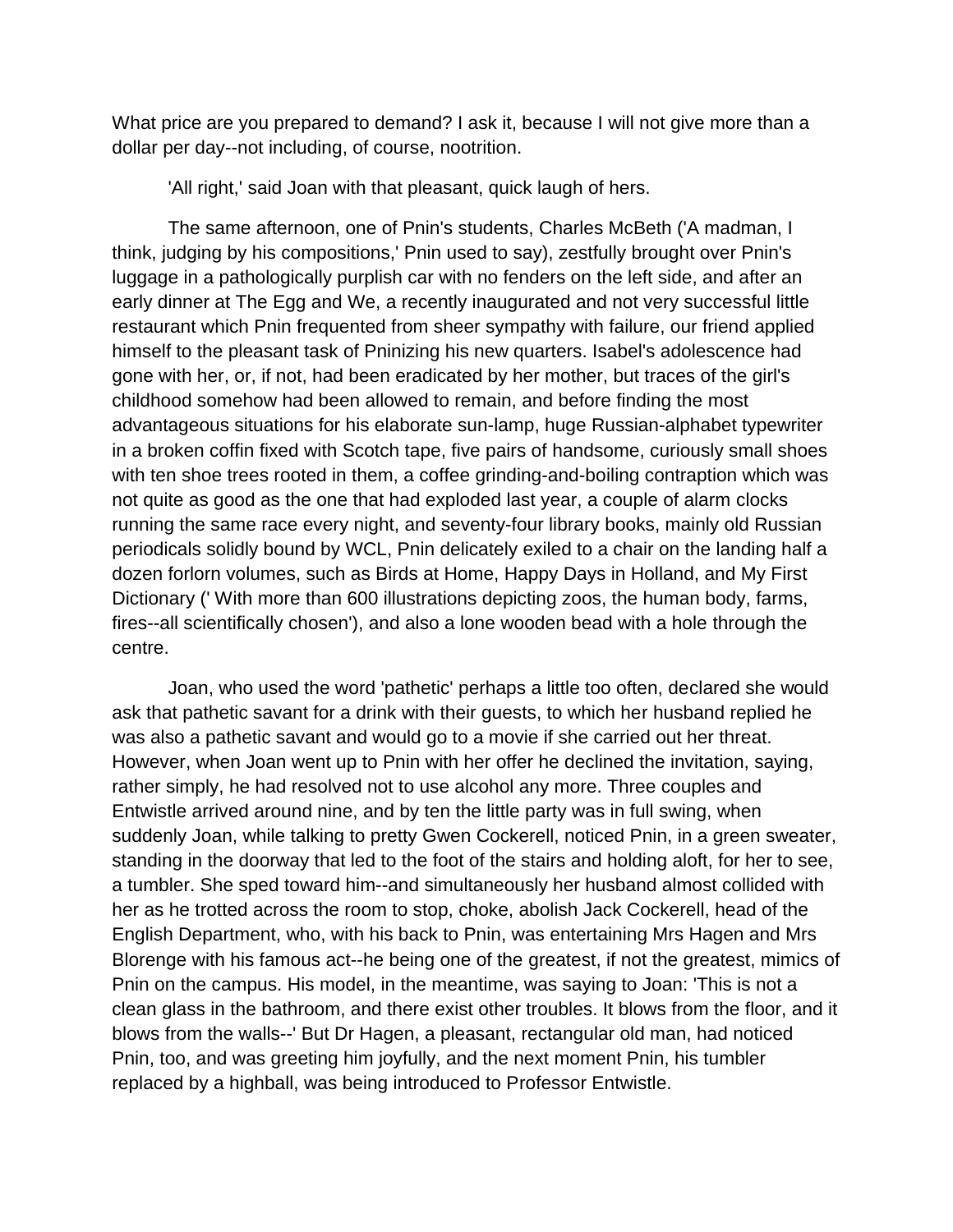What price are you prepared to demand? I ask it, because I will not give more than a dollar per day--not including, of course, nootrition.

'All right,' said Joan with that pleasant, quick laugh of hers.

The same afternoon, one of Pnin's students, Charles McBeth ('A madman, I think, judging by his compositions,' Pnin used to say), zestfully brought over Pnin's luggage in a pathologically purplish car with no fenders on the left side, and after an early dinner at The Egg and We, a recently inaugurated and not very successful little restaurant which Pnin frequented from sheer sympathy with failure, our friend applied himself to the pleasant task of Pninizing his new quarters. Isabel's adolescence had gone with her, or, if not, had been eradicated by her mother, but traces of the girl's childhood somehow had been allowed to remain, and before finding the most advantageous situations for his elaborate sun-lamp, huge Russian-alphabet typewriter in a broken coffin fixed with Scotch tape, five pairs of handsome, curiously small shoes with ten shoe trees rooted in them, a coffee grinding-and-boiling contraption which was not quite as good as the one that had exploded last year, a couple of alarm clocks running the same race every night, and seventy-four library books, mainly old Russian periodicals solidly bound by WCL, Pnin delicately exiled to a chair on the landing half a dozen forlorn volumes, such as Birds at Home, Happy Days in Holland, and My First Dictionary (' With more than 600 illustrations depicting zoos, the human body, farms, fires--all scientifically chosen'), and also a lone wooden bead with a hole through the centre.

Joan, who used the word 'pathetic' perhaps a little too often, declared she would ask that pathetic savant for a drink with their guests, to which her husband replied he was also a pathetic savant and would go to a movie if she carried out her threat. However, when Joan went up to Pnin with her offer he declined the invitation, saying, rather simply, he had resolved not to use alcohol any more. Three couples and Entwistle arrived around nine, and by ten the little party was in full swing, when suddenly Joan, while talking to pretty Gwen Cockerell, noticed Pnin, in a green sweater, standing in the doorway that led to the foot of the stairs and holding aloft, for her to see, a tumbler. She sped toward him--and simultaneously her husband almost collided with her as he trotted across the room to stop, choke, abolish Jack Cockerell, head of the English Department, who, with his back to Pnin, was entertaining Mrs Hagen and Mrs Blorenge with his famous act--he being one of the greatest, if not the greatest, mimics of Pnin on the campus. His model, in the meantime, was saying to Joan: 'This is not a clean glass in the bathroom, and there exist other troubles. It blows from the floor, and it blows from the walls--' But Dr Hagen, a pleasant, rectangular old man, had noticed Pnin, too, and was greeting him joyfully, and the next moment Pnin, his tumbler replaced by a highball, was being introduced to Professor Entwistle.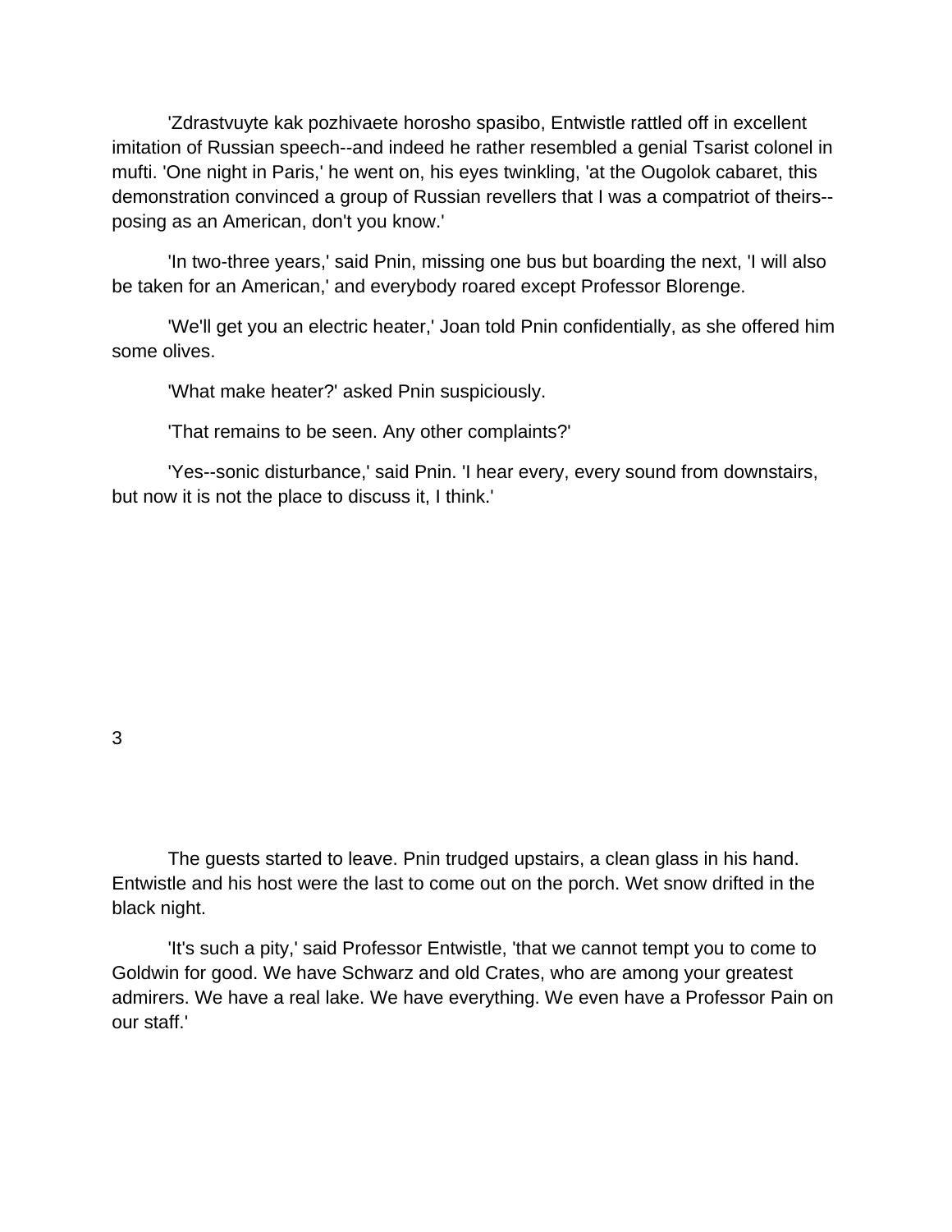'Zdrastvuyte kak pozhivaete horosho spasibo, Entwistle rattled off in excellent imitation of Russian speech--and indeed he rather resembled a genial Tsarist colonel in mufti. 'One night in Paris,' he went on, his eyes twinkling, 'at the Ougolok cabaret, this demonstration convinced a group of Russian revellers that I was a compatriot of theirs--posing as an American, don't you know.'

'In two-three years,' said Pnin, missing one bus but boarding the next, 'I will also be taken for an American,' and everybody roared except Professor Blorenge.

'We'll get you an electric heater,' Joan told Pnin confidentially, as she offered him some olives.

'What make heater?' asked Pnin suspiciously.

'That remains to be seen. Any other complaints?'

'Yes--sonic disturbance,' said Pnin. 'I hear every, every sound from downstairs, but now it is not the place to discuss it, I think.'

## 3

The guests started to leave. Pnin trudged upstairs, a clean glass in his hand. Entwistle and his host were the last to come out on the porch. Wet snow drifted in the black night.

'It's such a pity,' said Professor Entwistle, 'that we cannot tempt you to come to Goldwin for good. We have Schwarz and old Crates, who are among your greatest admirers. We have a real lake. We have everything. We even have a Professor Pain on our staff.'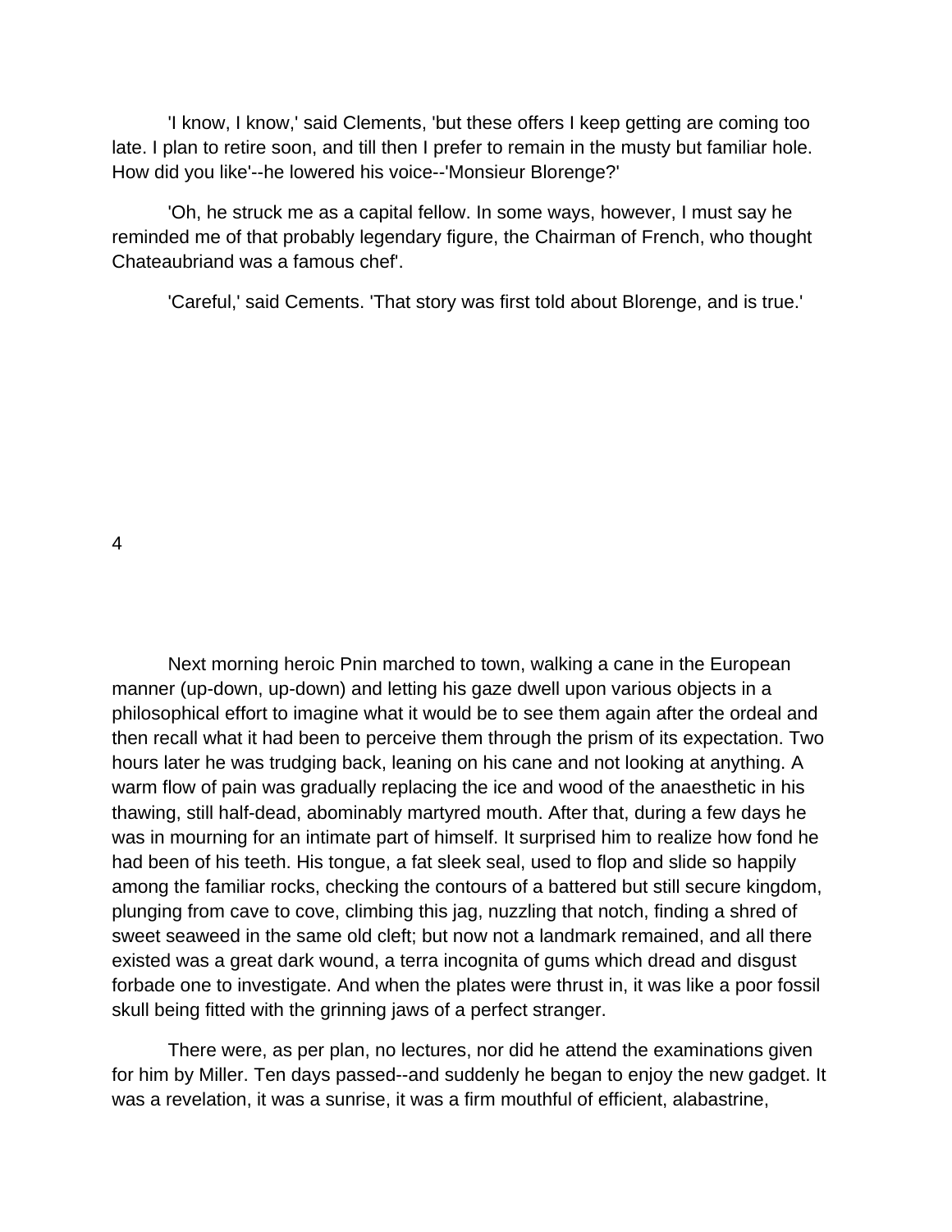'I know, I know,' said Clements, 'but these offers I keep getting are coming too late. I plan to retire soon, and till then I prefer to remain in the musty but familiar hole. How did you like'--he lowered his voice--'Monsieur Blorenge?'

'Oh, he struck me as a capital fellow. In some ways, however, I must say he reminded me of that probably legendary figure, the Chairman of French, who thought Chateaubriand was a famous chef'.

'Careful,' said Cements. 'That story was first told about Blorenge, and is true.'

## 4

Next morning heroic Pnin marched to town, walking a cane in the European manner (up-down, up-down) and letting his gaze dwell upon various objects in a philosophical effort to imagine what it would be to see them again after the ordeal and then recall what it had been to perceive them through the prism of its expectation. Two hours later he was trudging back, leaning on his cane and not looking at anything. A warm flow of pain was gradually replacing the ice and wood of the anaesthetic in his thawing, still half-dead, abominably martyred mouth. After that, during a few days he was in mourning for an intimate part of himself. It surprised him to realize how fond he had been of his teeth. His tongue, a fat sleek seal, used to flop and slide so happily among the familiar rocks, checking the contours of a battered but still secure kingdom, plunging from cave to cove, climbing this jag, nuzzling that notch, finding a shred of sweet seaweed in the same old cleft; but now not a landmark remained, and all there existed was a great dark wound, a terra incognita of gums which dread and disgust forbade one to investigate. And when the plates were thrust in, it was like a poor fossil skull being fitted with the grinning jaws of a perfect stranger.

There were, as per plan, no lectures, nor did he attend the examinations given for him by Miller. Ten days passed--and suddenly he began to enjoy the new gadget. It was a revelation, it was a sunrise, it was a firm mouthful of efficient, alabastrine,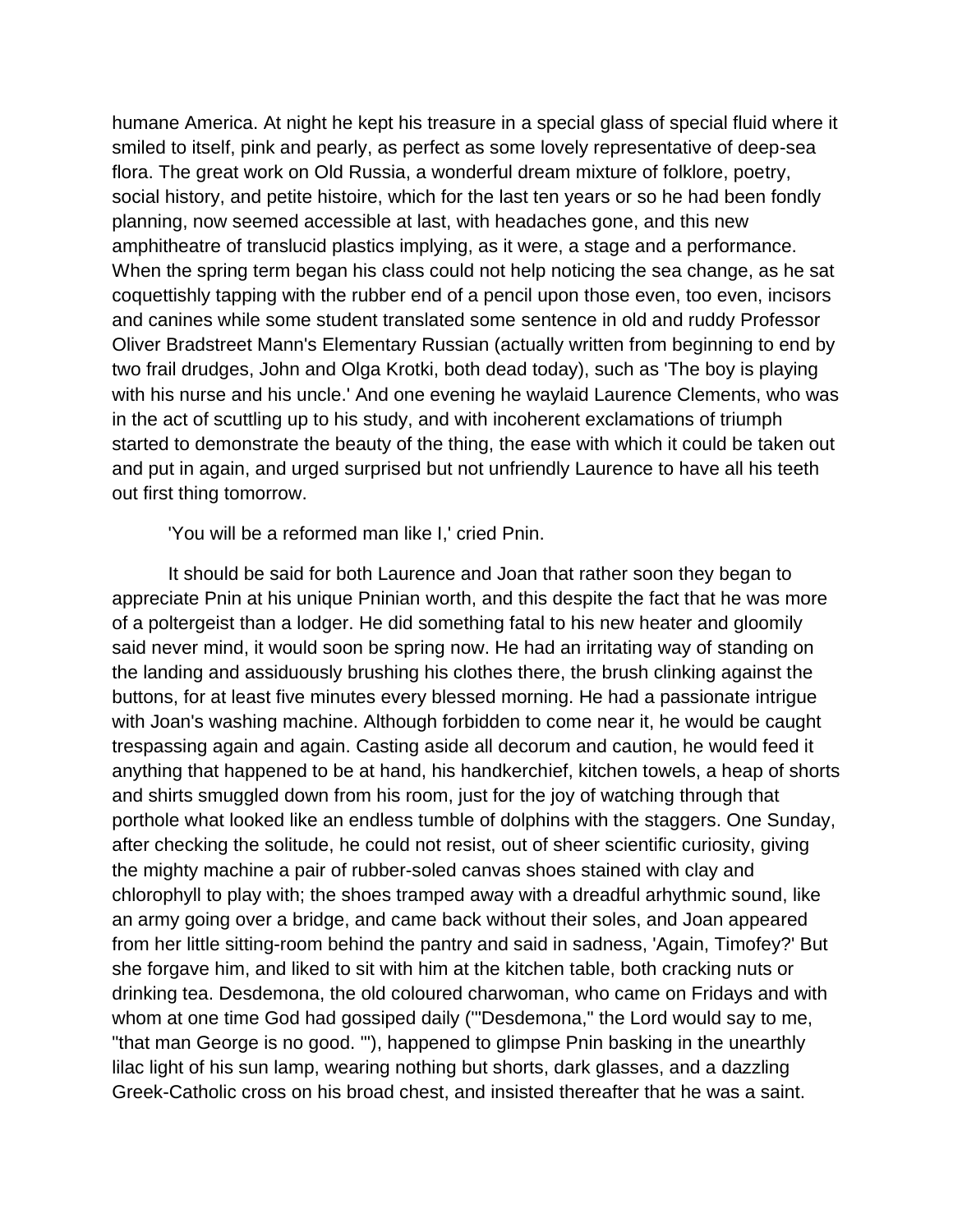humane America. At night he kept his treasure in a special glass of special fluid where it smiled to itself, pink and pearly, as perfect as some lovely representative of deep-sea flora. The great work on Old Russia, a wonderful dream mixture of folklore, poetry, social history, and petite histoire, which for the last ten years or so he had been fondly planning, now seemed accessible at last, with headaches gone, and this new amphitheatre of translucid plastics implying, as it were, a stage and a performance. When the spring term began his class could not help noticing the sea change, as he sat coquettishly tapping with the rubber end of a pencil upon those even, too even, incisors and canines while some student translated some sentence in old and ruddy Professor Oliver Bradstreet Mann's Elementary Russian (actually written from beginning to end by two frail drudges, John and Olga Krotki, both dead today), such as 'The boy is playing with his nurse and his uncle.' And one evening he waylaid Laurence Clements, who was in the act of scuttling up to his study, and with incoherent exclamations of triumph started to demonstrate the beauty of the thing, the ease with which it could be taken out and put in again, and urged surprised but not unfriendly Laurence to have all his teeth out first thing tomorrow.

'You will be a reformed man like I,' cried Pnin.

It should be said for both Laurence and Joan that rather soon they began to appreciate Pnin at his unique Pninian worth, and this despite the fact that he was more of a poltergeist than a lodger. He did something fatal to his new heater and gloomily said never mind, it would soon be spring now. He had an irritating way of standing on the landing and assiduously brushing his clothes there, the brush clinking against the buttons, for at least five minutes every blessed morning. He had a passionate intrigue with Joan's washing machine. Although forbidden to come near it, he would be caught trespassing again and again. Casting aside all decorum and caution, he would feed it anything that happened to be at hand, his handkerchief, kitchen towels, a heap of shorts and shirts smuggled down from his room, just for the joy of watching through that porthole what looked like an endless tumble of dolphins with the staggers. One Sunday, after checking the solitude, he could not resist, out of sheer scientific curiosity, giving the mighty machine a pair of rubber-soled canvas shoes stained with clay and chlorophyll to play with; the shoes tramped away with a dreadful arhythmic sound, like an army going over a bridge, and came back without their soles, and Joan appeared from her little sitting-room behind the pantry and said in sadness, 'Again, Timofey?' But she forgave him, and liked to sit with him at the kitchen table, both cracking nuts or drinking tea. Desdemona, the old coloured charwoman, who came on Fridays and with whom at one time God had gossiped daily ('"Desdemona," the Lord would say to me, "that man George is no good. "'), happened to glimpse Pnin basking in the unearthly lilac light of his sun lamp, wearing nothing but shorts, dark glasses, and a dazzling Greek-Catholic cross on his broad chest, and insisted thereafter that he was a saint.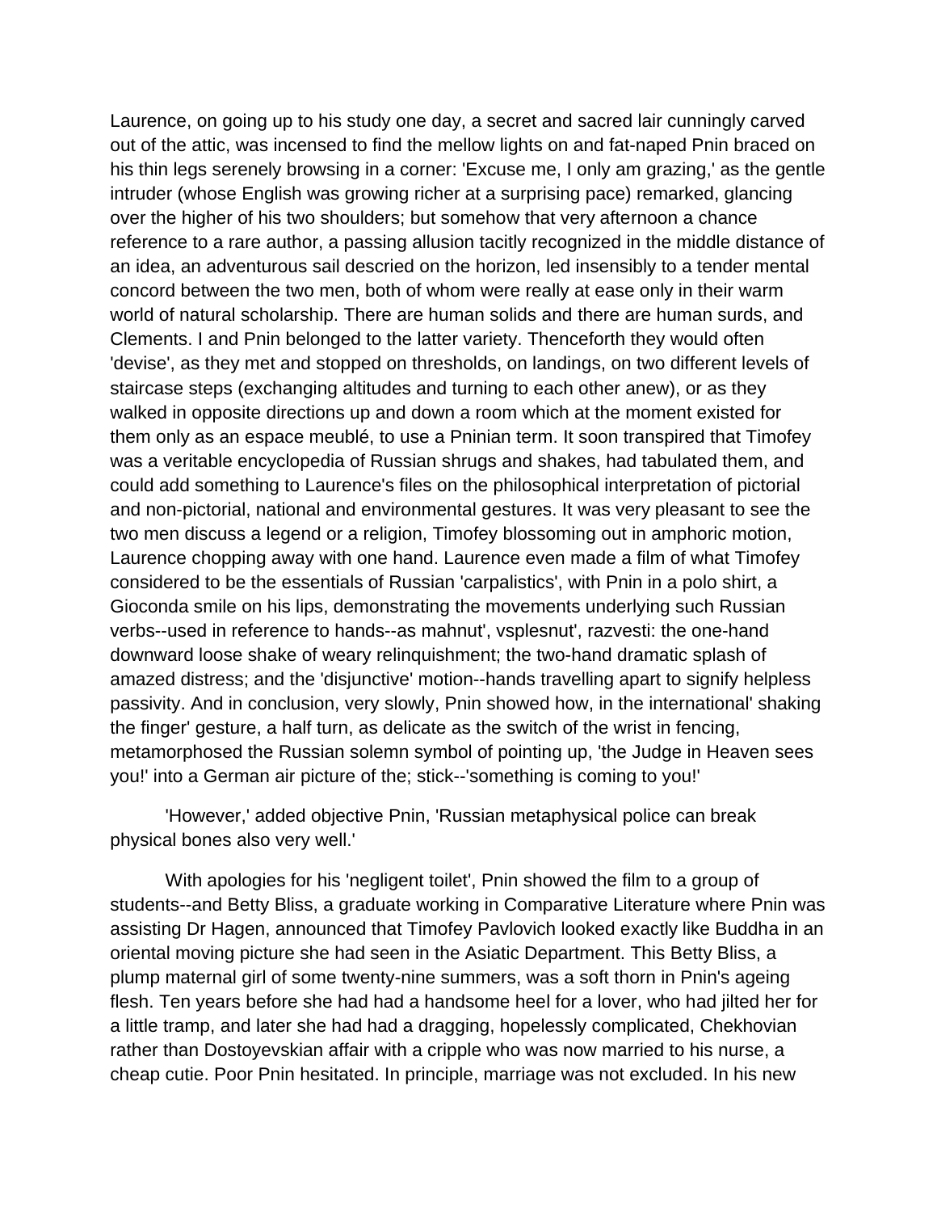Laurence, on going up to his study one day, a secret and sacred lair cunningly carved out of the attic, was incensed to find the mellow lights on and fat-naped Pnin braced on his thin legs serenely browsing in a corner: 'Excuse me, I only am grazing,' as the gentle intruder (whose English was growing richer at a surprising pace) remarked, glancing over the higher of his two shoulders; but somehow that very afternoon a chance reference to a rare author, a passing allusion tacitly recognized in the middle distance of an idea, an adventurous sail descried on the horizon, led insensibly to a tender mental concord between the two men, both of whom were really at ease only in their warm world of natural scholarship. There are human solids and there are human surds, and Clements. I and Pnin belonged to the latter variety. Thenceforth they would often 'devise', as they met and stopped on thresholds, on landings, on two different levels of staircase steps (exchanging altitudes and turning to each other anew), or as they walked in opposite directions up and down a room which at the moment existed for them only as an espace meublé, to use a Pninian term. It soon transpired that Timofey was a veritable encyclopedia of Russian shrugs and shakes, had tabulated them, and could add something to Laurence's files on the philosophical interpretation of pictorial and non-pictorial, national and environmental gestures. It was very pleasant to see the two men discuss a legend or a religion, Timofey blossoming out in amphoric motion, Laurence chopping away with one hand. Laurence even made a film of what Timofey considered to be the essentials of Russian 'carpalistics', with Pnin in a polo shirt, a Gioconda smile on his lips, demonstrating the movements underlying such Russian verbs--used in reference to hands--as mahnut', vsplesnut', razvesti: the one-hand downward loose shake of weary relinquishment; the two-hand dramatic splash of amazed distress; and the 'disjunctive' motion--hands travelling apart to signify helpless passivity. And in conclusion, very slowly, Pnin showed how, in the international' shaking the finger' gesture, a half turn, as delicate as the switch of the wrist in fencing, metamorphosed the Russian solemn symbol of pointing up, 'the Judge in Heaven sees you!' into a German air picture of the; stick--'something is coming to you!'

'However,' added objective Pnin, 'Russian metaphysical police can break physical bones also very well.'

With apologies for his 'negligent toilet', Pnin showed the film to a group of students--and Betty Bliss, a graduate working in Comparative Literature where Pnin was assisting Dr Hagen, announced that Timofey Pavlovich looked exactly like Buddha in an oriental moving picture she had seen in the Asiatic Department. This Betty Bliss, a plump maternal girl of some twenty-nine summers, was a soft thorn in Pnin's ageing flesh. Ten years before she had had a handsome heel for a lover, who had jilted her for a little tramp, and later she had had a dragging, hopelessly complicated, Chekhovian rather than Dostoyevskian affair with a cripple who was now married to his nurse, a cheap cutie. Poor Pnin hesitated. In principle, marriage was not excluded. In his new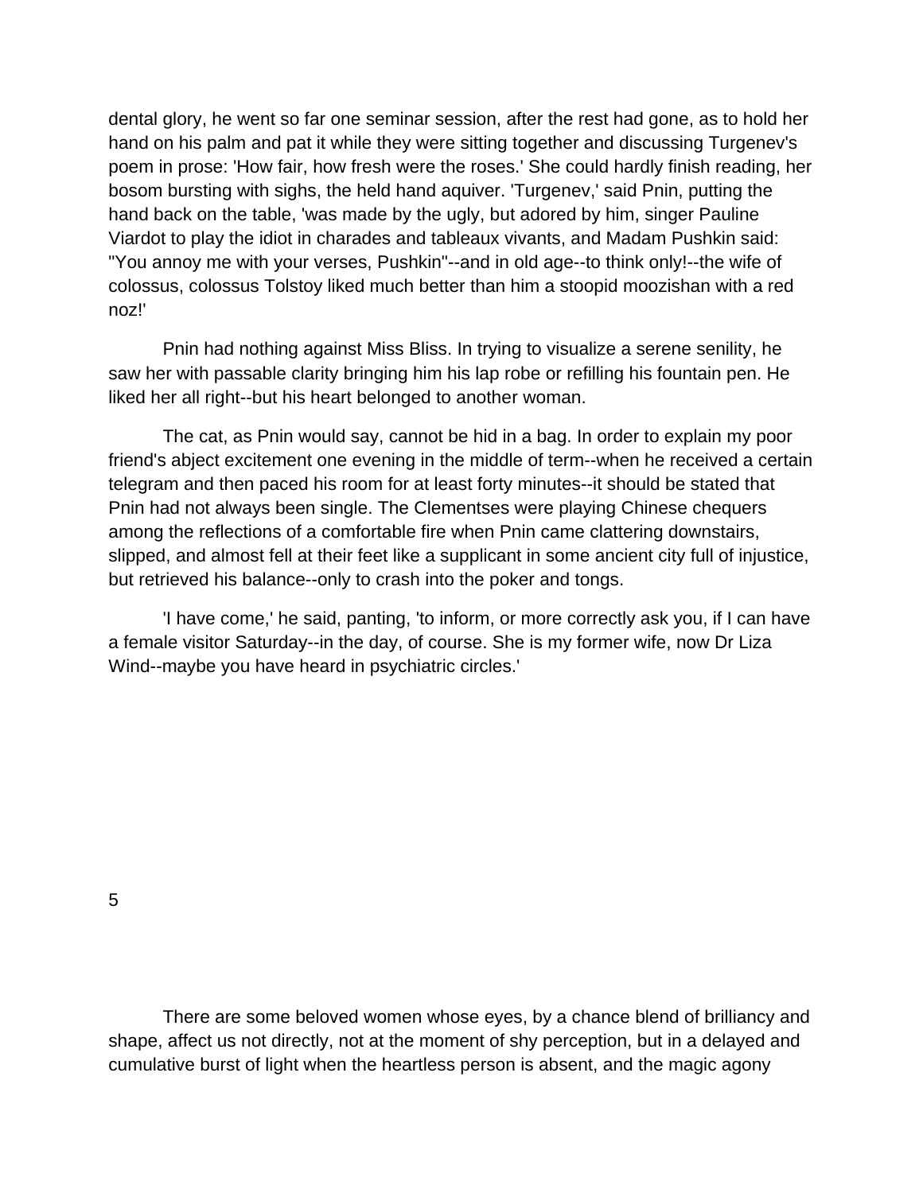dental glory, he went so far one seminar session, after the rest had gone, as to hold her hand on his palm and pat it while they were sitting together and discussing Turgenev's poem in prose: 'How fair, how fresh were the roses.' She could hardly finish reading, her bosom bursting with sighs, the held hand aquiver. 'Turgenev,' said Pnin, putting the hand back on the table, 'was made by the ugly, but adored by him, singer Pauline Viardot to play the idiot in charades and tableaux vivants, and Madam Pushkin said: "You annoy me with your verses, Pushkin"--and in old age--to think only!--the wife of colossus, colossus Tolstoy liked much better than him a stoopid moozishan with a red noz!'

Pnin had nothing against Miss Bliss. In trying to visualize a serene senility, he saw her with passable clarity bringing him his lap robe or refilling his fountain pen. He liked her all right--but his heart belonged to another woman.

The cat, as Pnin would say, cannot be hid in a bag. In order to explain my poor friend's abject excitement one evening in the middle of term--when he received a certain telegram and then paced his room for at least forty minutes--it should be stated that Pnin had not always been single. The Clementses were playing Chinese chequers among the reflections of a comfortable fire when Pnin came clattering downstairs, slipped, and almost fell at their feet like a supplicant in some ancient city full of injustice, but retrieved his balance--only to crash into the poker and tongs.

'I have come,' he said, panting, 'to inform, or more correctly ask you, if I can have a female visitor Saturday--in the day, of course. She is my former wife, now Dr Liza Wind--maybe you have heard in psychiatric circles.'

## 5

There are some beloved women whose eyes, by a chance blend of brilliancy and shape, affect us not directly, not at the moment of shy perception, but in a delayed and cumulative burst of light when the heartless person is absent, and the magic agony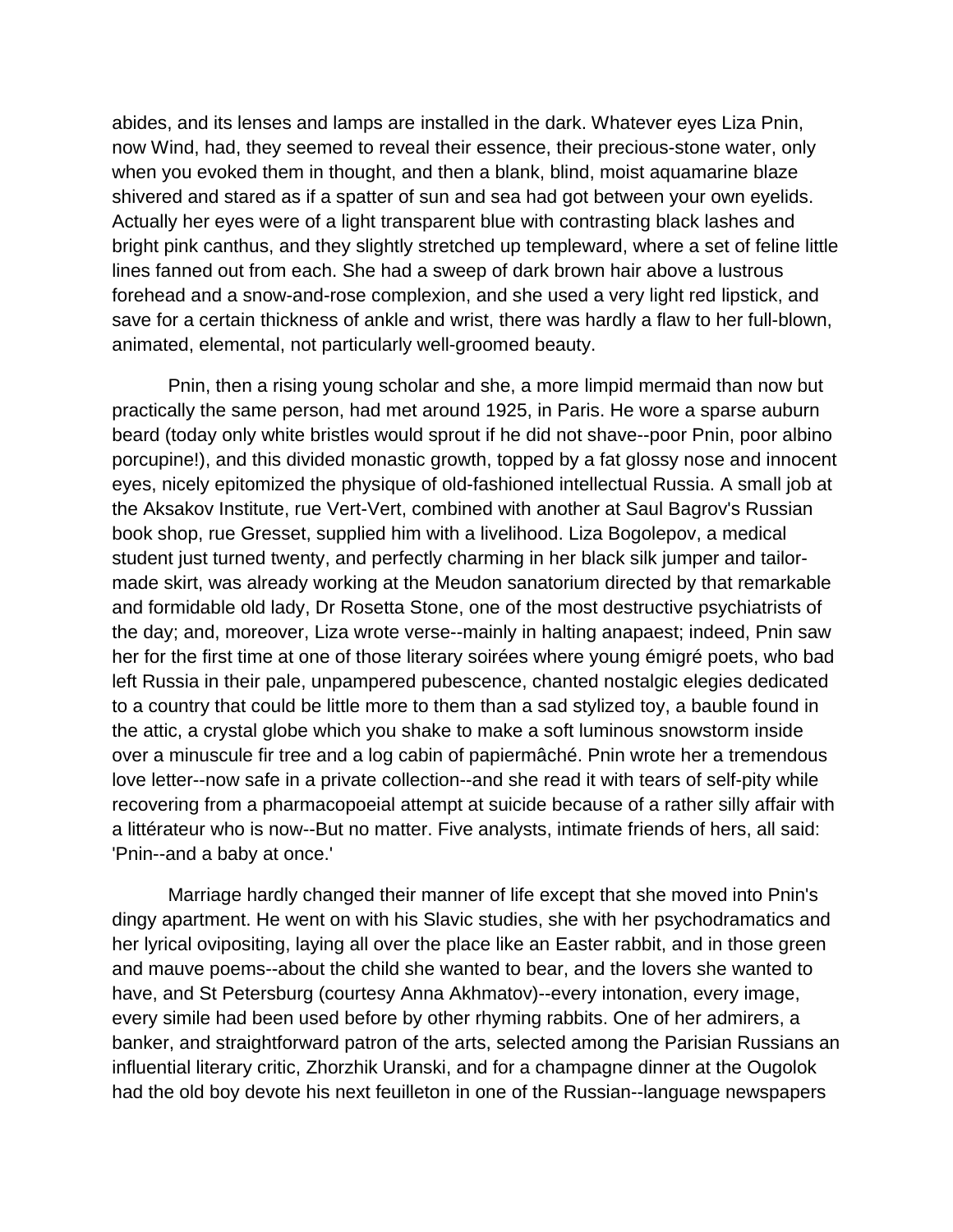abides, and its lenses and lamps are installed in the dark. Whatever eyes Liza Pnin, now Wind, had, they seemed to reveal their essence, their precious-stone water, only when you evoked them in thought, and then a blank, blind, moist aquamarine blaze shivered and stared as if a spatter of sun and sea had got between your own eyelids. Actually her eyes were of a light transparent blue with contrasting black lashes and bright pink canthus, and they slightly stretched up templeward, where a set of feline little lines fanned out from each. She had a sweep of dark brown hair above a lustrous forehead and a snow-and-rose complexion, and she used a very light red lipstick, and save for a certain thickness of ankle and wrist, there was hardly a flaw to her full-blown, animated, elemental, not particularly well-groomed beauty.

Pnin, then a rising young scholar and she, a more limpid mermaid than now but practically the same person, had met around 1925, in Paris. He wore a sparse auburn beard (today only white bristles would sprout if he did not shave--poor Pnin, poor albino porcupine!), and this divided monastic growth, topped by a fat glossy nose and innocent eyes, nicely epitomized the physique of old-fashioned intellectual Russia. A small job at the Aksakov Institute, rue Vert-Vert, combined with another at Saul Bagrov's Russian book shop, rue Gresset, supplied him with a livelihood. Liza Bogolepov, a medical student just turned twenty, and perfectly charming in her black silk jumper and tailor-made skirt, was already working at the Meudon sanatorium directed by that remarkable and formidable old lady, Dr Rosetta Stone, one of the most destructive psychiatrists of the day; and, moreover, Liza wrote verse--mainly in halting anapaest; indeed, Pnin saw her for the first time at one of those literary soirées where young émigré poets, who bad left Russia in their pale, unpampered pubescence, chanted nostalgic elegies dedicated to a country that could be little more to them than a sad stylized toy, a bauble found in the attic, a crystal globe which you shake to make a soft luminous snowstorm inside over a minuscule fir tree and a log cabin of papiermâché. Pnin wrote her a tremendous love letter--now safe in a private collection--and she read it with tears of self-pity while recovering from a pharmacopoeial attempt at suicide because of a rather silly affair with a littérateur who is now--But no matter. Five analysts, intimate friends of hers, all said: 'Pnin--and a baby at once.'

Marriage hardly changed their manner of life except that she moved into Pnin's dingy apartment. He went on with his Slavic studies, she with her psychodramatics and her lyrical ovipositing, laying all over the place like an Easter rabbit, and in those green and mauve poems--about the child she wanted to bear, and the lovers she wanted to have, and St Petersburg (courtesy Anna Akhmatov)--every intonation, every image, every simile had been used before by other rhyming rabbits. One of her admirers, a banker, and straightforward patron of the arts, selected among the Parisian Russians an influential literary critic, Zhorzhik Uranski, and for a champagne dinner at the Ougolok had the old boy devote his next feuilleton in one of the Russian--language newspapers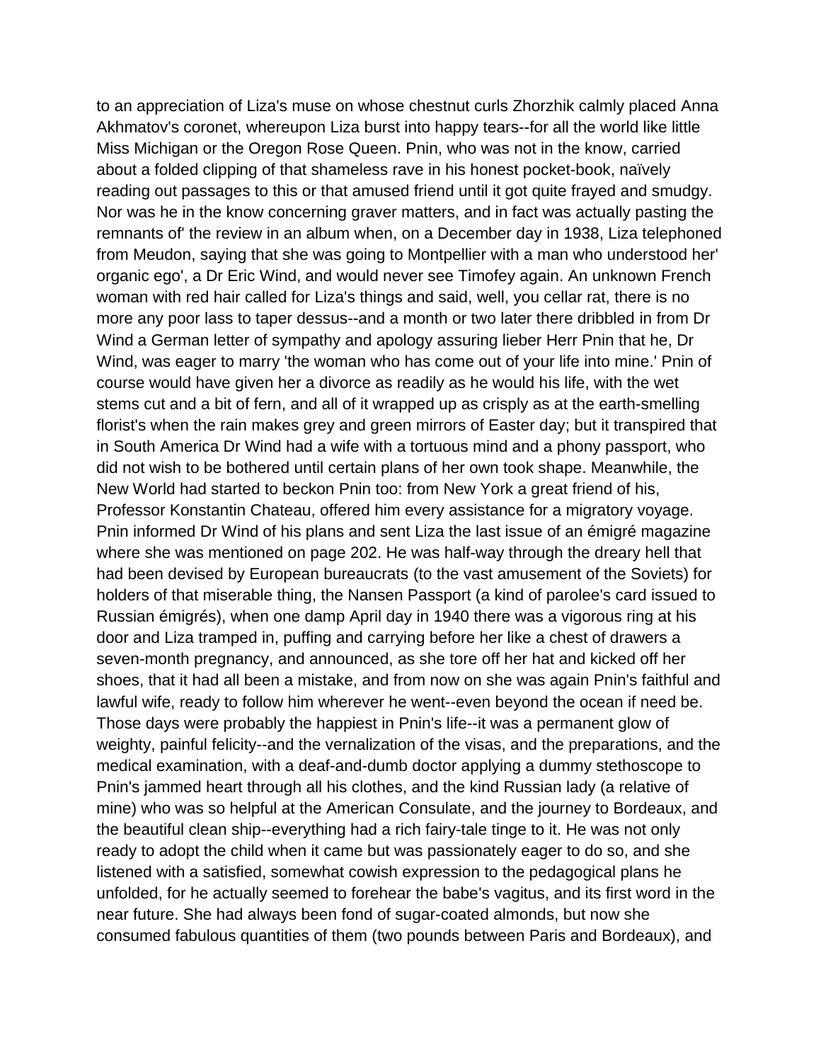to an appreciation of Liza's muse on whose chestnut curls Zhorzhik calmly placed Anna Akhmatov's coronet, whereupon Liza burst into happy tears--for all the world like little Miss Michigan or the Oregon Rose Queen. Pnin, who was not in the know, carried about a folded clipping of that shameless rave in his honest pocket-book, naïvely reading out passages to this or that amused friend until it got quite frayed and smudgy. Nor was he in the know concerning graver matters, and in fact was actually pasting the remnants of' the review in an album when, on a December day in 1938, Liza telephoned from Meudon, saying that she was going to Montpellier with a man who understood her' organic ego', a Dr Eric Wind, and would never see Timofey again. An unknown French woman with red hair called for Liza's things and said, well, you cellar rat, there is no more any poor lass to taper dessus--and a month or two later there dribbled in from Dr Wind a German letter of sympathy and apology assuring lieber Herr Pnin that he, Dr Wind, was eager to marry 'the woman who has come out of your life into mine.' Pnin of course would have given her a divorce as readily as he would his life, with the wet stems cut and a bit of fern, and all of it wrapped up as crisply as at the earth-smelling florist's when the rain makes grey and green mirrors of Easter day; but it transpired that in South America Dr Wind had a wife with a tortuous mind and a phony passport, who did not wish to be bothered until certain plans of her own took shape. Meanwhile, the New World had started to beckon Pnin too: from New York a great friend of his, Professor Konstantin Chateau, offered him every assistance for a migratory voyage. Pnin informed Dr Wind of his plans and sent Liza the last issue of an émigré magazine where she was mentioned on page 202. He was half-way through the dreary hell that had been devised by European bureaucrats (to the vast amusement of the Soviets) for holders of that miserable thing, the Nansen Passport (a kind of parolee's card issued to Russian émigrés), when one damp April day in 1940 there was a vigorous ring at his door and Liza tramped in, puffing and carrying before her like a chest of drawers a seven-month pregnancy, and announced, as she tore off her hat and kicked off her shoes, that it had all been a mistake, and from now on she was again Pnin's faithful and lawful wife, ready to follow him wherever he went--even beyond the ocean if need be. Those days were probably the happiest in Pnin's life--it was a permanent glow of weighty, painful felicity--and the vernalization of the visas, and the preparations, and the medical examination, with a deaf-and-dumb doctor applying a dummy stethoscope to Pnin's jammed heart through all his clothes, and the kind Russian lady (a relative of mine) who was so helpful at the American Consulate, and the journey to Bordeaux, and the beautiful clean ship--everything had a rich fairy-tale tinge to it. He was not only ready to adopt the child when it came but was passionately eager to do so, and she listened with a satisfied, somewhat cowish expression to the pedagogical plans he unfolded, for he actually seemed to forehear the babe's vagitus, and its first word in the near future. She had always been fond of sugar-coated almonds, but now she consumed fabulous quantities of them (two pounds between Paris and Bordeaux), and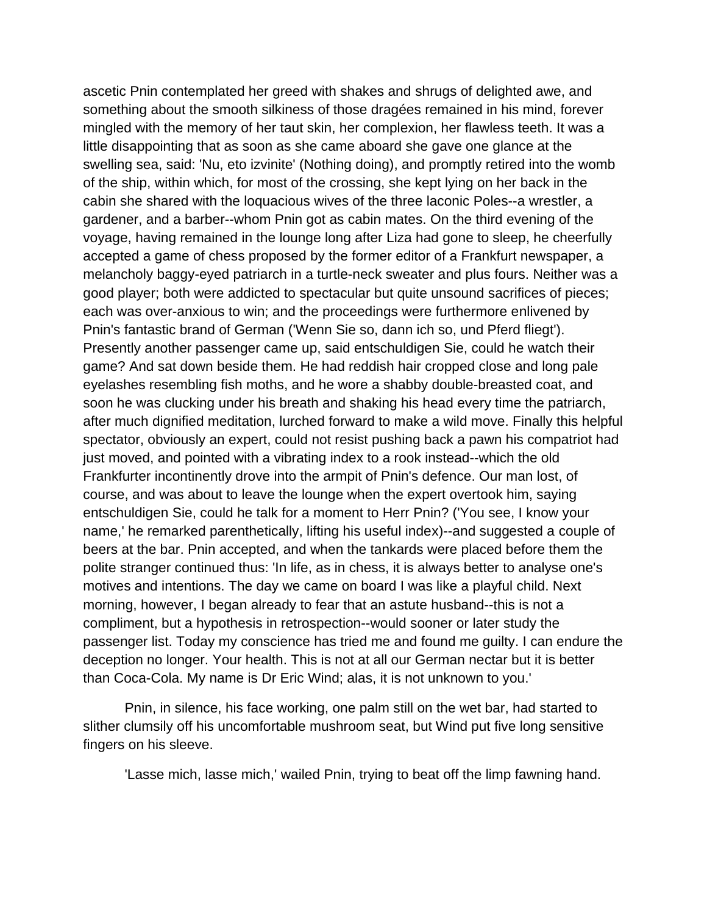ascetic Pnin contemplated her greed with shakes and shrugs of delighted awe, and something about the smooth silkiness of those dragées remained in his mind, forever mingled with the memory of her taut skin, her complexion, her flawless teeth. It was a little disappointing that as soon as she came aboard she gave one glance at the swelling sea, said: 'Nu, eto izvinite' (Nothing doing), and promptly retired into the womb of the ship, within which, for most of the crossing, she kept lying on her back in the cabin she shared with the loquacious wives of the three laconic Poles--a wrestler, a gardener, and a barber--whom Pnin got as cabin mates. On the third evening of the voyage, having remained in the lounge long after Liza had gone to sleep, he cheerfully accepted a game of chess proposed by the former editor of a Frankfurt newspaper, a melancholy baggy-eyed patriarch in a turtle-neck sweater and plus fours. Neither was a good player; both were addicted to spectacular but quite unsound sacrifices of pieces; each was over-anxious to win; and the proceedings were furthermore enlivened by Pnin's fantastic brand of German ('Wenn Sie so, dann ich so, und Pferd fliegt'). Presently another passenger came up, said entschuldigen Sie, could he watch their game? And sat down beside them. He had reddish hair cropped close and long pale eyelashes resembling fish moths, and he wore a shabby double-breasted coat, and soon he was clucking under his breath and shaking his head every time the patriarch, after much dignified meditation, lurched forward to make a wild move. Finally this helpful spectator, obviously an expert, could not resist pushing back a pawn his compatriot had just moved, and pointed with a vibrating index to a rook instead--which the old Frankfurter incontinently drove into the armpit of Pnin's defence. Our man lost, of course, and was about to leave the lounge when the expert overtook him, saying entschuldigen Sie, could he talk for a moment to Herr Pnin? ('You see, I know your name,' he remarked parenthetically, lifting his useful index)--and suggested a couple of beers at the bar. Pnin accepted, and when the tankards were placed before them the polite stranger continued thus: 'In life, as in chess, it is always better to analyse one's motives and intentions. The day we came on board I was like a playful child. Next morning, however, I began already to fear that an astute husband--this is not a compliment, but a hypothesis in retrospection--would sooner or later study the passenger list. Today my conscience has tried me and found me guilty. I can endure the deception no longer. Your health. This is not at all our German nectar but it is better than Coca-Cola. My name is Dr Eric Wind; alas, it is not unknown to you.'

Pnin, in silence, his face working, one palm still on the wet bar, had started to slither clumsily off his uncomfortable mushroom seat, but Wind put five long sensitive fingers on his sleeve.

'Lasse mich, lasse mich,' wailed Pnin, trying to beat off the limp fawning hand.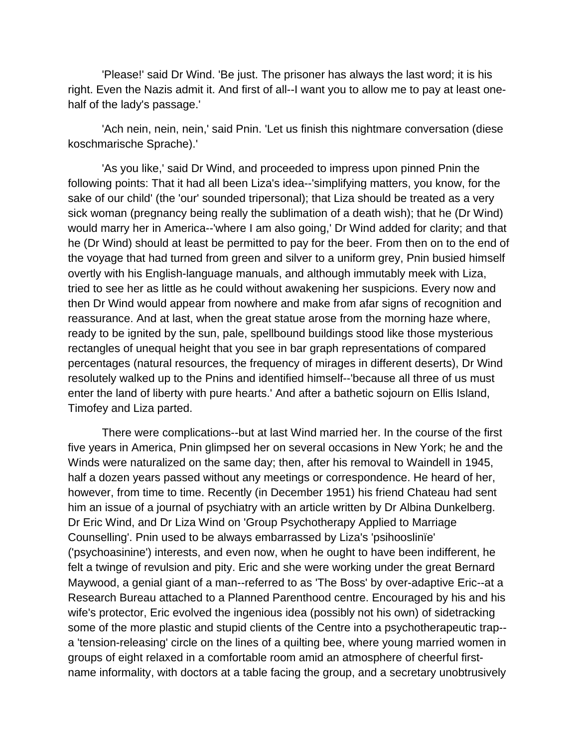'Please!' said Dr Wind. 'Be just. The prisoner has always the last word; it is his right. Even the Nazis admit it. And first of all--I want you to allow me to pay at least one-half of the lady's passage.'

'Ach nein, nein, nein,' said Pnin. 'Let us finish this nightmare conversation (diese koschmarische Sprache).'

'As you like,' said Dr Wind, and proceeded to impress upon pinned Pnin the following points: That it had all been Liza's idea--'simplifying matters, you know, for the sake of our child' (the 'our' sounded tripersonal); that Liza should be treated as a very sick woman (pregnancy being really the sublimation of a death wish); that he (Dr Wind) would marry her in America--'where I am also going,' Dr Wind added for clarity; and that he (Dr Wind) should at least be permitted to pay for the beer. From then on to the end of the voyage that had turned from green and silver to a uniform grey, Pnin busied himself overtly with his English-language manuals, and although immutably meek with Liza, tried to see her as little as he could without awakening her suspicions. Every now and then Dr Wind would appear from nowhere and make from afar signs of recognition and reassurance. And at last, when the great statue arose from the morning haze where, ready to be ignited by the sun, pale, spellbound buildings stood like those mysterious rectangles of unequal height that you see in bar graph representations of compared percentages (natural resources, the frequency of mirages in different deserts), Dr Wind resolutely walked up to the Pnins and identified himself--'because all three of us must enter the land of liberty with pure hearts.' And after a bathetic sojourn on Ellis Island, Timofey and Liza parted.

There were complications--but at last Wind married her. In the course of the first five years in America, Pnin glimpsed her on several occasions in New York; he and the Winds were naturalized on the same day; then, after his removal to Waindell in 1945, half a dozen years passed without any meetings or correspondence. He heard of her, however, from time to time. Recently (in December 1951) his friend Chateau had sent him an issue of a journal of psychiatry with an article written by Dr Albina Dunkelberg. Dr Eric Wind, and Dr Liza Wind on 'Group Psychotherapy Applied to Marriage Counselling'. Pnin used to be always embarrassed by Liza's 'psihooslinïe' ('psychoasinine') interests, and even now, when he ought to have been indifferent, he felt a twinge of revulsion and pity. Eric and she were working under the great Bernard Maywood, a genial giant of a man--referred to as 'The Boss' by over-adaptive Eric--at a Research Bureau attached to a Planned Parenthood centre. Encouraged by his and his wife's protector, Eric evolved the ingenious idea (possibly not his own) of sidetracking some of the more plastic and stupid clients of the Centre into a psychotherapeutic trap--a 'tension-releasing' circle on the lines of a quilting bee, where young married women in groups of eight relaxed in a comfortable room amid an atmosphere of cheerful first-name informality, with doctors at a table facing the group, and a secretary unobtrusively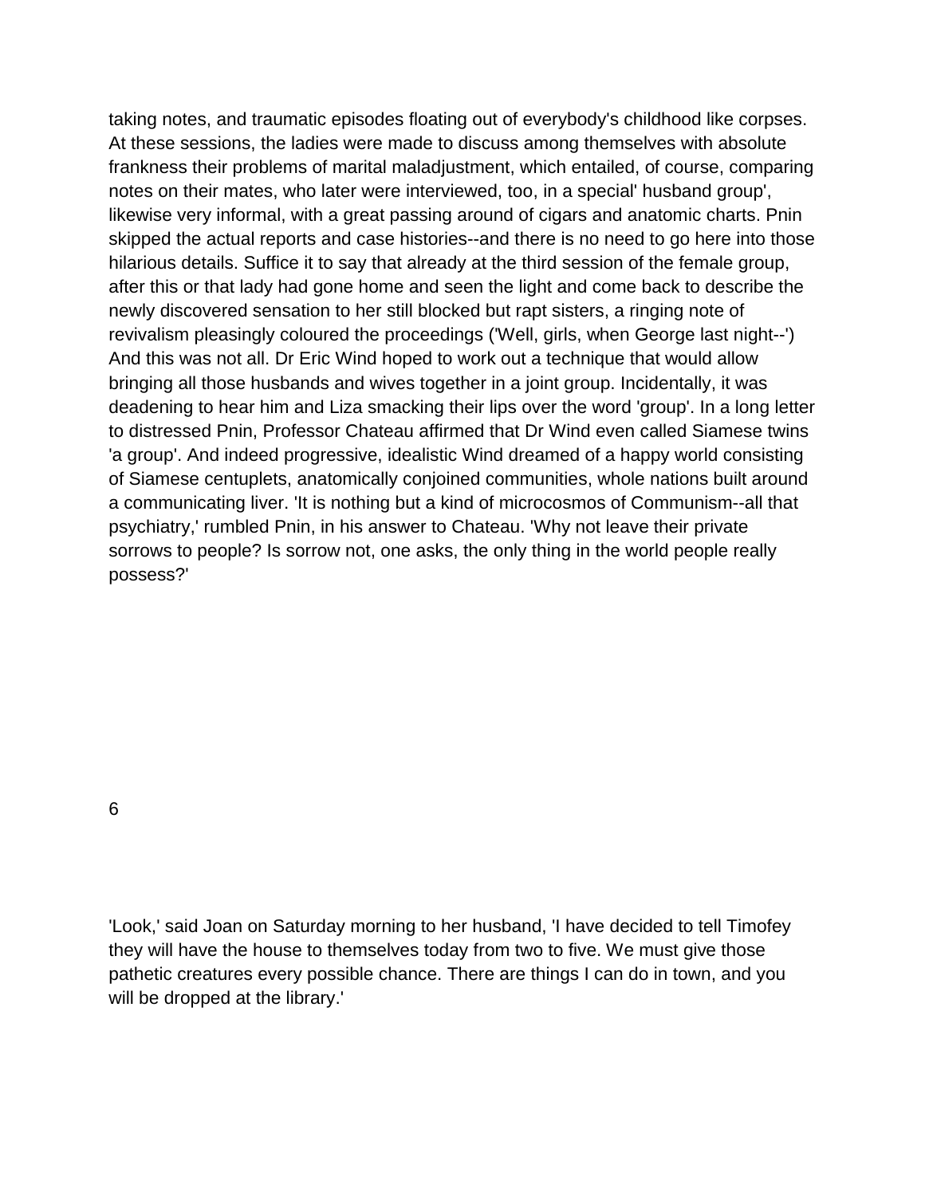taking notes, and traumatic episodes floating out of everybody's childhood like corpses. At these sessions, the ladies were made to discuss among themselves with absolute frankness their problems of marital maladjustment, which entailed, of course, comparing notes on their mates, who later were interviewed, too, in a special' husband group', likewise very informal, with a great passing around of cigars and anatomic charts. Pnin skipped the actual reports and case histories--and there is no need to go here into those hilarious details. Suffice it to say that already at the third session of the female group, after this or that lady had gone home and seen the light and come back to describe the newly discovered sensation to her still blocked but rapt sisters, a ringing note of revivalism pleasingly coloured the proceedings ('Well, girls, when George last night--') And this was not all. Dr Eric Wind hoped to work out a technique that would allow bringing all those husbands and wives together in a joint group. Incidentally, it was deadening to hear him and Liza smacking their lips over the word 'group'. In a long letter to distressed Pnin, Professor Chateau affirmed that Dr Wind even called Siamese twins 'a group'. And indeed progressive, idealistic Wind dreamed of a happy world consisting of Siamese centuplets, anatomically conjoined communities, whole nations built around a communicating liver. 'It is nothing but a kind of microcosmos of Communism--all that psychiatry,' rumbled Pnin, in his answer to Chateau. 'Why not leave their private sorrows to people? Is sorrow not, one asks, the only thing in the world people really possess?'

## 6

'Look,' said Joan on Saturday morning to her husband, 'I have decided to tell Timofey they will have the house to themselves today from two to five. We must give those pathetic creatures every possible chance. There are things I can do in town, and you will be dropped at the library.'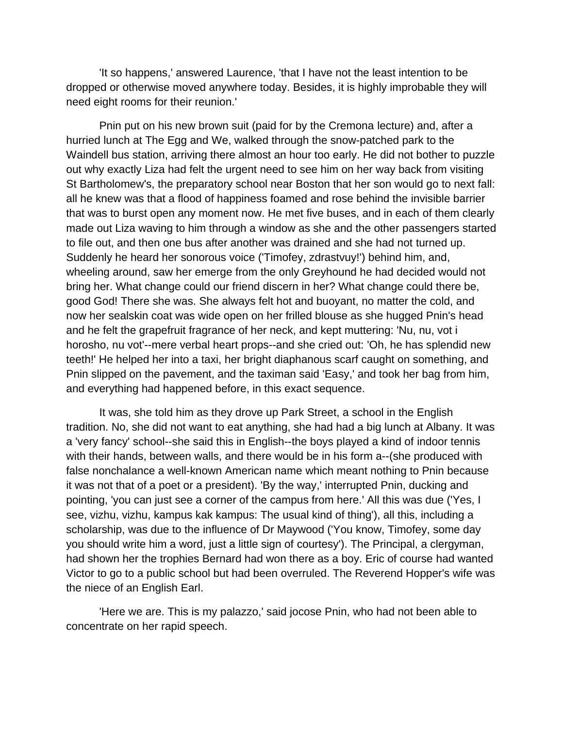'It so happens,' answered Laurence, 'that I have not the least intention to be dropped or otherwise moved anywhere today. Besides, it is highly improbable they will need eight rooms for their reunion.'

Pnin put on his new brown suit (paid for by the Cremona lecture) and, after a hurried lunch at The Egg and We, walked through the snow-patched park to the Waindell bus station, arriving there almost an hour too early. He did not bother to puzzle out why exactly Liza had felt the urgent need to see him on her way back from visiting St Bartholomew's, the preparatory school near Boston that her son would go to next fall: all he knew was that a flood of happiness foamed and rose behind the invisible barrier that was to burst open any moment now. He met five buses, and in each of them clearly made out Liza waving to him through a window as she and the other passengers started to file out, and then one bus after another was drained and she had not turned up. Suddenly he heard her sonorous voice ('Timofey, zdrastvuy!') behind him, and, wheeling around, saw her emerge from the only Greyhound he had decided would not bring her. What change could our friend discern in her? What change could there be, good God! There she was. She always felt hot and buoyant, no matter the cold, and now her sealskin coat was wide open on her frilled blouse as she hugged Pnin's head and he felt the grapefruit fragrance of her neck, and kept muttering: 'Nu, nu, vot i horosho, nu vot'--mere verbal heart props--and she cried out: 'Oh, he has splendid new teeth!' He helped her into a taxi, her bright diaphanous scarf caught on something, and Pnin slipped on the pavement, and the taximan said 'Easy,' and took her bag from him, and everything had happened before, in this exact sequence.

It was, she told him as they drove up Park Street, a school in the English tradition. No, she did not want to eat anything, she had had a big lunch at Albany. It was a 'very fancy' school--she said this in English--the boys played a kind of indoor tennis with their hands, between walls, and there would be in his form a--(she produced with false nonchalance a well-known American name which meant nothing to Pnin because it was not that of a poet or a president). 'By the way,' interrupted Pnin, ducking and pointing, 'you can just see a corner of the campus from here.' All this was due ('Yes, I see, vizhu, vizhu, kampus kak kampus: The usual kind of thing'), all this, including a scholarship, was due to the influence of Dr Maywood ('You know, Timofey, some day you should write him a word, just a little sign of courtesy'). The Principal, a clergyman, had shown her the trophies Bernard had won there as a boy. Eric of course had wanted Victor to go to a public school but had been overruled. The Reverend Hopper's wife was the niece of an English Earl.

'Here we are. This is my palazzo,' said jocose Pnin, who had not been able to concentrate on her rapid speech.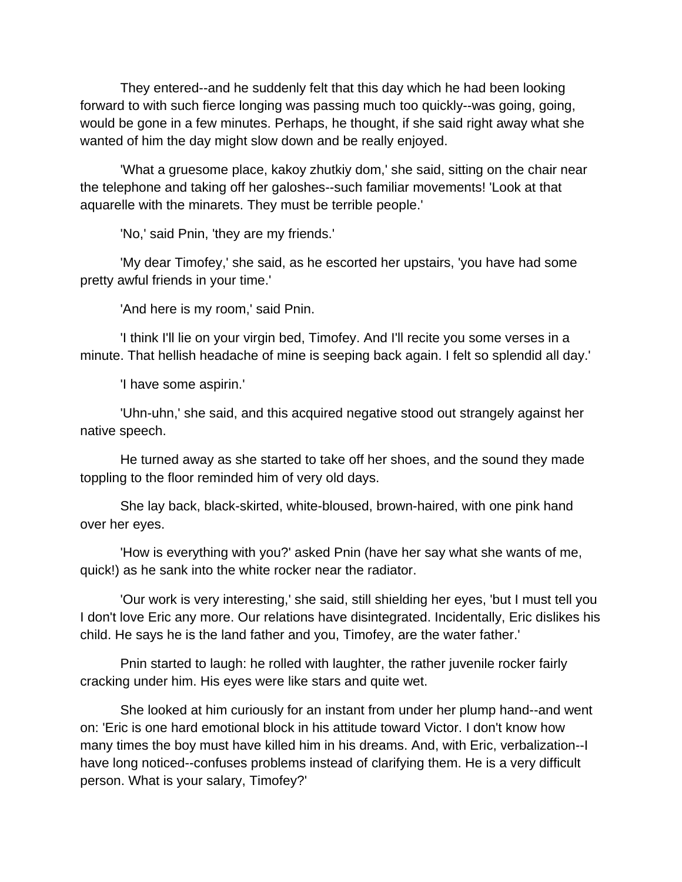They entered--and he suddenly felt that this day which he had been looking forward to with such fierce longing was passing much too quickly--was going, going, would be gone in a few minutes. Perhaps, he thought, if she said right away what she wanted of him the day might slow down and be really enjoyed.

'What a gruesome place, kakoy zhutkiy dom,' she said, sitting on the chair near the telephone and taking off her galoshes--such familiar movements! 'Look at that aquarelle with the minarets. They must be terrible people.'

'No,' said Pnin, 'they are my friends.'

'My dear Timofey,' she said, as he escorted her upstairs, 'you have had some pretty awful friends in your time.'

'And here is my room,' said Pnin.

'I think I'll lie on your virgin bed, Timofey. And I'll recite you some verses in a minute. That hellish headache of mine is seeping back again. I felt so splendid all day.'

'I have some aspirin.'

'Uhn-uhn,' she said, and this acquired negative stood out strangely against her native speech.

He turned away as she started to take off her shoes, and the sound they made toppling to the floor reminded him of very old days.

She lay back, black-skirted, white-bloused, brown-haired, with one pink hand over her eyes.

'How is everything with you?' asked Pnin (have her say what she wants of me, quick!) as he sank into the white rocker near the radiator.

'Our work is very interesting,' she said, still shielding her eyes, 'but I must tell you I don't love Eric any more. Our relations have disintegrated. Incidentally, Eric dislikes his child. He says he is the land father and you, Timofey, are the water father.'

Pnin started to laugh: he rolled with laughter, the rather juvenile rocker fairly cracking under him. His eyes were like stars and quite wet.

She looked at him curiously for an instant from under her plump hand--and went on: 'Eric is one hard emotional block in his attitude toward Victor. I don't know how many times the boy must have killed him in his dreams. And, with Eric, verbalization--I have long noticed--confuses problems instead of clarifying them. He is a very difficult person. What is your salary, Timofey?'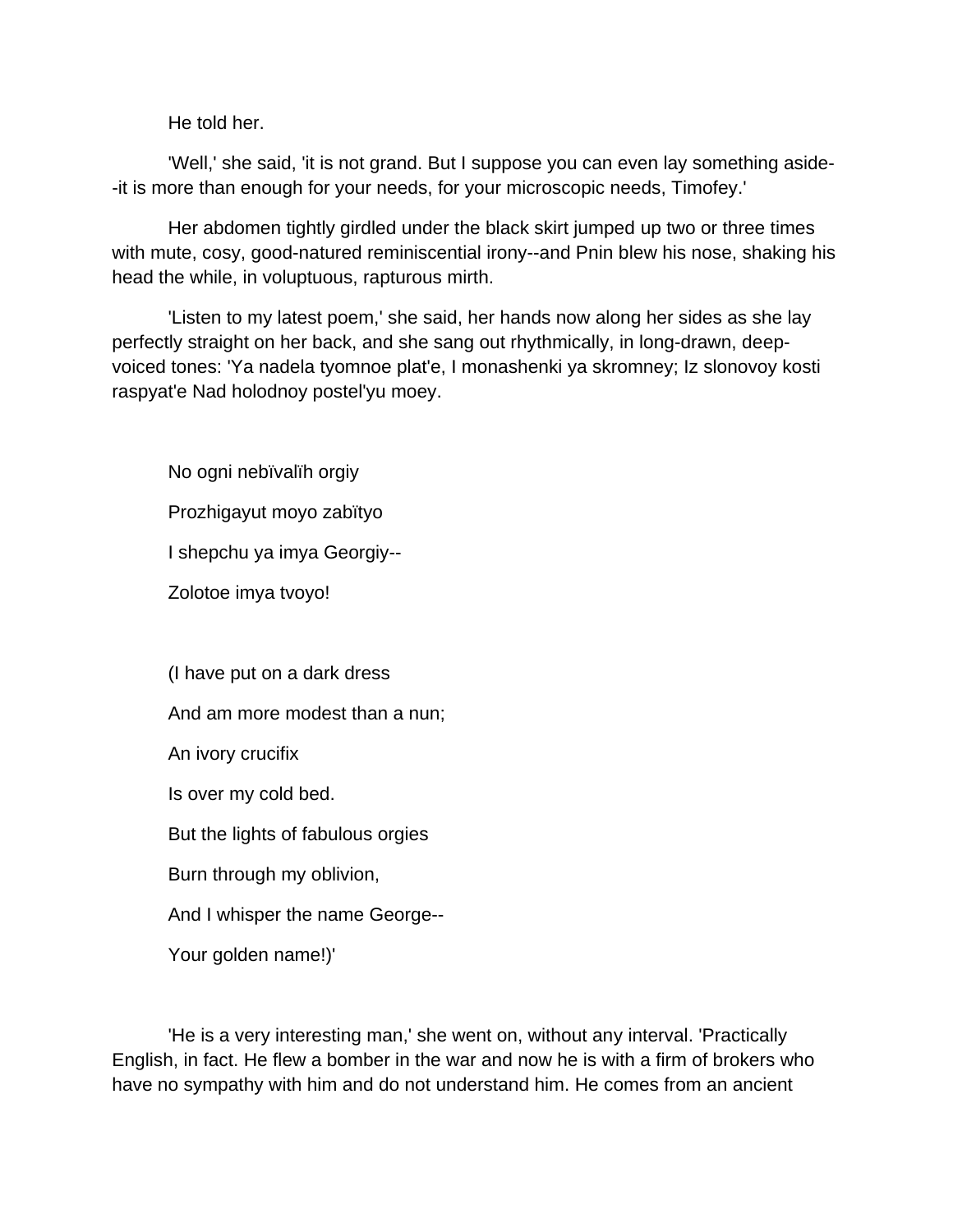He told her.

'Well,' she said, 'it is not grand. But I suppose you can even lay something aside--it is more than enough for your needs, for your microscopic needs, Timofey.'

Her abdomen tightly girdled under the black skirt jumped up two or three times with mute, cosy, good-natured reminiscential irony--and Pnin blew his nose, shaking his head the while, in voluptuous, rapturous mirth.

'Listen to my latest poem,' she said, her hands now along her sides as she lay perfectly straight on her back, and she sang out rhythmically, in long-drawn, deep-voiced tones: 'Ya nadela tyomnoe plat'e, I monashenki ya skromney; Iz slonovoy kosti raspyat'e Nad holodnoy postel'yu moey.

No ogni nebïvalïh orgiy

Prozhigayut moyo zabïtyo

I shepchu ya imya Georgiy--

Zolotoe imya tvoyo!

(I have put on a dark dress

And am more modest than a nun;

An ivory crucifix

Is over my cold bed.

But the lights of fabulous orgies

Burn through my oblivion,

And I whisper the name George--

Your golden name!)'

'He is a very interesting man,' she went on, without any interval. 'Practically English, in fact. He flew a bomber in the war and now he is with a firm of brokers who have no sympathy with him and do not understand him. He comes from an ancient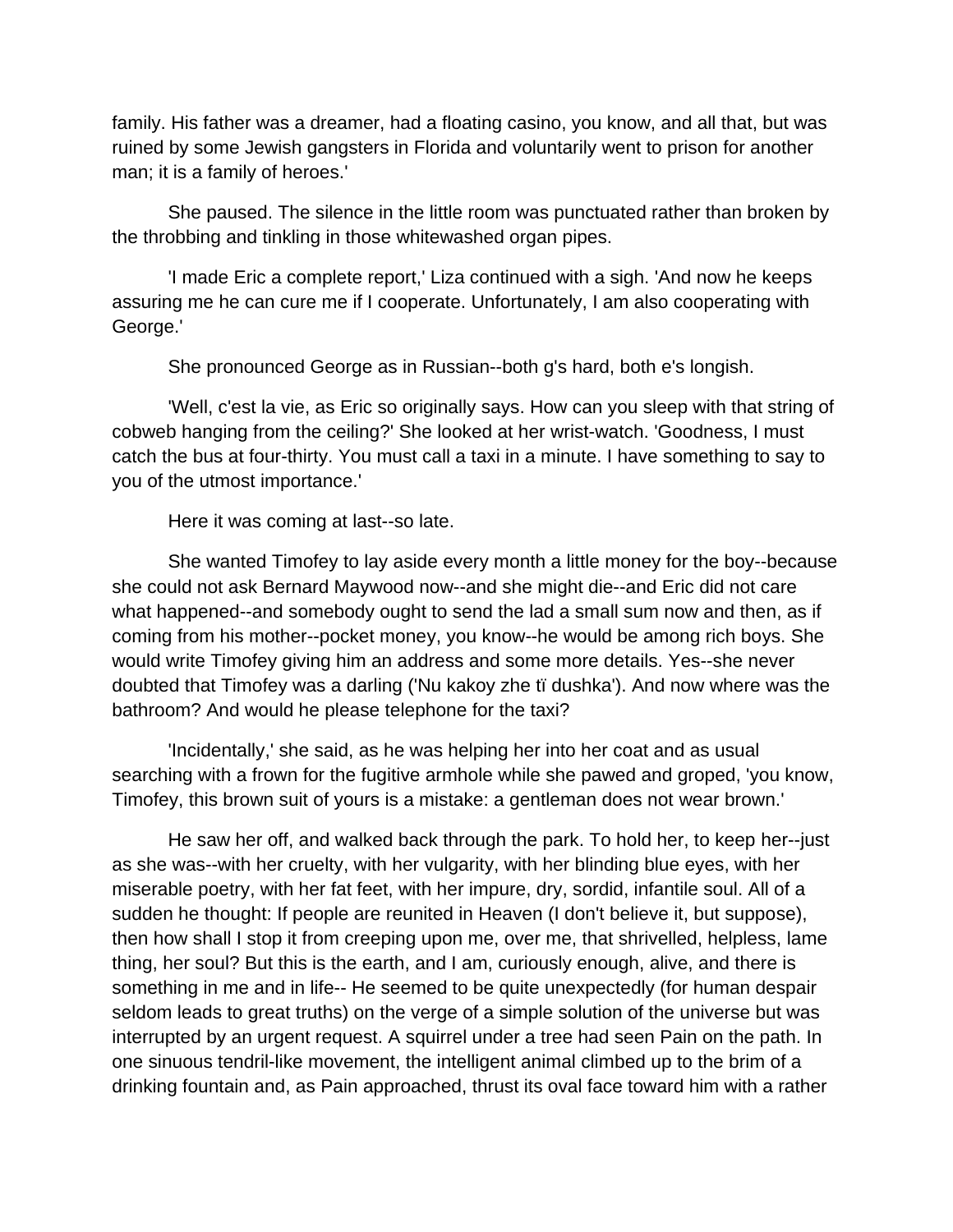family. His father was a dreamer, had a floating casino, you know, and all that, but was ruined by some Jewish gangsters in Florida and voluntarily went to prison for another man; it is a family of heroes.'

She paused. The silence in the little room was punctuated rather than broken by the throbbing and tinkling in those whitewashed organ pipes.

'I made Eric a complete report,' Liza continued with a sigh. 'And now he keeps assuring me he can cure me if I cooperate. Unfortunately, I am also cooperating with George.'

She pronounced George as in Russian--both g's hard, both e's longish.

'Well, c'est la vie, as Eric so originally says. How can you sleep with that string of cobweb hanging from the ceiling?' She looked at her wrist-watch. 'Goodness, I must catch the bus at four-thirty. You must call a taxi in a minute. I have something to say to you of the utmost importance.'

Here it was coming at last--so late.

She wanted Timofey to lay aside every month a little money for the boy--because she could not ask Bernard Maywood now--and she might die--and Eric did not care what happened--and somebody ought to send the lad a small sum now and then, as if coming from his mother--pocket money, you know--he would be among rich boys. She would write Timofey giving him an address and some more details. Yes--she never doubted that Timofey was a darling ('Nu kakoy zhe tï dushka'). And now where was the bathroom? And would he please telephone for the taxi?

'Incidentally,' she said, as he was helping her into her coat and as usual searching with a frown for the fugitive armhole while she pawed and groped, 'you know, Timofey, this brown suit of yours is a mistake: a gentleman does not wear brown.'

He saw her off, and walked back through the park. To hold her, to keep her--just as she was--with her cruelty, with her vulgarity, with her blinding blue eyes, with her miserable poetry, with her fat feet, with her impure, dry, sordid, infantile soul. All of a sudden he thought: If people are reunited in Heaven (I don't believe it, but suppose), then how shall I stop it from creeping upon me, over me, that shrivelled, helpless, lame thing, her soul? But this is the earth, and I am, curiously enough, alive, and there is something in me and in life-- He seemed to be quite unexpectedly (for human despair seldom leads to great truths) on the verge of a simple solution of the universe but was interrupted by an urgent request. A squirrel under a tree had seen Pain on the path. In one sinuous tendril-like movement, the intelligent animal climbed up to the brim of a drinking fountain and, as Pain approached, thrust its oval face toward him with a rather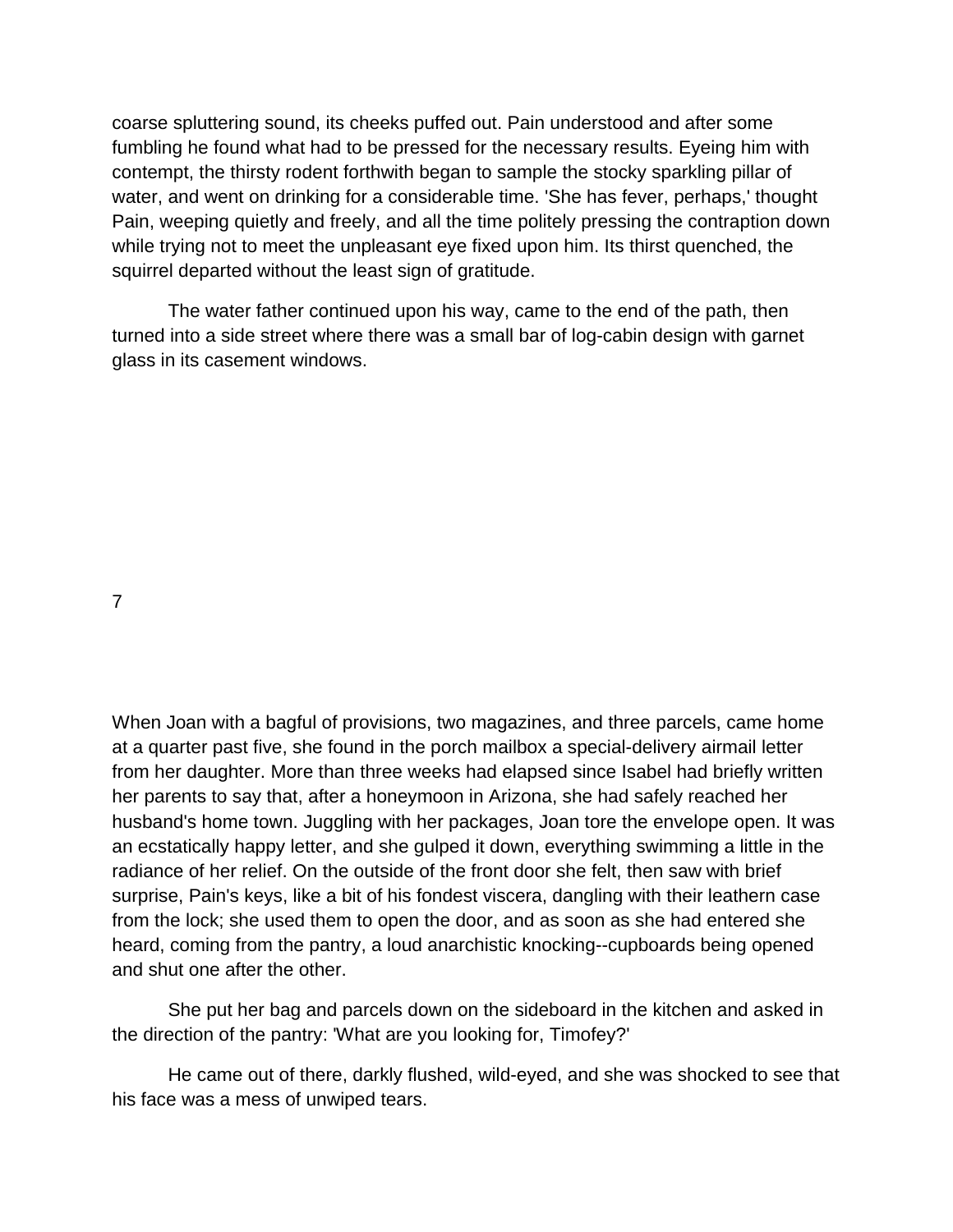coarse spluttering sound, its cheeks puffed out. Pain understood and after some fumbling he found what had to be pressed for the necessary results. Eyeing him with contempt, the thirsty rodent forthwith began to sample the stocky sparkling pillar of water, and went on drinking for a considerable time. 'She has fever, perhaps,' thought Pain, weeping quietly and freely, and all the time politely pressing the contraption down while trying not to meet the unpleasant eye fixed upon him. Its thirst quenched, the squirrel departed without the least sign of gratitude.

The water father continued upon his way, came to the end of the path, then turned into a side street where there was a small bar of log-cabin design with garnet glass in its casement windows.

## 7

When Joan with a bagful of provisions, two magazines, and three parcels, came home at a quarter past five, she found in the porch mailbox a special-delivery airmail letter from her daughter. More than three weeks had elapsed since Isabel had briefly written her parents to say that, after a honeymoon in Arizona, she had safely reached her husband's home town. Juggling with her packages, Joan tore the envelope open. It was an ecstatically happy letter, and she gulped it down, everything swimming a little in the radiance of her relief. On the outside of the front door she felt, then saw with brief surprise, Pain's keys, like a bit of his fondest viscera, dangling with their leathern case from the lock; she used them to open the door, and as soon as she had entered she heard, coming from the pantry, a loud anarchistic knocking--cupboards being opened and shut one after the other.

She put her bag and parcels down on the sideboard in the kitchen and asked in the direction of the pantry: 'What are you looking for, Timofey?'

He came out of there, darkly flushed, wild-eyed, and she was shocked to see that his face was a mess of unwiped tears.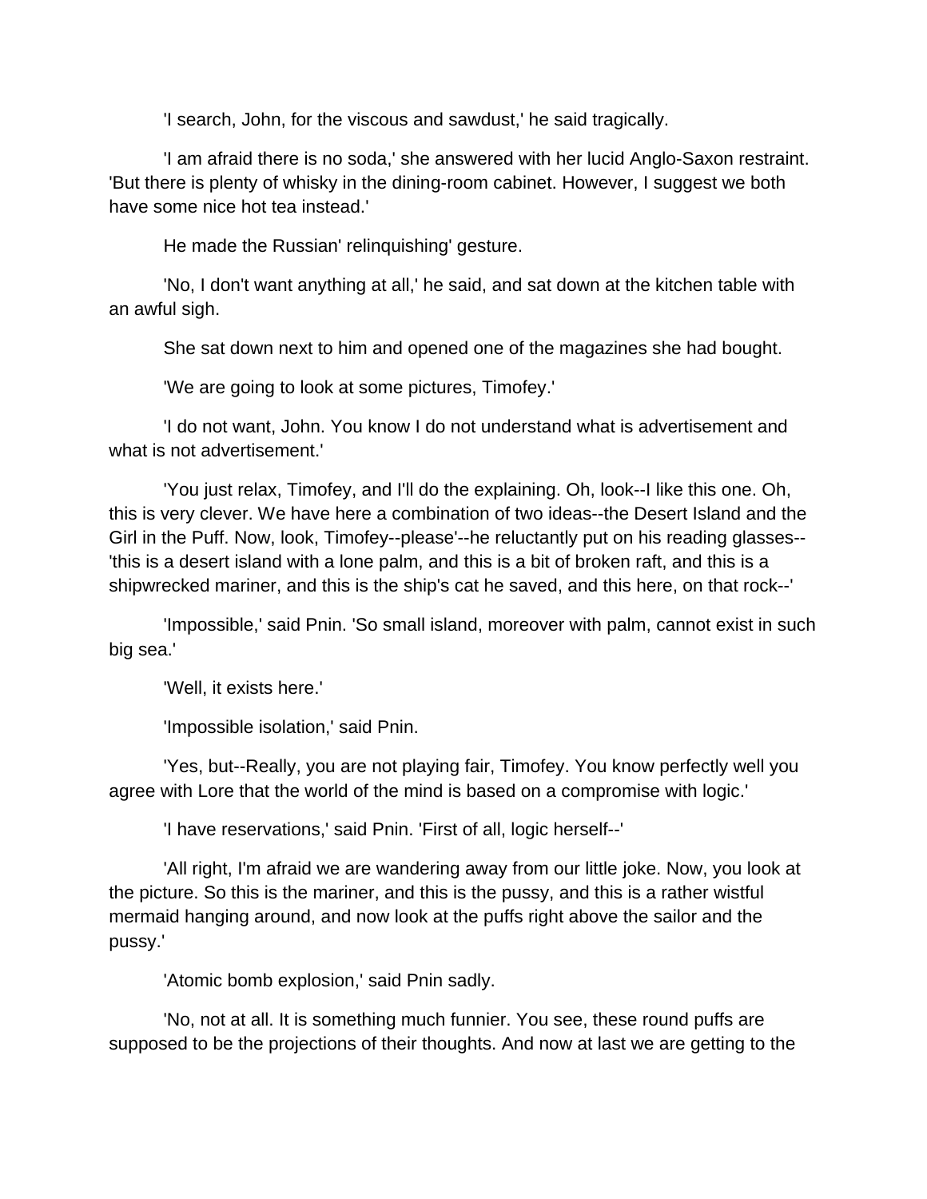'I search, John, for the viscous and sawdust,' he said tragically.

'I am afraid there is no soda,' she answered with her lucid Anglo-Saxon restraint. 'But there is plenty of whisky in the dining-room cabinet. However, I suggest we both have some nice hot tea instead.'

He made the Russian' relinquishing' gesture.

'No, I don't want anything at all,' he said, and sat down at the kitchen table with an awful sigh.

She sat down next to him and opened one of the magazines she had bought.

'We are going to look at some pictures, Timofey.'

'I do not want, John. You know I do not understand what is advertisement and what is not advertisement.'

'You just relax, Timofey, and I'll do the explaining. Oh, look--I like this one. Oh, this is very clever. We have here a combination of two ideas--the Desert Island and the Girl in the Puff. Now, look, Timofey--please'--he reluctantly put on his reading glasses--'this is a desert island with a lone palm, and this is a bit of broken raft, and this is a shipwrecked mariner, and this is the ship's cat he saved, and this here, on that rock--'

'Impossible,' said Pnin. 'So small island, moreover with palm, cannot exist in such big sea.'

'Well, it exists here.'

'Impossible isolation,' said Pnin.

'Yes, but--Really, you are not playing fair, Timofey. You know perfectly well you agree with Lore that the world of the mind is based on a compromise with logic.'

'I have reservations,' said Pnin. 'First of all, logic herself--'

'All right, I'm afraid we are wandering away from our little joke. Now, you look at the picture. So this is the mariner, and this is the pussy, and this is a rather wistful mermaid hanging around, and now look at the puffs right above the sailor and the pussy.'

'Atomic bomb explosion,' said Pnin sadly.

'No, not at all. It is something much funnier. You see, these round puffs are supposed to be the projections of their thoughts. And now at last we are getting to the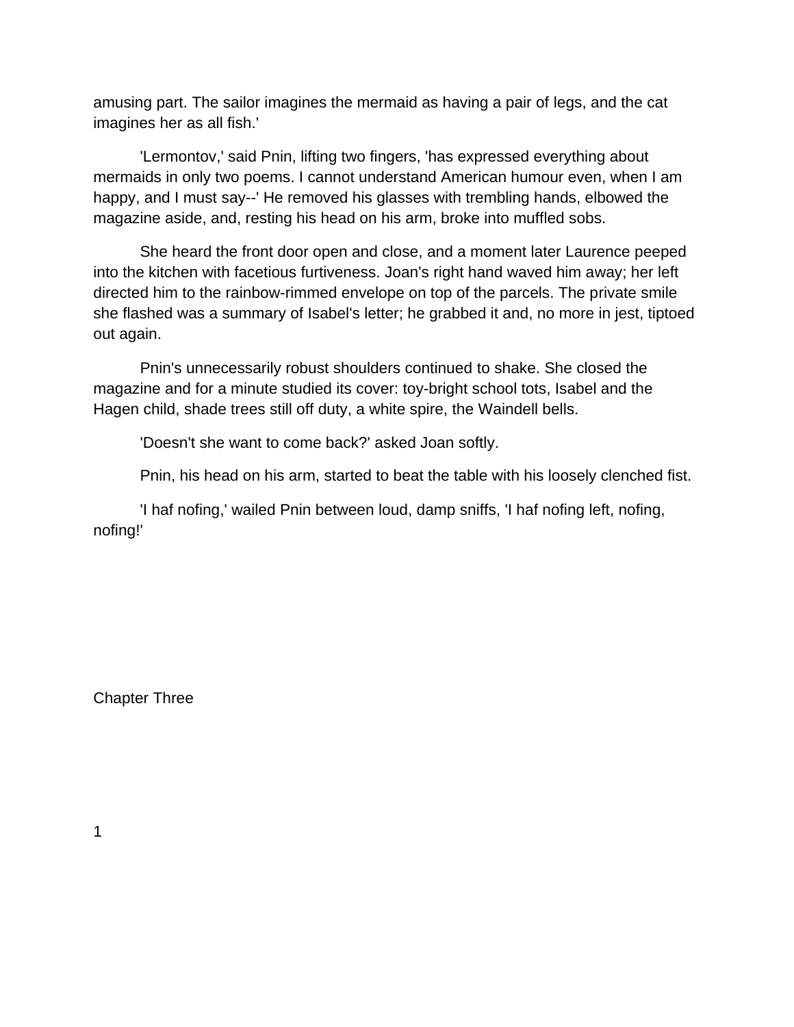amusing part. The sailor imagines the mermaid as having a pair of legs, and the cat imagines her as all fish.'

'Lermontov,' said Pnin, lifting two fingers, 'has expressed everything about mermaids in only two poems. I cannot understand American humour even, when I am happy, and I must say--' He removed his glasses with trembling hands, elbowed the magazine aside, and, resting his head on his arm, broke into muffled sobs.

She heard the front door open and close, and a moment later Laurence peeped into the kitchen with facetious furtiveness. Joan's right hand waved him away; her left directed him to the rainbow-rimmed envelope on top of the parcels. The private smile she flashed was a summary of Isabel's letter; he grabbed it and, no more in jest, tiptoed out again.

Pnin's unnecessarily robust shoulders continued to shake. She closed the magazine and for a minute studied its cover: toy-bright school tots, Isabel and the Hagen child, shade trees still off duty, a white spire, the Waindell bells.

'Doesn't she want to come back?' asked Joan softly.

Pnin, his head on his arm, started to beat the table with his loosely clenched fist.

'I haf nofing,' wailed Pnin between loud, damp sniffs, 'I haf nofing left, nofing, nofing!'

# Chapter Three

## 1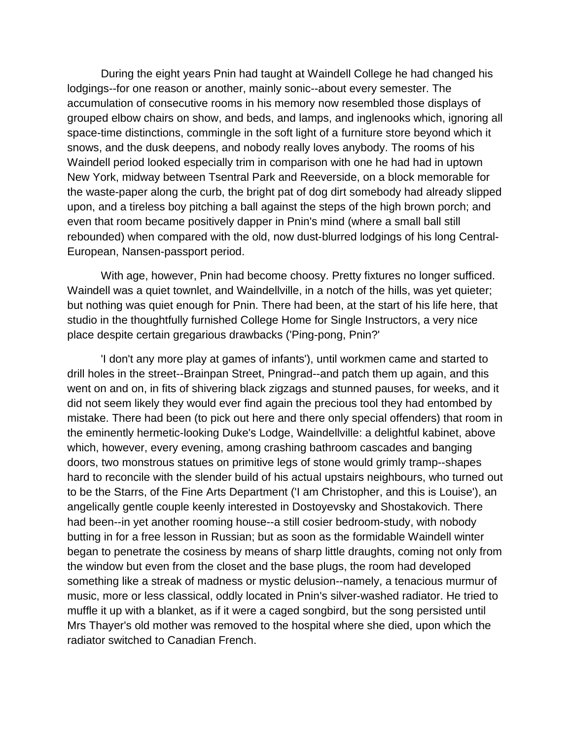During the eight years Pnin had taught at Waindell College he had changed his lodgings--for one reason or another, mainly sonic--about every semester. The accumulation of consecutive rooms in his memory now resembled those displays of grouped elbow chairs on show, and beds, and lamps, and inglenooks which, ignoring all space-time distinctions, commingle in the soft light of a furniture store beyond which it snows, and the dusk deepens, and nobody really loves anybody. The rooms of his Waindell period looked especially trim in comparison with one he had had in uptown New York, midway between Tsentral Park and Reeverside, on a block memorable for the waste-paper along the curb, the bright pat of dog dirt somebody had already slipped upon, and a tireless boy pitching a ball against the steps of the high brown porch; and even that room became positively dapper in Pnin's mind (where a small ball still rebounded) when compared with the old, now dust-blurred lodgings of his long Central-European, Nansen-passport period.

With age, however, Pnin had become choosy. Pretty fixtures no longer sufficed. Waindell was a quiet townlet, and Waindellville, in a notch of the hills, was yet quieter; but nothing was quiet enough for Pnin. There had been, at the start of his life here, that studio in the thoughtfully furnished College Home for Single Instructors, a very nice place despite certain gregarious drawbacks ('Ping-pong, Pnin?'

'I don't any more play at games of infants'), until workmen came and started to drill holes in the street--Brainpan Street, Pningrad--and patch them up again, and this went on and on, in fits of shivering black zigzags and stunned pauses, for weeks, and it did not seem likely they would ever find again the precious tool they had entombed by mistake. There had been (to pick out here and there only special offenders) that room in the eminently hermetic-looking Duke's Lodge, Waindellville: a delightful kabinet, above which, however, every evening, among crashing bathroom cascades and banging doors, two monstrous statues on primitive legs of stone would grimly tramp--shapes hard to reconcile with the slender build of his actual upstairs neighbours, who turned out to be the Starrs, of the Fine Arts Department ('I am Christopher, and this is Louise'), an angelically gentle couple keenly interested in Dostoyevsky and Shostakovich. There had been--in yet another rooming house--a still cosier bedroom-study, with nobody butting in for a free lesson in Russian; but as soon as the formidable Waindell winter began to penetrate the cosiness by means of sharp little draughts, coming not only from the window but even from the closet and the base plugs, the room had developed something like a streak of madness or mystic delusion--namely, a tenacious murmur of music, more or less classical, oddly located in Pnin's silver-washed radiator. He tried to muffle it up with a blanket, as if it were a caged songbird, but the song persisted until Mrs Thayer's old mother was removed to the hospital where she died, upon which the radiator switched to Canadian French.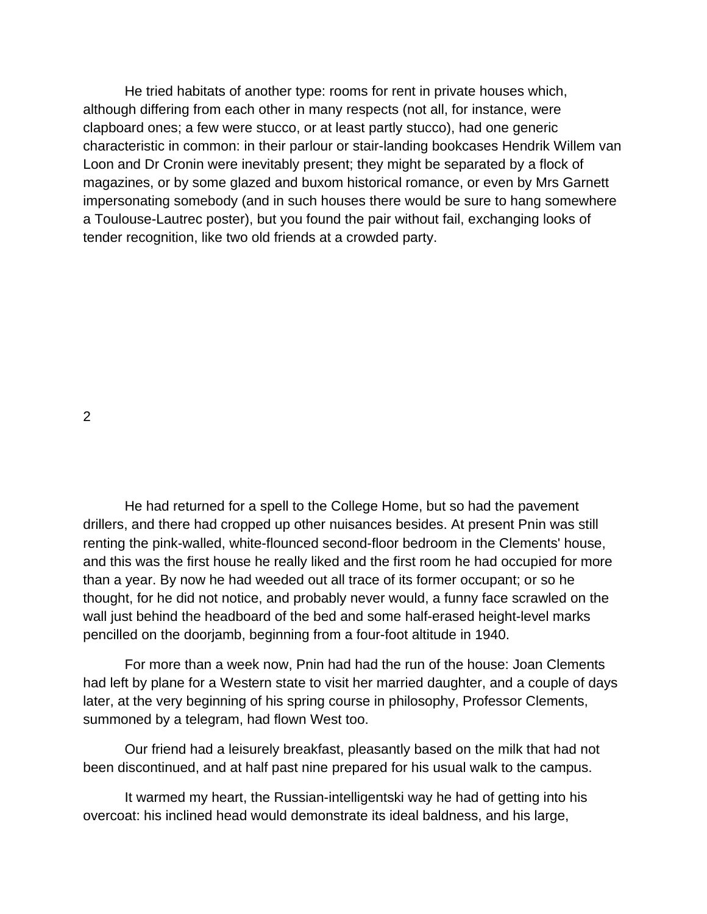He tried habitats of another type: rooms for rent in private houses which, although differing from each other in many respects (not all, for instance, were clapboard ones; a few were stucco, or at least partly stucco), had one generic characteristic in common: in their parlour or stair-landing bookcases Hendrik Willem van Loon and Dr Cronin were inevitably present; they might be separated by a flock of magazines, or by some glazed and buxom historical romance, or even by Mrs Garnett impersonating somebody (and in such houses there would be sure to hang somewhere a Toulouse-Lautrec poster), but you found the pair without fail, exchanging looks of tender recognition, like two old friends at a crowded party.

## 2

He had returned for a spell to the College Home, but so had the pavement drillers, and there had cropped up other nuisances besides. At present Pnin was still renting the pink-walled, white-flounced second-floor bedroom in the Clements' house, and this was the first house he really liked and the first room he had occupied for more than a year. By now he had weeded out all trace of its former occupant; or so he thought, for he did not notice, and probably never would, a funny face scrawled on the wall just behind the headboard of the bed and some half-erased height-level marks pencilled on the doorjamb, beginning from a four-foot altitude in 1940.

For more than a week now, Pnin had had the run of the house: Joan Clements had left by plane for a Western state to visit her married daughter, and a couple of days later, at the very beginning of his spring course in philosophy, Professor Clements, summoned by a telegram, had flown West too.

Our friend had a leisurely breakfast, pleasantly based on the milk that had not been discontinued, and at half past nine prepared for his usual walk to the campus.

It warmed my heart, the Russian-intelligentski way he had of getting into his overcoat: his inclined head would demonstrate its ideal baldness, and his large,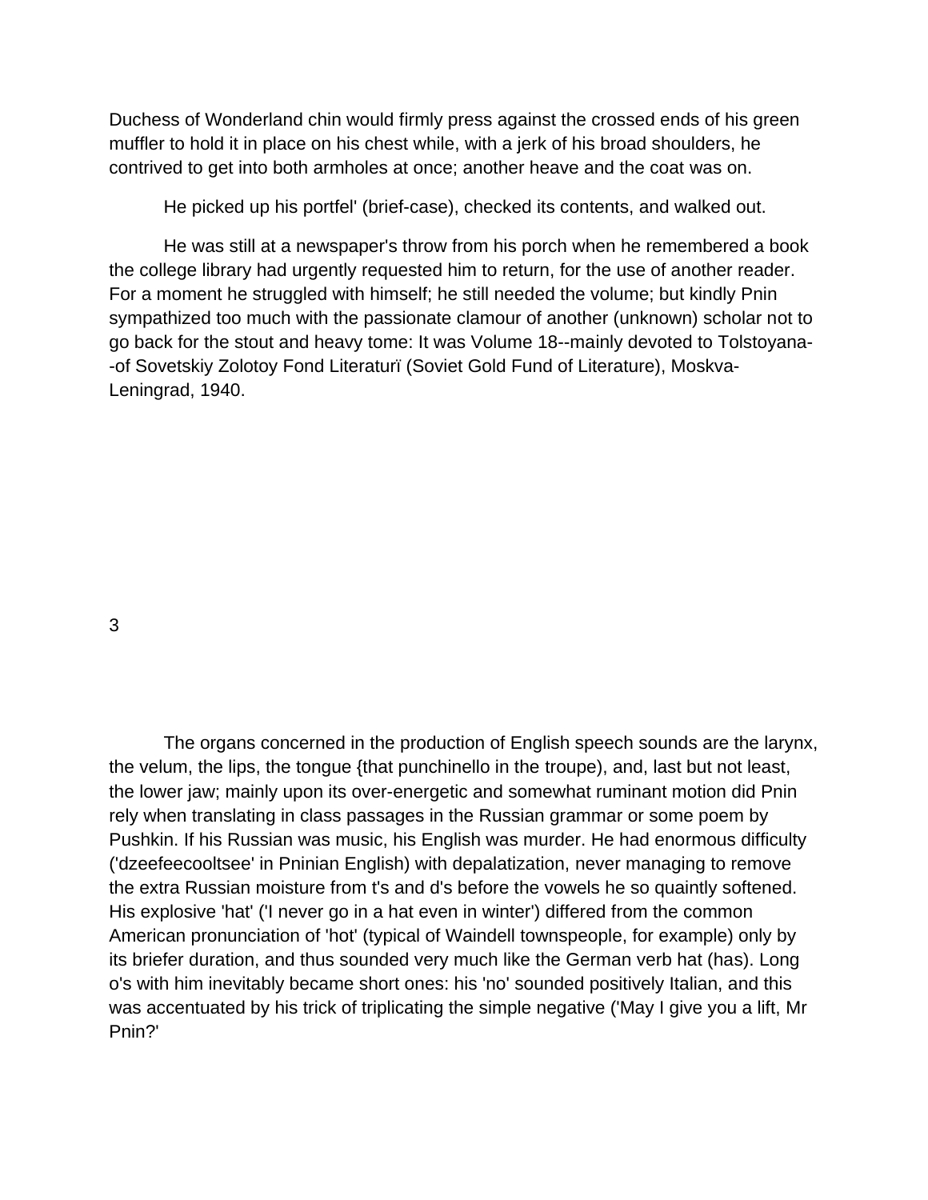Duchess of Wonderland chin would firmly press against the crossed ends of his green muffler to hold it in place on his chest while, with a jerk of his broad shoulders, he contrived to get into both armholes at once; another heave and the coat was on.

He picked up his portfel' (brief-case), checked its contents, and walked out.

He was still at a newspaper's throw from his porch when he remembered a book the college library had urgently requested him to return, for the use of another reader. For a moment he struggled with himself; he still needed the volume; but kindly Pnin sympathized too much with the passionate clamour of another (unknown) scholar not to go back for the stout and heavy tome: It was Volume 18--mainly devoted to Tolstoyana--of Sovetskiy Zolotoy Fond Literaturï (Soviet Gold Fund of Literature), Moskva-Leningrad, 1940.

3

The organs concerned in the production of English speech sounds are the larynx, the velum, the lips, the tongue {that punchinello in the troupe), and, last but not least, the lower jaw; mainly upon its over-energetic and somewhat ruminant motion did Pnin rely when translating in class passages in the Russian grammar or some poem by Pushkin. If his Russian was music, his English was murder. He had enormous difficulty ('dzeefeecooltsee' in Pninian English) with depalatization, never managing to remove the extra Russian moisture from t's and d's before the vowels he so quaintly softened. His explosive 'hat' ('I never go in a hat even in winter') differed from the common American pronunciation of 'hot' (typical of Waindell townspeople, for example) only by its briefer duration, and thus sounded very much like the German verb hat (has). Long o's with him inevitably became short ones: his 'no' sounded positively Italian, and this was accentuated by his trick of triplicating the simple negative ('May I give you a lift, Mr Pnin?'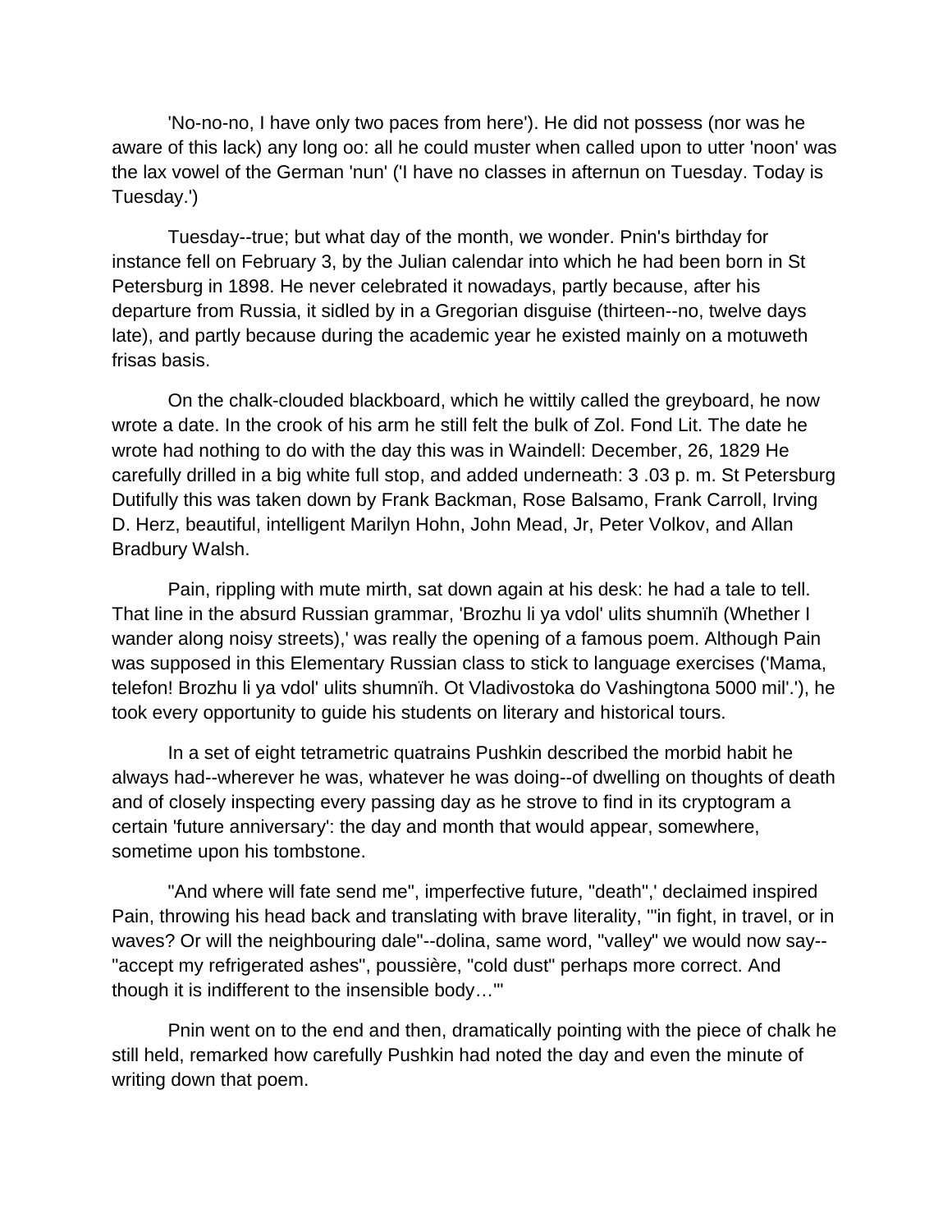'No-no-no, I have only two paces from here'). He did not possess (nor was he aware of this lack) any long oo: all he could muster when called upon to utter 'noon' was the lax vowel of the German 'nun' ('I have no classes in afternun on Tuesday. Today is Tuesday.')

Tuesday--true; but what day of the month, we wonder. Pnin's birthday for instance fell on February 3, by the Julian calendar into which he had been born in St Petersburg in 1898. He never celebrated it nowadays, partly because, after his departure from Russia, it sidled by in a Gregorian disguise (thirteen--no, twelve days late), and partly because during the academic year he existed mainly on a motuweth frisas basis.

On the chalk-clouded blackboard, which he wittily called the greyboard, he now wrote a date. In the crook of his arm he still felt the bulk of Zol. Fond Lit. The date he wrote had nothing to do with the day this was in Waindell: December, 26, 1829 He carefully drilled in a big white full stop, and added underneath: 3 .03 p. m. St Petersburg Dutifully this was taken down by Frank Backman, Rose Balsamo, Frank Carroll, Irving D. Herz, beautiful, intelligent Marilyn Hohn, John Mead, Jr, Peter Volkov, and Allan Bradbury Walsh.

Pain, rippling with mute mirth, sat down again at his desk: he had a tale to tell. That line in the absurd Russian grammar, 'Brozhu li ya vdol' ulits shumnïh (Whether I wander along noisy streets),' was really the opening of a famous poem. Although Pain was supposed in this Elementary Russian class to stick to language exercises ('Mama, telefon! Brozhu li ya vdol' ulits shumnïh. Ot Vladivostoka do Vashingtona 5000 mil'.'), he took every opportunity to guide his students on literary and historical tours.

In a set of eight tetrametric quatrains Pushkin described the morbid habit he always had--wherever he was, whatever he was doing--of dwelling on thoughts of death and of closely inspecting every passing day as he strove to find in its cryptogram a certain 'future anniversary': the day and month that would appear, somewhere, sometime upon his tombstone.

''And where will fate send me'', imperfective future, ''death'',' declaimed inspired Pain, throwing his head back and translating with brave literality, '''in fight, in travel, or in waves? Or will the neighbouring dale''--dolina, same word, ''valley'' we would now say--''accept my refrigerated ashes'', poussière, ''cold dust'' perhaps more correct. And though it is indifferent to the insensible body…'''

Pnin went on to the end and then, dramatically pointing with the piece of chalk he still held, remarked how carefully Pushkin had noted the day and even the minute of writing down that poem.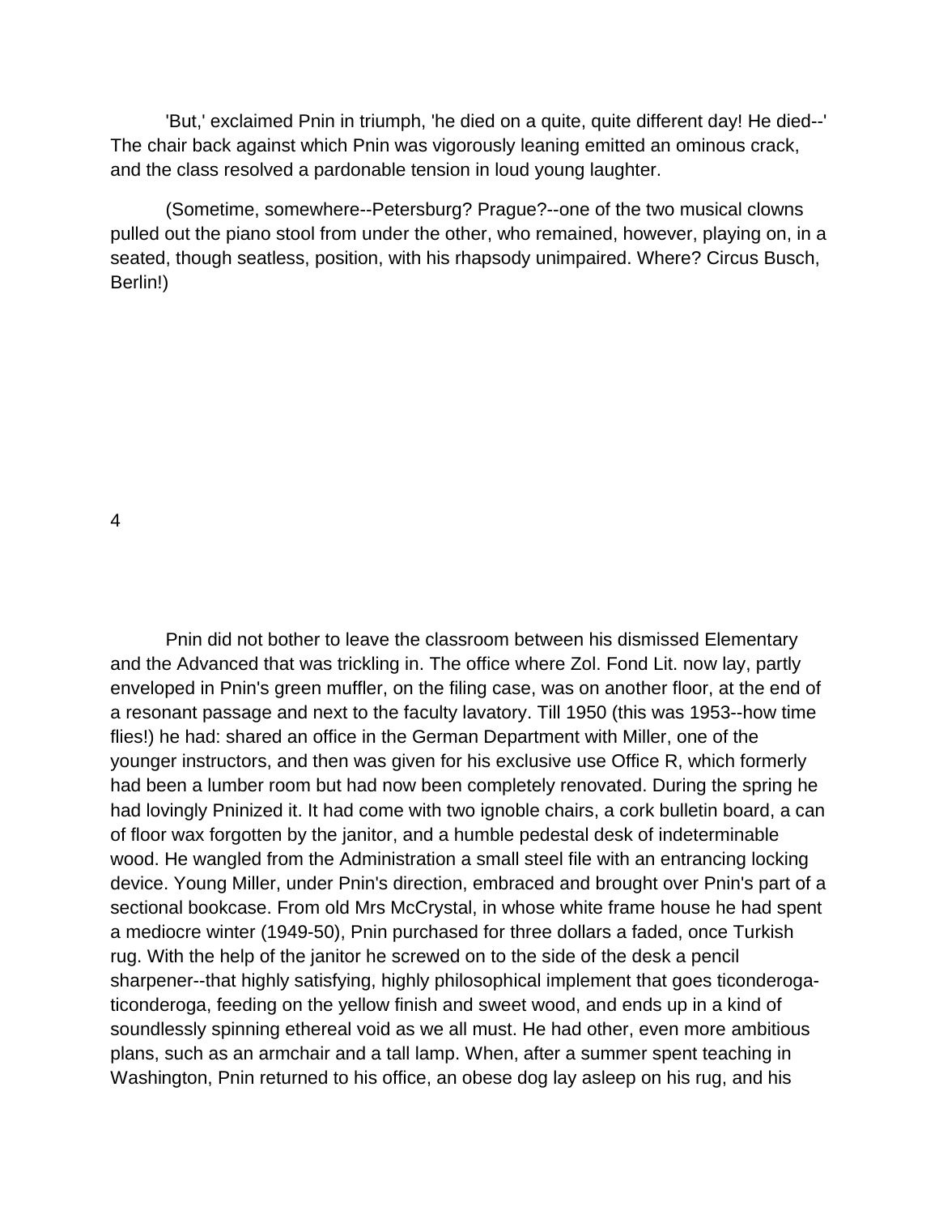'But,' exclaimed Pnin in triumph, 'he died on a quite, quite different day! He died--' The chair back against which Pnin was vigorously leaning emitted an ominous crack, and the class resolved a pardonable tension in loud young laughter.

(Sometime, somewhere--Petersburg? Prague?--one of the two musical clowns pulled out the piano stool from under the other, who remained, however, playing on, in a seated, though seatless, position, with his rhapsody unimpaired. Where? Circus Busch, Berlin!)

## 4

Pnin did not bother to leave the classroom between his dismissed Elementary and the Advanced that was trickling in. The office where Zol. Fond Lit. now lay, partly enveloped in Pnin's green muffler, on the filing case, was on another floor, at the end of a resonant passage and next to the faculty lavatory. Till 1950 (this was 1953--how time flies!) he had: shared an office in the German Department with Miller, one of the younger instructors, and then was given for his exclusive use Office R, which formerly had been a lumber room but had now been completely renovated. During the spring he had lovingly Pninized it. It had come with two ignoble chairs, a cork bulletin board, a can of floor wax forgotten by the janitor, and a humble pedestal desk of indeterminable wood. He wangled from the Administration a small steel file with an entrancing locking device. Young Miller, under Pnin's direction, embraced and brought over Pnin's part of a sectional bookcase. From old Mrs McCrystal, in whose white frame house he had spent a mediocre winter (1949-50), Pnin purchased for three dollars a faded, once Turkish rug. With the help of the janitor he screwed on to the side of the desk a pencil sharpener--that highly satisfying, highly philosophical implement that goes ticonderoga-ticonderoga, feeding on the yellow finish and sweet wood, and ends up in a kind of soundlessly spinning ethereal void as we all must. He had other, even more ambitious plans, such as an armchair and a tall lamp. When, after a summer spent teaching in Washington, Pnin returned to his office, an obese dog lay asleep on his rug, and his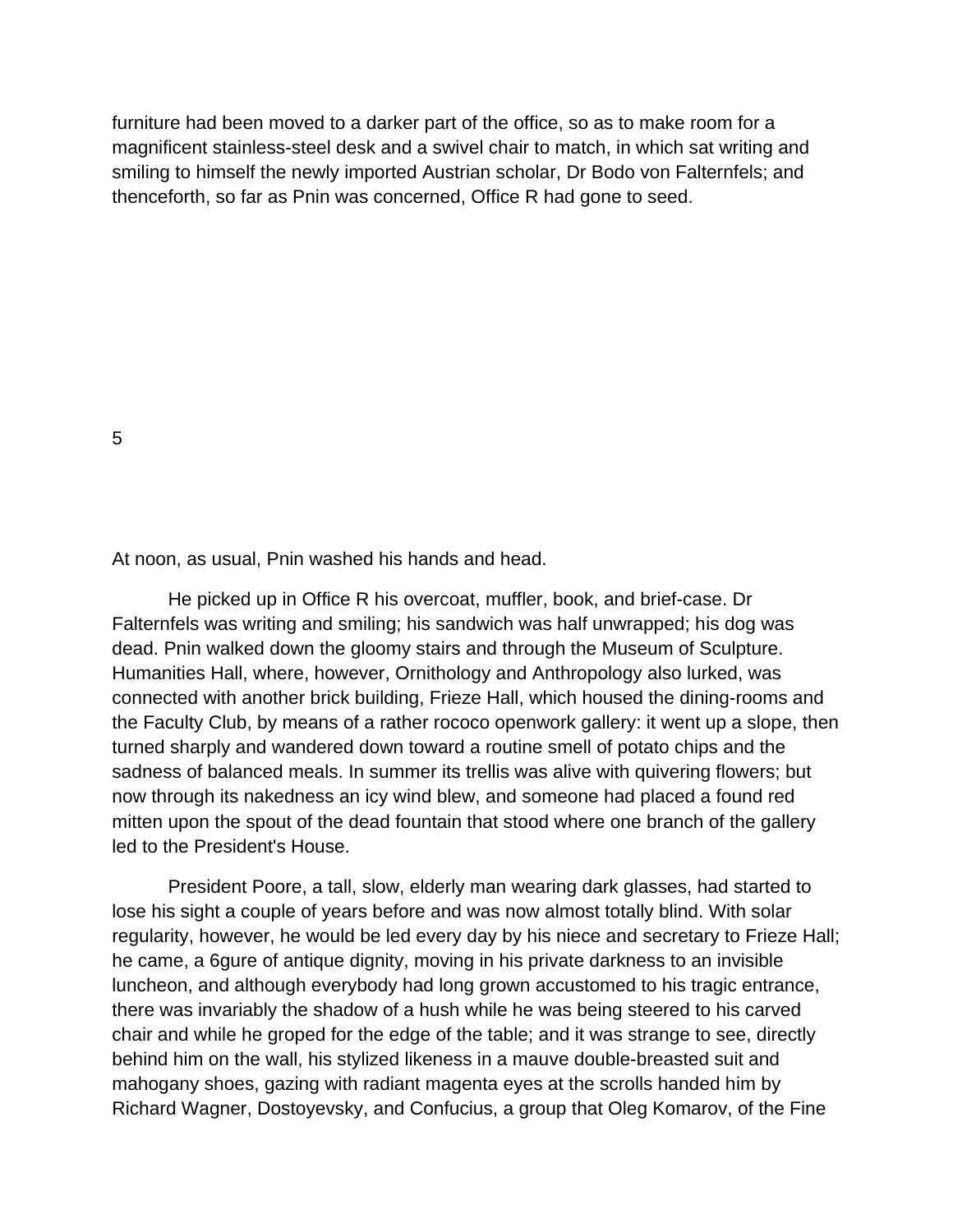furniture had been moved to a darker part of the office, so as to make room for a magnificent stainless-steel desk and a swivel chair to match, in which sat writing and smiling to himself the newly imported Austrian scholar, Dr Bodo von Falternfels; and thenceforth, so far as Pnin was concerned, Office R had gone to seed.

## 5

At noon, as usual, Pnin washed his hands and head.

He picked up in Office R his overcoat, muffler, book, and brief-case. Dr Falternfels was writing and smiling; his sandwich was half unwrapped; his dog was dead. Pnin walked down the gloomy stairs and through the Museum of Sculpture. Humanities Hall, where, however, Ornithology and Anthropology also lurked, was connected with another brick building, Frieze Hall, which housed the dining-rooms and the Faculty Club, by means of a rather rococo openwork gallery: it went up a slope, then turned sharply and wandered down toward a routine smell of potato chips and the sadness of balanced meals. In summer its trellis was alive with quivering flowers; but now through its nakedness an icy wind blew, and someone had placed a found red mitten upon the spout of the dead fountain that stood where one branch of the gallery led to the President's House.

President Poore, a tall, slow, elderly man wearing dark glasses, had started to lose his sight a couple of years before and was now almost totally blind. With solar regularity, however, he would be led every day by his niece and secretary to Frieze Hall; he came, a 6gure of antique dignity, moving in his private darkness to an invisible luncheon, and although everybody had long grown accustomed to his tragic entrance, there was invariably the shadow of a hush while he was being steered to his carved chair and while he groped for the edge of the table; and it was strange to see, directly behind him on the wall, his stylized likeness in a mauve double-breasted suit and mahogany shoes, gazing with radiant magenta eyes at the scrolls handed him by Richard Wagner, Dostoyevsky, and Confucius, a group that Oleg Komarov, of the Fine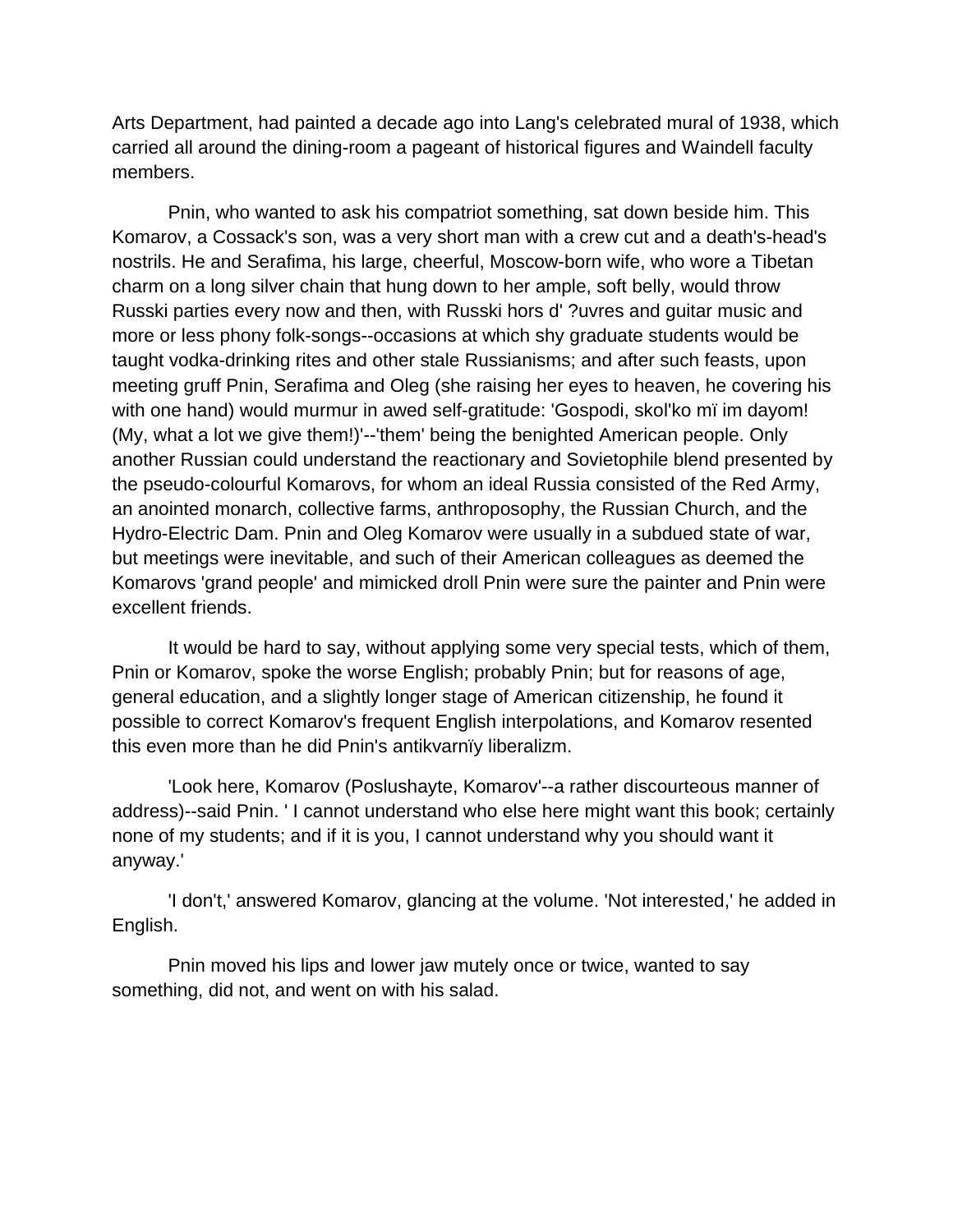Arts Department, had painted a decade ago into Lang's celebrated mural of 1938, which carried all around the dining-room a pageant of historical figures and Waindell faculty members.

Pnin, who wanted to ask his compatriot something, sat down beside him. This Komarov, a Cossack's son, was a very short man with a crew cut and a death's-head's nostrils. He and Serafima, his large, cheerful, Moscow-born wife, who wore a Tibetan charm on a long silver chain that hung down to her ample, soft belly, would throw Russki parties every now and then, with Russki hors d' ?uvres and guitar music and more or less phony folk-songs--occasions at which shy graduate students would be taught vodka-drinking rites and other stale Russianisms; and after such feasts, upon meeting gruff Pnin, Serafima and Oleg (she raising her eyes to heaven, he covering his with one hand) would murmur in awed self-gratitude: 'Gospodi, skol'ko mï im dayom! (My, what a lot we give them!)'--'them' being the benighted American people. Only another Russian could understand the reactionary and Sovietophile blend presented by the pseudo-colourful Komarovs, for whom an ideal Russia consisted of the Red Army, an anointed monarch, collective farms, anthroposophy, the Russian Church, and the Hydro-Electric Dam. Pnin and Oleg Komarov were usually in a subdued state of war, but meetings were inevitable, and such of their American colleagues as deemed the Komarovs 'grand people' and mimicked droll Pnin were sure the painter and Pnin were excellent friends.

It would be hard to say, without applying some very special tests, which of them, Pnin or Komarov, spoke the worse English; probably Pnin; but for reasons of age, general education, and a slightly longer stage of American citizenship, he found it possible to correct Komarov's frequent English interpolations, and Komarov resented this even more than he did Pnin's antikvarnïy liberalizm.

'Look here, Komarov (Poslushayte, Komarov'--a rather discourteous manner of address)--said Pnin. ' I cannot understand who else here might want this book; certainly none of my students; and if it is you, I cannot understand why you should want it anyway.'

'I don't,' answered Komarov, glancing at the volume. 'Not interested,' he added in English.

Pnin moved his lips and lower jaw mutely once or twice, wanted to say something, did not, and went on with his salad.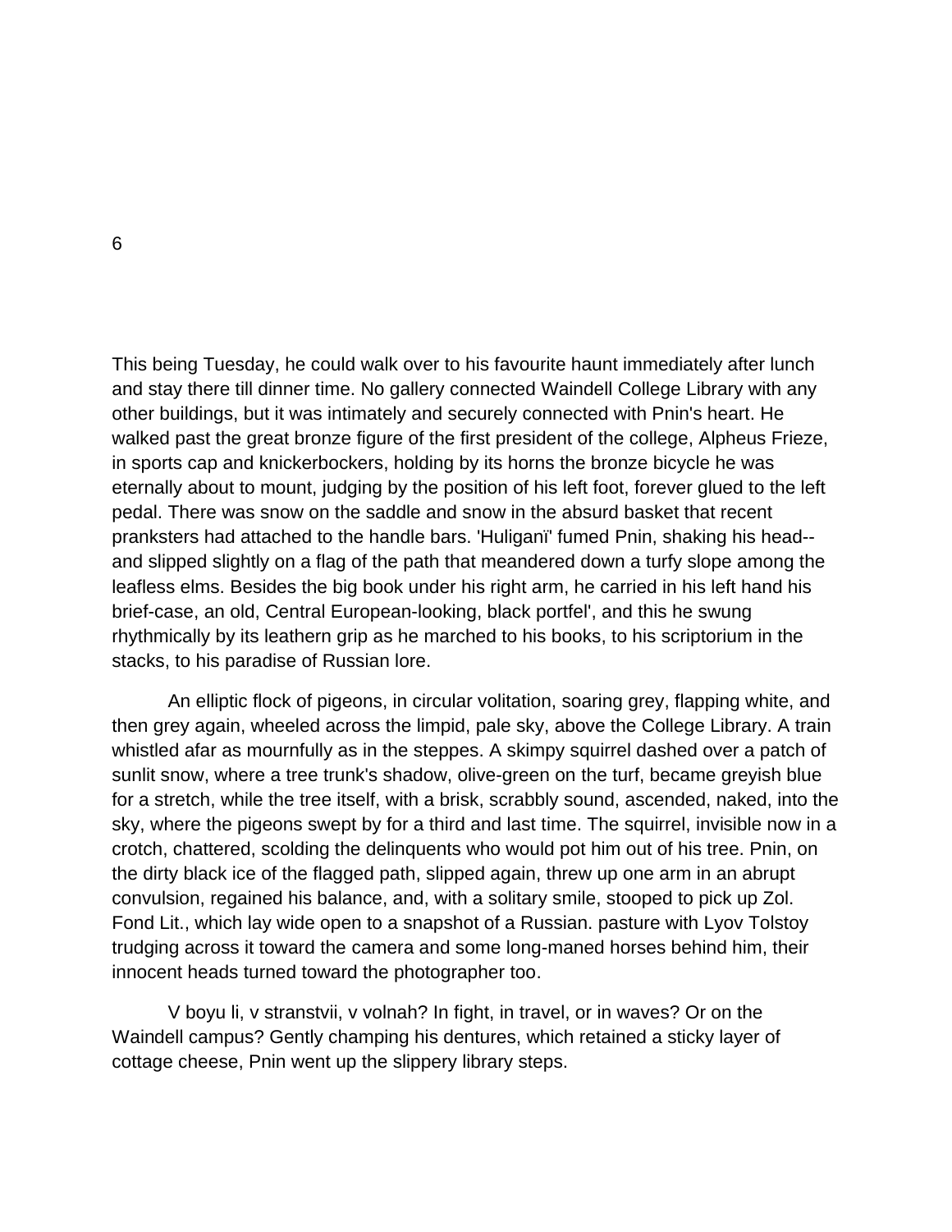6

This being Tuesday, he could walk over to his favourite haunt immediately after lunch and stay there till dinner time. No gallery connected Waindell College Library with any other buildings, but it was intimately and securely connected with Pnin's heart. He walked past the great bronze figure of the first president of the college, Alpheus Frieze, in sports cap and knickerbockers, holding by its horns the bronze bicycle he was eternally about to mount, judging by the position of his left foot, forever glued to the left pedal. There was snow on the saddle and snow in the absurd basket that recent pranksters had attached to the handle bars. 'Huliganï' fumed Pnin, shaking his head--and slipped slightly on a flag of the path that meandered down a turfy slope among the leafless elms. Besides the big book under his right arm, he carried in his left hand his brief-case, an old, Central European-looking, black portfel', and this he swung rhythmically by its leathern grip as he marched to his books, to his scriptorium in the stacks, to his paradise of Russian lore.

An elliptic flock of pigeons, in circular volitation, soaring grey, flapping white, and then grey again, wheeled across the limpid, pale sky, above the College Library. A train whistled afar as mournfully as in the steppes. A skimpy squirrel dashed over a patch of sunlit snow, where a tree trunk's shadow, olive-green on the turf, became greyish blue for a stretch, while the tree itself, with a brisk, scrabbly sound, ascended, naked, into the sky, where the pigeons swept by for a third and last time. The squirrel, invisible now in a crotch, chattered, scolding the delinquents who would pot him out of his tree. Pnin, on the dirty black ice of the flagged path, slipped again, threw up one arm in an abrupt convulsion, regained his balance, and, with a solitary smile, stooped to pick up Zol. Fond Lit., which lay wide open to a snapshot of a Russian. pasture with Lyov Tolstoy trudging across it toward the camera and some long-maned horses behind him, their innocent heads turned toward the photographer too.

V boyu li, v stranstvii, v volnah? In fight, in travel, or in waves? Or on the Waindell campus? Gently champing his dentures, which retained a sticky layer of cottage cheese, Pnin went up the slippery library steps.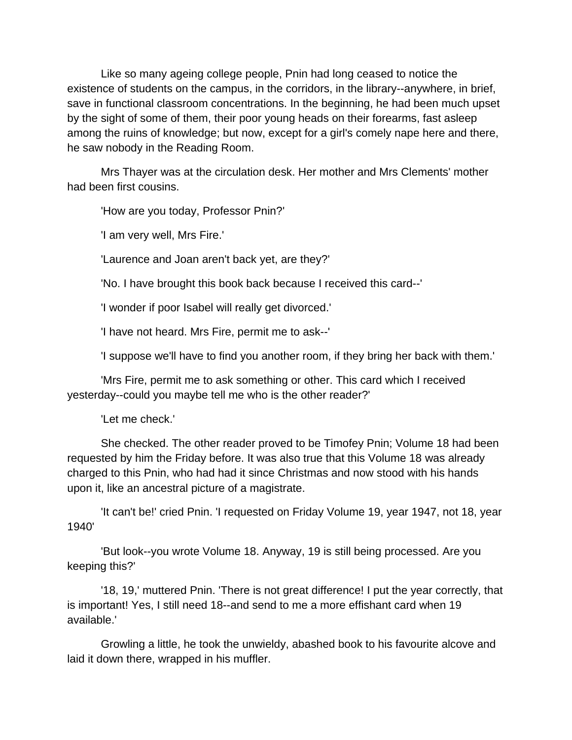Like so many ageing college people, Pnin had long ceased to notice the existence of students on the campus, in the corridors, in the library--anywhere, in brief, save in functional classroom concentrations. In the beginning, he had been much upset by the sight of some of them, their poor young heads on their forearms, fast asleep among the ruins of knowledge; but now, except for a girl's comely nape here and there, he saw nobody in the Reading Room.

Mrs Thayer was at the circulation desk. Her mother and Mrs Clements' mother had been first cousins.

'How are you today, Professor Pnin?'

'I am very well, Mrs Fire.'

'Laurence and Joan aren't back yet, are they?'

'No. I have brought this book back because I received this card--'

'I wonder if poor Isabel will really get divorced.'

'I have not heard. Mrs Fire, permit me to ask--'

'I suppose we'll have to find you another room, if they bring her back with them.'

'Mrs Fire, permit me to ask something or other. This card which I received yesterday--could you maybe tell me who is the other reader?'

'Let me check.'

She checked. The other reader proved to be Timofey Pnin; Volume 18 had been requested by him the Friday before. It was also true that this Volume 18 was already charged to this Pnin, who had had it since Christmas and now stood with his hands upon it, like an ancestral picture of a magistrate.

'It can't be!' cried Pnin. 'I requested on Friday Volume 19, year 1947, not 18, year 1940'

'But look--you wrote Volume 18. Anyway, 19 is still being processed. Are you keeping this?'

'18, 19,' muttered Pnin. 'There is not great difference! I put the year correctly, that is important! Yes, I still need 18--and send to me a more effishant card when 19 available.'

Growling a little, he took the unwieldy, abashed book to his favourite alcove and laid it down there, wrapped in his muffler.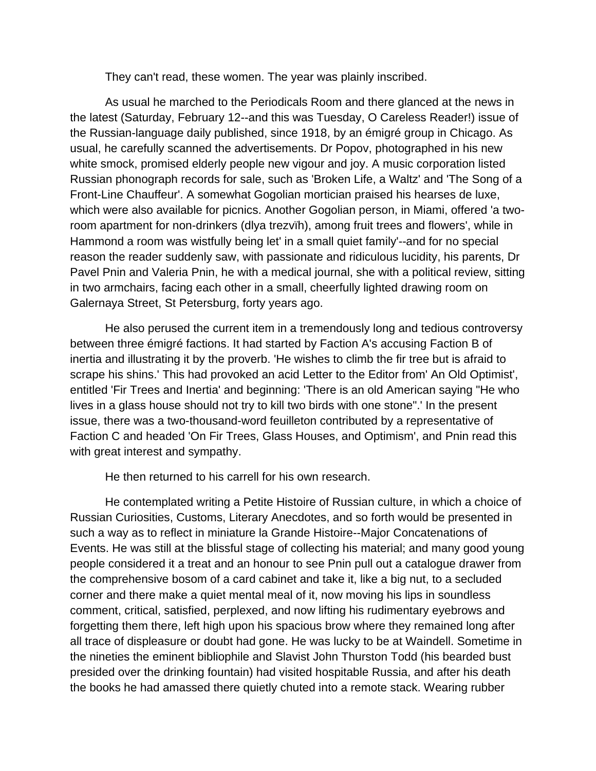They can't read, these women. The year was plainly inscribed.

As usual he marched to the Periodicals Room and there glanced at the news in the latest (Saturday, February 12--and this was Tuesday, O Careless Reader!) issue of the Russian-language daily published, since 1918, by an émigré group in Chicago. As usual, he carefully scanned the advertisements. Dr Popov, photographed in his new white smock, promised elderly people new vigour and joy. A music corporation listed Russian phonograph records for sale, such as 'Broken Life, a Waltz' and 'The Song of a Front-Line Chauffeur'. A somewhat Gogolian mortician praised his hearses de luxe, which were also available for picnics. Another Gogolian person, in Miami, offered 'a two-room apartment for non-drinkers (dlya trezvïh), among fruit trees and flowers', while in Hammond a room was wistfully being let' in a small quiet family'--and for no special reason the reader suddenly saw, with passionate and ridiculous lucidity, his parents, Dr Pavel Pnin and Valeria Pnin, he with a medical journal, she with a political review, sitting in two armchairs, facing each other in a small, cheerfully lighted drawing room on Galernaya Street, St Petersburg, forty years ago.

He also perused the current item in a tremendously long and tedious controversy between three émigré factions. It had started by Faction A's accusing Faction B of inertia and illustrating it by the proverb. 'He wishes to climb the fir tree but is afraid to scrape his shins.' This had provoked an acid Letter to the Editor from' An Old Optimist', entitled 'Fir Trees and Inertia' and beginning: 'There is an old American saying "He who lives in a glass house should not try to kill two birds with one stone".' In the present issue, there was a two-thousand-word feuilleton contributed by a representative of Faction C and headed 'On Fir Trees, Glass Houses, and Optimism', and Pnin read this with great interest and sympathy.

He then returned to his carrell for his own research.

He contemplated writing a Petite Histoire of Russian culture, in which a choice of Russian Curiosities, Customs, Literary Anecdotes, and so forth would be presented in such a way as to reflect in miniature la Grande Histoire--Major Concatenations of Events. He was still at the blissful stage of collecting his material; and many good young people considered it a treat and an honour to see Pnin pull out a catalogue drawer from the comprehensive bosom of a card cabinet and take it, like a big nut, to a secluded corner and there make a quiet mental meal of it, now moving his lips in soundless comment, critical, satisfied, perplexed, and now lifting his rudimentary eyebrows and forgetting them there, left high upon his spacious brow where they remained long after all trace of displeasure or doubt had gone. He was lucky to be at Waindell. Sometime in the nineties the eminent bibliophile and Slavist John Thurston Todd (his bearded bust presided over the drinking fountain) had visited hospitable Russia, and after his death the books he had amassed there quietly chuted into a remote stack. Wearing rubber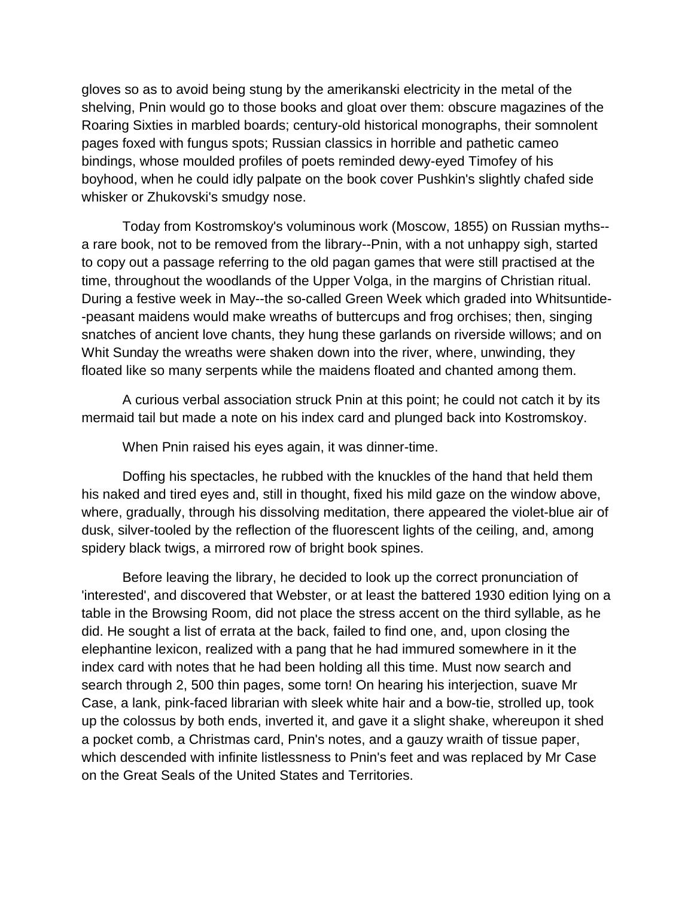gloves so as to avoid being stung by the amerikanski electricity in the metal of the shelving, Pnin would go to those books and gloat over them: obscure magazines of the Roaring Sixties in marbled boards; century-old historical monographs, their somnolent pages foxed with fungus spots; Russian classics in horrible and pathetic cameo bindings, whose moulded profiles of poets reminded dewy-eyed Timofey of his boyhood, when he could idly palpate on the book cover Pushkin's slightly chafed side whisker or Zhukovski's smudgy nose.

Today from Kostromskoy's voluminous work (Moscow, 1855) on Russian myths--a rare book, not to be removed from the library--Pnin, with a not unhappy sigh, started to copy out a passage referring to the old pagan games that were still practised at the time, throughout the woodlands of the Upper Volga, in the margins of Christian ritual. During a festive week in May--the so-called Green Week which graded into Whitsuntide--peasant maidens would make wreaths of buttercups and frog orchises; then, singing snatches of ancient love chants, they hung these garlands on riverside willows; and on Whit Sunday the wreaths were shaken down into the river, where, unwinding, they floated like so many serpents while the maidens floated and chanted among them.

A curious verbal association struck Pnin at this point; he could not catch it by its mermaid tail but made a note on his index card and plunged back into Kostromskoy.

When Pnin raised his eyes again, it was dinner-time.

Doffing his spectacles, he rubbed with the knuckles of the hand that held them his naked and tired eyes and, still in thought, fixed his mild gaze on the window above, where, gradually, through his dissolving meditation, there appeared the violet-blue air of dusk, silver-tooled by the reflection of the fluorescent lights of the ceiling, and, among spidery black twigs, a mirrored row of bright book spines.

Before leaving the library, he decided to look up the correct pronunciation of 'interested', and discovered that Webster, or at least the battered 1930 edition lying on a table in the Browsing Room, did not place the stress accent on the third syllable, as he did. He sought a list of errata at the back, failed to find one, and, upon closing the elephantine lexicon, realized with a pang that he had immured somewhere in it the index card with notes that he had been holding all this time. Must now search and search through 2, 500 thin pages, some torn! On hearing his interjection, suave Mr Case, a lank, pink-faced librarian with sleek white hair and a bow-tie, strolled up, took up the colossus by both ends, inverted it, and gave it a slight shake, whereupon it shed a pocket comb, a Christmas card, Pnin's notes, and a gauzy wraith of tissue paper, which descended with infinite listlessness to Pnin's feet and was replaced by Mr Case on the Great Seals of the United States and Territories.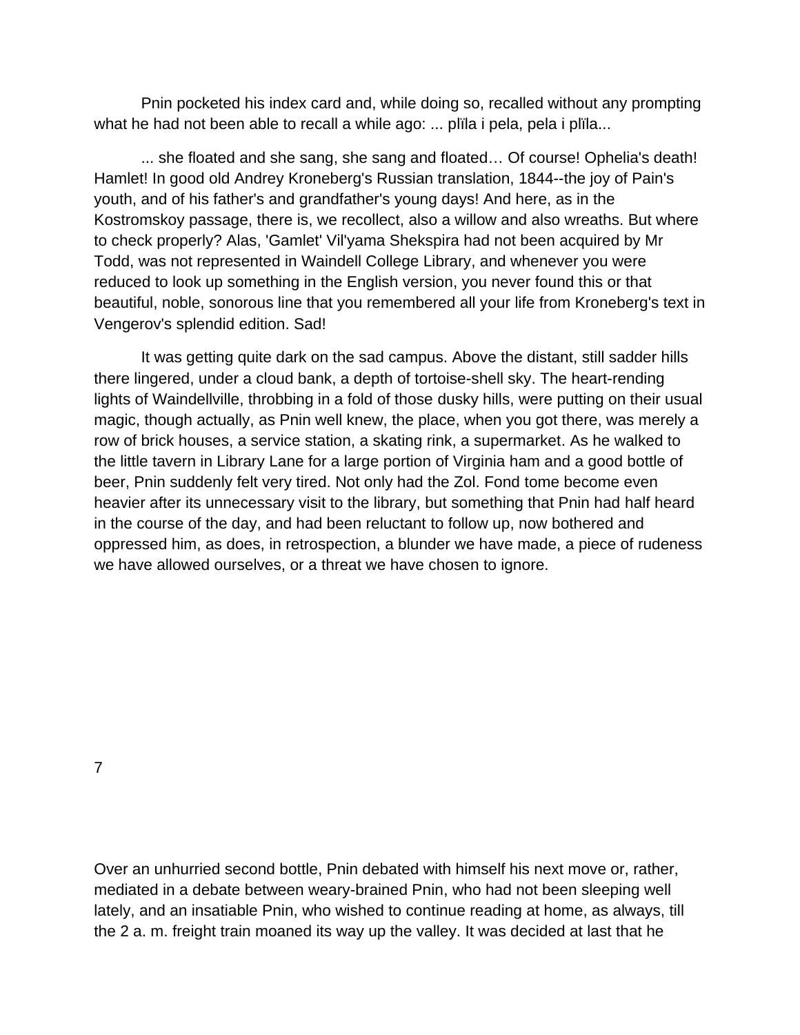Pnin pocketed his index card and, while doing so, recalled without any prompting what he had not been able to recall a while ago: ... plïla i pela, pela i plïla...

... she floated and she sang, she sang and floated… Of course! Ophelia's death! Hamlet! In good old Andrey Kroneberg's Russian translation, 1844--the joy of Pain's youth, and of his father's and grandfather's young days! And here, as in the Kostromskoy passage, there is, we recollect, also a willow and also wreaths. But where to check properly? Alas, 'Gamlet' Vil'yama Shekspira had not been acquired by Mr Todd, was not represented in Waindell College Library, and whenever you were reduced to look up something in the English version, you never found this or that beautiful, noble, sonorous line that you remembered all your life from Kroneberg's text in Vengerov's splendid edition. Sad!

It was getting quite dark on the sad campus. Above the distant, still sadder hills there lingered, under a cloud bank, a depth of tortoise-shell sky. The heart-rending lights of Waindellville, throbbing in a fold of those dusky hills, were putting on their usual magic, though actually, as Pnin well knew, the place, when you got there, was merely a row of brick houses, a service station, a skating rink, a supermarket. As he walked to the little tavern in Library Lane for a large portion of Virginia ham and a good bottle of beer, Pnin suddenly felt very tired. Not only had the Zol. Fond tome become even heavier after its unnecessary visit to the library, but something that Pnin had half heard in the course of the day, and had been reluctant to follow up, now bothered and oppressed him, as does, in retrospection, a blunder we have made, a piece of rudeness we have allowed ourselves, or a threat we have chosen to ignore.

7

Over an unhurried second bottle, Pnin debated with himself his next move or, rather, mediated in a debate between weary-brained Pnin, who had not been sleeping well lately, and an insatiable Pnin, who wished to continue reading at home, as always, till the 2 a. m. freight train moaned its way up the valley. It was decided at last that he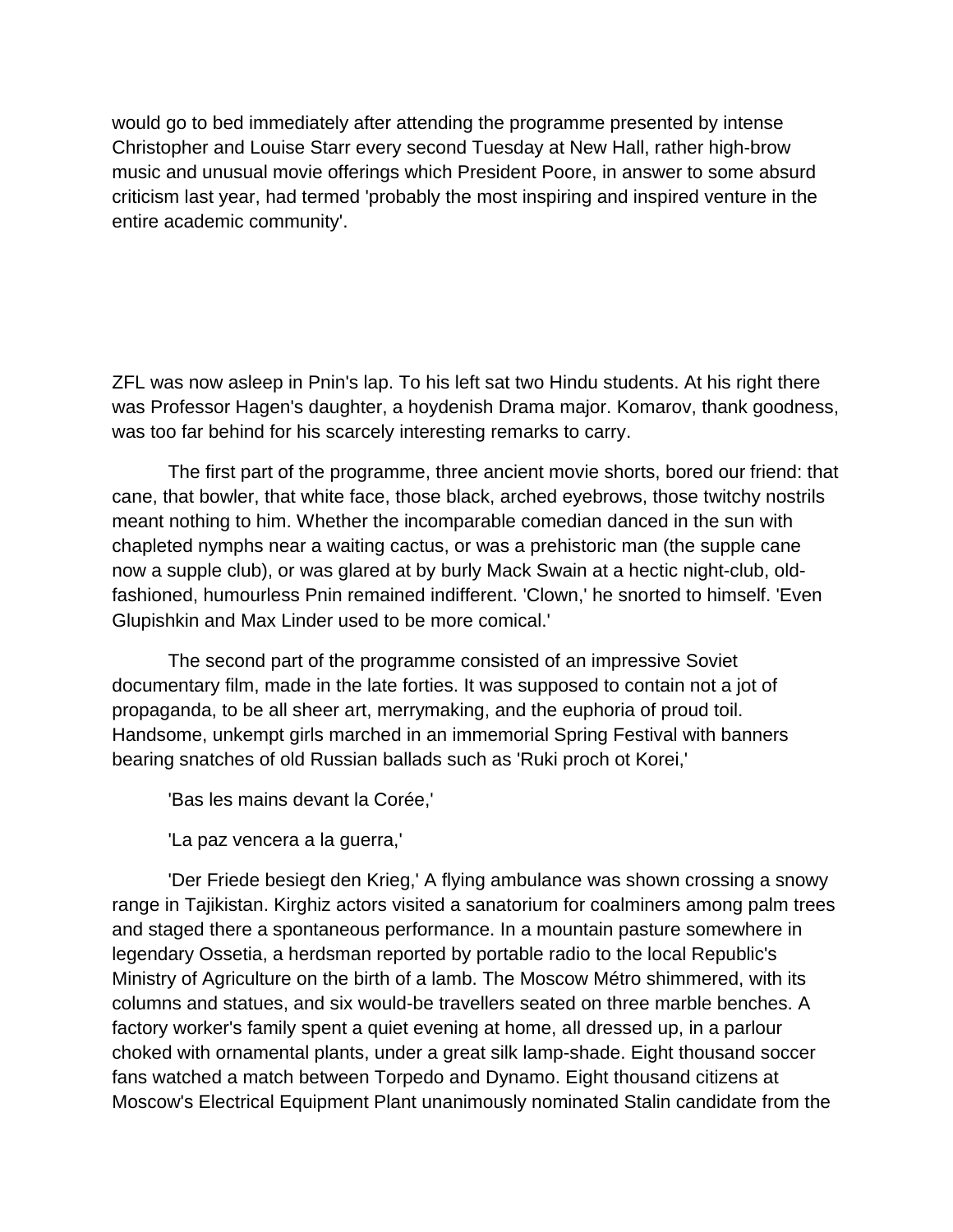would go to bed immediately after attending the programme presented by intense Christopher and Louise Starr every second Tuesday at New Hall, rather high-brow music and unusual movie offerings which President Poore, in answer to some absurd criticism last year, had termed 'probably the most inspiring and inspired venture in the entire academic community'.

ZFL was now asleep in Pnin's lap. To his left sat two Hindu students. At his right there was Professor Hagen's daughter, a hoydenish Drama major. Komarov, thank goodness, was too far behind for his scarcely interesting remarks to carry.

The first part of the programme, three ancient movie shorts, bored our friend: that cane, that bowler, that white face, those black, arched eyebrows, those twitchy nostrils meant nothing to him. Whether the incomparable comedian danced in the sun with chapleted nymphs near a waiting cactus, or was a prehistoric man (the supple cane now a supple club), or was glared at by burly Mack Swain at a hectic night-club, old-fashioned, humourless Pnin remained indifferent. 'Clown,' he snorted to himself. 'Even Glupishkin and Max Linder used to be more comical.'

The second part of the programme consisted of an impressive Soviet documentary film, made in the late forties. It was supposed to contain not a jot of propaganda, to be all sheer art, merrymaking, and the euphoria of proud toil. Handsome, unkempt girls marched in an immemorial Spring Festival with banners bearing snatches of old Russian ballads such as 'Ruki proch ot Korei,'

'Bas les mains devant la Corée,'

'La paz vencera a la guerra,'

'Der Friede besiegt den Krieg,' A flying ambulance was shown crossing a snowy range in Tajikistan. Kirghiz actors visited a sanatorium for coalminers among palm trees and staged there a spontaneous performance. In a mountain pasture somewhere in legendary Ossetia, a herdsman reported by portable radio to the local Republic's Ministry of Agriculture on the birth of a lamb. The Moscow Métro shimmered, with its columns and statues, and six would-be travellers seated on three marble benches. A factory worker's family spent a quiet evening at home, all dressed up, in a parlour choked with ornamental plants, under a great silk lamp-shade. Eight thousand soccer fans watched a match between Torpedo and Dynamo. Eight thousand citizens at Moscow's Electrical Equipment Plant unanimously nominated Stalin candidate from the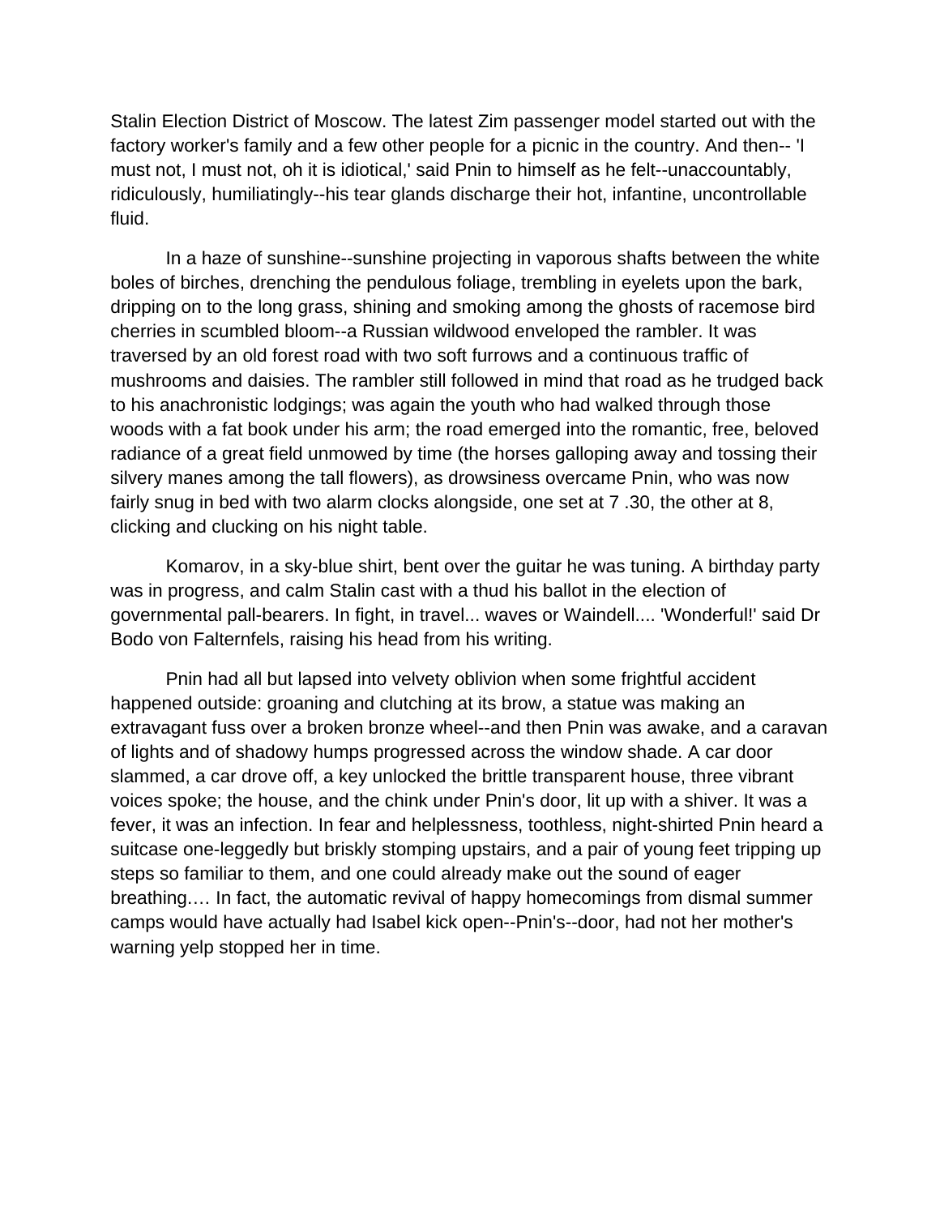Stalin Election District of Moscow. The latest Zim passenger model started out with the factory worker's family and a few other people for a picnic in the country. And then-- 'I must not, I must not, oh it is idiotical,' said Pnin to himself as he felt--unaccountably, ridiculously, humiliatingly--his tear glands discharge their hot, infantine, uncontrollable fluid.

In a haze of sunshine--sunshine projecting in vaporous shafts between the white boles of birches, drenching the pendulous foliage, trembling in eyelets upon the bark, dripping on to the long grass, shining and smoking among the ghosts of racemose bird cherries in scumbled bloom--a Russian wildwood enveloped the rambler. It was traversed by an old forest road with two soft furrows and a continuous traffic of mushrooms and daisies. The rambler still followed in mind that road as he trudged back to his anachronistic lodgings; was again the youth who had walked through those woods with a fat book under his arm; the road emerged into the romantic, free, beloved radiance of a great field unmowed by time (the horses galloping away and tossing their silvery manes among the tall flowers), as drowsiness overcame Pnin, who was now fairly snug in bed with two alarm clocks alongside, one set at 7 .30, the other at 8, clicking and clucking on his night table.

Komarov, in a sky-blue shirt, bent over the guitar he was tuning. A birthday party was in progress, and calm Stalin cast with a thud his ballot in the election of governmental pall-bearers. In fight, in travel... waves or Waindell.... 'Wonderful!' said Dr Bodo von Falternfels, raising his head from his writing.

Pnin had all but lapsed into velvety oblivion when some frightful accident happened outside: groaning and clutching at its brow, a statue was making an extravagant fuss over a broken bronze wheel--and then Pnin was awake, and a caravan of lights and of shadowy humps progressed across the window shade. A car door slammed, a car drove off, a key unlocked the brittle transparent house, three vibrant voices spoke; the house, and the chink under Pnin's door, lit up with a shiver. It was a fever, it was an infection. In fear and helplessness, toothless, night-shirted Pnin heard a suitcase one-leggedly but briskly stomping upstairs, and a pair of young feet tripping up steps so familiar to them, and one could already make out the sound of eager breathing.… In fact, the automatic revival of happy homecomings from dismal summer camps would have actually had Isabel kick open--Pnin's--door, had not her mother's warning yelp stopped her in time.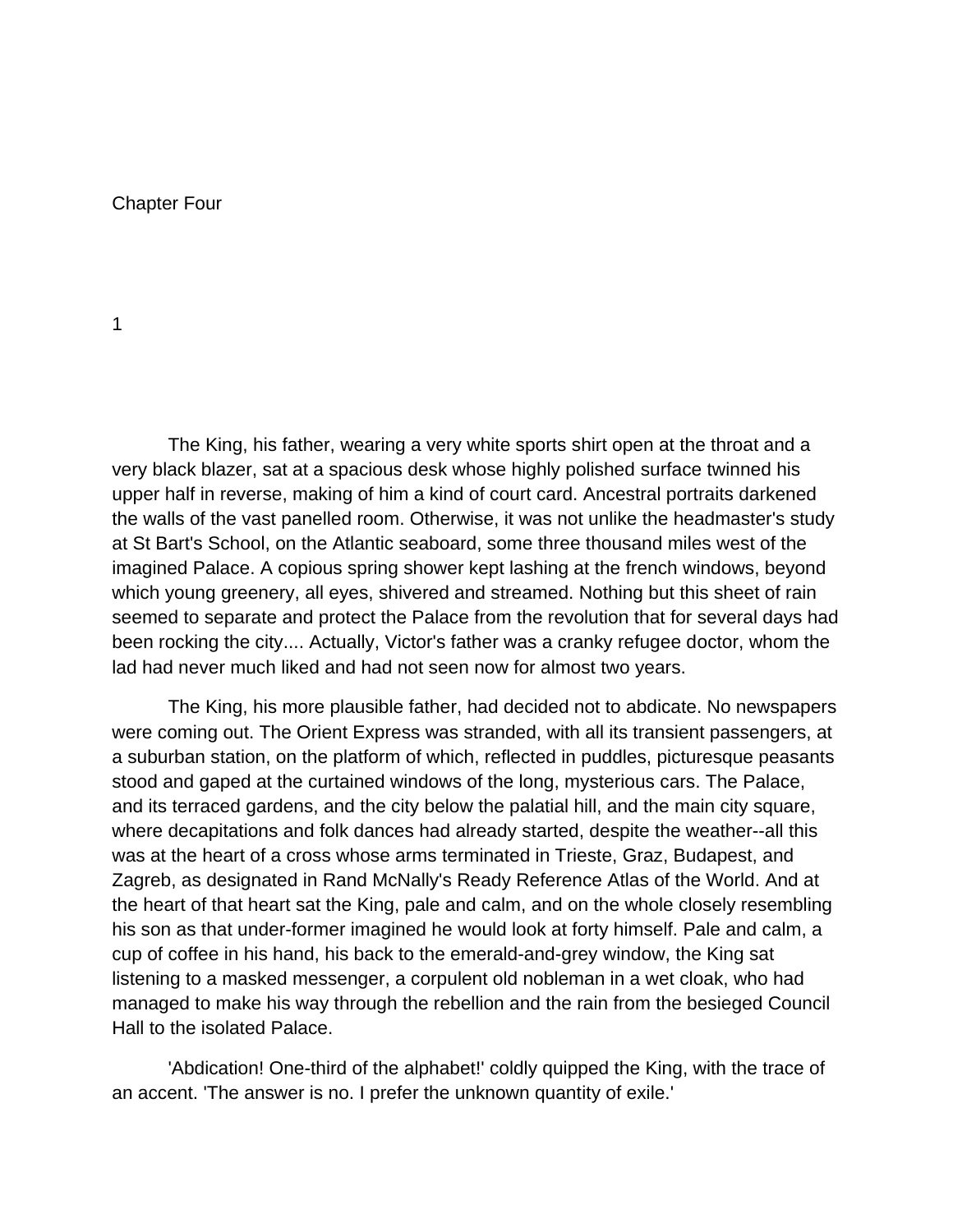# Chapter Four

## 1

The King, his father, wearing a very white sports shirt open at the throat and a very black blazer, sat at a spacious desk whose highly polished surface twinned his upper half in reverse, making of him a kind of court card. Ancestral portraits darkened the walls of the vast panelled room. Otherwise, it was not unlike the headmaster's study at St Bart's School, on the Atlantic seaboard, some three thousand miles west of the imagined Palace. A copious spring shower kept lashing at the french windows, beyond which young greenery, all eyes, shivered and streamed. Nothing but this sheet of rain seemed to separate and protect the Palace from the revolution that for several days had been rocking the city.... Actually, Victor's father was a cranky refugee doctor, whom the lad had never much liked and had not seen now for almost two years.

The King, his more plausible father, had decided not to abdicate. No newspapers were coming out. The Orient Express was stranded, with all its transient passengers, at a suburban station, on the platform of which, reflected in puddles, picturesque peasants stood and gaped at the curtained windows of the long, mysterious cars. The Palace, and its terraced gardens, and the city below the palatial hill, and the main city square, where decapitations and folk dances had already started, despite the weather--all this was at the heart of a cross whose arms terminated in Trieste, Graz, Budapest, and Zagreb, as designated in Rand McNally's Ready Reference Atlas of the World. And at the heart of that heart sat the King, pale and calm, and on the whole closely resembling his son as that under-former imagined he would look at forty himself. Pale and calm, a cup of coffee in his hand, his back to the emerald-and-grey window, the King sat listening to a masked messenger, a corpulent old nobleman in a wet cloak, who had managed to make his way through the rebellion and the rain from the besieged Council Hall to the isolated Palace.

'Abdication! One-third of the alphabet!' coldly quipped the King, with the trace of an accent. 'The answer is no. I prefer the unknown quantity of exile.'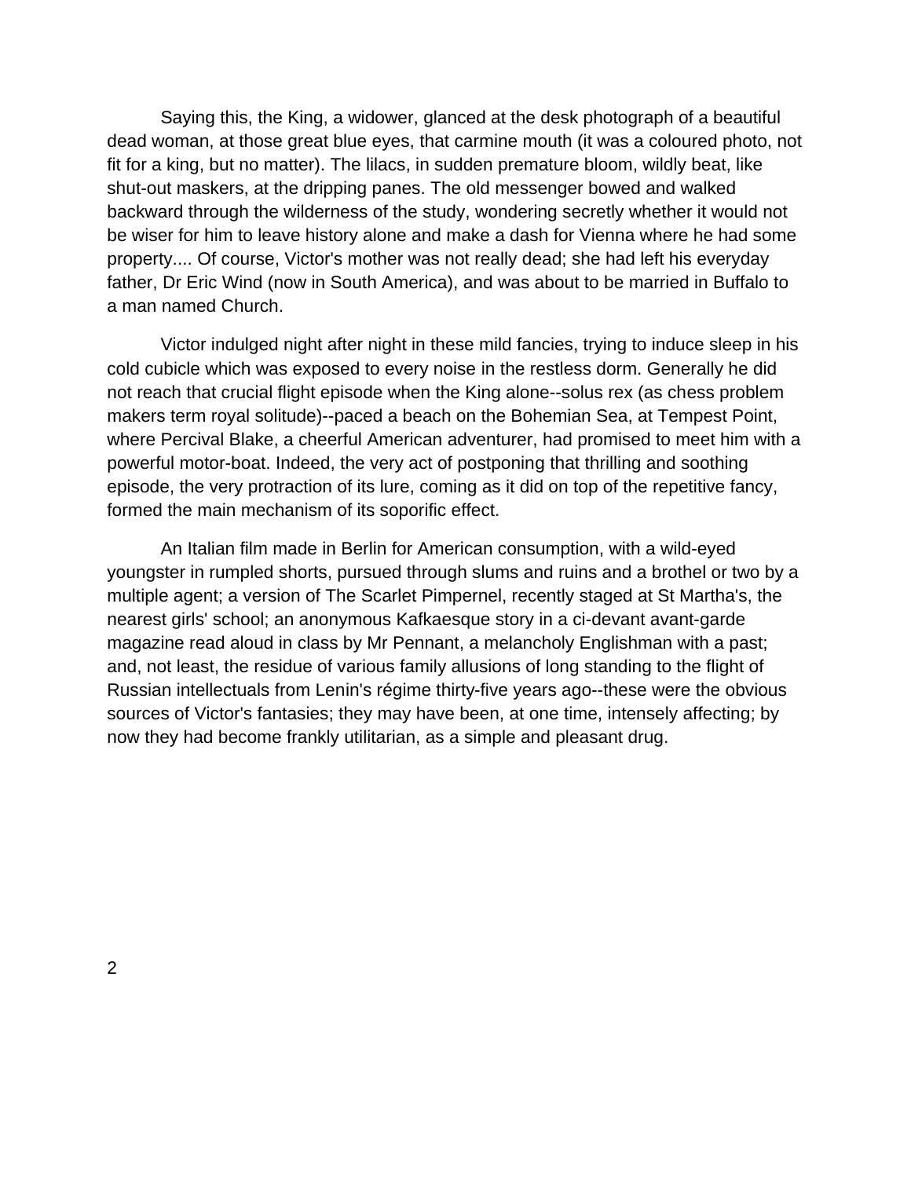Saying this, the King, a widower, glanced at the desk photograph of a beautiful dead woman, at those great blue eyes, that carmine mouth (it was a coloured photo, not fit for a king, but no matter). The lilacs, in sudden premature bloom, wildly beat, like shut-out maskers, at the dripping panes. The old messenger bowed and walked backward through the wilderness of the study, wondering secretly whether it would not be wiser for him to leave history alone and make a dash for Vienna where he had some property.... Of course, Victor's mother was not really dead; she had left his everyday father, Dr Eric Wind (now in South America), and was about to be married in Buffalo to a man named Church.

Victor indulged night after night in these mild fancies, trying to induce sleep in his cold cubicle which was exposed to every noise in the restless dorm. Generally he did not reach that crucial flight episode when the King alone--solus rex (as chess problem makers term royal solitude)--paced a beach on the Bohemian Sea, at Tempest Point, where Percival Blake, a cheerful American adventurer, had promised to meet him with a powerful motor-boat. Indeed, the very act of postponing that thrilling and soothing episode, the very protraction of its lure, coming as it did on top of the repetitive fancy, formed the main mechanism of its soporific effect.

An Italian film made in Berlin for American consumption, with a wild-eyed youngster in rumpled shorts, pursued through slums and ruins and a brothel or two by a multiple agent; a version of The Scarlet Pimpernel, recently staged at St Martha's, the nearest girls' school; an anonymous Kafkaesque story in a ci-devant avant-garde magazine read aloud in class by Mr Pennant, a melancholy Englishman with a past; and, not least, the residue of various family allusions of long standing to the flight of Russian intellectuals from Lenin's régime thirty-five years ago--these were the obvious sources of Victor's fantasies; they may have been, at one time, intensely affecting; by now they had become frankly utilitarian, as a simple and pleasant drug.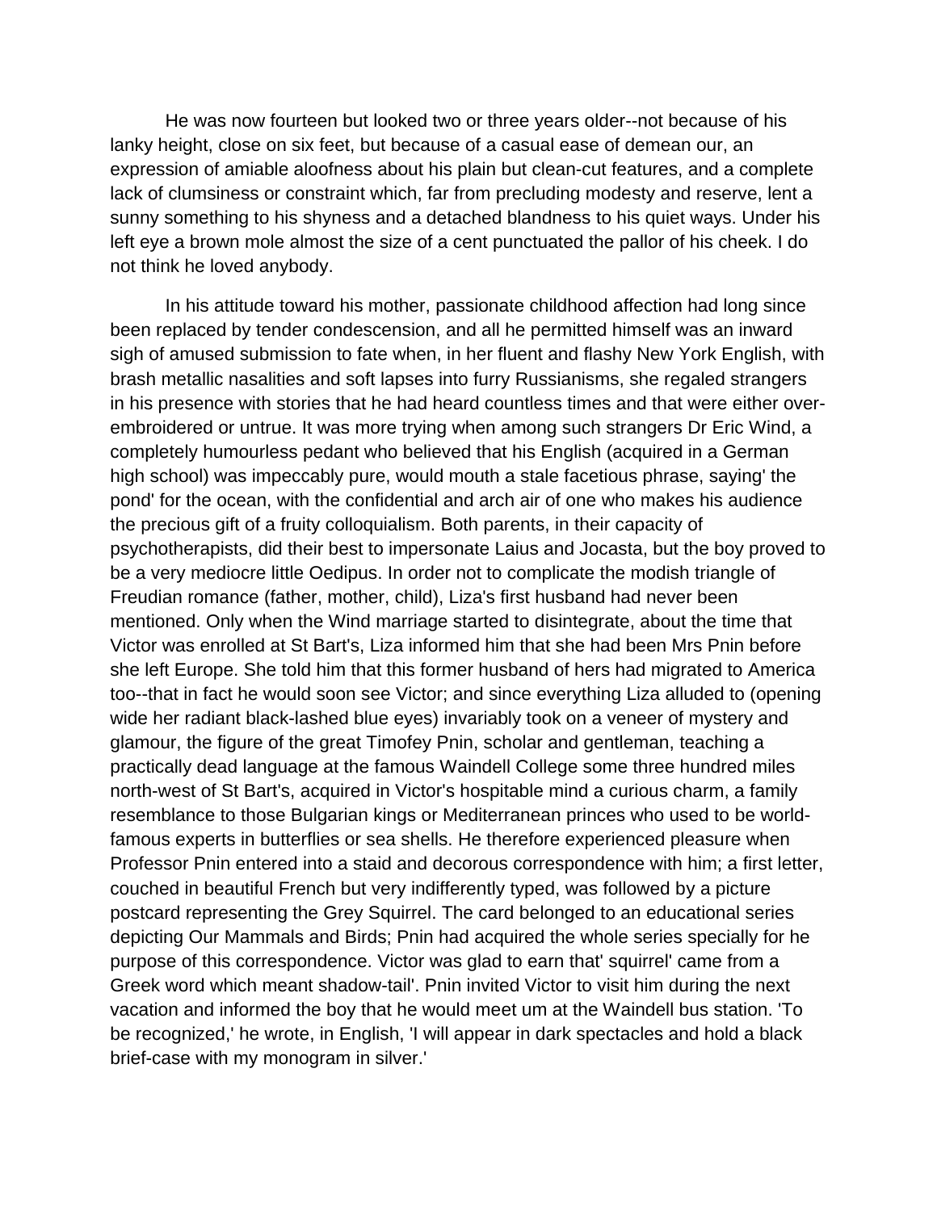He was now fourteen but looked two or three years older--not because of his lanky height, close on six feet, but because of a casual ease of demean our, an expression of amiable aloofness about his plain but clean-cut features, and a complete lack of clumsiness or constraint which, far from precluding modesty and reserve, lent a sunny something to his shyness and a detached blandness to his quiet ways. Under his left eye a brown mole almost the size of a cent punctuated the pallor of his cheek. I do not think he loved anybody.

In his attitude toward his mother, passionate childhood affection had long since been replaced by tender condescension, and all he permitted himself was an inward sigh of amused submission to fate when, in her fluent and flashy New York English, with brash metallic nasalities and soft lapses into furry Russianisms, she regaled strangers in his presence with stories that he had heard countless times and that were either over-embroidered or untrue. It was more trying when among such strangers Dr Eric Wind, a completely humourless pedant who believed that his English (acquired in a German high school) was impeccably pure, would mouth a stale facetious phrase, saying' the pond' for the ocean, with the confidential and arch air of one who makes his audience the precious gift of a fruity colloquialism. Both parents, in their capacity of psychotherapists, did their best to impersonate Laius and Jocasta, but the boy proved to be a very mediocre little Oedipus. In order not to complicate the modish triangle of Freudian romance (father, mother, child), Liza's first husband had never been mentioned. Only when the Wind marriage started to disintegrate, about the time that Victor was enrolled at St Bart's, Liza informed him that she had been Mrs Pnin before she left Europe. She told him that this former husband of hers had migrated to America too--that in fact he would soon see Victor; and since everything Liza alluded to (opening wide her radiant black-lashed blue eyes) invariably took on a veneer of mystery and glamour, the figure of the great Timofey Pnin, scholar and gentleman, teaching a practically dead language at the famous Waindell College some three hundred miles north-west of St Bart's, acquired in Victor's hospitable mind a curious charm, a family resemblance to those Bulgarian kings or Mediterranean princes who used to be world-famous experts in butterflies or sea shells. He therefore experienced pleasure when Professor Pnin entered into a staid and decorous correspondence with him; a first letter, couched in beautiful French but very indifferently typed, was followed by a picture postcard representing the Grey Squirrel. The card belonged to an educational series depicting Our Mammals and Birds; Pnin had acquired the whole series specially for he purpose of this correspondence. Victor was glad to earn that' squirrel' came from a Greek word which meant shadow-tail'. Pnin invited Victor to visit him during the next vacation and informed the boy that he would meet um at the Waindell bus station. 'To be recognized,' he wrote, in English, 'I will appear in dark spectacles and hold a black brief-case with my monogram in silver.'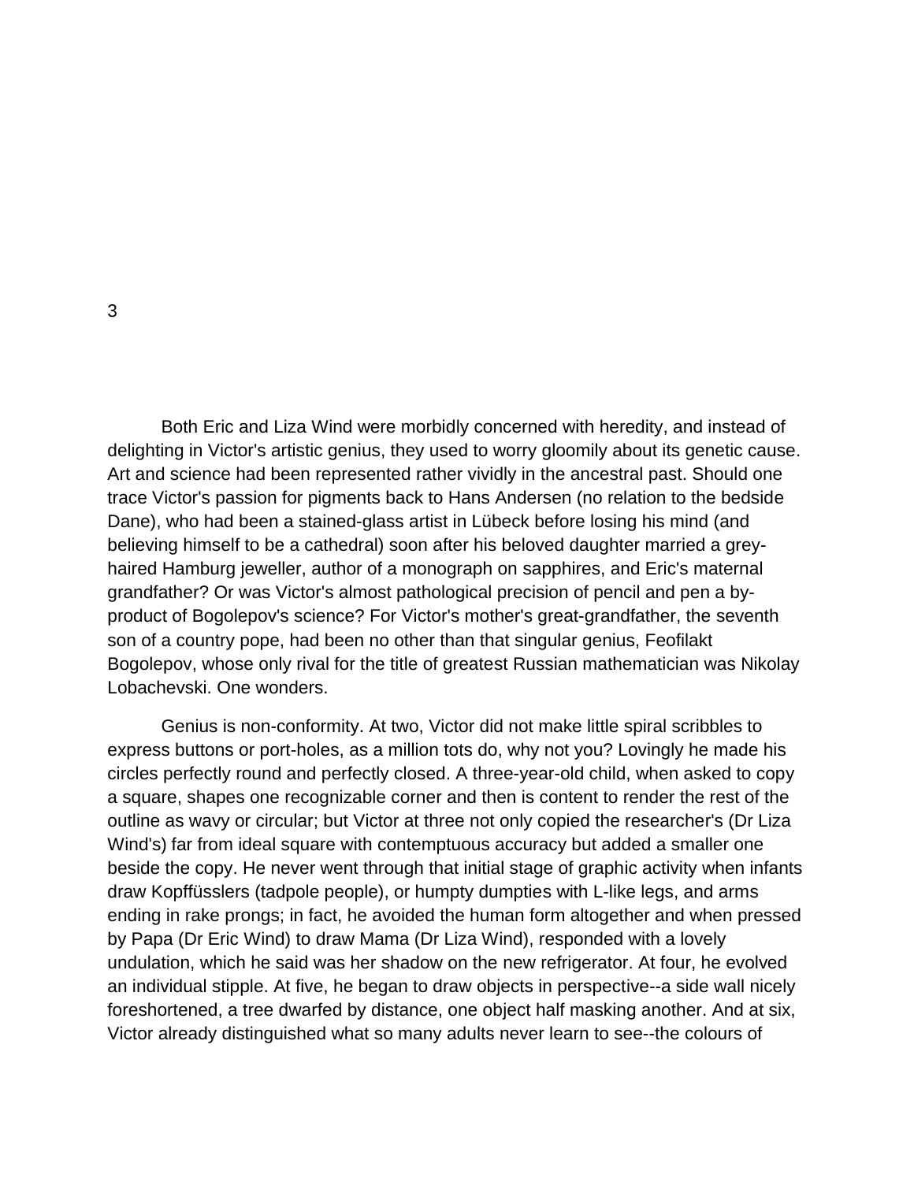## 3

Both Eric and Liza Wind were morbidly concerned with heredity, and instead of delighting in Victor's artistic genius, they used to worry gloomily about its genetic cause. Art and science had been represented rather vividly in the ancestral past. Should one trace Victor's passion for pigments back to Hans Andersen (no relation to the bedside Dane), who had been a stained-glass artist in Lübeck before losing his mind (and believing himself to be a cathedral) soon after his beloved daughter married a grey-haired Hamburg jeweller, author of a monograph on sapphires, and Eric's maternal grandfather? Or was Victor's almost pathological precision of pencil and pen a by-product of Bogolepov's science? For Victor's mother's great-grandfather, the seventh son of a country pope, had been no other than that singular genius, Feofilakt Bogolepov, whose only rival for the title of greatest Russian mathematician was Nikolay Lobachevski. One wonders.

Genius is non-conformity. At two, Victor did not make little spiral scribbles to express buttons or port-holes, as a million tots do, why not you? Lovingly he made his circles perfectly round and perfectly closed. A three-year-old child, when asked to copy a square, shapes one recognizable corner and then is content to render the rest of the outline as wavy or circular; but Victor at three not only copied the researcher's (Dr Liza Wind's) far from ideal square with contemptuous accuracy but added a smaller one beside the copy. He never went through that initial stage of graphic activity when infants draw Kopffüsslers (tadpole people), or humpty dumpties with L-like legs, and arms ending in rake prongs; in fact, he avoided the human form altogether and when pressed by Papa (Dr Eric Wind) to draw Mama (Dr Liza Wind), responded with a lovely undulation, which he said was her shadow on the new refrigerator. At four, he evolved an individual stipple. At five, he began to draw objects in perspective--a side wall nicely foreshortened, a tree dwarfed by distance, one object half masking another. And at six, Victor already distinguished what so many adults never learn to see--the colours of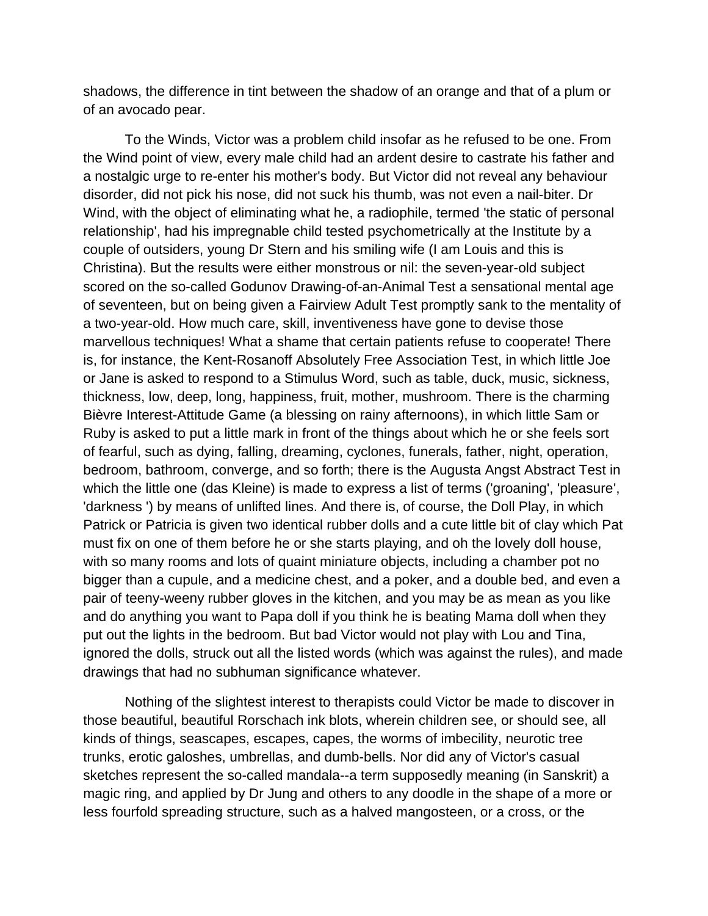shadows, the difference in tint between the shadow of an orange and that of a plum or of an avocado pear.

To the Winds, Victor was a problem child insofar as he refused to be one. From the Wind point of view, every male child had an ardent desire to castrate his father and a nostalgic urge to re-enter his mother's body. But Victor did not reveal any behaviour disorder, did not pick his nose, did not suck his thumb, was not even a nail-biter. Dr Wind, with the object of eliminating what he, a radiophile, termed 'the static of personal relationship', had his impregnable child tested psychometrically at the Institute by a couple of outsiders, young Dr Stern and his smiling wife (I am Louis and this is Christina). But the results were either monstrous or nil: the seven-year-old subject scored on the so-called Godunov Drawing-of-an-Animal Test a sensational mental age of seventeen, but on being given a Fairview Adult Test promptly sank to the mentality of a two-year-old. How much care, skill, inventiveness have gone to devise those marvellous techniques! What a shame that certain patients refuse to cooperate! There is, for instance, the Kent-Rosanoff Absolutely Free Association Test, in which little Joe or Jane is asked to respond to a Stimulus Word, such as table, duck, music, sickness, thickness, low, deep, long, happiness, fruit, mother, mushroom. There is the charming Bièvre Interest-Attitude Game (a blessing on rainy afternoons), in which little Sam or Ruby is asked to put a little mark in front of the things about which he or she feels sort of fearful, such as dying, falling, dreaming, cyclones, funerals, father, night, operation, bedroom, bathroom, converge, and so forth; there is the Augusta Angst Abstract Test in which the little one (das Kleine) is made to express a list of terms ('groaning', 'pleasure', 'darkness ') by means of unlifted lines. And there is, of course, the Doll Play, in which Patrick or Patricia is given two identical rubber dolls and a cute little bit of clay which Pat must fix on one of them before he or she starts playing, and oh the lovely doll house, with so many rooms and lots of quaint miniature objects, including a chamber pot no bigger than a cupule, and a medicine chest, and a poker, and a double bed, and even a pair of teeny-weeny rubber gloves in the kitchen, and you may be as mean as you like and do anything you want to Papa doll if you think he is beating Mama doll when they put out the lights in the bedroom. But bad Victor would not play with Lou and Tina, ignored the dolls, struck out all the listed words (which was against the rules), and made drawings that had no subhuman significance whatever.

Nothing of the slightest interest to therapists could Victor be made to discover in those beautiful, beautiful Rorschach ink blots, wherein children see, or should see, all kinds of things, seascapes, escapes, capes, the worms of imbecility, neurotic tree trunks, erotic galoshes, umbrellas, and dumb-bells. Nor did any of Victor's casual sketches represent the so-called mandala--a term supposedly meaning (in Sanskrit) a magic ring, and applied by Dr Jung and others to any doodle in the shape of a more or less fourfold spreading structure, such as a halved mangosteen, or a cross, or the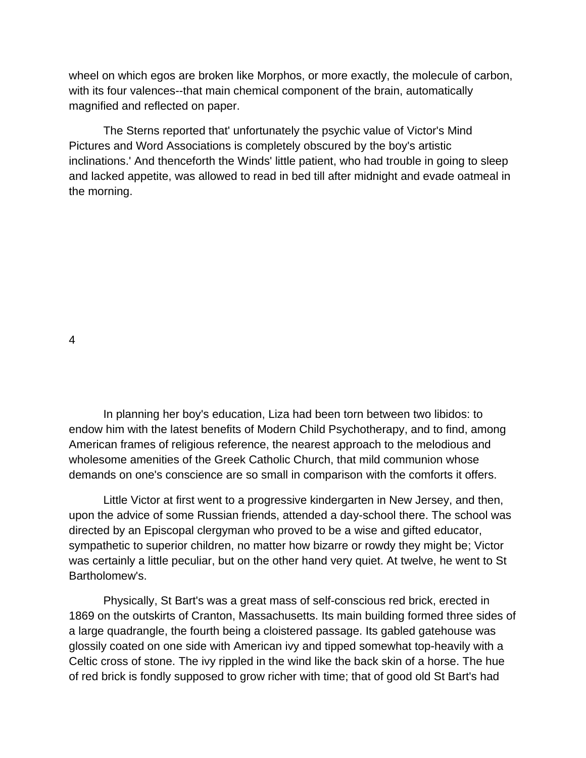wheel on which egos are broken like Morphos, or more exactly, the molecule of carbon, with its four valences--that main chemical component of the brain, automatically magnified and reflected on paper.

The Sterns reported that' unfortunately the psychic value of Victor's Mind Pictures and Word Associations is completely obscured by the boy's artistic inclinations.' And thenceforth the Winds' little patient, who had trouble in going to sleep and lacked appetite, was allowed to read in bed till after midnight and evade oatmeal in the morning.

## 4

In planning her boy's education, Liza had been torn between two libidos: to endow him with the latest benefits of Modern Child Psychotherapy, and to find, among American frames of religious reference, the nearest approach to the melodious and wholesome amenities of the Greek Catholic Church, that mild communion whose demands on one's conscience are so small in comparison with the comforts it offers.

Little Victor at first went to a progressive kindergarten in New Jersey, and then, upon the advice of some Russian friends, attended a day-school there. The school was directed by an Episcopal clergyman who proved to be a wise and gifted educator, sympathetic to superior children, no matter how bizarre or rowdy they might be; Victor was certainly a little peculiar, but on the other hand very quiet. At twelve, he went to St Bartholomew's.

Physically, St Bart's was a great mass of self-conscious red brick, erected in 1869 on the outskirts of Cranton, Massachusetts. Its main building formed three sides of a large quadrangle, the fourth being a cloistered passage. Its gabled gatehouse was glossily coated on one side with American ivy and tipped somewhat top-heavily with a Celtic cross of stone. The ivy rippled in the wind like the back skin of a horse. The hue of red brick is fondly supposed to grow richer with time; that of good old St Bart's had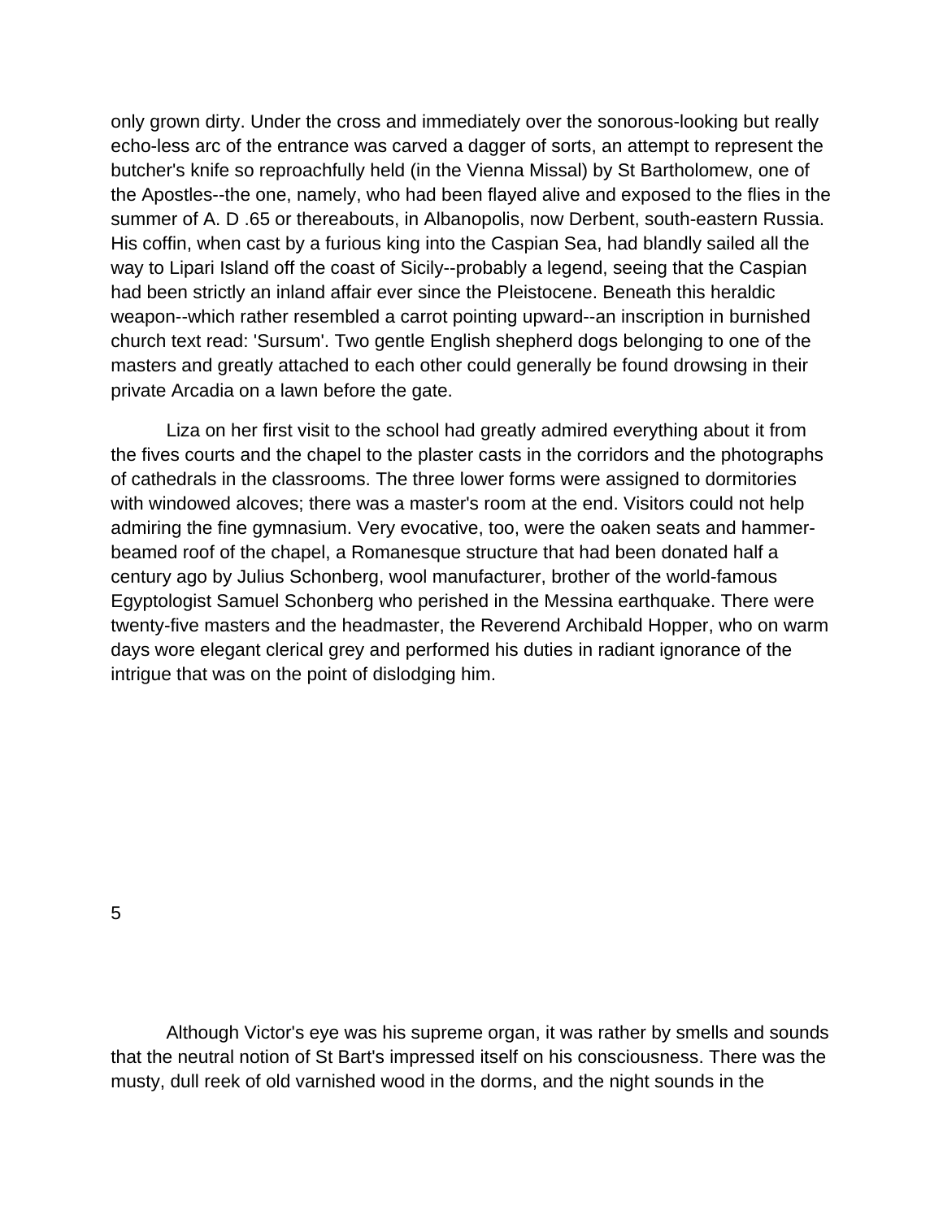only grown dirty. Under the cross and immediately over the sonorous-looking but really echo-less arc of the entrance was carved a dagger of sorts, an attempt to represent the butcher's knife so reproachfully held (in the Vienna Missal) by St Bartholomew, one of the Apostles--the one, namely, who had been flayed alive and exposed to the flies in the summer of A. D .65 or thereabouts, in Albanopolis, now Derbent, south-eastern Russia. His coffin, when cast by a furious king into the Caspian Sea, had blandly sailed all the way to Lipari Island off the coast of Sicily--probably a legend, seeing that the Caspian had been strictly an inland affair ever since the Pleistocene. Beneath this heraldic weapon--which rather resembled a carrot pointing upward--an inscription in burnished church text read: 'Sursum'. Two gentle English shepherd dogs belonging to one of the masters and greatly attached to each other could generally be found drowsing in their private Arcadia on a lawn before the gate.

Liza on her first visit to the school had greatly admired everything about it from the fives courts and the chapel to the plaster casts in the corridors and the photographs of cathedrals in the classrooms. The three lower forms were assigned to dormitories with windowed alcoves; there was a master's room at the end. Visitors could not help admiring the fine gymnasium. Very evocative, too, were the oaken seats and hammer-beamed roof of the chapel, a Romanesque structure that had been donated half a century ago by Julius Schonberg, wool manufacturer, brother of the world-famous Egyptologist Samuel Schonberg who perished in the Messina earthquake. There were twenty-five masters and the headmaster, the Reverend Archibald Hopper, who on warm days wore elegant clerical grey and performed his duties in radiant ignorance of the intrigue that was on the point of dislodging him.

## 5

Although Victor's eye was his supreme organ, it was rather by smells and sounds that the neutral notion of St Bart's impressed itself on his consciousness. There was the musty, dull reek of old varnished wood in the dorms, and the night sounds in the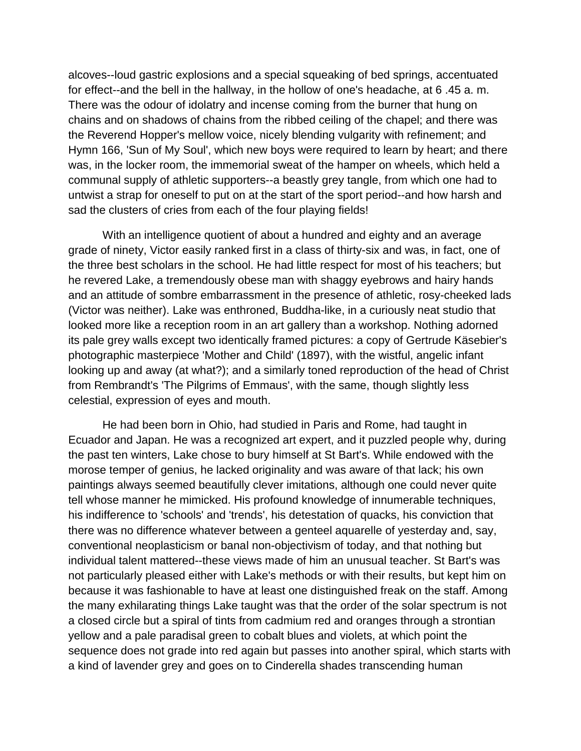alcoves--loud gastric explosions and a special squeaking of bed springs, accentuated for effect--and the bell in the hallway, in the hollow of one's headache, at 6 .45 a. m. There was the odour of idolatry and incense coming from the burner that hung on chains and on shadows of chains from the ribbed ceiling of the chapel; and there was the Reverend Hopper's mellow voice, nicely blending vulgarity with refinement; and Hymn 166, 'Sun of My Soul', which new boys were required to learn by heart; and there was, in the locker room, the immemorial sweat of the hamper on wheels, which held a communal supply of athletic supporters--a beastly grey tangle, from which one had to untwist a strap for oneself to put on at the start of the sport period--and how harsh and sad the clusters of cries from each of the four playing fields!

With an intelligence quotient of about a hundred and eighty and an average grade of ninety, Victor easily ranked first in a class of thirty-six and was, in fact, one of the three best scholars in the school. He had little respect for most of his teachers; but he revered Lake, a tremendously obese man with shaggy eyebrows and hairy hands and an attitude of sombre embarrassment in the presence of athletic, rosy-cheeked lads (Victor was neither). Lake was enthroned, Buddha-like, in a curiously neat studio that looked more like a reception room in an art gallery than a workshop. Nothing adorned its pale grey walls except two identically framed pictures: a copy of Gertrude Käsebier's photographic masterpiece 'Mother and Child' (1897), with the wistful, angelic infant looking up and away (at what?); and a similarly toned reproduction of the head of Christ from Rembrandt's 'The Pilgrims of Emmaus', with the same, though slightly less celestial, expression of eyes and mouth.

He had been born in Ohio, had studied in Paris and Rome, had taught in Ecuador and Japan. He was a recognized art expert, and it puzzled people why, during the past ten winters, Lake chose to bury himself at St Bart's. While endowed with the morose temper of genius, he lacked originality and was aware of that lack; his own paintings always seemed beautifully clever imitations, although one could never quite tell whose manner he mimicked. His profound knowledge of innumerable techniques, his indifference to 'schools' and 'trends', his detestation of quacks, his conviction that there was no difference whatever between a genteel aquarelle of yesterday and, say, conventional neoplasticism or banal non-objectivism of today, and that nothing but individual talent mattered--these views made of him an unusual teacher. St Bart's was not particularly pleased either with Lake's methods or with their results, but kept him on because it was fashionable to have at least one distinguished freak on the staff. Among the many exhilarating things Lake taught was that the order of the solar spectrum is not a closed circle but a spiral of tints from cadmium red and oranges through a strontian yellow and a pale paradisal green to cobalt blues and violets, at which point the sequence does not grade into red again but passes into another spiral, which starts with a kind of lavender grey and goes on to Cinderella shades transcending human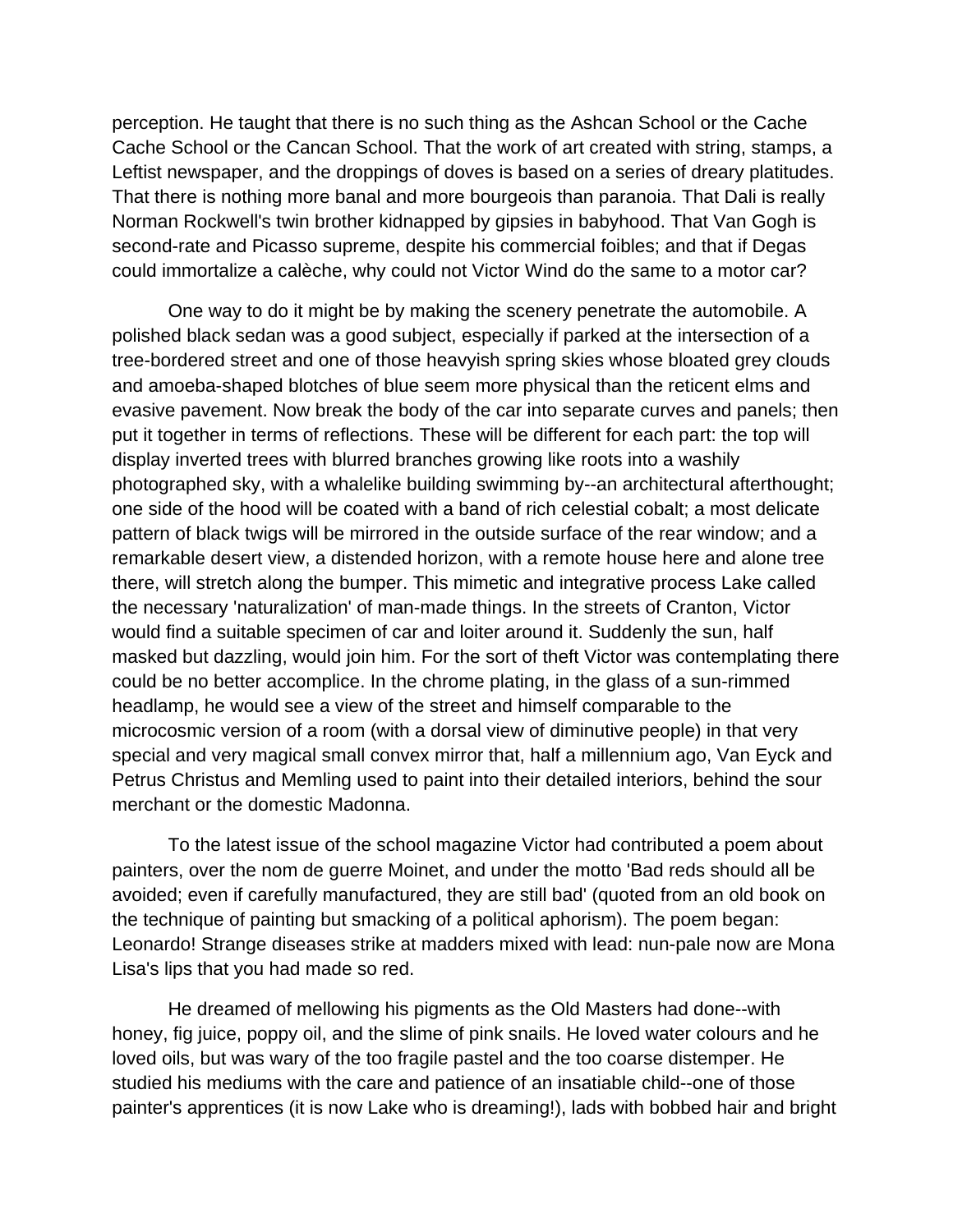perception. He taught that there is no such thing as the Ashcan School or the Cache Cache School or the Cancan School. That the work of art created with string, stamps, a Leftist newspaper, and the droppings of doves is based on a series of dreary platitudes. That there is nothing more banal and more bourgeois than paranoia. That Dali is really Norman Rockwell's twin brother kidnapped by gipsies in babyhood. That Van Gogh is second-rate and Picasso supreme, despite his commercial foibles; and that if Degas could immortalize a calèche, why could not Victor Wind do the same to a motor car?

One way to do it might be by making the scenery penetrate the automobile. A polished black sedan was a good subject, especially if parked at the intersection of a tree-bordered street and one of those heavyish spring skies whose bloated grey clouds and amoeba-shaped blotches of blue seem more physical than the reticent elms and evasive pavement. Now break the body of the car into separate curves and panels; then put it together in terms of reflections. These will be different for each part: the top will display inverted trees with blurred branches growing like roots into a washily photographed sky, with a whalelike building swimming by--an architectural afterthought; one side of the hood will be coated with a band of rich celestial cobalt; a most delicate pattern of black twigs will be mirrored in the outside surface of the rear window; and a remarkable desert view, a distended horizon, with a remote house here and alone tree there, will stretch along the bumper. This mimetic and integrative process Lake called the necessary 'naturalization' of man-made things. In the streets of Cranton, Victor would find a suitable specimen of car and loiter around it. Suddenly the sun, half masked but dazzling, would join him. For the sort of theft Victor was contemplating there could be no better accomplice. In the chrome plating, in the glass of a sun-rimmed headlamp, he would see a view of the street and himself comparable to the microcosmic version of a room (with a dorsal view of diminutive people) in that very special and very magical small convex mirror that, half a millennium ago, Van Eyck and Petrus Christus and Memling used to paint into their detailed interiors, behind the sour merchant or the domestic Madonna.

To the latest issue of the school magazine Victor had contributed a poem about painters, over the nom de guerre Moinet, and under the motto 'Bad reds should all be avoided; even if carefully manufactured, they are still bad' (quoted from an old book on the technique of painting but smacking of a political aphorism). The poem began: Leonardo! Strange diseases strike at madders mixed with lead: nun-pale now are Mona Lisa's lips that you had made so red.

He dreamed of mellowing his pigments as the Old Masters had done--with honey, fig juice, poppy oil, and the slime of pink snails. He loved water colours and he loved oils, but was wary of the too fragile pastel and the too coarse distemper. He studied his mediums with the care and patience of an insatiable child--one of those painter's apprentices (it is now Lake who is dreaming!), lads with bobbed hair and bright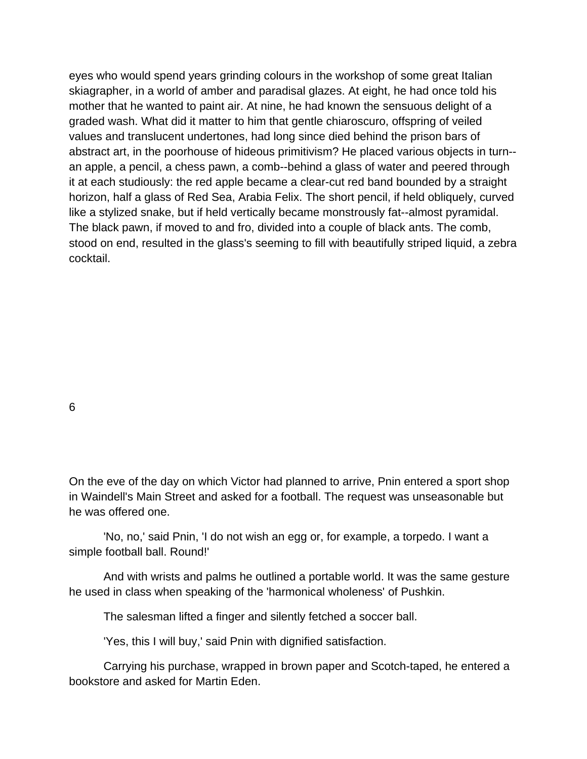eyes who would spend years grinding colours in the workshop of some great Italian skiagrapher, in a world of amber and paradisal glazes. At eight, he had once told his mother that he wanted to paint air. At nine, he had known the sensuous delight of a graded wash. What did it matter to him that gentle chiaroscuro, offspring of veiled values and translucent undertones, had long since died behind the prison bars of abstract art, in the poorhouse of hideous primitivism? He placed various objects in turn--an apple, a pencil, a chess pawn, a comb--behind a glass of water and peered through it at each studiously: the red apple became a clear-cut red band bounded by a straight horizon, half a glass of Red Sea, Arabia Felix. The short pencil, if held obliquely, curved like a stylized snake, but if held vertically became monstrously fat--almost pyramidal. The black pawn, if moved to and fro, divided into a couple of black ants. The comb, stood on end, resulted in the glass's seeming to fill with beautifully striped liquid, a zebra cocktail.

## 6

On the eve of the day on which Victor had planned to arrive, Pnin entered a sport shop in Waindell's Main Street and asked for a football. The request was unseasonable but he was offered one.

'No, no,' said Pnin, 'I do not wish an egg or, for example, a torpedo. I want a simple football ball. Round!'

And with wrists and palms he outlined a portable world. It was the same gesture he used in class when speaking of the 'harmonical wholeness' of Pushkin.

The salesman lifted a finger and silently fetched a soccer ball.

'Yes, this I will buy,' said Pnin with dignified satisfaction.

Carrying his purchase, wrapped in brown paper and Scotch-taped, he entered a bookstore and asked for Martin Eden.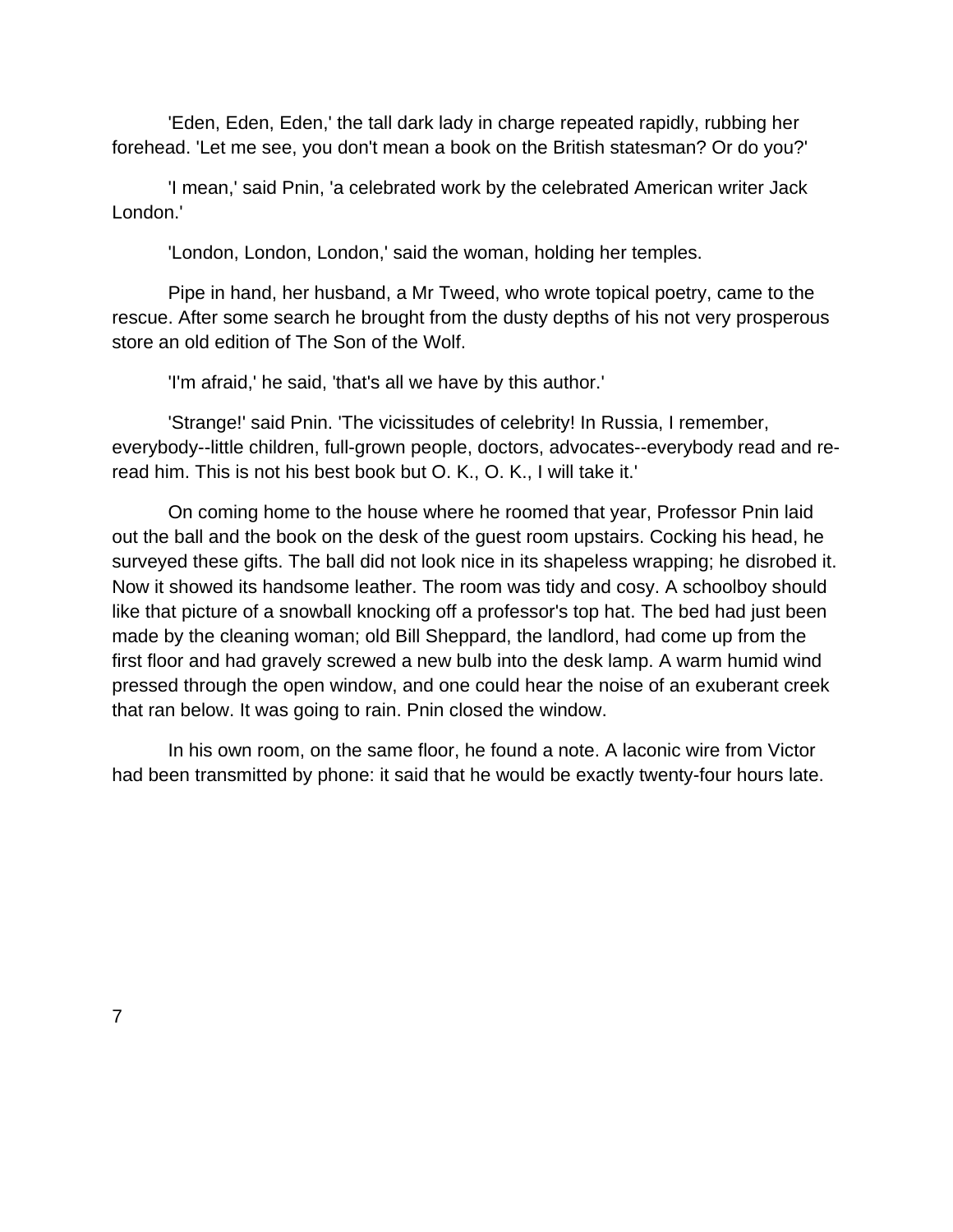'Eden, Eden, Eden,' the tall dark lady in charge repeated rapidly, rubbing her forehead. 'Let me see, you don't mean a book on the British statesman? Or do you?'

'I mean,' said Pnin, 'a celebrated work by the celebrated American writer Jack London.'

'London, London, London,' said the woman, holding her temples.

Pipe in hand, her husband, a Mr Tweed, who wrote topical poetry, came to the rescue. After some search he brought from the dusty depths of his not very prosperous store an old edition of The Son of the Wolf.

'I'm afraid,' he said, 'that's all we have by this author.'

'Strange!' said Pnin. 'The vicissitudes of celebrity! In Russia, I remember, everybody--little children, full-grown people, doctors, advocates--everybody read and re-read him. This is not his best book but O. K., O. K., I will take it.'

On coming home to the house where he roomed that year, Professor Pnin laid out the ball and the book on the desk of the guest room upstairs. Cocking his head, he surveyed these gifts. The ball did not look nice in its shapeless wrapping; he disrobed it. Now it showed its handsome leather. The room was tidy and cosy. A schoolboy should like that picture of a snowball knocking off a professor's top hat. The bed had just been made by the cleaning woman; old Bill Sheppard, the landlord, had come up from the first floor and had gravely screwed a new bulb into the desk lamp. A warm humid wind pressed through the open window, and one could hear the noise of an exuberant creek that ran below. It was going to rain. Pnin closed the window.

In his own room, on the same floor, he found a note. A laconic wire from Victor had been transmitted by phone: it said that he would be exactly twenty-four hours late.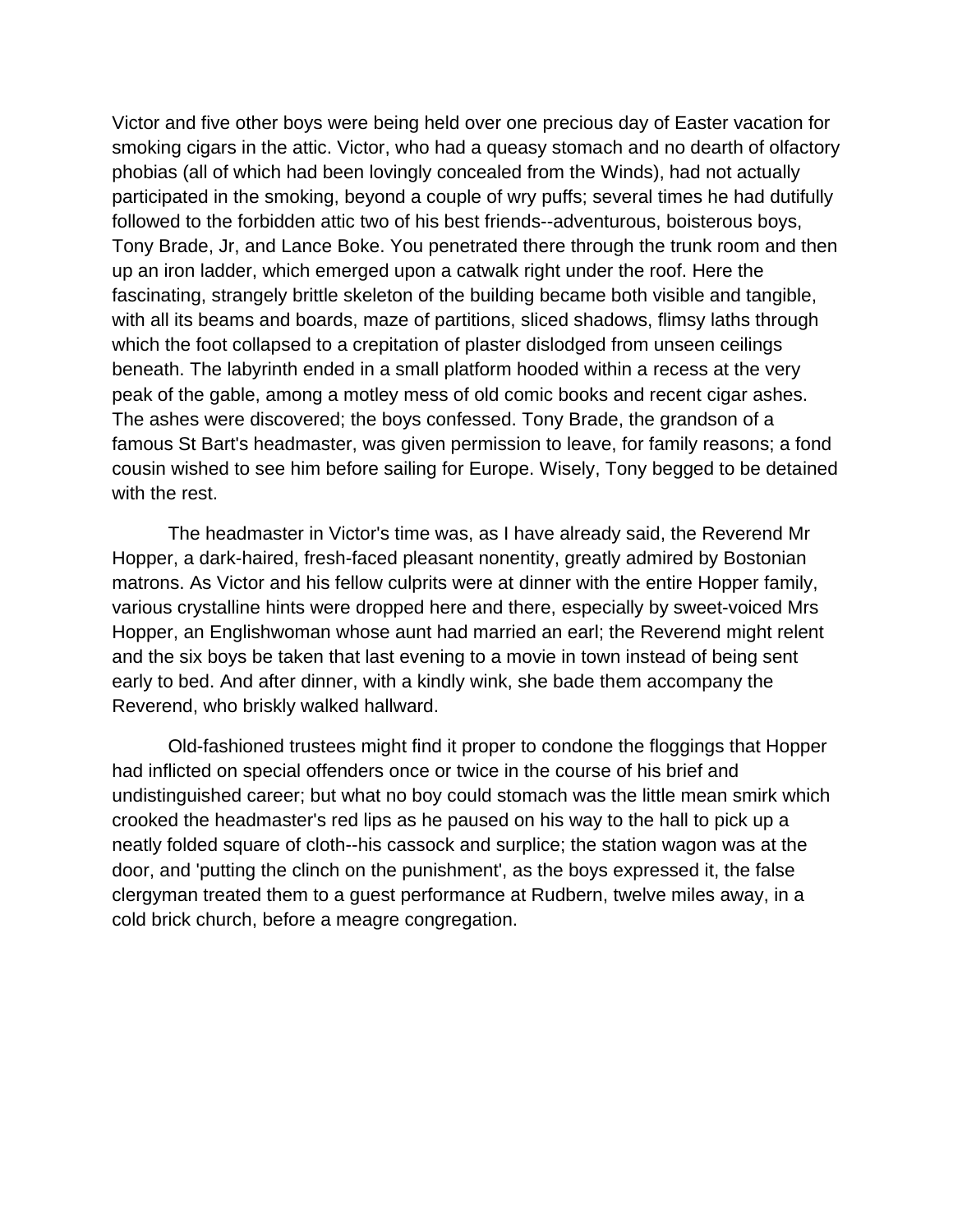Victor and five other boys were being held over one precious day of Easter vacation for smoking cigars in the attic. Victor, who had a queasy stomach and no dearth of olfactory phobias (all of which had been lovingly concealed from the Winds), had not actually participated in the smoking, beyond a couple of wry puffs; several times he had dutifully followed to the forbidden attic two of his best friends--adventurous, boisterous boys, Tony Brade, Jr, and Lance Boke. You penetrated there through the trunk room and then up an iron ladder, which emerged upon a catwalk right under the roof. Here the fascinating, strangely brittle skeleton of the building became both visible and tangible, with all its beams and boards, maze of partitions, sliced shadows, flimsy laths through which the foot collapsed to a crepitation of plaster dislodged from unseen ceilings beneath. The labyrinth ended in a small platform hooded within a recess at the very peak of the gable, among a motley mess of old comic books and recent cigar ashes. The ashes were discovered; the boys confessed. Tony Brade, the grandson of a famous St Bart's headmaster, was given permission to leave, for family reasons; a fond cousin wished to see him before sailing for Europe. Wisely, Tony begged to be detained with the rest.

The headmaster in Victor's time was, as I have already said, the Reverend Mr Hopper, a dark-haired, fresh-faced pleasant nonentity, greatly admired by Bostonian matrons. As Victor and his fellow culprits were at dinner with the entire Hopper family, various crystalline hints were dropped here and there, especially by sweet-voiced Mrs Hopper, an Englishwoman whose aunt had married an earl; the Reverend might relent and the six boys be taken that last evening to a movie in town instead of being sent early to bed. And after dinner, with a kindly wink, she bade them accompany the Reverend, who briskly walked hallward.

Old-fashioned trustees might find it proper to condone the floggings that Hopper had inflicted on special offenders once or twice in the course of his brief and undistinguished career; but what no boy could stomach was the little mean smirk which crooked the headmaster's red lips as he paused on his way to the hall to pick up a neatly folded square of cloth--his cassock and surplice; the station wagon was at the door, and 'putting the clinch on the punishment', as the boys expressed it, the false clergyman treated them to a guest performance at Rudbern, twelve miles away, in a cold brick church, before a meagre congregation.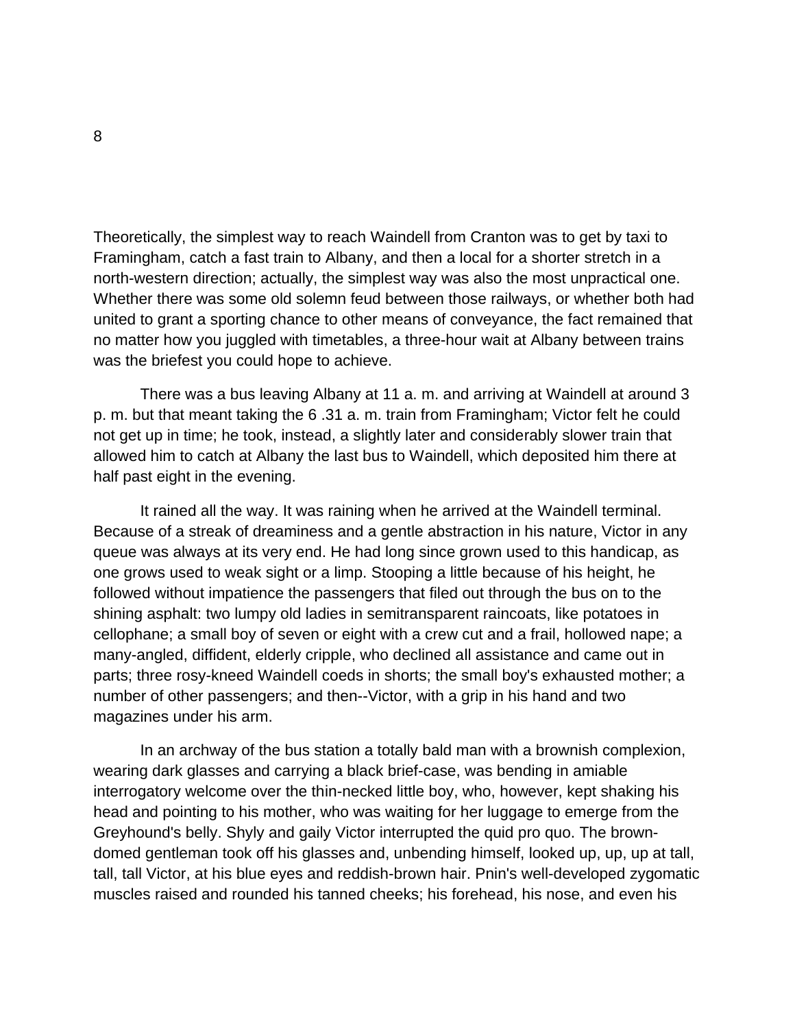8

Theoretically, the simplest way to reach Waindell from Cranton was to get by taxi to Framingham, catch a fast train to Albany, and then a local for a shorter stretch in a north-western direction; actually, the simplest way was also the most unpractical one. Whether there was some old solemn feud between those railways, or whether both had united to grant a sporting chance to other means of conveyance, the fact remained that no matter how you juggled with timetables, a three-hour wait at Albany between trains was the briefest you could hope to achieve.

There was a bus leaving Albany at 11 a. m. and arriving at Waindell at around 3 p. m. but that meant taking the 6 .31 a. m. train from Framingham; Victor felt he could not get up in time; he took, instead, a slightly later and considerably slower train that allowed him to catch at Albany the last bus to Waindell, which deposited him there at half past eight in the evening.

It rained all the way. It was raining when he arrived at the Waindell terminal. Because of a streak of dreaminess and a gentle abstraction in his nature, Victor in any queue was always at its very end. He had long since grown used to this handicap, as one grows used to weak sight or a limp. Stooping a little because of his height, he followed without impatience the passengers that filed out through the bus on to the shining asphalt: two lumpy old ladies in semitransparent raincoats, like potatoes in cellophane; a small boy of seven or eight with a crew cut and a frail, hollowed nape; a many-angled, diffident, elderly cripple, who declined all assistance and came out in parts; three rosy-kneed Waindell coeds in shorts; the small boy's exhausted mother; a number of other passengers; and then--Victor, with a grip in his hand and two magazines under his arm.

In an archway of the bus station a totally bald man with a brownish complexion, wearing dark glasses and carrying a black brief-case, was bending in amiable interrogatory welcome over the thin-necked little boy, who, however, kept shaking his head and pointing to his mother, who was waiting for her luggage to emerge from the Greyhound's belly. Shyly and gaily Victor interrupted the quid pro quo. The brown-domed gentleman took off his glasses and, unbending himself, looked up, up, up at tall, tall, tall Victor, at his blue eyes and reddish-brown hair. Pnin's well-developed zygomatic muscles raised and rounded his tanned cheeks; his forehead, his nose, and even his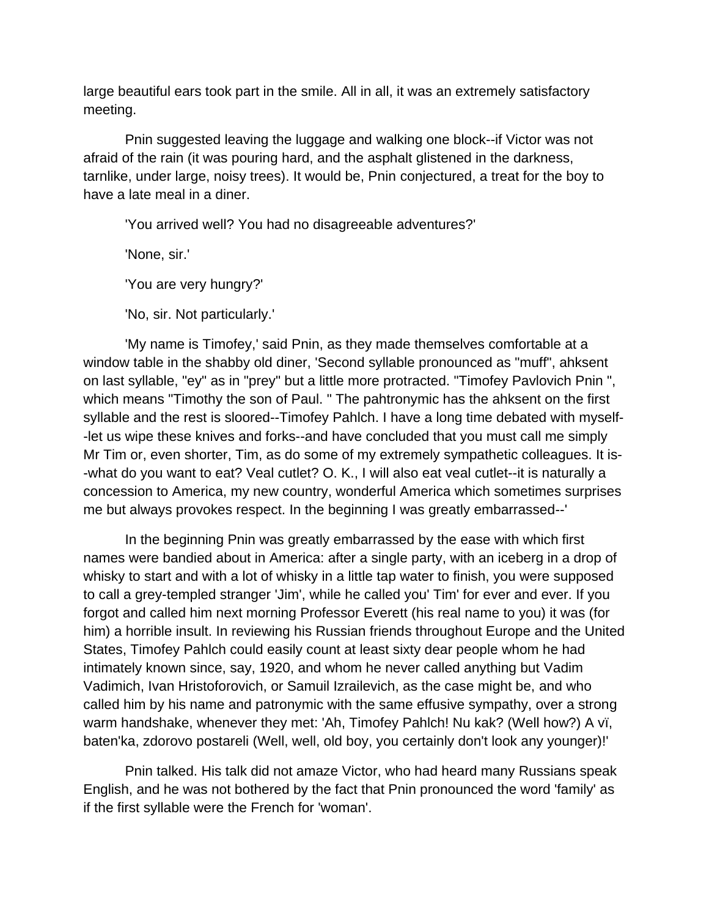large beautiful ears took part in the smile. All in all, it was an extremely satisfactory meeting.

Pnin suggested leaving the luggage and walking one block--if Victor was not afraid of the rain (it was pouring hard, and the asphalt glistened in the darkness, tarnlike, under large, noisy trees). It would be, Pnin conjectured, a treat for the boy to have a late meal in a diner.

'You arrived well? You had no disagreeable adventures?'

'None, sir.'

'You are very hungry?'

'No, sir. Not particularly.'

'My name is Timofey,' said Pnin, as they made themselves comfortable at a window table in the shabby old diner, 'Second syllable pronounced as "muff", ahksent on last syllable, "ey" as in "prey" but a little more protracted. "Timofey Pavlovich Pnin ", which means "Timothy the son of Paul. " The pahtronymic has the ahksent on the first syllable and the rest is sloored--Timofey Pahlch. I have a long time debated with myself--let us wipe these knives and forks--and have concluded that you must call me simply Mr Tim or, even shorter, Tim, as do some of my extremely sympathetic colleagues. It is--what do you want to eat? Veal cutlet? O. K., I will also eat veal cutlet--it is naturally a concession to America, my new country, wonderful America which sometimes surprises me but always provokes respect. In the beginning I was greatly embarrassed--'

In the beginning Pnin was greatly embarrassed by the ease with which first names were bandied about in America: after a single party, with an iceberg in a drop of whisky to start and with a lot of whisky in a little tap water to finish, you were supposed to call a grey-templed stranger 'Jim', while he called you' Tim' for ever and ever. If you forgot and called him next morning Professor Everett (his real name to you) it was (for him) a horrible insult. In reviewing his Russian friends throughout Europe and the United States, Timofey Pahlch could easily count at least sixty dear people whom he had intimately known since, say, 1920, and whom he never called anything but Vadim Vadimich, Ivan Hristoforovich, or Samuil Izrailevich, as the case might be, and who called him by his name and patronymic with the same effusive sympathy, over a strong warm handshake, whenever they met: 'Ah, Timofey Pahlch! Nu kak? (Well how?) A vï, baten'ka, zdorovo postareli (Well, well, old boy, you certainly don't look any younger)!'

Pnin talked. His talk did not amaze Victor, who had heard many Russians speak English, and he was not bothered by the fact that Pnin pronounced the word 'family' as if the first syllable were the French for 'woman'.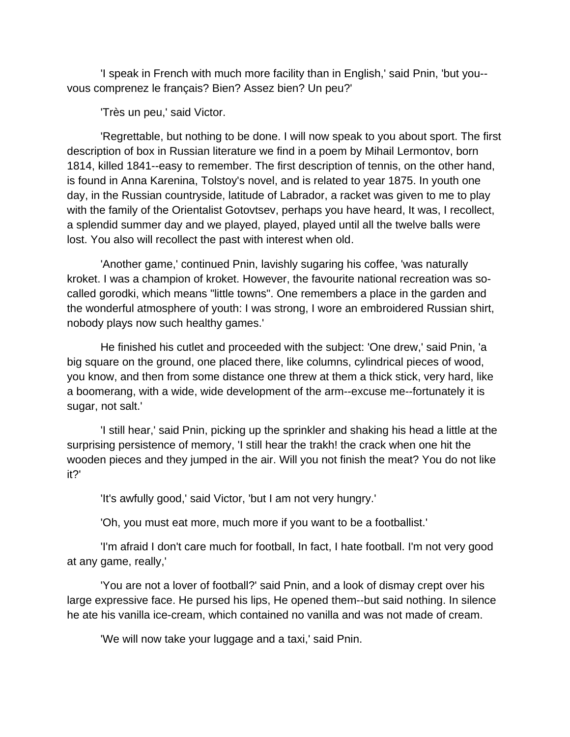'I speak in French with much more facility than in English,' said Pnin, 'but you--vous comprenez le français? Bien? Assez bien? Un peu?'

'Très un peu,' said Victor.

'Regrettable, but nothing to be done. I will now speak to you about sport. The first description of box in Russian literature we find in a poem by Mihail Lermontov, born 1814, killed 1841--easy to remember. The first description of tennis, on the other hand, is found in Anna Karenina, Tolstoy's novel, and is related to year 1875. In youth one day, in the Russian countryside, latitude of Labrador, a racket was given to me to play with the family of the Orientalist Gotovtsev, perhaps you have heard, It was, I recollect, a splendid summer day and we played, played, played until all the twelve balls were lost. You also will recollect the past with interest when old.

'Another game,' continued Pnin, lavishly sugaring his coffee, 'was naturally kroket. I was a champion of kroket. However, the favourite national recreation was so-called gorodki, which means "little towns". One remembers a place in the garden and the wonderful atmosphere of youth: I was strong, I wore an embroidered Russian shirt, nobody plays now such healthy games.'

He finished his cutlet and proceeded with the subject: 'One drew,' said Pnin, 'a big square on the ground, one placed there, like columns, cylindrical pieces of wood, you know, and then from some distance one threw at them a thick stick, very hard, like a boomerang, with a wide, wide development of the arm--excuse me--fortunately it is sugar, not salt.'

'I still hear,' said Pnin, picking up the sprinkler and shaking his head a little at the surprising persistence of memory, 'I still hear the trakh! the crack when one hit the wooden pieces and they jumped in the air. Will you not finish the meat? You do not like it?'

'It's awfully good,' said Victor, 'but I am not very hungry.'

'Oh, you must eat more, much more if you want to be a footballist.'

'I'm afraid I don't care much for football, In fact, I hate football. I'm not very good at any game, really,'

'You are not a lover of football?' said Pnin, and a look of dismay crept over his large expressive face. He pursed his lips, He opened them--but said nothing. In silence he ate his vanilla ice-cream, which contained no vanilla and was not made of cream.

'We will now take your luggage and a taxi,' said Pnin.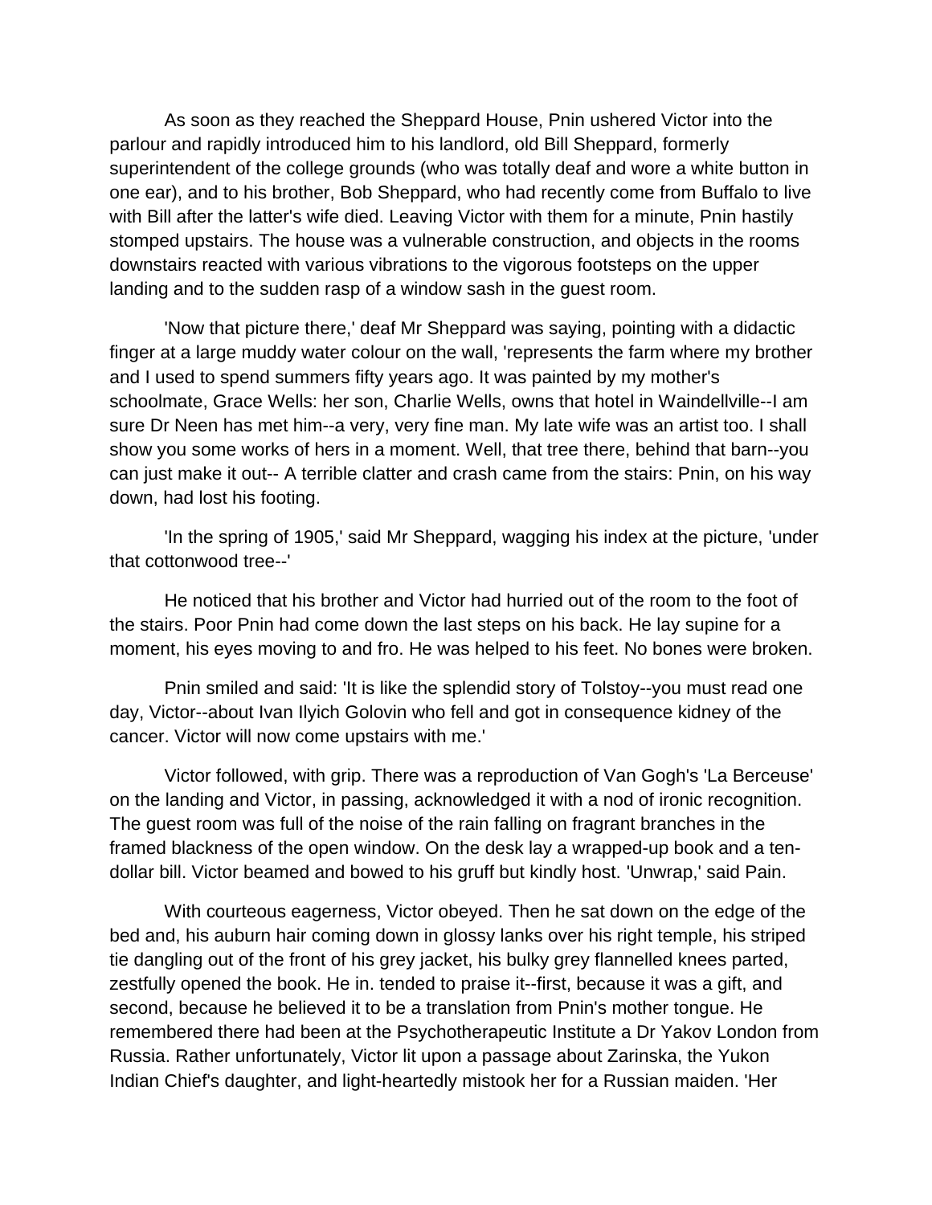As soon as they reached the Sheppard House, Pnin ushered Victor into the parlour and rapidly introduced him to his landlord, old Bill Sheppard, formerly superintendent of the college grounds (who was totally deaf and wore a white button in one ear), and to his brother, Bob Sheppard, who had recently come from Buffalo to live with Bill after the latter's wife died. Leaving Victor with them for a minute, Pnin hastily stomped upstairs. The house was a vulnerable construction, and objects in the rooms downstairs reacted with various vibrations to the vigorous footsteps on the upper landing and to the sudden rasp of a window sash in the guest room.

'Now that picture there,' deaf Mr Sheppard was saying, pointing with a didactic finger at a large muddy water colour on the wall, 'represents the farm where my brother and I used to spend summers fifty years ago. It was painted by my mother's schoolmate, Grace Wells: her son, Charlie Wells, owns that hotel in Waindellville--I am sure Dr Neen has met him--a very, very fine man. My late wife was an artist too. I shall show you some works of hers in a moment. Well, that tree there, behind that barn--you can just make it out-- A terrible clatter and crash came from the stairs: Pnin, on his way down, had lost his footing.

'In the spring of 1905,' said Mr Sheppard, wagging his index at the picture, 'under that cottonwood tree--'

He noticed that his brother and Victor had hurried out of the room to the foot of the stairs. Poor Pnin had come down the last steps on his back. He lay supine for a moment, his eyes moving to and fro. He was helped to his feet. No bones were broken.

Pnin smiled and said: 'It is like the splendid story of Tolstoy--you must read one day, Victor--about Ivan Ilyich Golovin who fell and got in consequence kidney of the cancer. Victor will now come upstairs with me.'

Victor followed, with grip. There was a reproduction of Van Gogh's 'La Berceuse' on the landing and Victor, in passing, acknowledged it with a nod of ironic recognition. The guest room was full of the noise of the rain falling on fragrant branches in the framed blackness of the open window. On the desk lay a wrapped-up book and a ten-dollar bill. Victor beamed and bowed to his gruff but kindly host. 'Unwrap,' said Pain.

With courteous eagerness, Victor obeyed. Then he sat down on the edge of the bed and, his auburn hair coming down in glossy lanks over his right temple, his striped tie dangling out of the front of his grey jacket, his bulky grey flannelled knees parted, zestfully opened the book. He in. tended to praise it--first, because it was a gift, and second, because he believed it to be a translation from Pnin's mother tongue. He remembered there had been at the Psychotherapeutic Institute a Dr Yakov London from Russia. Rather unfortunately, Victor lit upon a passage about Zarinska, the Yukon Indian Chief's daughter, and light-heartedly mistook her for a Russian maiden. 'Her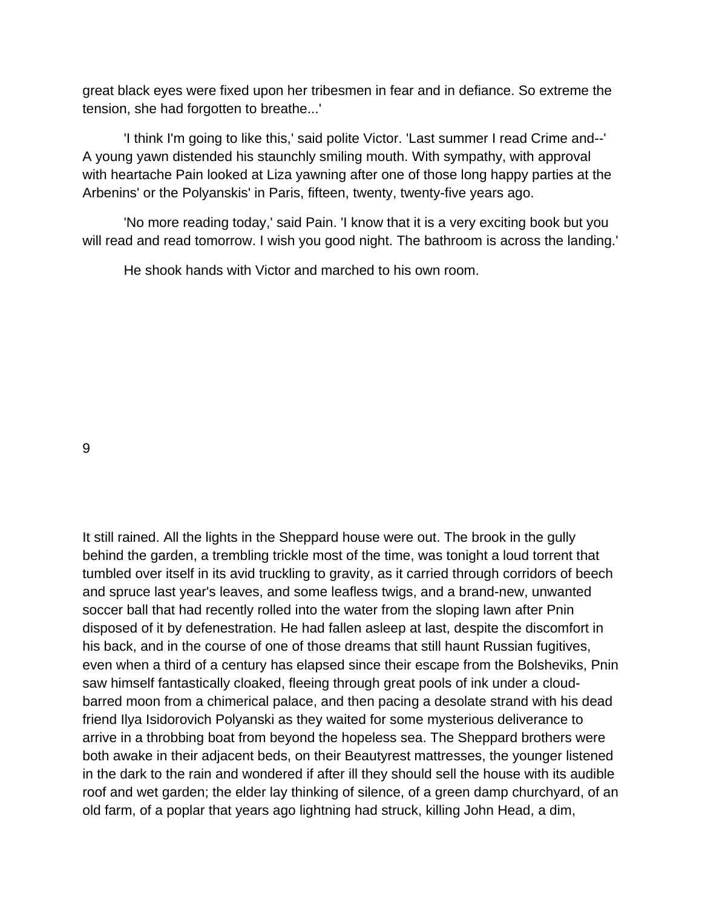great black eyes were fixed upon her tribesmen in fear and in defiance. So extreme the tension, she had forgotten to breathe...'

'I think I'm going to like this,' said polite Victor. 'Last summer I read Crime and--' A young yawn distended his staunchly smiling mouth. With sympathy, with approval with heartache Pain looked at Liza yawning after one of those long happy parties at the Arbenins' or the Polyanskis' in Paris, fifteen, twenty, twenty-five years ago.

'No more reading today,' said Pain. 'I know that it is a very exciting book but you will read and read tomorrow. I wish you good night. The bathroom is across the landing.'

He shook hands with Victor and marched to his own room.

## 9

It still rained. All the lights in the Sheppard house were out. The brook in the gully behind the garden, a trembling trickle most of the time, was tonight a loud torrent that tumbled over itself in its avid truckling to gravity, as it carried through corridors of beech and spruce last year's leaves, and some leafless twigs, and a brand-new, unwanted soccer ball that had recently rolled into the water from the sloping lawn after Pnin disposed of it by defenestration. He had fallen asleep at last, despite the discomfort in his back, and in the course of one of those dreams that still haunt Russian fugitives, even when a third of a century has elapsed since their escape from the Bolsheviks, Pnin saw himself fantastically cloaked, fleeing through great pools of ink under a cloud-barred moon from a chimerical palace, and then pacing a desolate strand with his dead friend Ilya Isidorovich Polyanski as they waited for some mysterious deliverance to arrive in a throbbing boat from beyond the hopeless sea. The Sheppard brothers were both awake in their adjacent beds, on their Beautyrest mattresses, the younger listened in the dark to the rain and wondered if after ill they should sell the house with its audible roof and wet garden; the elder lay thinking of silence, of a green damp churchyard, of an old farm, of a poplar that years ago lightning had struck, killing John Head, a dim,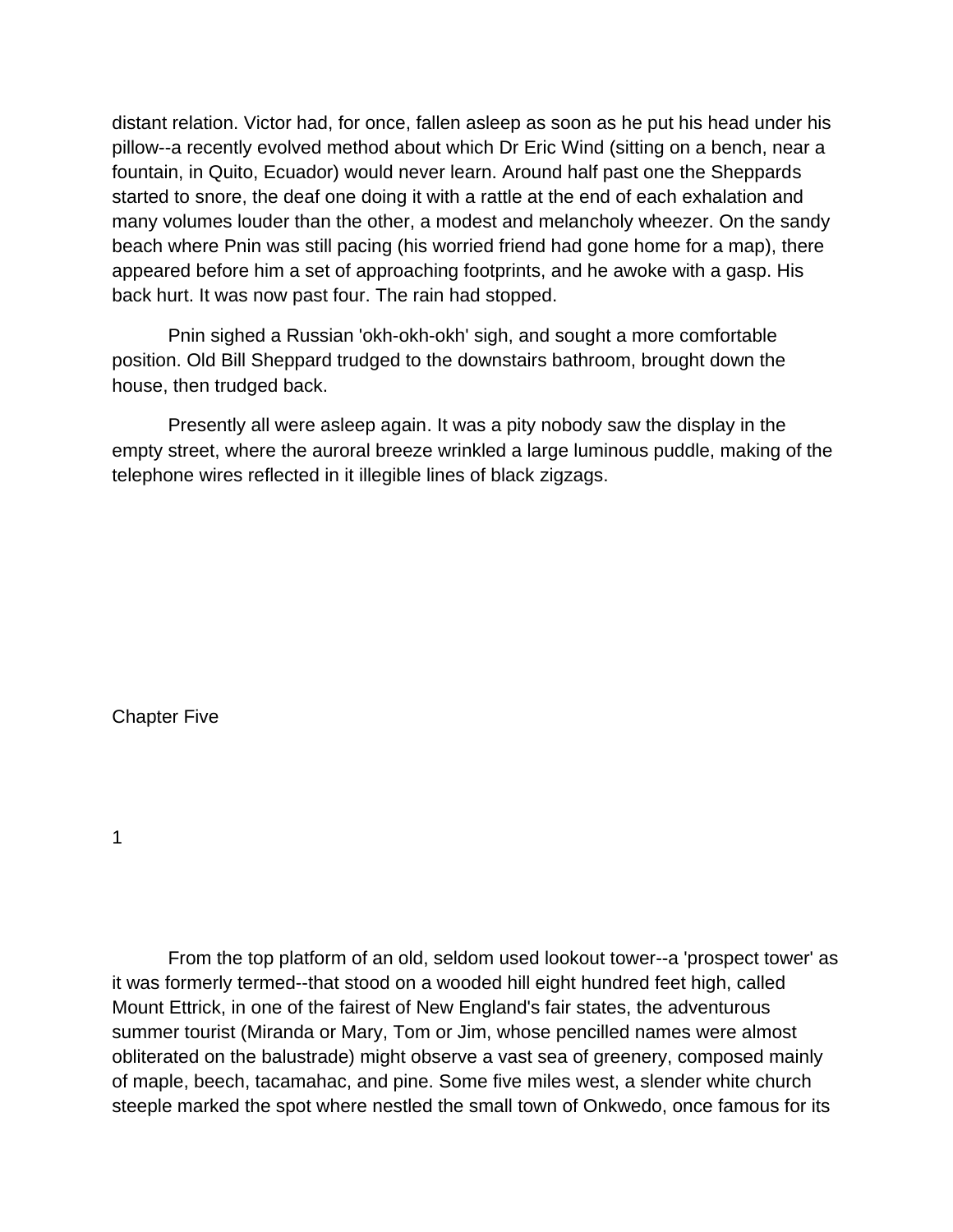distant relation. Victor had, for once, fallen asleep as soon as he put his head under his pillow--a recently evolved method about which Dr Eric Wind (sitting on a bench, near a fountain, in Quito, Ecuador) would never learn. Around half past one the Sheppards started to snore, the deaf one doing it with a rattle at the end of each exhalation and many volumes louder than the other, a modest and melancholy wheezer. On the sandy beach where Pnin was still pacing (his worried friend had gone home for a map), there appeared before him a set of approaching footprints, and he awoke with a gasp. His back hurt. It was now past four. The rain had stopped.

Pnin sighed a Russian 'okh-okh-okh' sigh, and sought a more comfortable position. Old Bill Sheppard trudged to the downstairs bathroom, brought down the house, then trudged back.

Presently all were asleep again. It was a pity nobody saw the display in the empty street, where the auroral breeze wrinkled a large luminous puddle, making of the telephone wires reflected in it illegible lines of black zigzags.

# Chapter Five

## 1

From the top platform of an old, seldom used lookout tower--a 'prospect tower' as it was formerly termed--that stood on a wooded hill eight hundred feet high, called Mount Ettrick, in one of the fairest of New England's fair states, the adventurous summer tourist (Miranda or Mary, Tom or Jim, whose pencilled names were almost obliterated on the balustrade) might observe a vast sea of greenery, composed mainly of maple, beech, tacamahac, and pine. Some five miles west, a slender white church steeple marked the spot where nestled the small town of Onkwedo, once famous for its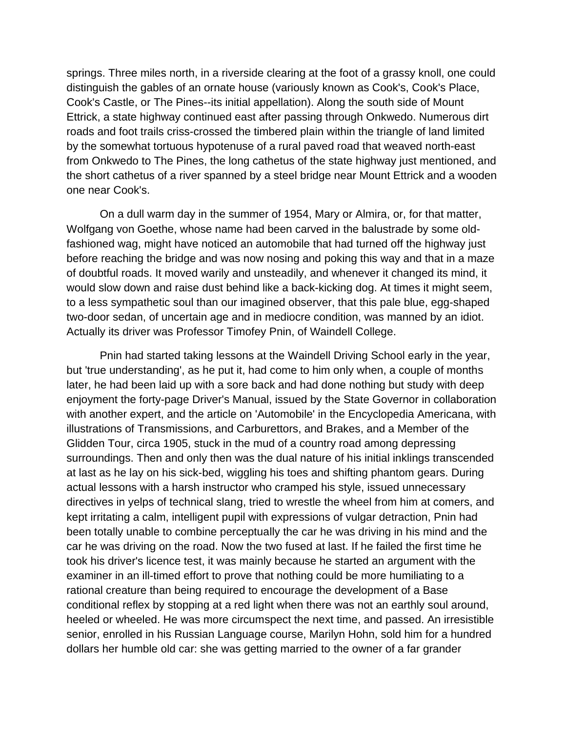springs. Three miles north, in a riverside clearing at the foot of a grassy knoll, one could distinguish the gables of an ornate house (variously known as Cook's, Cook's Place, Cook's Castle, or The Pines--its initial appellation). Along the south side of Mount Ettrick, a state highway continued east after passing through Onkwedo. Numerous dirt roads and foot trails criss-crossed the timbered plain within the triangle of land limited by the somewhat tortuous hypotenuse of a rural paved road that weaved north-east from Onkwedo to The Pines, the long cathetus of the state highway just mentioned, and the short cathetus of a river spanned by a steel bridge near Mount Ettrick and a wooden one near Cook's.

On a dull warm day in the summer of 1954, Mary or Almira, or, for that matter, Wolfgang von Goethe, whose name had been carved in the balustrade by some old-fashioned wag, might have noticed an automobile that had turned off the highway just before reaching the bridge and was now nosing and poking this way and that in a maze of doubtful roads. It moved warily and unsteadily, and whenever it changed its mind, it would slow down and raise dust behind like a back-kicking dog. At times it might seem, to a less sympathetic soul than our imagined observer, that this pale blue, egg-shaped two-door sedan, of uncertain age and in mediocre condition, was manned by an idiot. Actually its driver was Professor Timofey Pnin, of Waindell College.

Pnin had started taking lessons at the Waindell Driving School early in the year, but 'true understanding', as he put it, had come to him only when, a couple of months later, he had been laid up with a sore back and had done nothing but study with deep enjoyment the forty-page Driver's Manual, issued by the State Governor in collaboration with another expert, and the article on 'Automobile' in the Encyclopedia Americana, with illustrations of Transmissions, and Carburettors, and Brakes, and a Member of the Glidden Tour, circa 1905, stuck in the mud of a country road among depressing surroundings. Then and only then was the dual nature of his initial inklings transcended at last as he lay on his sick-bed, wiggling his toes and shifting phantom gears. During actual lessons with a harsh instructor who cramped his style, issued unnecessary directives in yelps of technical slang, tried to wrestle the wheel from him at comers, and kept irritating a calm, intelligent pupil with expressions of vulgar detraction, Pnin had been totally unable to combine perceptually the car he was driving in his mind and the car he was driving on the road. Now the two fused at last. If he failed the first time he took his driver's licence test, it was mainly because he started an argument with the examiner in an ill-timed effort to prove that nothing could be more humiliating to a rational creature than being required to encourage the development of a Base conditional reflex by stopping at a red light when there was not an earthly soul around, heeled or wheeled. He was more circumspect the next time, and passed. An irresistible senior, enrolled in his Russian Language course, Marilyn Hohn, sold him for a hundred dollars her humble old car: she was getting married to the owner of a far grander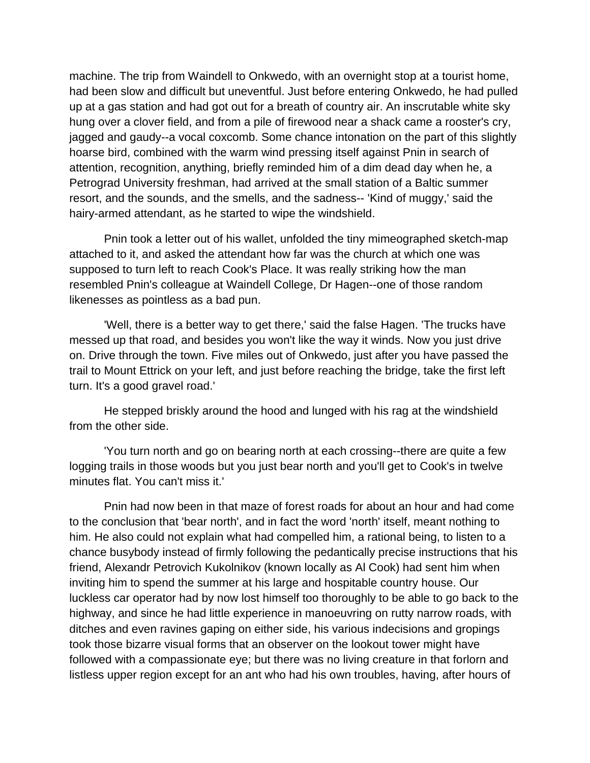machine. The trip from Waindell to Onkwedo, with an overnight stop at a tourist home, had been slow and difficult but uneventful. Just before entering Onkwedo, he had pulled up at a gas station and had got out for a breath of country air. An inscrutable white sky hung over a clover field, and from a pile of firewood near a shack came a rooster's cry, jagged and gaudy--a vocal coxcomb. Some chance intonation on the part of this slightly hoarse bird, combined with the warm wind pressing itself against Pnin in search of attention, recognition, anything, briefly reminded him of a dim dead day when he, a Petrograd University freshman, had arrived at the small station of a Baltic summer resort, and the sounds, and the smells, and the sadness-- 'Kind of muggy,' said the hairy-armed attendant, as he started to wipe the windshield.

Pnin took a letter out of his wallet, unfolded the tiny mimeographed sketch-map attached to it, and asked the attendant how far was the church at which one was supposed to turn left to reach Cook's Place. It was really striking how the man resembled Pnin's colleague at Waindell College, Dr Hagen--one of those random likenesses as pointless as a bad pun.

'Well, there is a better way to get there,' said the false Hagen. 'The trucks have messed up that road, and besides you won't like the way it winds. Now you just drive on. Drive through the town. Five miles out of Onkwedo, just after you have passed the trail to Mount Ettrick on your left, and just before reaching the bridge, take the first left turn. It's a good gravel road.'

He stepped briskly around the hood and lunged with his rag at the windshield from the other side.

'You turn north and go on bearing north at each crossing--there are quite a few logging trails in those woods but you just bear north and you'll get to Cook's in twelve minutes flat. You can't miss it.'

Pnin had now been in that maze of forest roads for about an hour and had come to the conclusion that 'bear north', and in fact the word 'north' itself, meant nothing to him. He also could not explain what had compelled him, a rational being, to listen to a chance busybody instead of firmly following the pedantically precise instructions that his friend, Alexandr Petrovich Kukolnikov (known locally as Al Cook) had sent him when inviting him to spend the summer at his large and hospitable country house. Our luckless car operator had by now lost himself too thoroughly to be able to go back to the highway, and since he had little experience in manoeuvring on rutty narrow roads, with ditches and even ravines gaping on either side, his various indecisions and gropings took those bizarre visual forms that an observer on the lookout tower might have followed with a compassionate eye; but there was no living creature in that forlorn and listless upper region except for an ant who had his own troubles, having, after hours of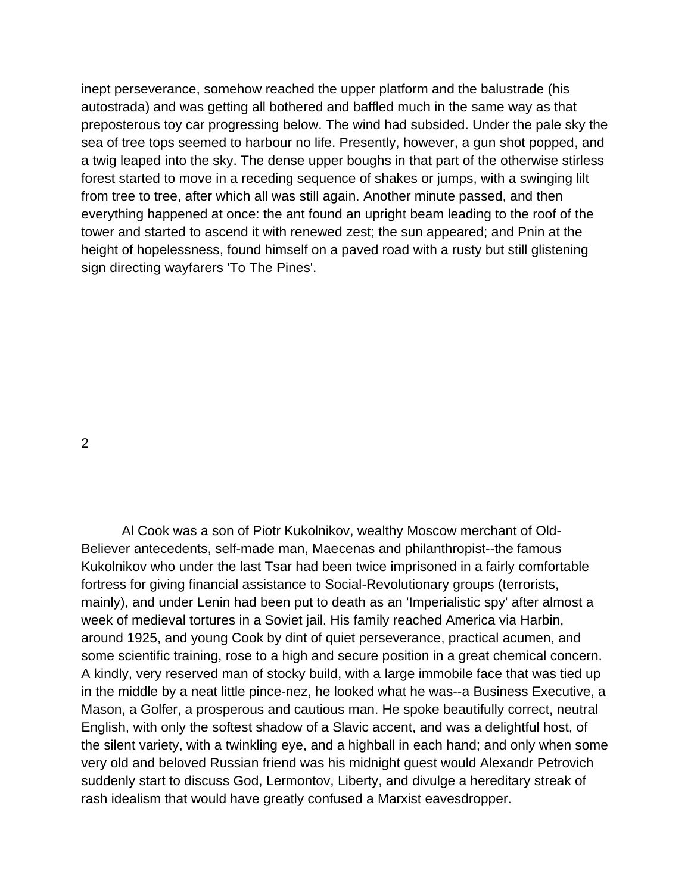inept perseverance, somehow reached the upper platform and the balustrade (his autostrada) and was getting all bothered and baffled much in the same way as that preposterous toy car progressing below. The wind had subsided. Under the pale sky the sea of tree tops seemed to harbour no life. Presently, however, a gun shot popped, and a twig leaped into the sky. The dense upper boughs in that part of the otherwise stirless forest started to move in a receding sequence of shakes or jumps, with a swinging lilt from tree to tree, after which all was still again. Another minute passed, and then everything happened at once: the ant found an upright beam leading to the roof of the tower and started to ascend it with renewed zest; the sun appeared; and Pnin at the height of hopelessness, found himself on a paved road with a rusty but still glistening sign directing wayfarers 'To The Pines'.

## 2

Al Cook was a son of Piotr Kukolnikov, wealthy Moscow merchant of Old-Believer antecedents, self-made man, Maecenas and philanthropist--the famous Kukolnikov who under the last Tsar had been twice imprisoned in a fairly comfortable fortress for giving financial assistance to Social-Revolutionary groups (terrorists, mainly), and under Lenin had been put to death as an 'Imperialistic spy' after almost a week of medieval tortures in a Soviet jail. His family reached America via Harbin, around 1925, and young Cook by dint of quiet perseverance, practical acumen, and some scientific training, rose to a high and secure position in a great chemical concern. A kindly, very reserved man of stocky build, with a large immobile face that was tied up in the middle by a neat little pince-nez, he looked what he was--a Business Executive, a Mason, a Golfer, a prosperous and cautious man. He spoke beautifully correct, neutral English, with only the softest shadow of a Slavic accent, and was a delightful host, of the silent variety, with a twinkling eye, and a highball in each hand; and only when some very old and beloved Russian friend was his midnight guest would Alexandr Petrovich suddenly start to discuss God, Lermontov, Liberty, and divulge a hereditary streak of rash idealism that would have greatly confused a Marxist eavesdropper.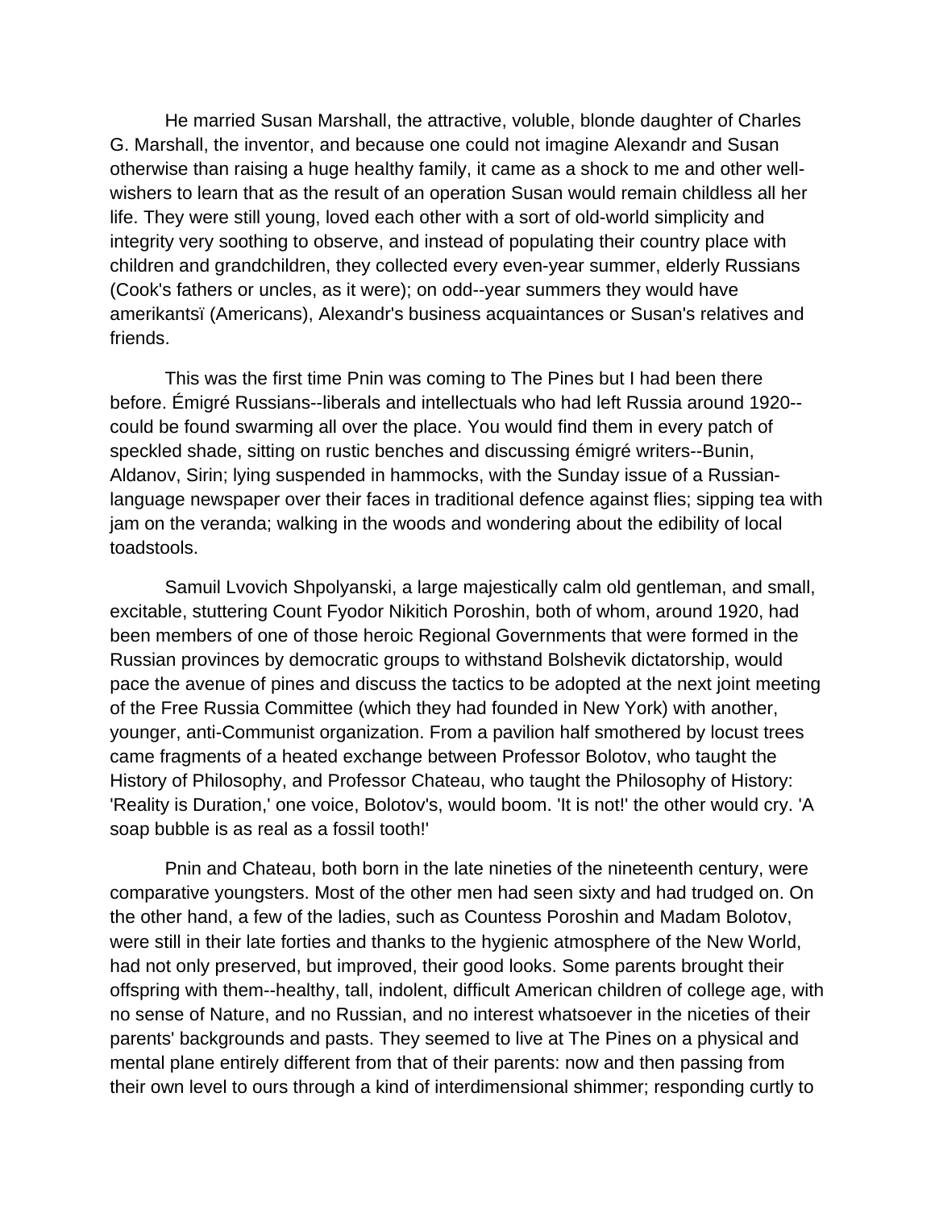He married Susan Marshall, the attractive, voluble, blonde daughter of Charles G. Marshall, the inventor, and because one could not imagine Alexandr and Susan otherwise than raising a huge healthy family, it came as a shock to me and other well-wishers to learn that as the result of an operation Susan would remain childless all her life. They were still young, loved each other with a sort of old-world simplicity and integrity very soothing to observe, and instead of populating their country place with children and grandchildren, they collected every even-year summer, elderly Russians (Cook's fathers or uncles, as it were); on odd--year summers they would have amerikantsï (Americans), Alexandr's business acquaintances or Susan's relatives and friends.

This was the first time Pnin was coming to The Pines but I had been there before. Émigré Russians--liberals and intellectuals who had left Russia around 1920--could be found swarming all over the place. You would find them in every patch of speckled shade, sitting on rustic benches and discussing émigré writers--Bunin, Aldanov, Sirin; lying suspended in hammocks, with the Sunday issue of a Russian-language newspaper over their faces in traditional defence against flies; sipping tea with jam on the veranda; walking in the woods and wondering about the edibility of local toadstools.

Samuil Lvovich Shpolyanski, a large majestically calm old gentleman, and small, excitable, stuttering Count Fyodor Nikitich Poroshin, both of whom, around 1920, had been members of one of those heroic Regional Governments that were formed in the Russian provinces by democratic groups to withstand Bolshevik dictatorship, would pace the avenue of pines and discuss the tactics to be adopted at the next joint meeting of the Free Russia Committee (which they had founded in New York) with another, younger, anti-Communist organization. From a pavilion half smothered by locust trees came fragments of a heated exchange between Professor Bolotov, who taught the History of Philosophy, and Professor Chateau, who taught the Philosophy of History: 'Reality is Duration,' one voice, Bolotov's, would boom. 'It is not!' the other would cry. 'A soap bubble is as real as a fossil tooth!'

Pnin and Chateau, both born in the late nineties of the nineteenth century, were comparative youngsters. Most of the other men had seen sixty and had trudged on. On the other hand, a few of the ladies, such as Countess Poroshin and Madam Bolotov, were still in their late forties and thanks to the hygienic atmosphere of the New World, had not only preserved, but improved, their good looks. Some parents brought their offspring with them--healthy, tall, indolent, difficult American children of college age, with no sense of Nature, and no Russian, and no interest whatsoever in the niceties of their parents' backgrounds and pasts. They seemed to live at The Pines on a physical and mental plane entirely different from that of their parents: now and then passing from their own level to ours through a kind of interdimensional shimmer; responding curtly to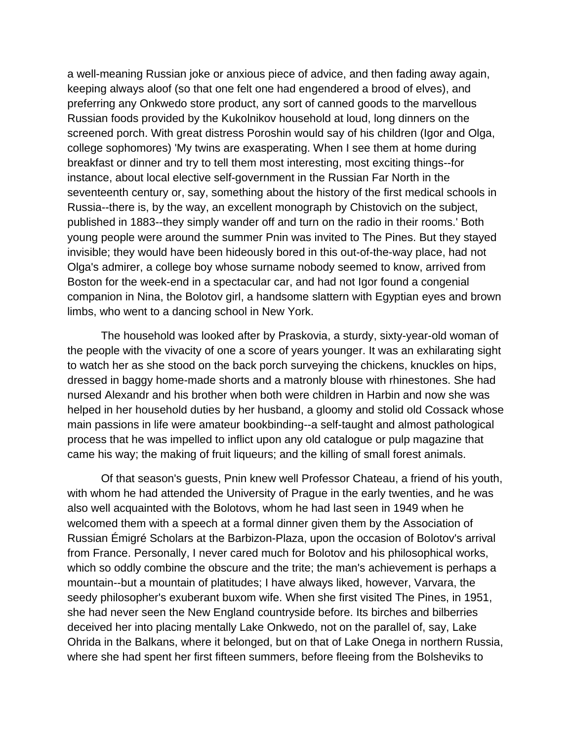a well-meaning Russian joke or anxious piece of advice, and then fading away again, keeping always aloof (so that one felt one had engendered a brood of elves), and preferring any Onkwedo store product, any sort of canned goods to the marvellous Russian foods provided by the Kukolnikov household at loud, long dinners on the screened porch. With great distress Poroshin would say of his children (Igor and Olga, college sophomores) 'My twins are exasperating. When I see them at home during breakfast or dinner and try to tell them most interesting, most exciting things--for instance, about local elective self-government in the Russian Far North in the seventeenth century or, say, something about the history of the first medical schools in Russia--there is, by the way, an excellent monograph by Chistovich on the subject, published in 1883--they simply wander off and turn on the radio in their rooms.' Both young people were around the summer Pnin was invited to The Pines. But they stayed invisible; they would have been hideously bored in this out-of-the-way place, had not Olga's admirer, a college boy whose surname nobody seemed to know, arrived from Boston for the week-end in a spectacular car, and had not Igor found a congenial companion in Nina, the Bolotov girl, a handsome slattern with Egyptian eyes and brown limbs, who went to a dancing school in New York.

The household was looked after by Praskovia, a sturdy, sixty-year-old woman of the people with the vivacity of one a score of years younger. It was an exhilarating sight to watch her as she stood on the back porch surveying the chickens, knuckles on hips, dressed in baggy home-made shorts and a matronly blouse with rhinestones. She had nursed Alexandr and his brother when both were children in Harbin and now she was helped in her household duties by her husband, a gloomy and stolid old Cossack whose main passions in life were amateur bookbinding--a self-taught and almost pathological process that he was impelled to inflict upon any old catalogue or pulp magazine that came his way; the making of fruit liqueurs; and the killing of small forest animals.

Of that season's guests, Pnin knew well Professor Chateau, a friend of his youth, with whom he had attended the University of Prague in the early twenties, and he was also well acquainted with the Bolotovs, whom he had last seen in 1949 when he welcomed them with a speech at a formal dinner given them by the Association of Russian Émigré Scholars at the Barbizon-Plaza, upon the occasion of Bolotov's arrival from France. Personally, I never cared much for Bolotov and his philosophical works, which so oddly combine the obscure and the trite; the man's achievement is perhaps a mountain--but a mountain of platitudes; I have always liked, however, Varvara, the seedy philosopher's exuberant buxom wife. When she first visited The Pines, in 1951, she had never seen the New England countryside before. Its birches and bilberries deceived her into placing mentally Lake Onkwedo, not on the parallel of, say, Lake Ohrida in the Balkans, where it belonged, but on that of Lake Onega in northern Russia, where she had spent her first fifteen summers, before fleeing from the Bolsheviks to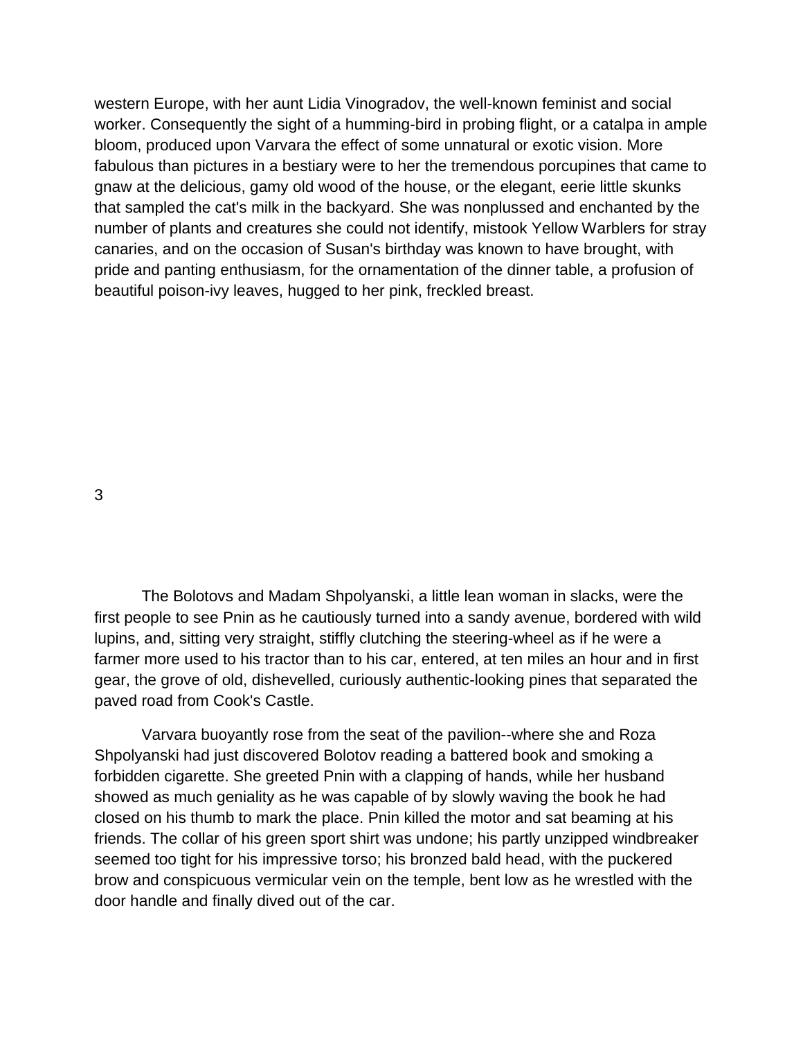western Europe, with her aunt Lidia Vinogradov, the well-known feminist and social worker. Consequently the sight of a humming-bird in probing flight, or a catalpa in ample bloom, produced upon Varvara the effect of some unnatural or exotic vision. More fabulous than pictures in a bestiary were to her the tremendous porcupines that came to gnaw at the delicious, gamy old wood of the house, or the elegant, eerie little skunks that sampled the cat's milk in the backyard. She was nonplussed and enchanted by the number of plants and creatures she could not identify, mistook Yellow Warblers for stray canaries, and on the occasion of Susan's birthday was known to have brought, with pride and panting enthusiasm, for the ornamentation of the dinner table, a profusion of beautiful poison-ivy leaves, hugged to her pink, freckled breast.

## 3

The Bolotovs and Madam Shpolyanski, a little lean woman in slacks, were the first people to see Pnin as he cautiously turned into a sandy avenue, bordered with wild lupins, and, sitting very straight, stiffly clutching the steering-wheel as if he were a farmer more used to his tractor than to his car, entered, at ten miles an hour and in first gear, the grove of old, dishevelled, curiously authentic-looking pines that separated the paved road from Cook's Castle.

Varvara buoyantly rose from the seat of the pavilion--where she and Roza Shpolyanski had just discovered Bolotov reading a battered book and smoking a forbidden cigarette. She greeted Pnin with a clapping of hands, while her husband showed as much geniality as he was capable of by slowly waving the book he had closed on his thumb to mark the place. Pnin killed the motor and sat beaming at his friends. The collar of his green sport shirt was undone; his partly unzipped windbreaker seemed too tight for his impressive torso; his bronzed bald head, with the puckered brow and conspicuous vermicular vein on the temple, bent low as he wrestled with the door handle and finally dived out of the car.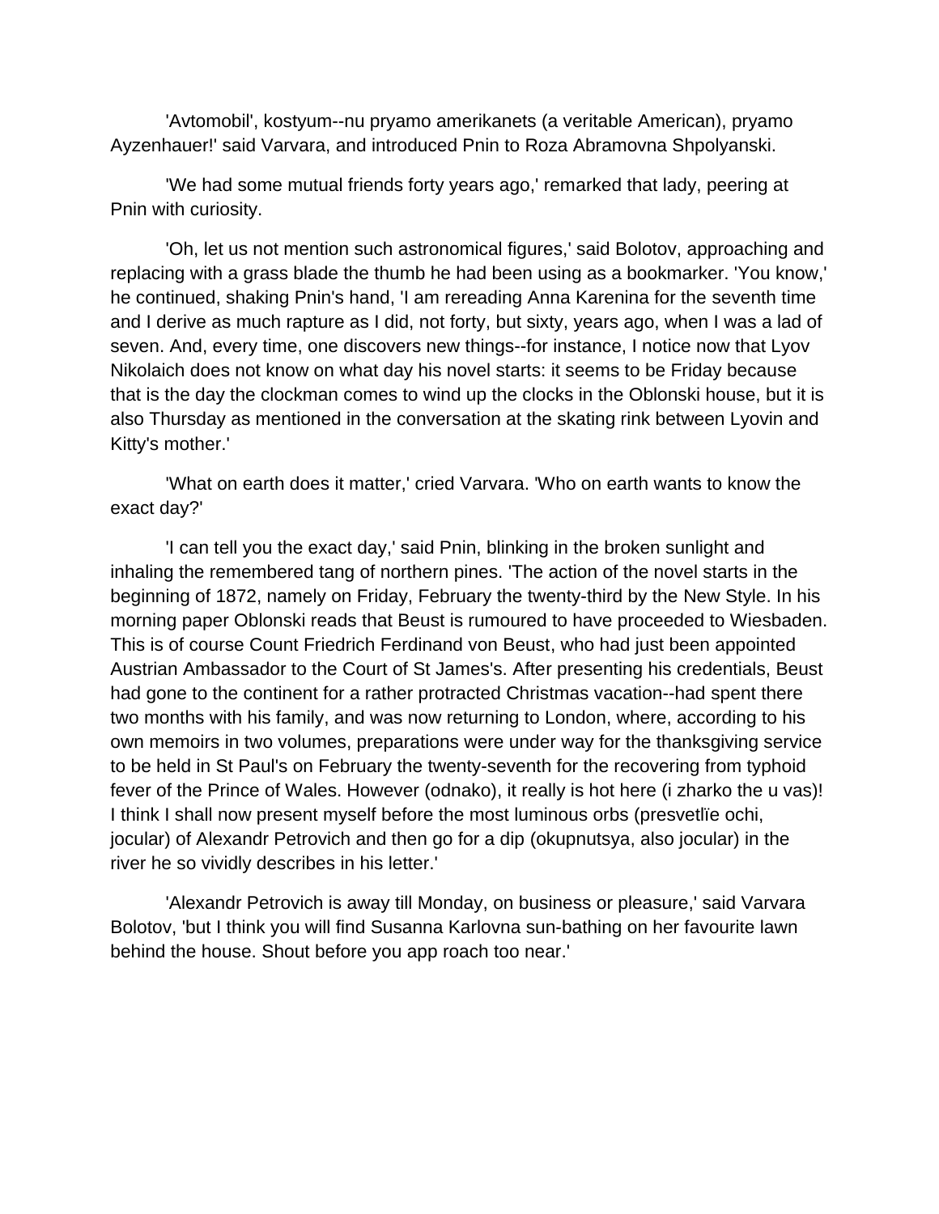'Avtomobil', kostyum--nu pryamo amerikanets (a veritable American), pryamo Ayzenhauer!' said Varvara, and introduced Pnin to Roza Abramovna Shpolyanski.

'We had some mutual friends forty years ago,' remarked that lady, peering at Pnin with curiosity.

'Oh, let us not mention such astronomical figures,' said Bolotov, approaching and replacing with a grass blade the thumb he had been using as a bookmarker. 'You know,' he continued, shaking Pnin's hand, 'I am rereading Anna Karenina for the seventh time and I derive as much rapture as I did, not forty, but sixty, years ago, when I was a lad of seven. And, every time, one discovers new things--for instance, I notice now that Lyov Nikolaich does not know on what day his novel starts: it seems to be Friday because that is the day the clockman comes to wind up the clocks in the Oblonski house, but it is also Thursday as mentioned in the conversation at the skating rink between Lyovin and Kitty's mother.'

'What on earth does it matter,' cried Varvara. 'Who on earth wants to know the exact day?'

'I can tell you the exact day,' said Pnin, blinking in the broken sunlight and inhaling the remembered tang of northern pines. 'The action of the novel starts in the beginning of 1872, namely on Friday, February the twenty-third by the New Style. In his morning paper Oblonski reads that Beust is rumoured to have proceeded to Wiesbaden. This is of course Count Friedrich Ferdinand von Beust, who had just been appointed Austrian Ambassador to the Court of St James's. After presenting his credentials, Beust had gone to the continent for a rather protracted Christmas vacation--had spent there two months with his family, and was now returning to London, where, according to his own memoirs in two volumes, preparations were under way for the thanksgiving service to be held in St Paul's on February the twenty-seventh for the recovering from typhoid fever of the Prince of Wales. However (odnako), it really is hot here (i zharko the u vas)! I think I shall now present myself before the most luminous orbs (presvetlïe ochi, jocular) of Alexandr Petrovich and then go for a dip (okupnutsya, also jocular) in the river he so vividly describes in his letter.'

'Alexandr Petrovich is away till Monday, on business or pleasure,' said Varvara Bolotov, 'but I think you will find Susanna Karlovna sun-bathing on her favourite lawn behind the house. Shout before you app roach too near.'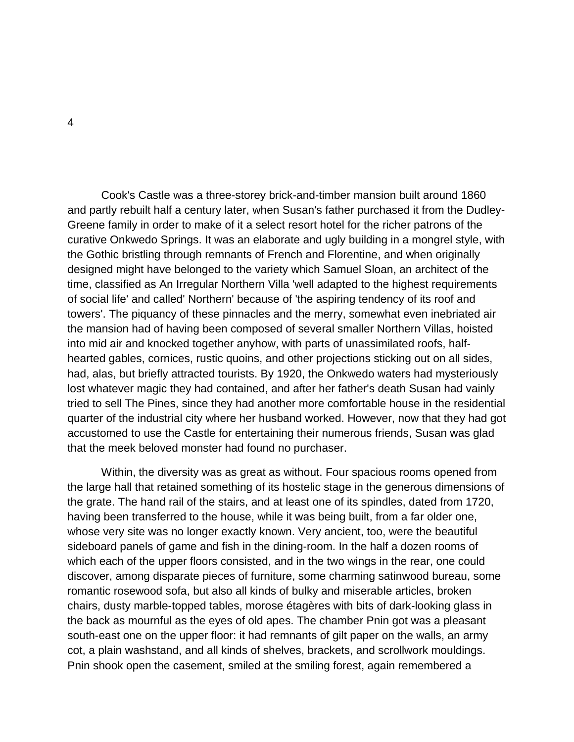4

Cook's Castle was a three-storey brick-and-timber mansion built around 1860 and partly rebuilt half a century later, when Susan's father purchased it from the Dudley-Greene family in order to make of it a select resort hotel for the richer patrons of the curative Onkwedo Springs. It was an elaborate and ugly building in a mongrel style, with the Gothic bristling through remnants of French and Florentine, and when originally designed might have belonged to the variety which Samuel Sloan, an architect of the time, classified as An Irregular Northern Villa 'well adapted to the highest requirements of social life' and called' Northern' because of 'the aspiring tendency of its roof and towers'. The piquancy of these pinnacles and the merry, somewhat even inebriated air the mansion had of having been composed of several smaller Northern Villas, hoisted into mid air and knocked together anyhow, with parts of unassimilated roofs, half-hearted gables, cornices, rustic quoins, and other projections sticking out on all sides, had, alas, but briefly attracted tourists. By 1920, the Onkwedo waters had mysteriously lost whatever magic they had contained, and after her father's death Susan had vainly tried to sell The Pines, since they had another more comfortable house in the residential quarter of the industrial city where her husband worked. However, now that they had got accustomed to use the Castle for entertaining their numerous friends, Susan was glad that the meek beloved monster had found no purchaser.

Within, the diversity was as great as without. Four spacious rooms opened from the large hall that retained something of its hostelic stage in the generous dimensions of the grate. The hand rail of the stairs, and at least one of its spindles, dated from 1720, having been transferred to the house, while it was being built, from a far older one, whose very site was no longer exactly known. Very ancient, too, were the beautiful sideboard panels of game and fish in the dining-room. In the half a dozen rooms of which each of the upper floors consisted, and in the two wings in the rear, one could discover, among disparate pieces of furniture, some charming satinwood bureau, some romantic rosewood sofa, but also all kinds of bulky and miserable articles, broken chairs, dusty marble-topped tables, morose étagères with bits of dark-looking glass in the back as mournful as the eyes of old apes. The chamber Pnin got was a pleasant south-east one on the upper floor: it had remnants of gilt paper on the walls, an army cot, a plain washstand, and all kinds of shelves, brackets, and scrollwork mouldings. Pnin shook open the casement, smiled at the smiling forest, again remembered a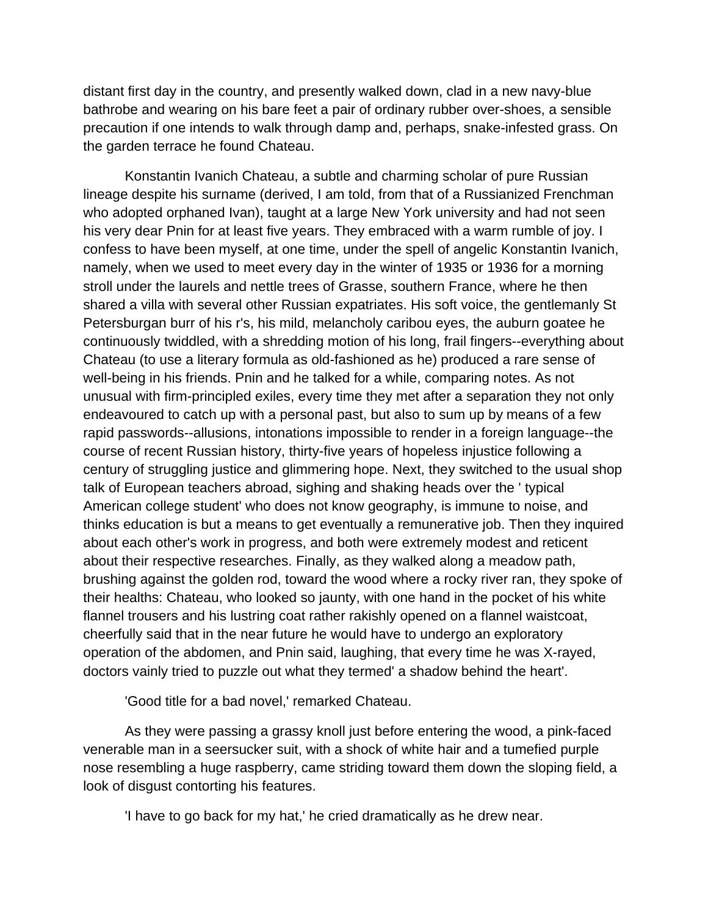distant first day in the country, and presently walked down, clad in a new navy-blue bathrobe and wearing on his bare feet a pair of ordinary rubber over-shoes, a sensible precaution if one intends to walk through damp and, perhaps, snake-infested grass. On the garden terrace he found Chateau.

Konstantin Ivanich Chateau, a subtle and charming scholar of pure Russian lineage despite his surname (derived, I am told, from that of a Russianized Frenchman who adopted orphaned Ivan), taught at a large New York university and had not seen his very dear Pnin for at least five years. They embraced with a warm rumble of joy. I confess to have been myself, at one time, under the spell of angelic Konstantin Ivanich, namely, when we used to meet every day in the winter of 1935 or 1936 for a morning stroll under the laurels and nettle trees of Grasse, southern France, where he then shared a villa with several other Russian expatriates. His soft voice, the gentlemanly St Petersburgan burr of his r's, his mild, melancholy caribou eyes, the auburn goatee he continuously twiddled, with a shredding motion of his long, frail fingers--everything about Chateau (to use a literary formula as old-fashioned as he) produced a rare sense of well-being in his friends. Pnin and he talked for a while, comparing notes. As not unusual with firm-principled exiles, every time they met after a separation they not only endeavoured to catch up with a personal past, but also to sum up by means of a few rapid passwords--allusions, intonations impossible to render in a foreign language--the course of recent Russian history, thirty-five years of hopeless injustice following a century of struggling justice and glimmering hope. Next, they switched to the usual shop talk of European teachers abroad, sighing and shaking heads over the ' typical American college student' who does not know geography, is immune to noise, and thinks education is but a means to get eventually a remunerative job. Then they inquired about each other's work in progress, and both were extremely modest and reticent about their respective researches. Finally, as they walked along a meadow path, brushing against the golden rod, toward the wood where a rocky river ran, they spoke of their healths: Chateau, who looked so jaunty, with one hand in the pocket of his white flannel trousers and his lustring coat rather rakishly opened on a flannel waistcoat, cheerfully said that in the near future he would have to undergo an exploratory operation of the abdomen, and Pnin said, laughing, that every time he was X-rayed, doctors vainly tried to puzzle out what they termed' a shadow behind the heart'.

'Good title for a bad novel,' remarked Chateau.

As they were passing a grassy knoll just before entering the wood, a pink-faced venerable man in a seersucker suit, with a shock of white hair and a tumefied purple nose resembling a huge raspberry, came striding toward them down the sloping field, a look of disgust contorting his features.

'I have to go back for my hat,' he cried dramatically as he drew near.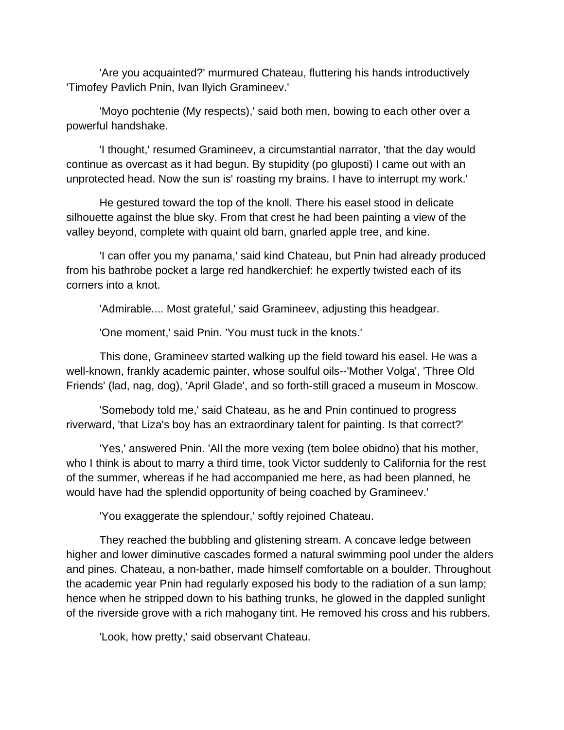'Are you acquainted?' murmured Chateau, fluttering his hands introductively 'Timofey Pavlich Pnin, Ivan Ilyich Gramineev.'

'Moyo pochtenie (My respects),' said both men, bowing to each other over a powerful handshake.

'I thought,' resumed Gramineev, a circumstantial narrator, 'that the day would continue as overcast as it had begun. By stupidity (po gluposti) I came out with an unprotected head. Now the sun is' roasting my brains. I have to interrupt my work.'

He gestured toward the top of the knoll. There his easel stood in delicate silhouette against the blue sky. From that crest he had been painting a view of the valley beyond, complete with quaint old barn, gnarled apple tree, and kine.

'I can offer you my panama,' said kind Chateau, but Pnin had already produced from his bathrobe pocket a large red handkerchief: he expertly twisted each of its corners into a knot.

'Admirable.... Most grateful,' said Gramineev, adjusting this headgear.

'One moment,' said Pnin. 'You must tuck in the knots.'

This done, Gramineev started walking up the field toward his easel. He was a well-known, frankly academic painter, whose soulful oils--'Mother Volga', 'Three Old Friends' (lad, nag, dog), 'April Glade', and so forth-still graced a museum in Moscow.

'Somebody told me,' said Chateau, as he and Pnin continued to progress riverward, 'that Liza's boy has an extraordinary talent for painting. Is that correct?'

'Yes,' answered Pnin. 'All the more vexing (tem bolee obidno) that his mother, who I think is about to marry a third time, took Victor suddenly to California for the rest of the summer, whereas if he had accompanied me here, as had been planned, he would have had the splendid opportunity of being coached by Gramineev.'

'You exaggerate the splendour,' softly rejoined Chateau.

They reached the bubbling and glistening stream. A concave ledge between higher and lower diminutive cascades formed a natural swimming pool under the alders and pines. Chateau, a non-bather, made himself comfortable on a boulder. Throughout the academic year Pnin had regularly exposed his body to the radiation of a sun lamp; hence when he stripped down to his bathing trunks, he glowed in the dappled sunlight of the riverside grove with a rich mahogany tint. He removed his cross and his rubbers.

'Look, how pretty,' said observant Chateau.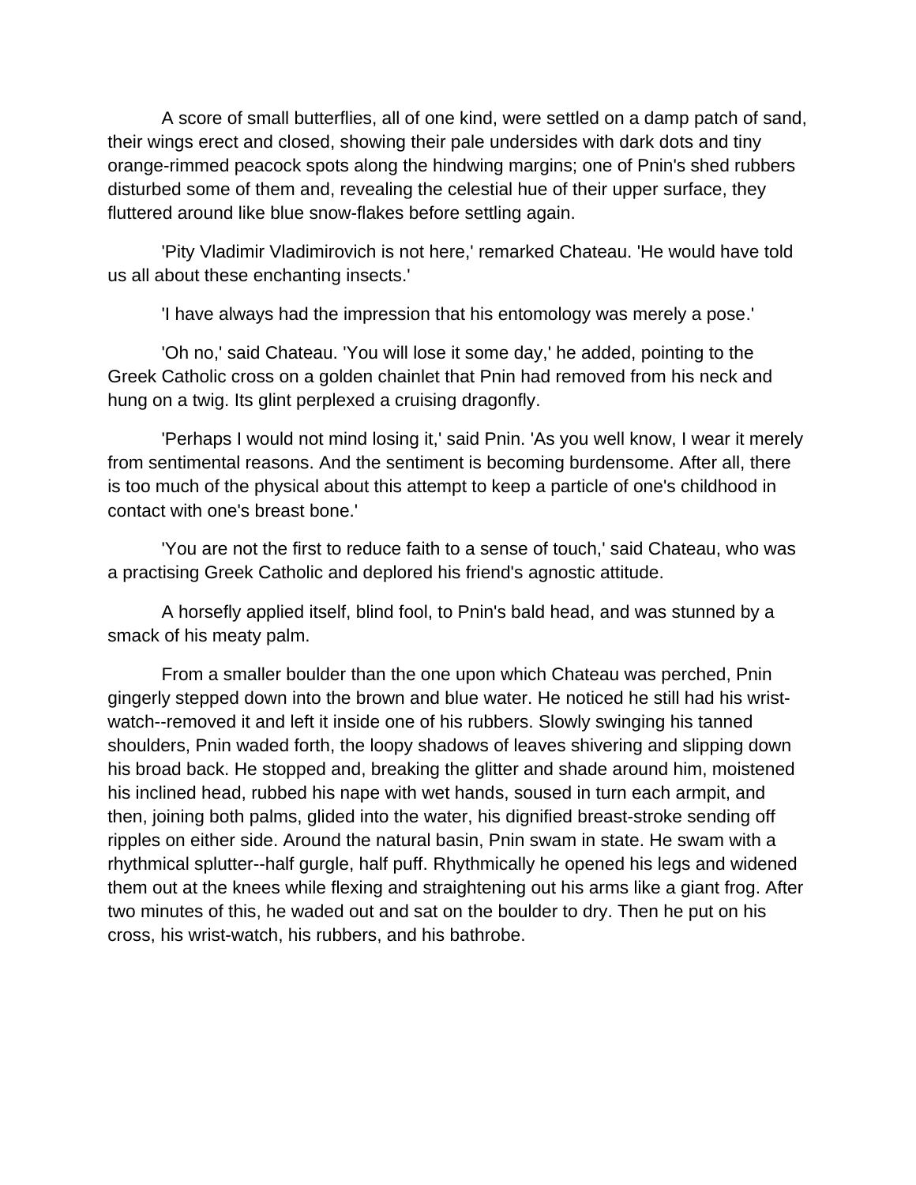A score of small butterflies, all of one kind, were settled on a damp patch of sand, their wings erect and closed, showing their pale undersides with dark dots and tiny orange-rimmed peacock spots along the hindwing margins; one of Pnin's shed rubbers disturbed some of them and, revealing the celestial hue of their upper surface, they fluttered around like blue snow-flakes before settling again.

'Pity Vladimir Vladimirovich is not here,' remarked Chateau. 'He would have told us all about these enchanting insects.'

'I have always had the impression that his entomology was merely a pose.'

'Oh no,' said Chateau. 'You will lose it some day,' he added, pointing to the Greek Catholic cross on a golden chainlet that Pnin had removed from his neck and hung on a twig. Its glint perplexed a cruising dragonfly.

'Perhaps I would not mind losing it,' said Pnin. 'As you well know, I wear it merely from sentimental reasons. And the sentiment is becoming burdensome. After all, there is too much of the physical about this attempt to keep a particle of one's childhood in contact with one's breast bone.'

'You are not the first to reduce faith to a sense of touch,' said Chateau, who was a practising Greek Catholic and deplored his friend's agnostic attitude.

A horsefly applied itself, blind fool, to Pnin's bald head, and was stunned by a smack of his meaty palm.

From a smaller boulder than the one upon which Chateau was perched, Pnin gingerly stepped down into the brown and blue water. He noticed he still had his wrist-watch--removed it and left it inside one of his rubbers. Slowly swinging his tanned shoulders, Pnin waded forth, the loopy shadows of leaves shivering and slipping down his broad back. He stopped and, breaking the glitter and shade around him, moistened his inclined head, rubbed his nape with wet hands, soused in turn each armpit, and then, joining both palms, glided into the water, his dignified breast-stroke sending off ripples on either side. Around the natural basin, Pnin swam in state. He swam with a rhythmical splutter--half gurgle, half puff. Rhythmically he opened his legs and widened them out at the knees while flexing and straightening out his arms like a giant frog. After two minutes of this, he waded out and sat on the boulder to dry. Then he put on his cross, his wrist-watch, his rubbers, and his bathrobe.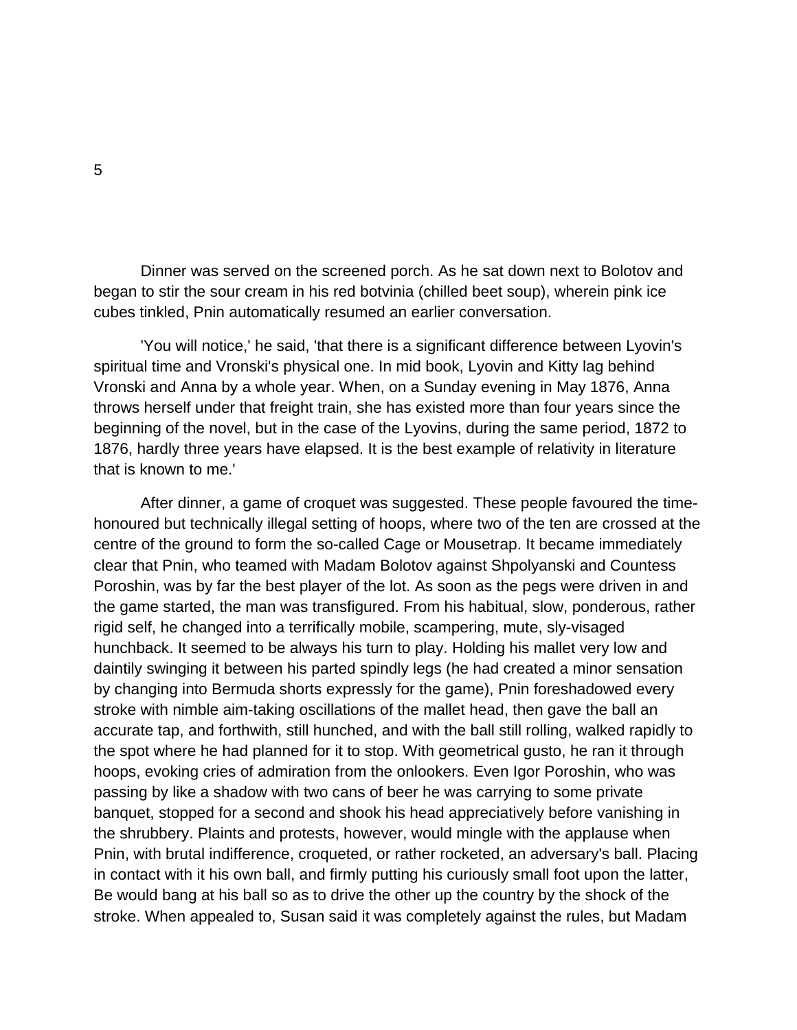## 5

Dinner was served on the screened porch. As he sat down next to Bolotov and began to stir the sour cream in his red botvinia (chilled beet soup), wherein pink ice cubes tinkled, Pnin automatically resumed an earlier conversation.

'You will notice,' he said, 'that there is a significant difference between Lyovin's spiritual time and Vronski's physical one. In mid book, Lyovin and Kitty lag behind Vronski and Anna by a whole year. When, on a Sunday evening in May 1876, Anna throws herself under that freight train, she has existed more than four years since the beginning of the novel, but in the case of the Lyovins, during the same period, 1872 to 1876, hardly three years have elapsed. It is the best example of relativity in literature that is known to me.'

After dinner, a game of croquet was suggested. These people favoured the time-honoured but technically illegal setting of hoops, where two of the ten are crossed at the centre of the ground to form the so-called Cage or Mousetrap. It became immediately clear that Pnin, who teamed with Madam Bolotov against Shpolyanski and Countess Poroshin, was by far the best player of the lot. As soon as the pegs were driven in and the game started, the man was transfigured. From his habitual, slow, ponderous, rather rigid self, he changed into a terrifically mobile, scampering, mute, sly-visaged hunchback. It seemed to be always his turn to play. Holding his mallet very low and daintily swinging it between his parted spindly legs (he had created a minor sensation by changing into Bermuda shorts expressly for the game), Pnin foreshadowed every stroke with nimble aim-taking oscillations of the mallet head, then gave the ball an accurate tap, and forthwith, still hunched, and with the ball still rolling, walked rapidly to the spot where he had planned for it to stop. With geometrical gusto, he ran it through hoops, evoking cries of admiration from the onlookers. Even Igor Poroshin, who was passing by like a shadow with two cans of beer he was carrying to some private banquet, stopped for a second and shook his head appreciatively before vanishing in the shrubbery. Plaints and protests, however, would mingle with the applause when Pnin, with brutal indifference, croqueted, or rather rocketed, an adversary's ball. Placing in contact with it his own ball, and firmly putting his curiously small foot upon the latter, Be would bang at his ball so as to drive the other up the country by the shock of the stroke. When appealed to, Susan said it was completely against the rules, but Madam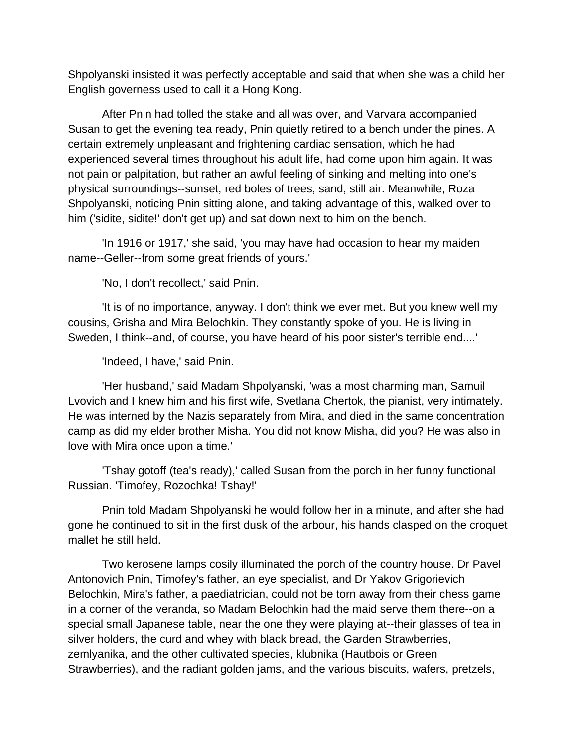Shpolyanski insisted it was perfectly acceptable and said that when she was a child her English governess used to call it a Hong Kong.

After Pnin had tolled the stake and all was over, and Varvara accompanied Susan to get the evening tea ready, Pnin quietly retired to a bench under the pines. A certain extremely unpleasant and frightening cardiac sensation, which he had experienced several times throughout his adult life, had come upon him again. It was not pain or palpitation, but rather an awful feeling of sinking and melting into one's physical surroundings--sunset, red boles of trees, sand, still air. Meanwhile, Roza Shpolyanski, noticing Pnin sitting alone, and taking advantage of this, walked over to him ('sidite, sidite!' don't get up) and sat down next to him on the bench.

'In 1916 or 1917,' she said, 'you may have had occasion to hear my maiden name--Geller--from some great friends of yours.'

'No, I don't recollect,' said Pnin.

'It is of no importance, anyway. I don't think we ever met. But you knew well my cousins, Grisha and Mira Belochkin. They constantly spoke of you. He is living in Sweden, I think--and, of course, you have heard of his poor sister's terrible end....'

'Indeed, I have,' said Pnin.

'Her husband,' said Madam Shpolyanski, 'was a most charming man, Samuil Lvovich and I knew him and his first wife, Svetlana Chertok, the pianist, very intimately. He was interned by the Nazis separately from Mira, and died in the same concentration camp as did my elder brother Misha. You did not know Misha, did you? He was also in love with Mira once upon a time.'

'Tshay gotoff (tea's ready),' called Susan from the porch in her funny functional Russian. 'Timofey, Rozochka! Tshay!'

Pnin told Madam Shpolyanski he would follow her in a minute, and after she had gone he continued to sit in the first dusk of the arbour, his hands clasped on the croquet mallet he still held.

Two kerosene lamps cosily illuminated the porch of the country house. Dr Pavel Antonovich Pnin, Timofey's father, an eye specialist, and Dr Yakov Grigorievich Belochkin, Mira's father, a paediatrician, could not be torn away from their chess game in a corner of the veranda, so Madam Belochkin had the maid serve them there--on a special small Japanese table, near the one they were playing at--their glasses of tea in silver holders, the curd and whey with black bread, the Garden Strawberries, zemlyanika, and the other cultivated species, klubnika (Hautbois or Green Strawberries), and the radiant golden jams, and the various biscuits, wafers, pretzels,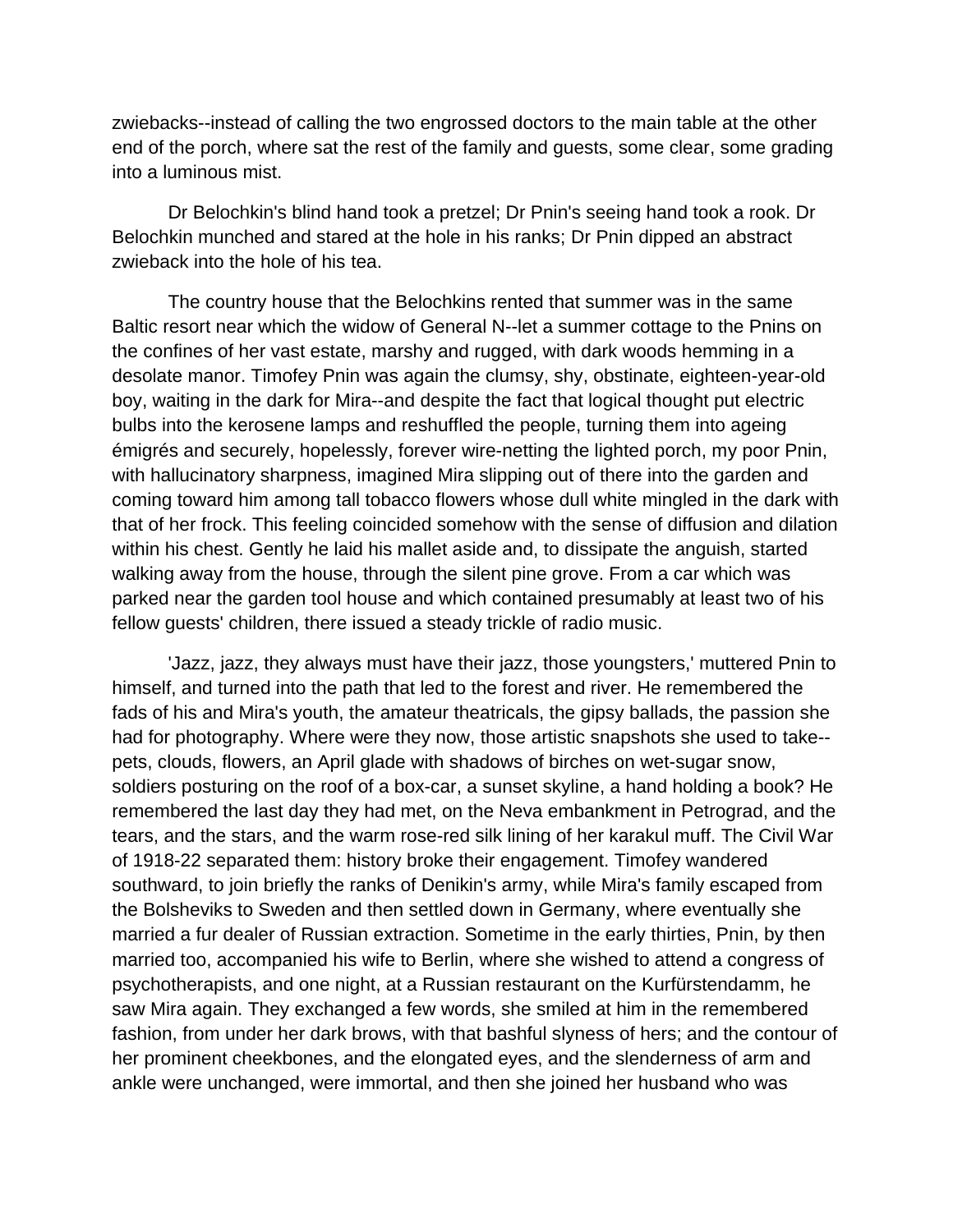zwiebacks--instead of calling the two engrossed doctors to the main table at the other end of the porch, where sat the rest of the family and guests, some clear, some grading into a luminous mist.

Dr Belochkin's blind hand took a pretzel; Dr Pnin's seeing hand took a rook. Dr Belochkin munched and stared at the hole in his ranks; Dr Pnin dipped an abstract zwieback into the hole of his tea.

The country house that the Belochkins rented that summer was in the same Baltic resort near which the widow of General N--let a summer cottage to the Pnins on the confines of her vast estate, marshy and rugged, with dark woods hemming in a desolate manor. Timofey Pnin was again the clumsy, shy, obstinate, eighteen-year-old boy, waiting in the dark for Mira--and despite the fact that logical thought put electric bulbs into the kerosene lamps and reshuffled the people, turning them into ageing émigrés and securely, hopelessly, forever wire-netting the lighted porch, my poor Pnin, with hallucinatory sharpness, imagined Mira slipping out of there into the garden and coming toward him among tall tobacco flowers whose dull white mingled in the dark with that of her frock. This feeling coincided somehow with the sense of diffusion and dilation within his chest. Gently he laid his mallet aside and, to dissipate the anguish, started walking away from the house, through the silent pine grove. From a car which was parked near the garden tool house and which contained presumably at least two of his fellow guests' children, there issued a steady trickle of radio music.

'Jazz, jazz, they always must have their jazz, those youngsters,' muttered Pnin to himself, and turned into the path that led to the forest and river. He remembered the fads of his and Mira's youth, the amateur theatricals, the gipsy ballads, the passion she had for photography. Where were they now, those artistic snapshots she used to take--pets, clouds, flowers, an April glade with shadows of birches on wet-sugar snow, soldiers posturing on the roof of a box-car, a sunset skyline, a hand holding a book? He remembered the last day they had met, on the Neva embankment in Petrograd, and the tears, and the stars, and the warm rose-red silk lining of her karakul muff. The Civil War of 1918-22 separated them: history broke their engagement. Timofey wandered southward, to join briefly the ranks of Denikin's army, while Mira's family escaped from the Bolsheviks to Sweden and then settled down in Germany, where eventually she married a fur dealer of Russian extraction. Sometime in the early thirties, Pnin, by then married too, accompanied his wife to Berlin, where she wished to attend a congress of psychotherapists, and one night, at a Russian restaurant on the Kurfürstendamm, he saw Mira again. They exchanged a few words, she smiled at him in the remembered fashion, from under her dark brows, with that bashful slyness of hers; and the contour of her prominent cheekbones, and the elongated eyes, and the slenderness of arm and ankle were unchanged, were immortal, and then she joined her husband who was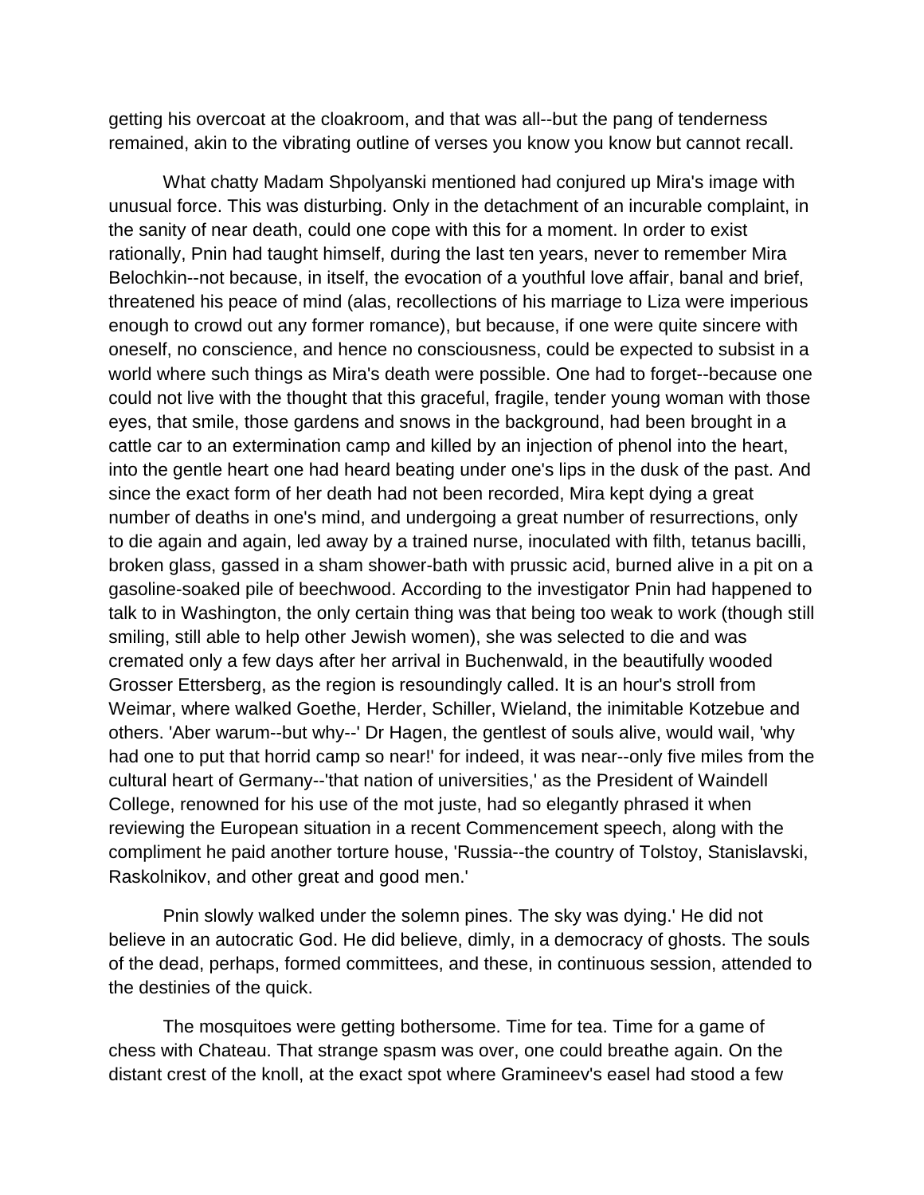getting his overcoat at the cloakroom, and that was all--but the pang of tenderness remained, akin to the vibrating outline of verses you know you know but cannot recall.

What chatty Madam Shpolyanski mentioned had conjured up Mira's image with unusual force. This was disturbing. Only in the detachment of an incurable complaint, in the sanity of near death, could one cope with this for a moment. In order to exist rationally, Pnin had taught himself, during the last ten years, never to remember Mira Belochkin--not because, in itself, the evocation of a youthful love affair, banal and brief, threatened his peace of mind (alas, recollections of his marriage to Liza were imperious enough to crowd out any former romance), but because, if one were quite sincere with oneself, no conscience, and hence no consciousness, could be expected to subsist in a world where such things as Mira's death were possible. One had to forget--because one could not live with the thought that this graceful, fragile, tender young woman with those eyes, that smile, those gardens and snows in the background, had been brought in a cattle car to an extermination camp and killed by an injection of phenol into the heart, into the gentle heart one had heard beating under one's lips in the dusk of the past. And since the exact form of her death had not been recorded, Mira kept dying a great number of deaths in one's mind, and undergoing a great number of resurrections, only to die again and again, led away by a trained nurse, inoculated with filth, tetanus bacilli, broken glass, gassed in a sham shower-bath with prussic acid, burned alive in a pit on a gasoline-soaked pile of beechwood. According to the investigator Pnin had happened to talk to in Washington, the only certain thing was that being too weak to work (though still smiling, still able to help other Jewish women), she was selected to die and was cremated only a few days after her arrival in Buchenwald, in the beautifully wooded Grosser Ettersberg, as the region is resoundingly called. It is an hour's stroll from Weimar, where walked Goethe, Herder, Schiller, Wieland, the inimitable Kotzebue and others. 'Aber warum--but why--' Dr Hagen, the gentlest of souls alive, would wail, 'why had one to put that horrid camp so near!' for indeed, it was near--only five miles from the cultural heart of Germany--'that nation of universities,' as the President of Waindell College, renowned for his use of the mot juste, had so elegantly phrased it when reviewing the European situation in a recent Commencement speech, along with the compliment he paid another torture house, 'Russia--the country of Tolstoy, Stanislavski, Raskolnikov, and other great and good men.'

Pnin slowly walked under the solemn pines. The sky was dying.' He did not believe in an autocratic God. He did believe, dimly, in a democracy of ghosts. The souls of the dead, perhaps, formed committees, and these, in continuous session, attended to the destinies of the quick.

The mosquitoes were getting bothersome. Time for tea. Time for a game of chess with Chateau. That strange spasm was over, one could breathe again. On the distant crest of the knoll, at the exact spot where Gramineev's easel had stood a few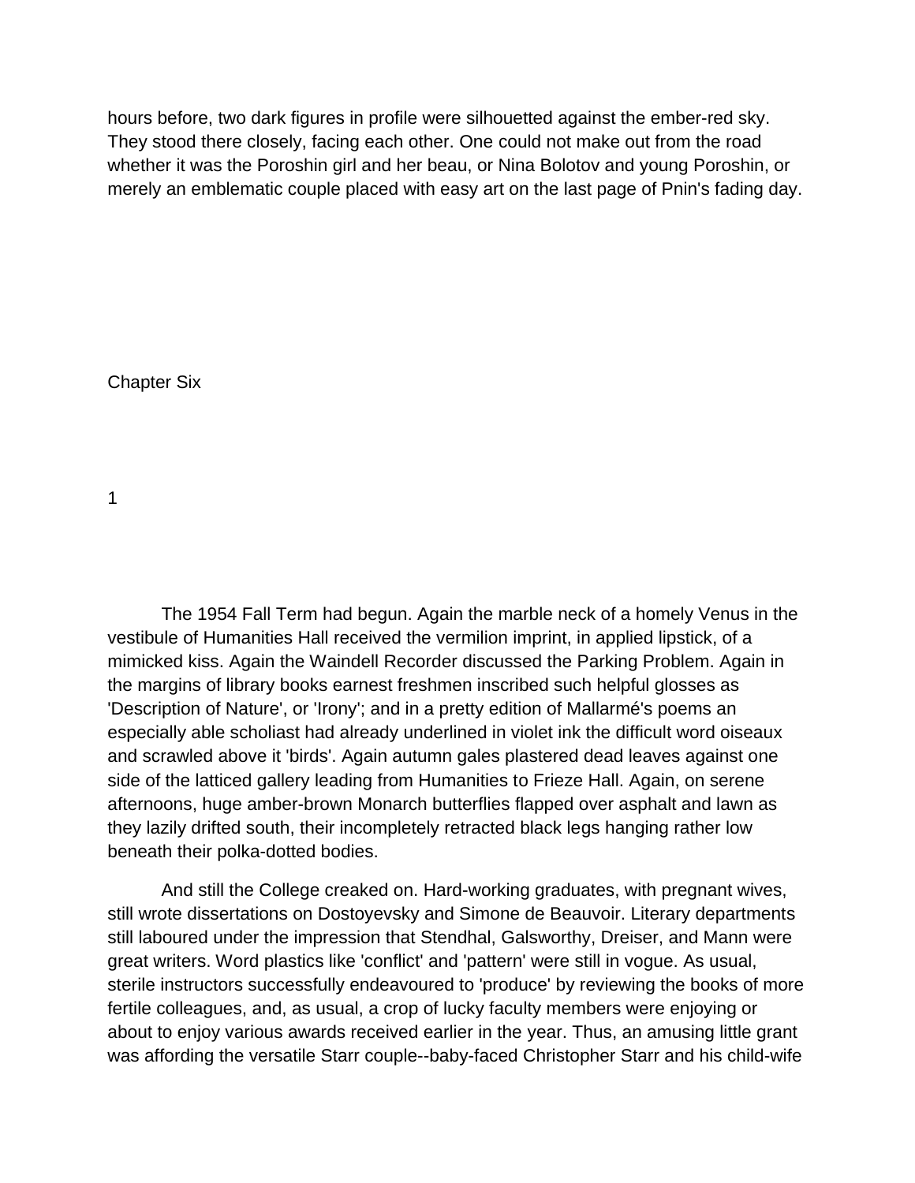hours before, two dark figures in profile were silhouetted against the ember-red sky. They stood there closely, facing each other. One could not make out from the road whether it was the Poroshin girl and her beau, or Nina Bolotov and young Poroshin, or merely an emblematic couple placed with easy art on the last page of Pnin's fading day.

## Chapter Six

### 1

The 1954 Fall Term had begun. Again the marble neck of a homely Venus in the vestibule of Humanities Hall received the vermilion imprint, in applied lipstick, of a mimicked kiss. Again the Waindell Recorder discussed the Parking Problem. Again in the margins of library books earnest freshmen inscribed such helpful glosses as 'Description of Nature', or 'Irony'; and in a pretty edition of Mallarmé's poems an especially able scholiast had already underlined in violet ink the difficult word oiseaux and scrawled above it 'birds'. Again autumn gales plastered dead leaves against one side of the latticed gallery leading from Humanities to Frieze Hall. Again, on serene afternoons, huge amber-brown Monarch butterflies flapped over asphalt and lawn as they lazily drifted south, their incompletely retracted black legs hanging rather low beneath their polka-dotted bodies.

And still the College creaked on. Hard-working graduates, with pregnant wives, still wrote dissertations on Dostoyevsky and Simone de Beauvoir. Literary departments still laboured under the impression that Stendhal, Galsworthy, Dreiser, and Mann were great writers. Word plastics like 'conflict' and 'pattern' were still in vogue. As usual, sterile instructors successfully endeavoured to 'produce' by reviewing the books of more fertile colleagues, and, as usual, a crop of lucky faculty members were enjoying or about to enjoy various awards received earlier in the year. Thus, an amusing little grant was affording the versatile Starr couple--baby-faced Christopher Starr and his child-wife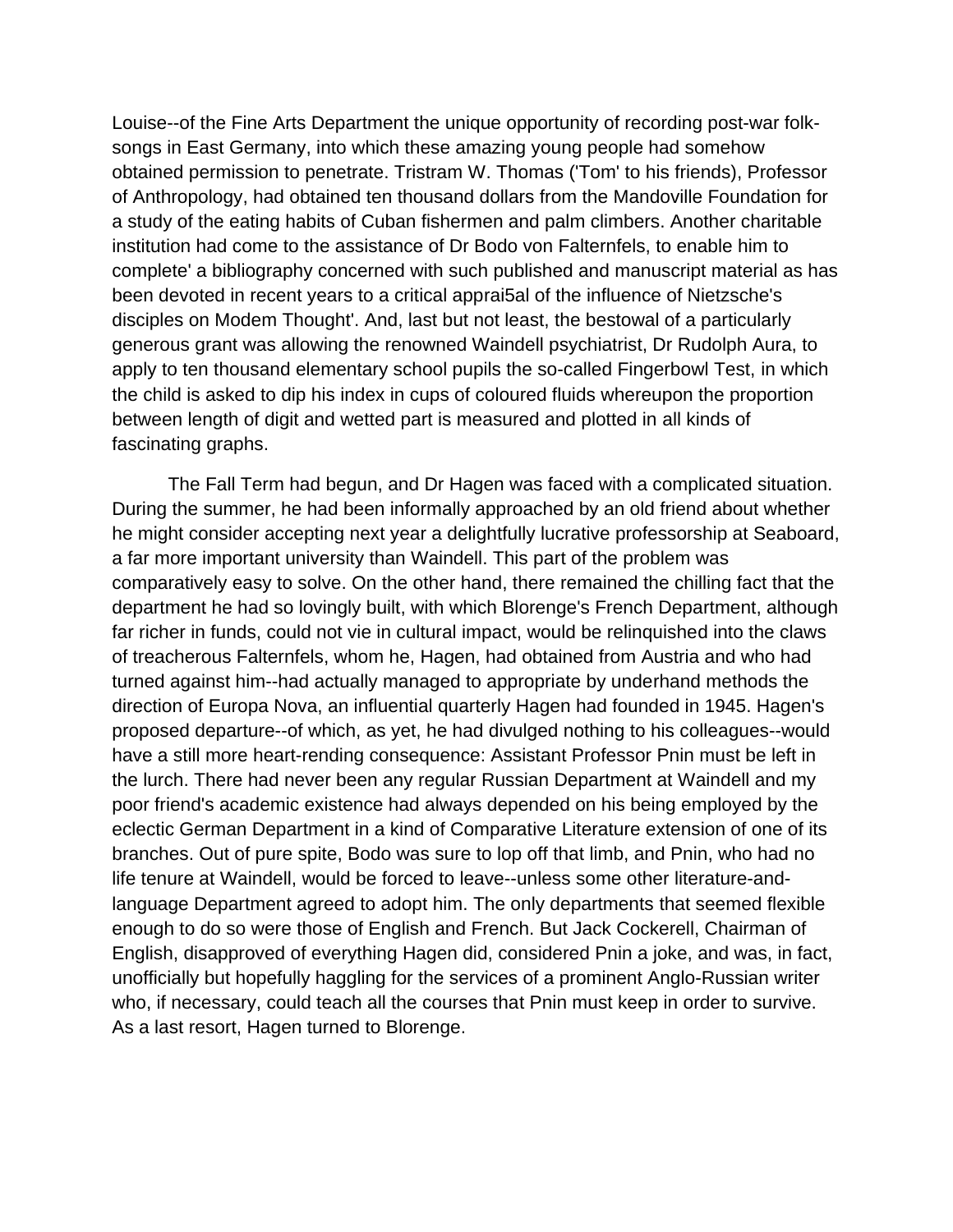Louise--of the Fine Arts Department the unique opportunity of recording post-war folk-songs in East Germany, into which these amazing young people had somehow obtained permission to penetrate. Tristram W. Thomas ('Tom' to his friends), Professor of Anthropology, had obtained ten thousand dollars from the Mandoville Foundation for a study of the eating habits of Cuban fishermen and palm climbers. Another charitable institution had come to the assistance of Dr Bodo von Falternfels, to enable him to complete' a bibliography concerned with such published and manuscript material as has been devoted in recent years to a critical apprai5al of the influence of Nietzsche's disciples on Modem Thought'. And, last but not least, the bestowal of a particularly generous grant was allowing the renowned Waindell psychiatrist, Dr Rudolph Aura, to apply to ten thousand elementary school pupils the so-called Fingerbowl Test, in which the child is asked to dip his index in cups of coloured fluids whereupon the proportion between length of digit and wetted part is measured and plotted in all kinds of fascinating graphs.

The Fall Term had begun, and Dr Hagen was faced with a complicated situation. During the summer, he had been informally approached by an old friend about whether he might consider accepting next year a delightfully lucrative professorship at Seaboard, a far more important university than Waindell. This part of the problem was comparatively easy to solve. On the other hand, there remained the chilling fact that the department he had so lovingly built, with which Blorenge's French Department, although far richer in funds, could not vie in cultural impact, would be relinquished into the claws of treacherous Falternfels, whom he, Hagen, had obtained from Austria and who had turned against him--had actually managed to appropriate by underhand methods the direction of Europa Nova, an influential quarterly Hagen had founded in 1945. Hagen's proposed departure--of which, as yet, he had divulged nothing to his colleagues--would have a still more heart-rending consequence: Assistant Professor Pnin must be left in the lurch. There had never been any regular Russian Department at Waindell and my poor friend's academic existence had always depended on his being employed by the eclectic German Department in a kind of Comparative Literature extension of one of its branches. Out of pure spite, Bodo was sure to lop off that limb, and Pnin, who had no life tenure at Waindell, would be forced to leave--unless some other literature-and-language Department agreed to adopt him. The only departments that seemed flexible enough to do so were those of English and French. But Jack Cockerell, Chairman of English, disapproved of everything Hagen did, considered Pnin a joke, and was, in fact, unofficially but hopefully haggling for the services of a prominent Anglo-Russian writer who, if necessary, could teach all the courses that Pnin must keep in order to survive. As a last resort, Hagen turned to Blorenge.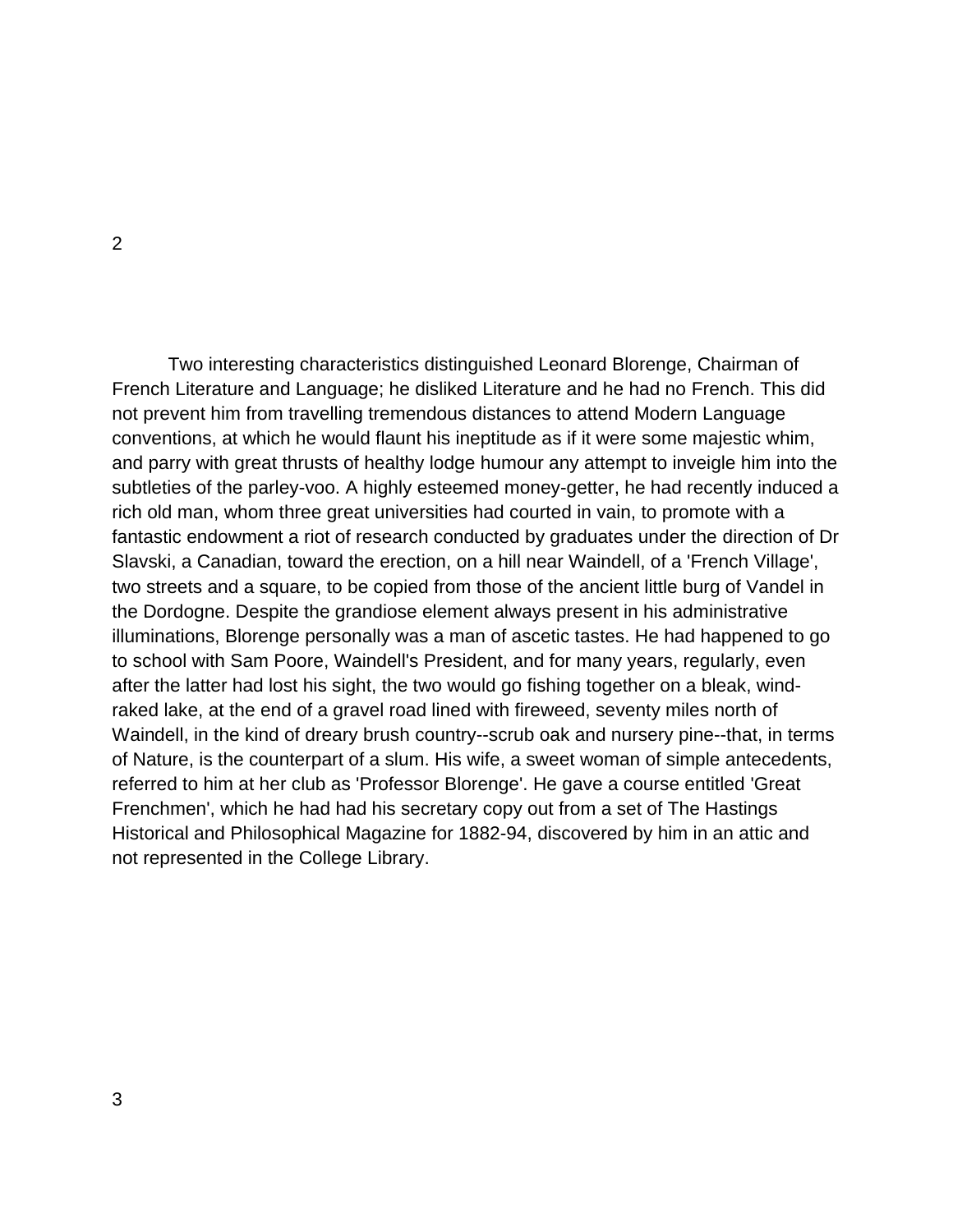Two interesting characteristics distinguished Leonard Blorenge, Chairman of French Literature and Language; he disliked Literature and he had no French. This did not prevent him from travelling tremendous distances to attend Modern Language conventions, at which he would flaunt his ineptitude as if it were some majestic whim, and parry with great thrusts of healthy lodge humour any attempt to inveigle him into the subtleties of the parley-voo. A highly esteemed money-getter, he had recently induced a rich old man, whom three great universities had courted in vain, to promote with a fantastic endowment a riot of research conducted by graduates under the direction of Dr Slavski, a Canadian, toward the erection, on a hill near Waindell, of a 'French Village', two streets and a square, to be copied from those of the ancient little burg of Vandel in the Dordogne. Despite the grandiose element always present in his administrative illuminations, Blorenge personally was a man of ascetic tastes. He had happened to go to school with Sam Poore, Waindell's President, and for many years, regularly, even after the latter had lost his sight, the two would go fishing together on a bleak, wind-raked lake, at the end of a gravel road lined with fireweed, seventy miles north of Waindell, in the kind of dreary brush country--scrub oak and nursery pine--that, in terms of Nature, is the counterpart of a slum. His wife, a sweet woman of simple antecedents, referred to him at her club as 'Professor Blorenge'. He gave a course entitled 'Great Frenchmen', which he had had his secretary copy out from a set of The Hastings Historical and Philosophical Magazine for 1882-94, discovered by him in an attic and not represented in the College Library.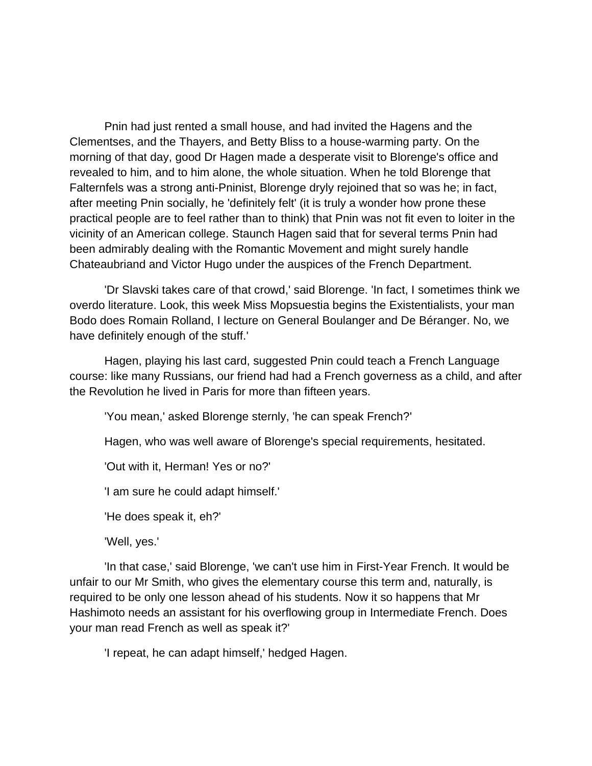Pnin had just rented a small house, and had invited the Hagens and the Clementses, and the Thayers, and Betty Bliss to a house-warming party. On the morning of that day, good Dr Hagen made a desperate visit to Blorenge's office and revealed to him, and to him alone, the whole situation. When he told Blorenge that Falternfels was a strong anti-Pninist, Blorenge dryly rejoined that so was he; in fact, after meeting Pnin socially, he 'definitely felt' (it is truly a wonder how prone these practical people are to feel rather than to think) that Pnin was not fit even to loiter in the vicinity of an American college. Staunch Hagen said that for several terms Pnin had been admirably dealing with the Romantic Movement and might surely handle Chateaubriand and Victor Hugo under the auspices of the French Department.

'Dr Slavski takes care of that crowd,' said Blorenge. 'In fact, I sometimes think we overdo literature. Look, this week Miss Mopsuestia begins the Existentialists, your man Bodo does Romain Rolland, I lecture on General Boulanger and De Béranger. No, we have definitely enough of the stuff.'

Hagen, playing his last card, suggested Pnin could teach a French Language course: like many Russians, our friend had had a French governess as a child, and after the Revolution he lived in Paris for more than fifteen years.

'You mean,' asked Blorenge sternly, 'he can speak French?'

Hagen, who was well aware of Blorenge's special requirements, hesitated.

'Out with it, Herman! Yes or no?'

'I am sure he could adapt himself.'

'He does speak it, eh?'

'Well, yes.'

'In that case,' said Blorenge, 'we can't use him in First-Year French. It would be unfair to our Mr Smith, who gives the elementary course this term and, naturally, is required to be only one lesson ahead of his students. Now it so happens that Mr Hashimoto needs an assistant for his overflowing group in Intermediate French. Does your man read French as well as speak it?'

'I repeat, he can adapt himself,' hedged Hagen.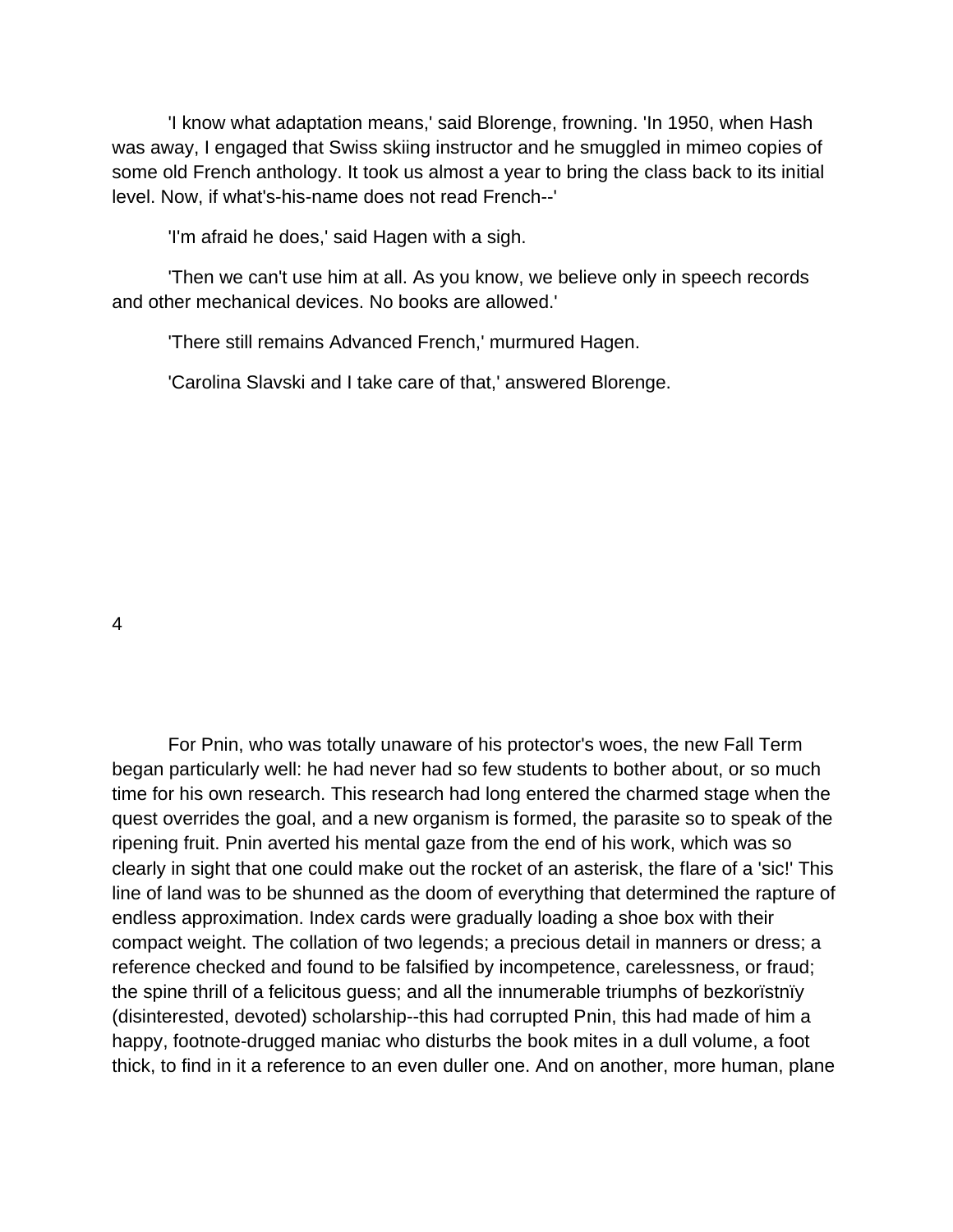'I know what adaptation means,' said Blorenge, frowning. 'In 1950, when Hash was away, I engaged that Swiss skiing instructor and he smuggled in mimeo copies of some old French anthology. It took us almost a year to bring the class back to its initial level. Now, if what's-his-name does not read French--'

'I'm afraid he does,' said Hagen with a sigh.

'Then we can't use him at all. As you know, we believe only in speech records and other mechanical devices. No books are allowed.'

'There still remains Advanced French,' murmured Hagen.

'Carolina Slavski and I take care of that,' answered Blorenge.

## 4

For Pnin, who was totally unaware of his protector's woes, the new Fall Term began particularly well: he had never had so few students to bother about, or so much time for his own research. This research had long entered the charmed stage when the quest overrides the goal, and a new organism is formed, the parasite so to speak of the ripening fruit. Pnin averted his mental gaze from the end of his work, which was so clearly in sight that one could make out the rocket of an asterisk, the flare of a 'sic!' This line of land was to be shunned as the doom of everything that determined the rapture of endless approximation. Index cards were gradually loading a shoe box with their compact weight. The collation of two legends; a precious detail in manners or dress; a reference checked and found to be falsified by incompetence, carelessness, or fraud; the spine thrill of a felicitous guess; and all the innumerable triumphs of bezkorïstnïy (disinterested, devoted) scholarship--this had corrupted Pnin, this had made of him a happy, footnote-drugged maniac who disturbs the book mites in a dull volume, a foot thick, to find in it a reference to an even duller one. And on another, more human, plane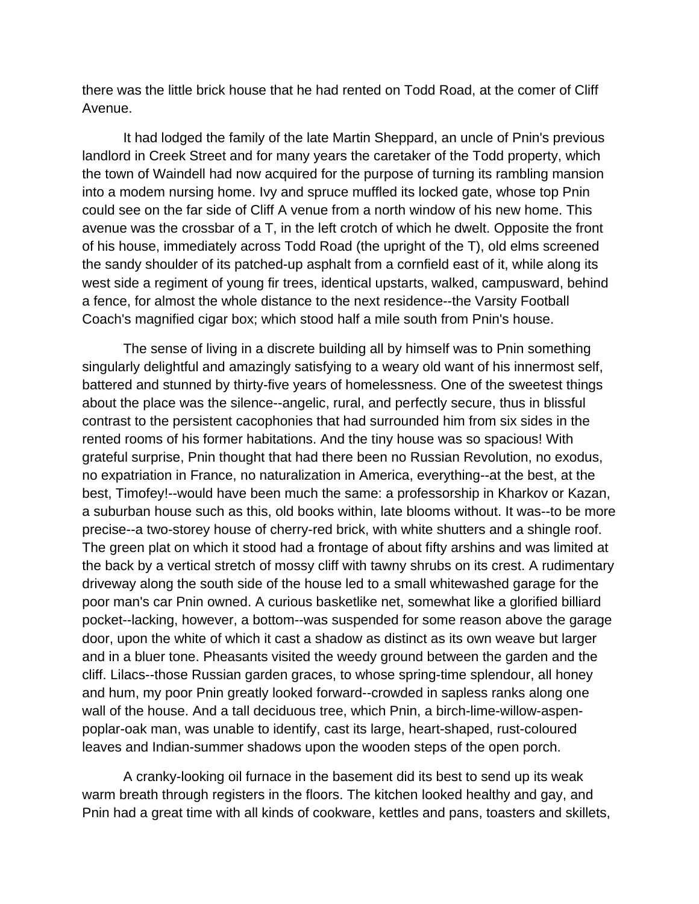there was the little brick house that he had rented on Todd Road, at the comer of Cliff Avenue.

It had lodged the family of the late Martin Sheppard, an uncle of Pnin's previous landlord in Creek Street and for many years the caretaker of the Todd property, which the town of Waindell had now acquired for the purpose of turning its rambling mansion into a modem nursing home. Ivy and spruce muffled its locked gate, whose top Pnin could see on the far side of Cliff A venue from a north window of his new home. This avenue was the crossbar of a T, in the left crotch of which he dwelt. Opposite the front of his house, immediately across Todd Road (the upright of the T), old elms screened the sandy shoulder of its patched-up asphalt from a cornfield east of it, while along its west side a regiment of young fir trees, identical upstarts, walked, campusward, behind a fence, for almost the whole distance to the next residence--the Varsity Football Coach's magnified cigar box; which stood half a mile south from Pnin's house.

The sense of living in a discrete building all by himself was to Pnin something singularly delightful and amazingly satisfying to a weary old want of his innermost self, battered and stunned by thirty-five years of homelessness. One of the sweetest things about the place was the silence--angelic, rural, and perfectly secure, thus in blissful contrast to the persistent cacophonies that had surrounded him from six sides in the rented rooms of his former habitations. And the tiny house was so spacious! With grateful surprise, Pnin thought that had there been no Russian Revolution, no exodus, no expatriation in France, no naturalization in America, everything--at the best, at the best, Timofey!--would have been much the same: a professorship in Kharkov or Kazan, a suburban house such as this, old books within, late blooms without. It was--to be more precise--a two-storey house of cherry-red brick, with white shutters and a shingle roof. The green plat on which it stood had a frontage of about fifty arshins and was limited at the back by a vertical stretch of mossy cliff with tawny shrubs on its crest. A rudimentary driveway along the south side of the house led to a small whitewashed garage for the poor man's car Pnin owned. A curious basketlike net, somewhat like a glorified billiard pocket--lacking, however, a bottom--was suspended for some reason above the garage door, upon the white of which it cast a shadow as distinct as its own weave but larger and in a bluer tone. Pheasants visited the weedy ground between the garden and the cliff. Lilacs--those Russian garden graces, to whose spring-time splendour, all honey and hum, my poor Pnin greatly looked forward--crowded in sapless ranks along one wall of the house. And a tall deciduous tree, which Pnin, a birch-lime-willow-aspen-poplar-oak man, was unable to identify, cast its large, heart-shaped, rust-coloured leaves and Indian-summer shadows upon the wooden steps of the open porch.

A cranky-looking oil furnace in the basement did its best to send up its weak warm breath through registers in the floors. The kitchen looked healthy and gay, and Pnin had a great time with all kinds of cookware, kettles and pans, toasters and skillets,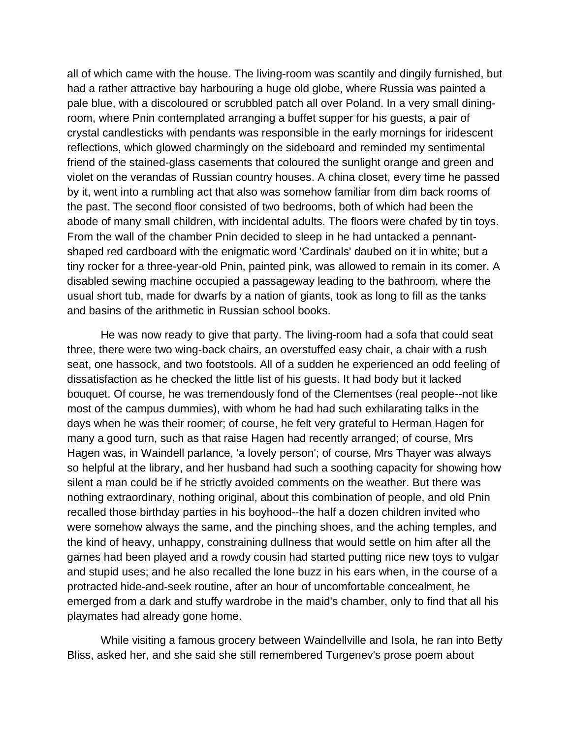all of which came with the house. The living-room was scantily and dingily furnished, but had a rather attractive bay harbouring a huge old globe, where Russia was painted a pale blue, with a discoloured or scrubbled patch all over Poland. In a very small dining-room, where Pnin contemplated arranging a buffet supper for his guests, a pair of crystal candlesticks with pendants was responsible in the early mornings for iridescent reflections, which glowed charmingly on the sideboard and reminded my sentimental friend of the stained-glass casements that coloured the sunlight orange and green and violet on the verandas of Russian country houses. A china closet, every time he passed by it, went into a rumbling act that also was somehow familiar from dim back rooms of the past. The second floor consisted of two bedrooms, both of which had been the abode of many small children, with incidental adults. The floors were chafed by tin toys. From the wall of the chamber Pnin decided to sleep in he had untacked a pennant-shaped red cardboard with the enigmatic word 'Cardinals' daubed on it in white; but a tiny rocker for a three-year-old Pnin, painted pink, was allowed to remain in its comer. A disabled sewing machine occupied a passageway leading to the bathroom, where the usual short tub, made for dwarfs by a nation of giants, took as long to fill as the tanks and basins of the arithmetic in Russian school books.

He was now ready to give that party. The living-room had a sofa that could seat three, there were two wing-back chairs, an overstuffed easy chair, a chair with a rush seat, one hassock, and two footstools. All of a sudden he experienced an odd feeling of dissatisfaction as he checked the little list of his guests. It had body but it lacked bouquet. Of course, he was tremendously fond of the Clementses (real people--not like most of the campus dummies), with whom he had had such exhilarating talks in the days when he was their roomer; of course, he felt very grateful to Herman Hagen for many a good turn, such as that raise Hagen had recently arranged; of course, Mrs Hagen was, in Waindell parlance, 'a lovely person'; of course, Mrs Thayer was always so helpful at the library, and her husband had such a soothing capacity for showing how silent a man could be if he strictly avoided comments on the weather. But there was nothing extraordinary, nothing original, about this combination of people, and old Pnin recalled those birthday parties in his boyhood--the half a dozen children invited who were somehow always the same, and the pinching shoes, and the aching temples, and the kind of heavy, unhappy, constraining dullness that would settle on him after all the games had been played and a rowdy cousin had started putting nice new toys to vulgar and stupid uses; and he also recalled the lone buzz in his ears when, in the course of a protracted hide-and-seek routine, after an hour of uncomfortable concealment, he emerged from a dark and stuffy wardrobe in the maid's chamber, only to find that all his playmates had already gone home.

While visiting a famous grocery between Waindellville and Isola, he ran into Betty Bliss, asked her, and she said she still remembered Turgenev's prose poem about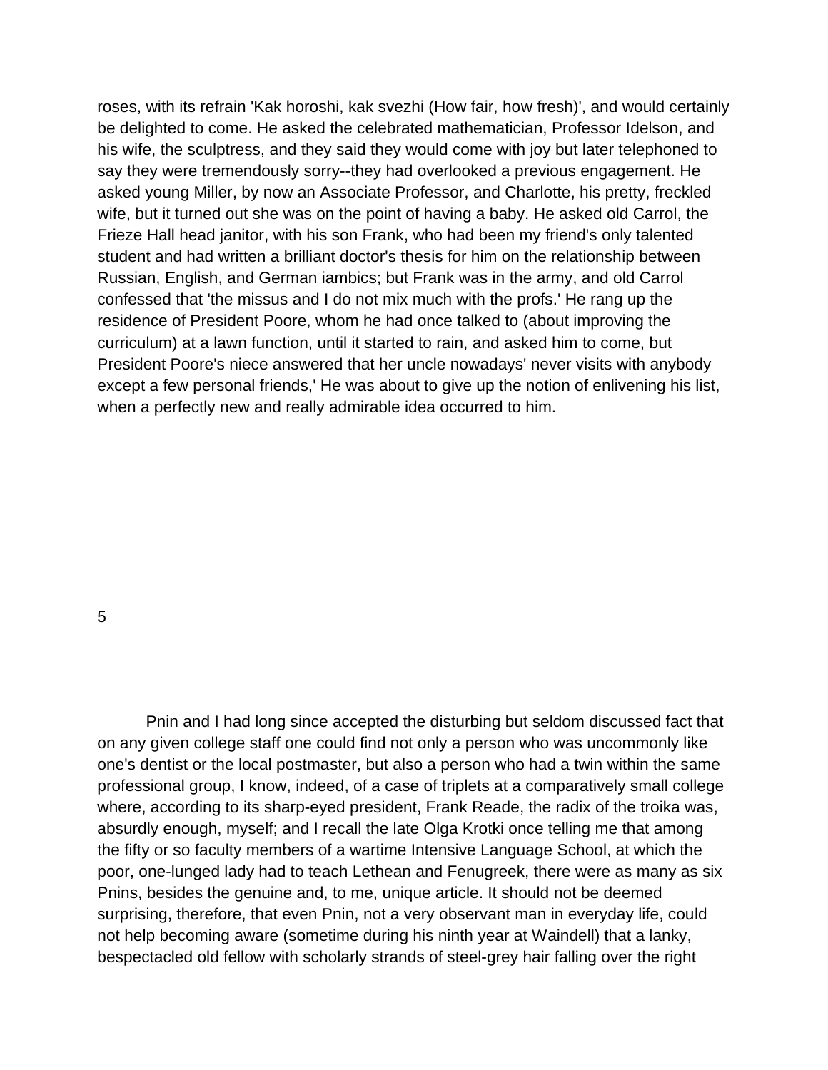roses, with its refrain 'Kak horoshi, kak svezhi (How fair, how fresh)', and would certainly be delighted to come. He asked the celebrated mathematician, Professor Idelson, and his wife, the sculptress, and they said they would come with joy but later telephoned to say they were tremendously sorry--they had overlooked a previous engagement. He asked young Miller, by now an Associate Professor, and Charlotte, his pretty, freckled wife, but it turned out she was on the point of having a baby. He asked old Carrol, the Frieze Hall head janitor, with his son Frank, who had been my friend's only talented student and had written a brilliant doctor's thesis for him on the relationship between Russian, English, and German iambics; but Frank was in the army, and old Carrol confessed that 'the missus and I do not mix much with the profs.' He rang up the residence of President Poore, whom he had once talked to (about improving the curriculum) at a lawn function, until it started to rain, and asked him to come, but President Poore's niece answered that her uncle nowadays' never visits with anybody except a few personal friends,' He was about to give up the notion of enlivening his list, when a perfectly new and really admirable idea occurred to him.

## 5

Pnin and I had long since accepted the disturbing but seldom discussed fact that on any given college staff one could find not only a person who was uncommonly like one's dentist or the local postmaster, but also a person who had a twin within the same professional group, I know, indeed, of a case of triplets at a comparatively small college where, according to its sharp-eyed president, Frank Reade, the radix of the troika was, absurdly enough, myself; and I recall the late Olga Krotki once telling me that among the fifty or so faculty members of a wartime Intensive Language School, at which the poor, one-lunged lady had to teach Lethean and Fenugreek, there were as many as six Pnins, besides the genuine and, to me, unique article. It should not be deemed surprising, therefore, that even Pnin, not a very observant man in everyday life, could not help becoming aware (sometime during his ninth year at Waindell) that a lanky, bespectacled old fellow with scholarly strands of steel-grey hair falling over the right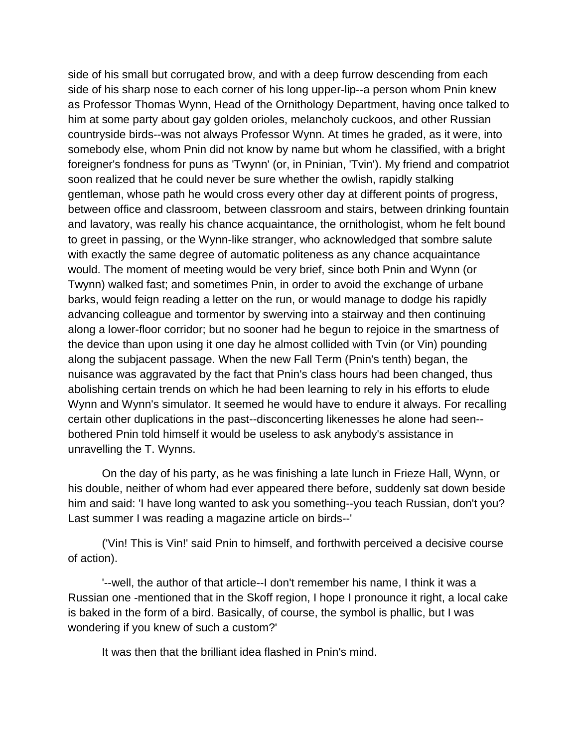side of his small but corrugated brow, and with a deep furrow descending from each side of his sharp nose to each corner of his long upper-lip--a person whom Pnin knew as Professor Thomas Wynn, Head of the Ornithology Department, having once talked to him at some party about gay golden orioles, melancholy cuckoos, and other Russian countryside birds--was not always Professor Wynn. At times he graded, as it were, into somebody else, whom Pnin did not know by name but whom he classified, with a bright foreigner's fondness for puns as 'Twynn' (or, in Pninian, 'Tvin'). My friend and compatriot soon realized that he could never be sure whether the owlish, rapidly stalking gentleman, whose path he would cross every other day at different points of progress, between office and classroom, between classroom and stairs, between drinking fountain and lavatory, was really his chance acquaintance, the ornithologist, whom he felt bound to greet in passing, or the Wynn-like stranger, who acknowledged that sombre salute with exactly the same degree of automatic politeness as any chance acquaintance would. The moment of meeting would be very brief, since both Pnin and Wynn (or Twynn) walked fast; and sometimes Pnin, in order to avoid the exchange of urbane barks, would feign reading a letter on the run, or would manage to dodge his rapidly advancing colleague and tormentor by swerving into a stairway and then continuing along a lower-floor corridor; but no sooner had he begun to rejoice in the smartness of the device than upon using it one day he almost collided with Tvin (or Vin) pounding along the subjacent passage. When the new Fall Term (Pnin's tenth) began, the nuisance was aggravated by the fact that Pnin's class hours had been changed, thus abolishing certain trends on which he had been learning to rely in his efforts to elude Wynn and Wynn's simulator. It seemed he would have to endure it always. For recalling certain other duplications in the past--disconcerting likenesses he alone had seen--bothered Pnin told himself it would be useless to ask anybody's assistance in unravelling the T. Wynns.

On the day of his party, as he was finishing a late lunch in Frieze Hall, Wynn, or his double, neither of whom had ever appeared there before, suddenly sat down beside him and said: 'I have long wanted to ask you something--you teach Russian, don't you? Last summer I was reading a magazine article on birds--'

('Vin! This is Vin!' said Pnin to himself, and forthwith perceived a decisive course of action).

'--well, the author of that article--I don't remember his name, I think it was a Russian one -mentioned that in the Skoff region, I hope I pronounce it right, a local cake is baked in the form of a bird. Basically, of course, the symbol is phallic, but I was wondering if you knew of such a custom?'

It was then that the brilliant idea flashed in Pnin's mind.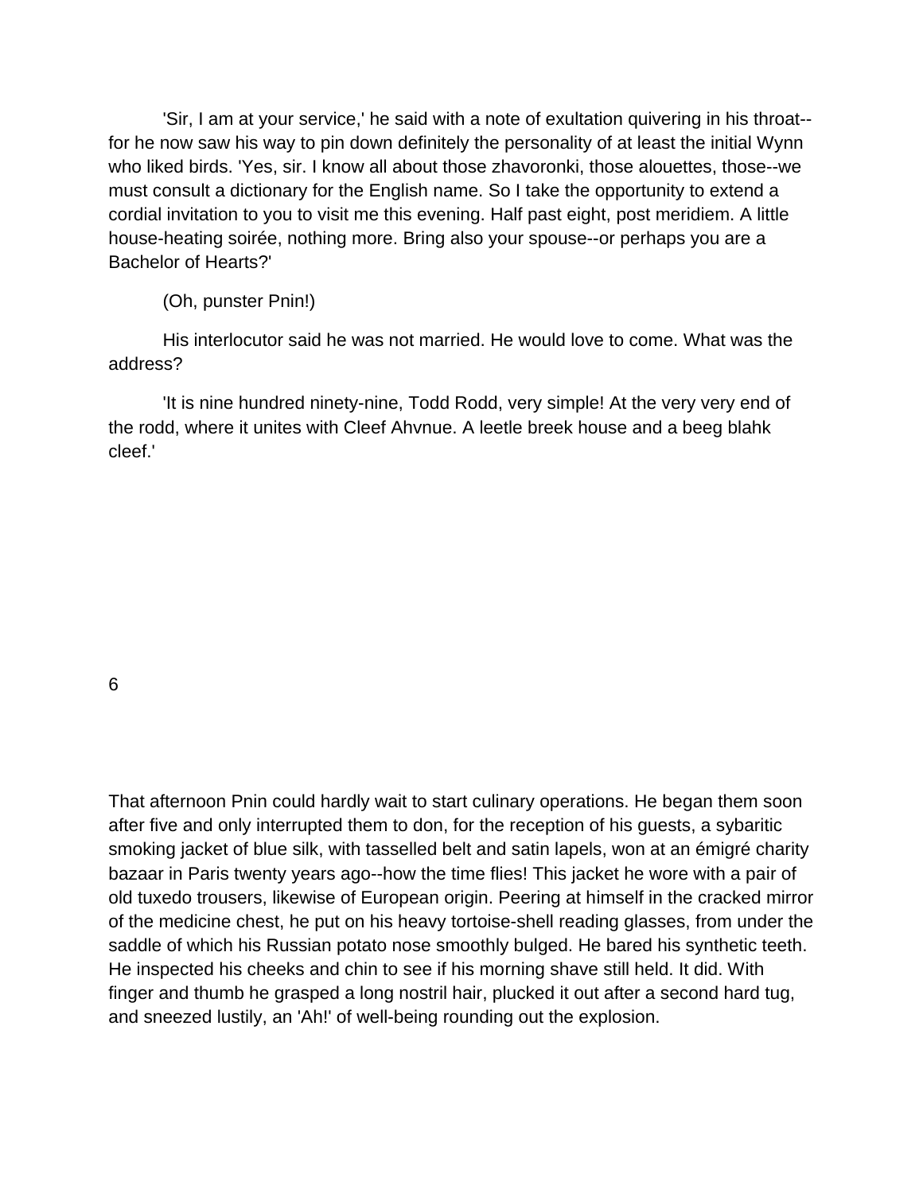'Sir, I am at your service,' he said with a note of exultation quivering in his throat--for he now saw his way to pin down definitely the personality of at least the initial Wynn who liked birds. 'Yes, sir. I know all about those zhavoronki, those alouettes, those--we must consult a dictionary for the English name. So I take the opportunity to extend a cordial invitation to you to visit me this evening. Half past eight, post meridiem. A little house-heating soirée, nothing more. Bring also your spouse--or perhaps you are a Bachelor of Hearts?'

(Oh, punster Pnin!)

His interlocutor said he was not married. He would love to come. What was the address?

'It is nine hundred ninety-nine, Todd Rodd, very simple! At the very very end of the rodd, where it unites with Cleef Ahvnue. A leetle breek house and a beeg blahk cleef.'

## 6

That afternoon Pnin could hardly wait to start culinary operations. He began them soon after five and only interrupted them to don, for the reception of his guests, a sybaritic smoking jacket of blue silk, with tasselled belt and satin lapels, won at an émigré charity bazaar in Paris twenty years ago--how the time flies! This jacket he wore with a pair of old tuxedo trousers, likewise of European origin. Peering at himself in the cracked mirror of the medicine chest, he put on his heavy tortoise-shell reading glasses, from under the saddle of which his Russian potato nose smoothly bulged. He bared his synthetic teeth. He inspected his cheeks and chin to see if his morning shave still held. It did. With finger and thumb he grasped a long nostril hair, plucked it out after a second hard tug, and sneezed lustily, an 'Ah!' of well-being rounding out the explosion.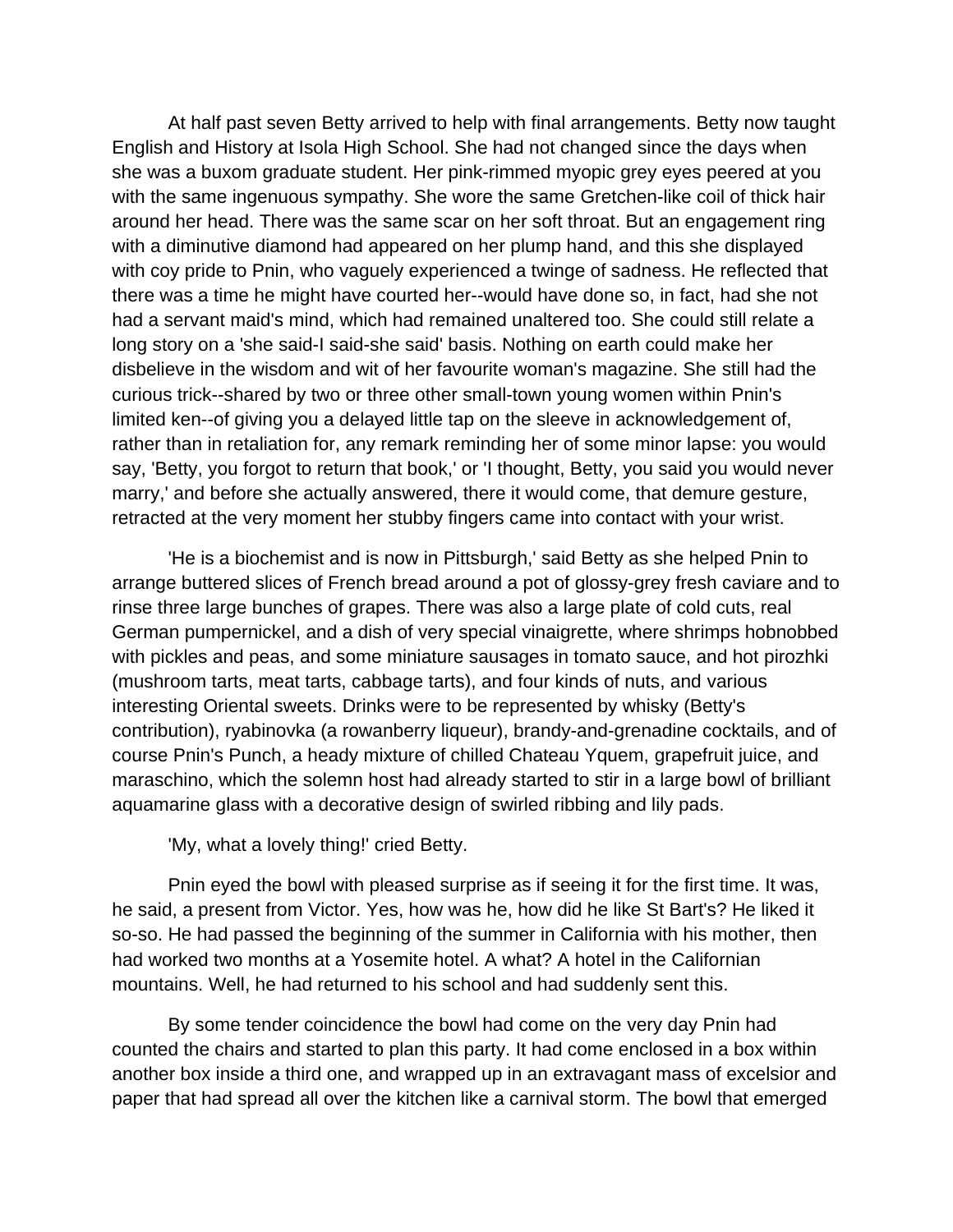At half past seven Betty arrived to help with final arrangements. Betty now taught English and History at Isola High School. She had not changed since the days when she was a buxom graduate student. Her pink-rimmed myopic grey eyes peered at you with the same ingenuous sympathy. She wore the same Gretchen-like coil of thick hair around her head. There was the same scar on her soft throat. But an engagement ring with a diminutive diamond had appeared on her plump hand, and this she displayed with coy pride to Pnin, who vaguely experienced a twinge of sadness. He reflected that there was a time he might have courted her--would have done so, in fact, had she not had a servant maid's mind, which had remained unaltered too. She could still relate a long story on a 'she said-I said-she said' basis. Nothing on earth could make her disbelieve in the wisdom and wit of her favourite woman's magazine. She still had the curious trick--shared by two or three other small-town young women within Pnin's limited ken--of giving you a delayed little tap on the sleeve in acknowledgement of, rather than in retaliation for, any remark reminding her of some minor lapse: you would say, 'Betty, you forgot to return that book,' or 'I thought, Betty, you said you would never marry,' and before she actually answered, there it would come, that demure gesture, retracted at the very moment her stubby fingers came into contact with your wrist.

'He is a biochemist and is now in Pittsburgh,' said Betty as she helped Pnin to arrange buttered slices of French bread around a pot of glossy-grey fresh caviare and to rinse three large bunches of grapes. There was also a large plate of cold cuts, real German pumpernickel, and a dish of very special vinaigrette, where shrimps hobnobbed with pickles and peas, and some miniature sausages in tomato sauce, and hot pirozhki (mushroom tarts, meat tarts, cabbage tarts), and four kinds of nuts, and various interesting Oriental sweets. Drinks were to be represented by whisky (Betty's contribution), ryabinovka (a rowanberry liqueur), brandy-and-grenadine cocktails, and of course Pnin's Punch, a heady mixture of chilled Chateau Yquem, grapefruit juice, and maraschino, which the solemn host had already started to stir in a large bowl of brilliant aquamarine glass with a decorative design of swirled ribbing and lily pads.

'My, what a lovely thing!' cried Betty.

Pnin eyed the bowl with pleased surprise as if seeing it for the first time. It was, he said, a present from Victor. Yes, how was he, how did he like St Bart's? He liked it so-so. He had passed the beginning of the summer in California with his mother, then had worked two months at a Yosemite hotel. A what? A hotel in the Californian mountains. Well, he had returned to his school and had suddenly sent this.

By some tender coincidence the bowl had come on the very day Pnin had counted the chairs and started to plan this party. It had come enclosed in a box within another box inside a third one, and wrapped up in an extravagant mass of excelsior and paper that had spread all over the kitchen like a carnival storm. The bowl that emerged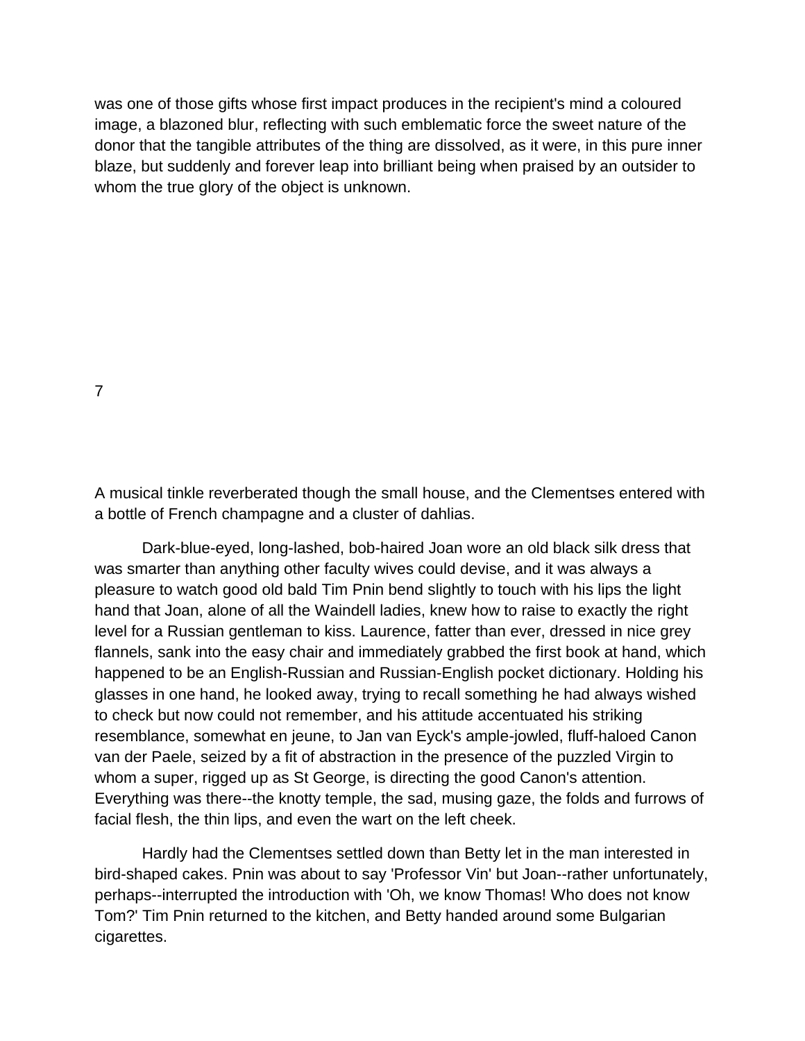was one of those gifts whose first impact produces in the recipient's mind a coloured image, a blazoned blur, reflecting with such emblematic force the sweet nature of the donor that the tangible attributes of the thing are dissolved, as it were, in this pure inner blaze, but suddenly and forever leap into brilliant being when praised by an outsider to whom the true glory of the object is unknown.

## 7

A musical tinkle reverberated though the small house, and the Clementses entered with a bottle of French champagne and a cluster of dahlias.

Dark-blue-eyed, long-lashed, bob-haired Joan wore an old black silk dress that was smarter than anything other faculty wives could devise, and it was always a pleasure to watch good old bald Tim Pnin bend slightly to touch with his lips the light hand that Joan, alone of all the Waindell ladies, knew how to raise to exactly the right level for a Russian gentleman to kiss. Laurence, fatter than ever, dressed in nice grey flannels, sank into the easy chair and immediately grabbed the first book at hand, which happened to be an English-Russian and Russian-English pocket dictionary. Holding his glasses in one hand, he looked away, trying to recall something he had always wished to check but now could not remember, and his attitude accentuated his striking resemblance, somewhat en jeune, to Jan van Eyck's ample-jowled, fluff-haloed Canon van der Paele, seized by a fit of abstraction in the presence of the puzzled Virgin to whom a super, rigged up as St George, is directing the good Canon's attention. Everything was there--the knotty temple, the sad, musing gaze, the folds and furrows of facial flesh, the thin lips, and even the wart on the left cheek.

Hardly had the Clementses settled down than Betty let in the man interested in bird-shaped cakes. Pnin was about to say 'Professor Vin' but Joan--rather unfortunately, perhaps--interrupted the introduction with 'Oh, we know Thomas! Who does not know Tom?' Tim Pnin returned to the kitchen, and Betty handed around some Bulgarian cigarettes.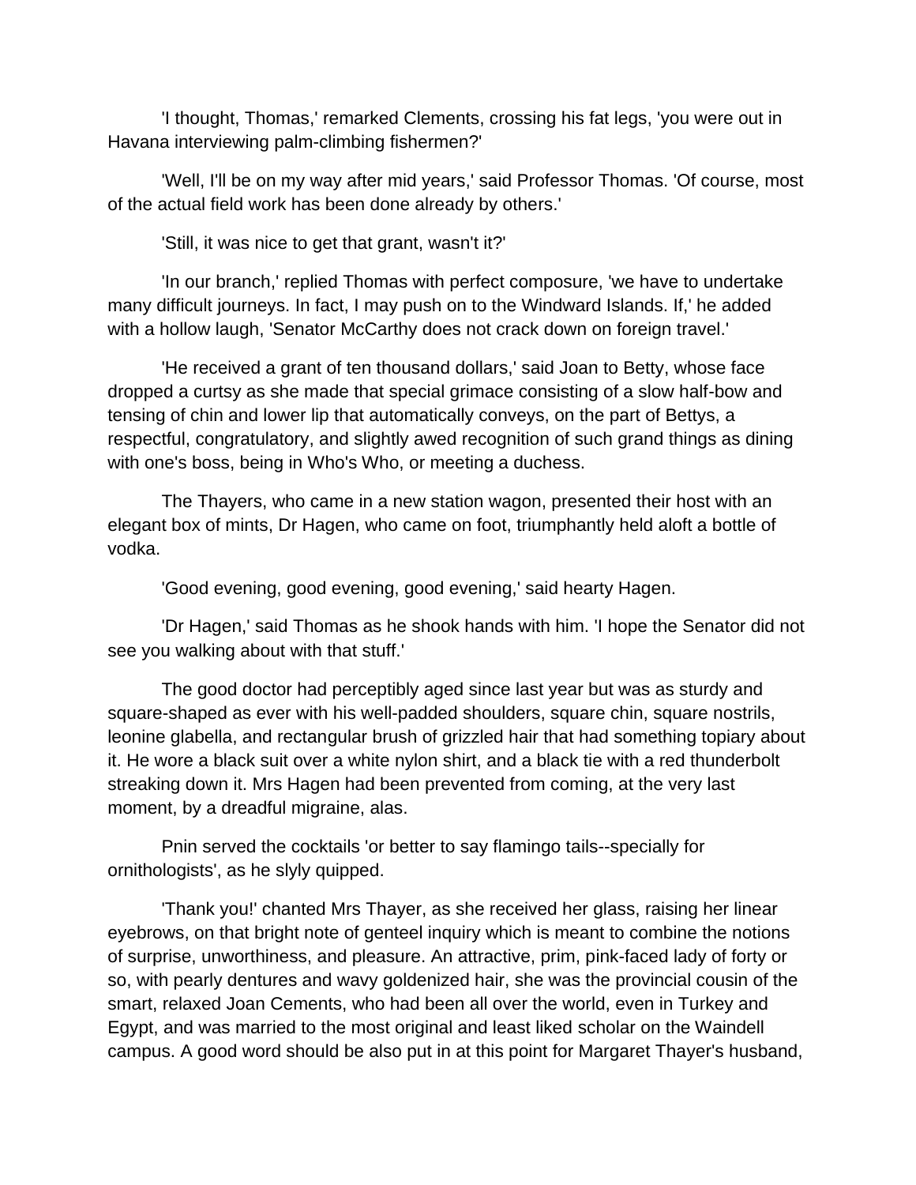'I thought, Thomas,' remarked Clements, crossing his fat legs, 'you were out in Havana interviewing palm-climbing fishermen?'

'Well, I'll be on my way after mid years,' said Professor Thomas. 'Of course, most of the actual field work has been done already by others.'

'Still, it was nice to get that grant, wasn't it?'

'In our branch,' replied Thomas with perfect composure, 'we have to undertake many difficult journeys. In fact, I may push on to the Windward Islands. If,' he added with a hollow laugh, 'Senator McCarthy does not crack down on foreign travel.'

'He received a grant of ten thousand dollars,' said Joan to Betty, whose face dropped a curtsy as she made that special grimace consisting of a slow half-bow and tensing of chin and lower lip that automatically conveys, on the part of Bettys, a respectful, congratulatory, and slightly awed recognition of such grand things as dining with one's boss, being in Who's Who, or meeting a duchess.

The Thayers, who came in a new station wagon, presented their host with an elegant box of mints, Dr Hagen, who came on foot, triumphantly held aloft a bottle of vodka.

'Good evening, good evening, good evening,' said hearty Hagen.

'Dr Hagen,' said Thomas as he shook hands with him. 'I hope the Senator did not see you walking about with that stuff.'

The good doctor had perceptibly aged since last year but was as sturdy and square-shaped as ever with his well-padded shoulders, square chin, square nostrils, leonine glabella, and rectangular brush of grizzled hair that had something topiary about it. He wore a black suit over a white nylon shirt, and a black tie with a red thunderbolt streaking down it. Mrs Hagen had been prevented from coming, at the very last moment, by a dreadful migraine, alas.

Pnin served the cocktails 'or better to say flamingo tails--specially for ornithologists', as he slyly quipped.

'Thank you!' chanted Mrs Thayer, as she received her glass, raising her linear eyebrows, on that bright note of genteel inquiry which is meant to combine the notions of surprise, unworthiness, and pleasure. An attractive, prim, pink-faced lady of forty or so, with pearly dentures and wavy goldenized hair, she was the provincial cousin of the smart, relaxed Joan Cements, who had been all over the world, even in Turkey and Egypt, and was married to the most original and least liked scholar on the Waindell campus. A good word should be also put in at this point for Margaret Thayer's husband,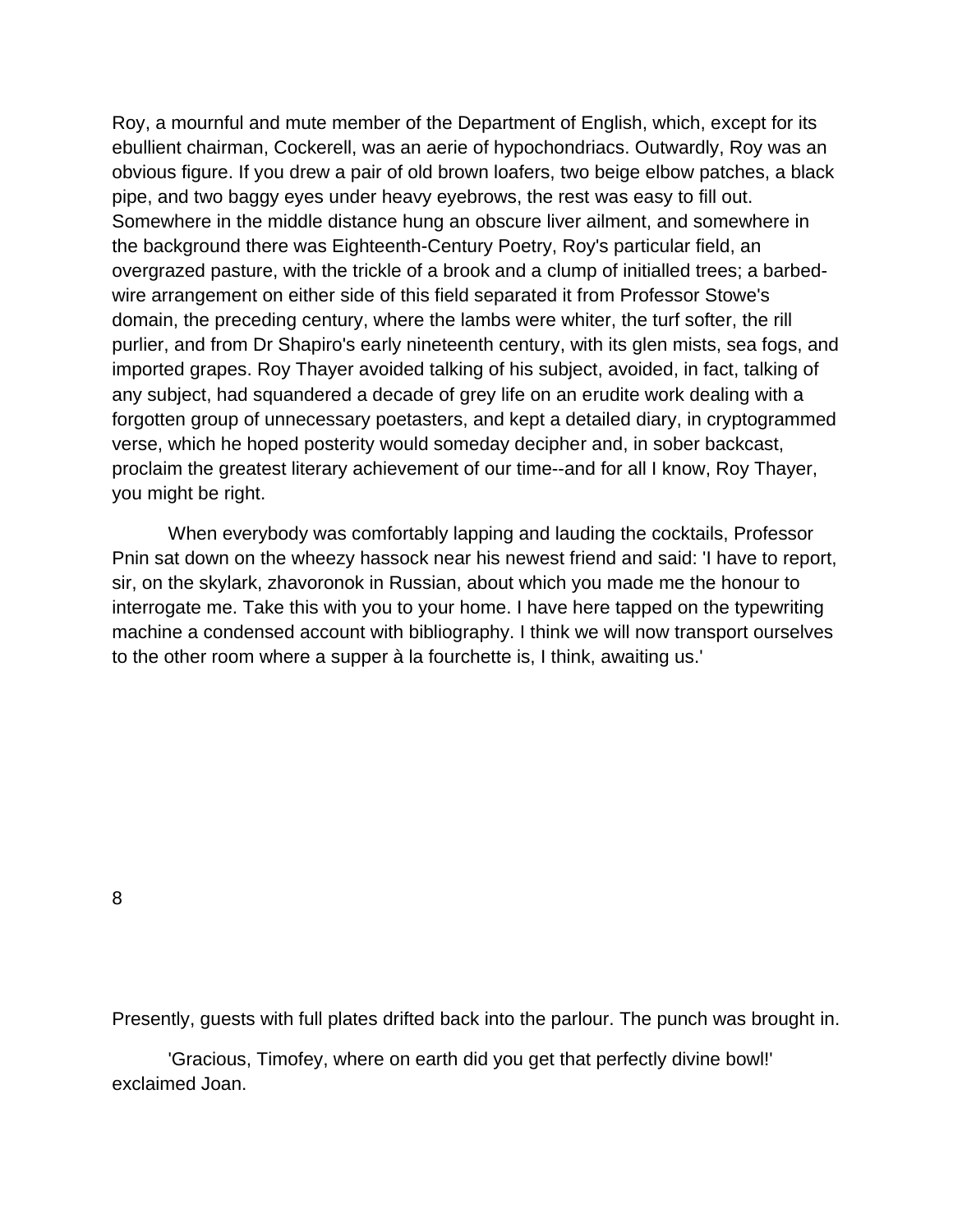Roy, a mournful and mute member of the Department of English, which, except for its ebullient chairman, Cockerell, was an aerie of hypochondriacs. Outwardly, Roy was an obvious figure. If you drew a pair of old brown loafers, two beige elbow patches, a black pipe, and two baggy eyes under heavy eyebrows, the rest was easy to fill out. Somewhere in the middle distance hung an obscure liver ailment, and somewhere in the background there was Eighteenth-Century Poetry, Roy's particular field, an overgrazed pasture, with the trickle of a brook and a clump of initialled trees; a barbed-wire arrangement on either side of this field separated it from Professor Stowe's domain, the preceding century, where the lambs were whiter, the turf softer, the rill purlier, and from Dr Shapiro's early nineteenth century, with its glen mists, sea fogs, and imported grapes. Roy Thayer avoided talking of his subject, avoided, in fact, talking of any subject, had squandered a decade of grey life on an erudite work dealing with a forgotten group of unnecessary poetasters, and kept a detailed diary, in cryptogrammed verse, which he hoped posterity would someday decipher and, in sober backcast, proclaim the greatest literary achievement of our time--and for all I know, Roy Thayer, you might be right.

When everybody was comfortably lapping and lauding the cocktails, Professor Pnin sat down on the wheezy hassock near his newest friend and said: 'I have to report, sir, on the skylark, zhavoronok in Russian, about which you made me the honour to interrogate me. Take this with you to your home. I have here tapped on the typewriting machine a condensed account with bibliography. I think we will now transport ourselves to the other room where a supper à la fourchette is, I think, awaiting us.'

## 8

Presently, guests with full plates drifted back into the parlour. The punch was brought in.

'Gracious, Timofey, where on earth did you get that perfectly divine bowl!' exclaimed Joan.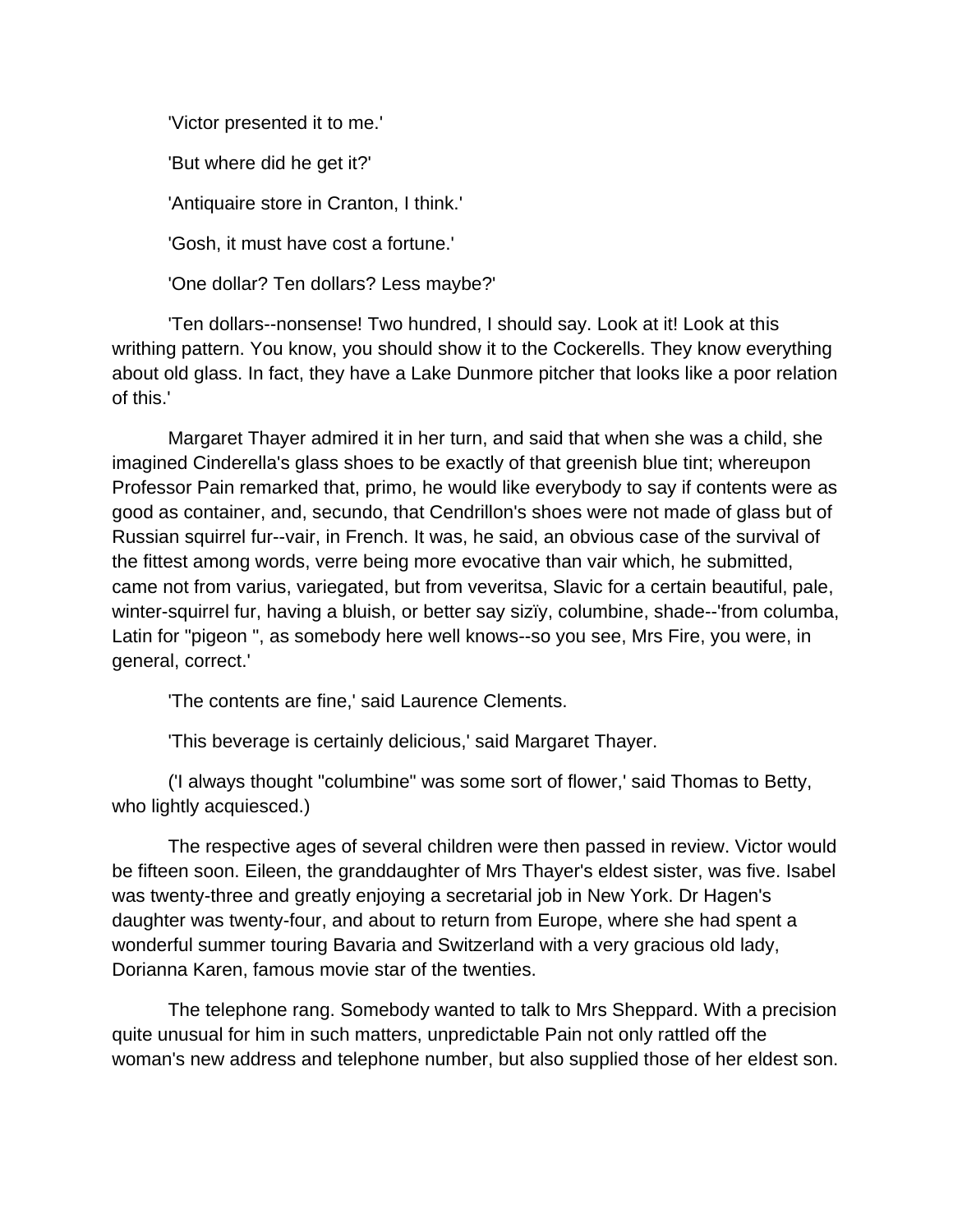'Victor presented it to me.'

'But where did he get it?'

'Antiquaire store in Cranton, I think.'

'Gosh, it must have cost a fortune.'

'One dollar? Ten dollars? Less maybe?'

'Ten dollars--nonsense! Two hundred, I should say. Look at it! Look at this writhing pattern. You know, you should show it to the Cockerells. They know everything about old glass. In fact, they have a Lake Dunmore pitcher that looks like a poor relation of this.'

Margaret Thayer admired it in her turn, and said that when she was a child, she imagined Cinderella's glass shoes to be exactly of that greenish blue tint; whereupon Professor Pain remarked that, primo, he would like everybody to say if contents were as good as container, and, secundo, that Cendrillon's shoes were not made of glass but of Russian squirrel fur--vair, in French. It was, he said, an obvious case of the survival of the fittest among words, verre being more evocative than vair which, he submitted, came not from varius, variegated, but from veveritsa, Slavic for a certain beautiful, pale, winter-squirrel fur, having a bluish, or better say sizïy, columbine, shade--'from columba, Latin for "pigeon ", as somebody here well knows--so you see, Mrs Fire, you were, in general, correct.'

'The contents are fine,' said Laurence Clements.

'This beverage is certainly delicious,' said Margaret Thayer.

('I always thought "columbine" was some sort of flower,' said Thomas to Betty, who lightly acquiesced.)

The respective ages of several children were then passed in review. Victor would be fifteen soon. Eileen, the granddaughter of Mrs Thayer's eldest sister, was five. Isabel was twenty-three and greatly enjoying a secretarial job in New York. Dr Hagen's daughter was twenty-four, and about to return from Europe, where she had spent a wonderful summer touring Bavaria and Switzerland with a very gracious old lady, Dorianna Karen, famous movie star of the twenties.

The telephone rang. Somebody wanted to talk to Mrs Sheppard. With a precision quite unusual for him in such matters, unpredictable Pain not only rattled off the woman's new address and telephone number, but also supplied those of her eldest son.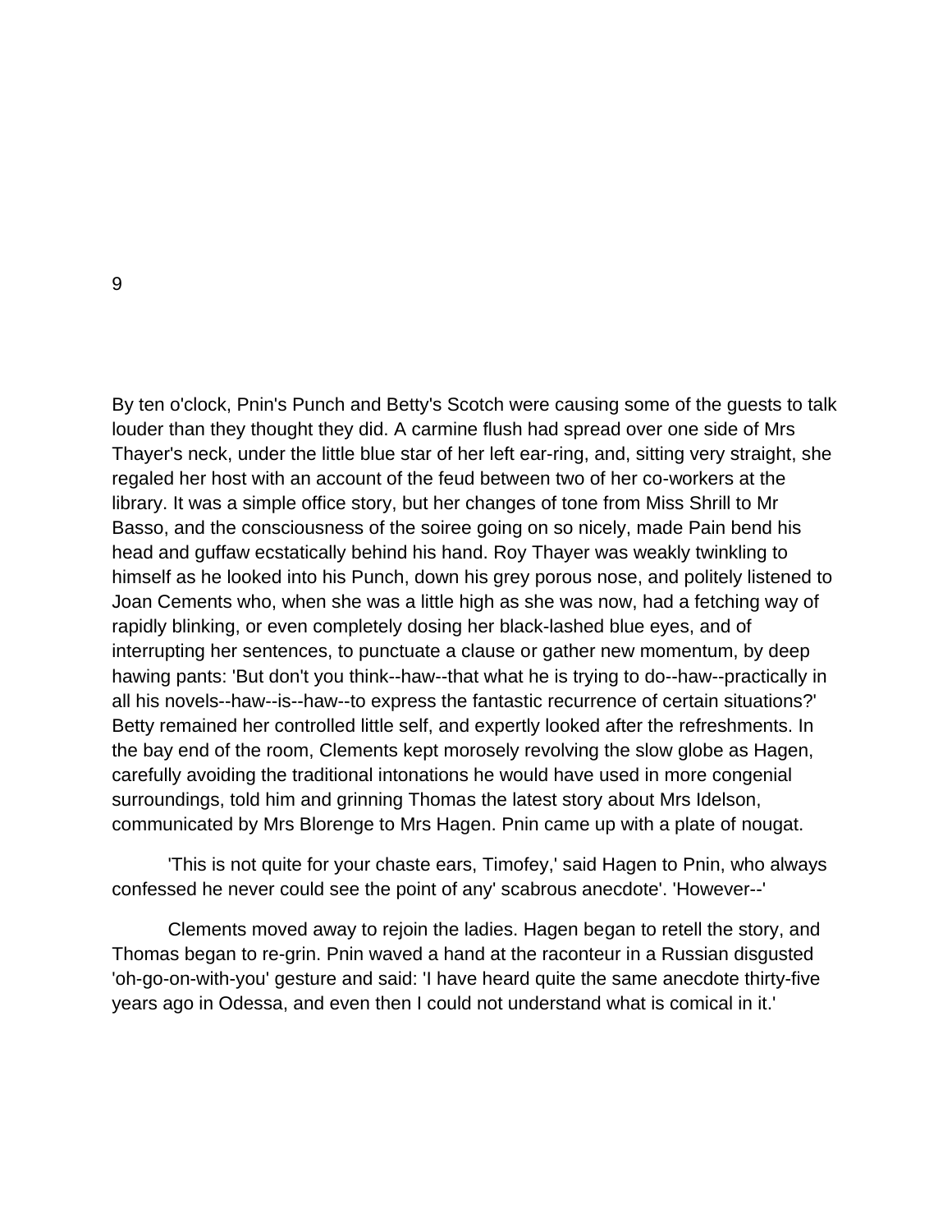9

By ten o'clock, Pnin's Punch and Betty's Scotch were causing some of the guests to talk louder than they thought they did. A carmine flush had spread over one side of Mrs Thayer's neck, under the little blue star of her left ear-ring, and, sitting very straight, she regaled her host with an account of the feud between two of her co-workers at the library. It was a simple office story, but her changes of tone from Miss Shrill to Mr Basso, and the consciousness of the soiree going on so nicely, made Pain bend his head and guffaw ecstatically behind his hand. Roy Thayer was weakly twinkling to himself as he looked into his Punch, down his grey porous nose, and politely listened to Joan Cements who, when she was a little high as she was now, had a fetching way of rapidly blinking, or even completely dosing her black-lashed blue eyes, and of interrupting her sentences, to punctuate a clause or gather new momentum, by deep hawing pants: 'But don't you think--haw--that what he is trying to do--haw--practically in all his novels--haw--is--haw--to express the fantastic recurrence of certain situations?' Betty remained her controlled little self, and expertly looked after the refreshments. In the bay end of the room, Clements kept morosely revolving the slow globe as Hagen, carefully avoiding the traditional intonations he would have used in more congenial surroundings, told him and grinning Thomas the latest story about Mrs Idelson, communicated by Mrs Blorenge to Mrs Hagen. Pnin came up with a plate of nougat.

'This is not quite for your chaste ears, Timofey,' said Hagen to Pnin, who always confessed he never could see the point of any' scabrous anecdote'. 'However--'

Clements moved away to rejoin the ladies. Hagen began to retell the story, and Thomas began to re-grin. Pnin waved a hand at the raconteur in a Russian disgusted 'oh-go-on-with-you' gesture and said: 'I have heard quite the same anecdote thirty-five years ago in Odessa, and even then I could not understand what is comical in it.'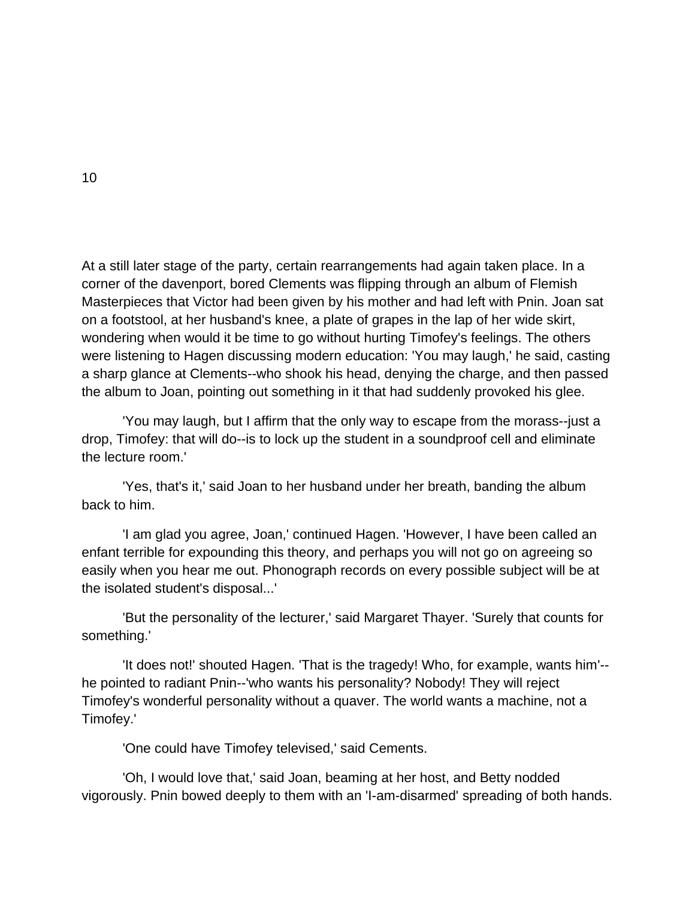## 10

At a still later stage of the party, certain rearrangements had again taken place. In a corner of the davenport, bored Clements was flipping through an album of Flemish Masterpieces that Victor had been given by his mother and had left with Pnin. Joan sat on a footstool, at her husband's knee, a plate of grapes in the lap of her wide skirt, wondering when would it be time to go without hurting Timofey's feelings. The others were listening to Hagen discussing modern education: 'You may laugh,' he said, casting a sharp glance at Clements--who shook his head, denying the charge, and then passed the album to Joan, pointing out something in it that had suddenly provoked his glee.

'You may laugh, but I affirm that the only way to escape from the morass--just a drop, Timofey: that will do--is to lock up the student in a soundproof cell and eliminate the lecture room.'

'Yes, that's it,' said Joan to her husband under her breath, banding the album back to him.

'I am glad you agree, Joan,' continued Hagen. 'However, I have been called an enfant terrible for expounding this theory, and perhaps you will not go on agreeing so easily when you hear me out. Phonograph records on every possible subject will be at the isolated student's disposal...'

'But the personality of the lecturer,' said Margaret Thayer. 'Surely that counts for something.'

'It does not!' shouted Hagen. 'That is the tragedy! Who, for example, wants him'--he pointed to radiant Pnin--'who wants his personality? Nobody! They will reject Timofey's wonderful personality without a quaver. The world wants a machine, not a Timofey.'

'One could have Timofey televised,' said Cements.

'Oh, I would love that,' said Joan, beaming at her host, and Betty nodded vigorously. Pnin bowed deeply to them with an 'I-am-disarmed' spreading of both hands.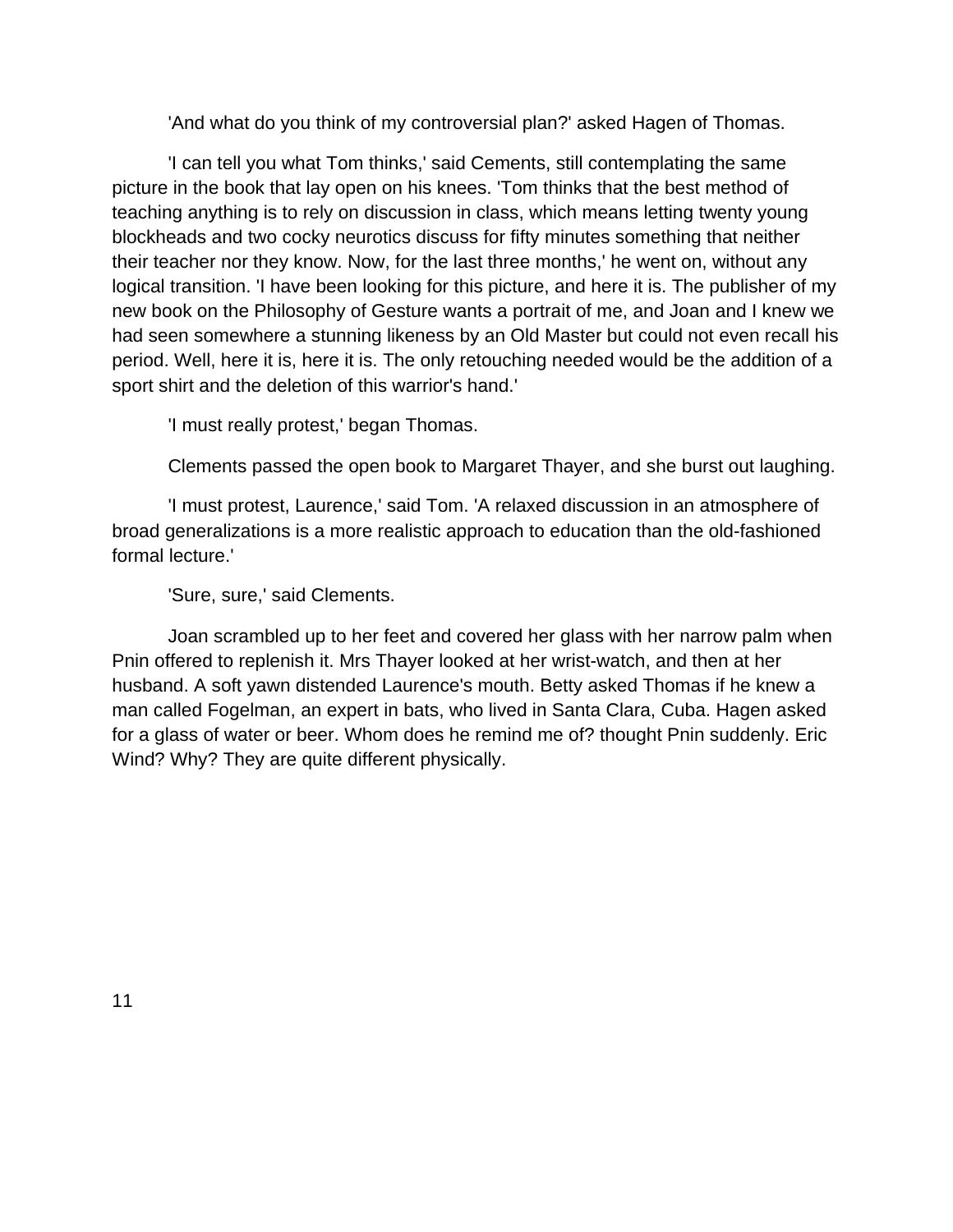'And what do you think of my controversial plan?' asked Hagen of Thomas.

'I can tell you what Tom thinks,' said Cements, still contemplating the same picture in the book that lay open on his knees. 'Tom thinks that the best method of teaching anything is to rely on discussion in class, which means letting twenty young blockheads and two cocky neurotics discuss for fifty minutes something that neither their teacher nor they know. Now, for the last three months,' he went on, without any logical transition. 'I have been looking for this picture, and here it is. The publisher of my new book on the Philosophy of Gesture wants a portrait of me, and Joan and I knew we had seen somewhere a stunning likeness by an Old Master but could not even recall his period. Well, here it is, here it is. The only retouching needed would be the addition of a sport shirt and the deletion of this warrior's hand.'

'I must really protest,' began Thomas.

Clements passed the open book to Margaret Thayer, and she burst out laughing.

'I must protest, Laurence,' said Tom. 'A relaxed discussion in an atmosphere of broad generalizations is a more realistic approach to education than the old-fashioned formal lecture.'

'Sure, sure,' said Clements.

Joan scrambled up to her feet and covered her glass with her narrow palm when Pnin offered to replenish it. Mrs Thayer looked at her wrist-watch, and then at her husband. A soft yawn distended Laurence's mouth. Betty asked Thomas if he knew a man called Fogelman, an expert in bats, who lived in Santa Clara, Cuba. Hagen asked for a glass of water or beer. Whom does he remind me of? thought Pnin suddenly. Eric Wind? Why? They are quite different physically.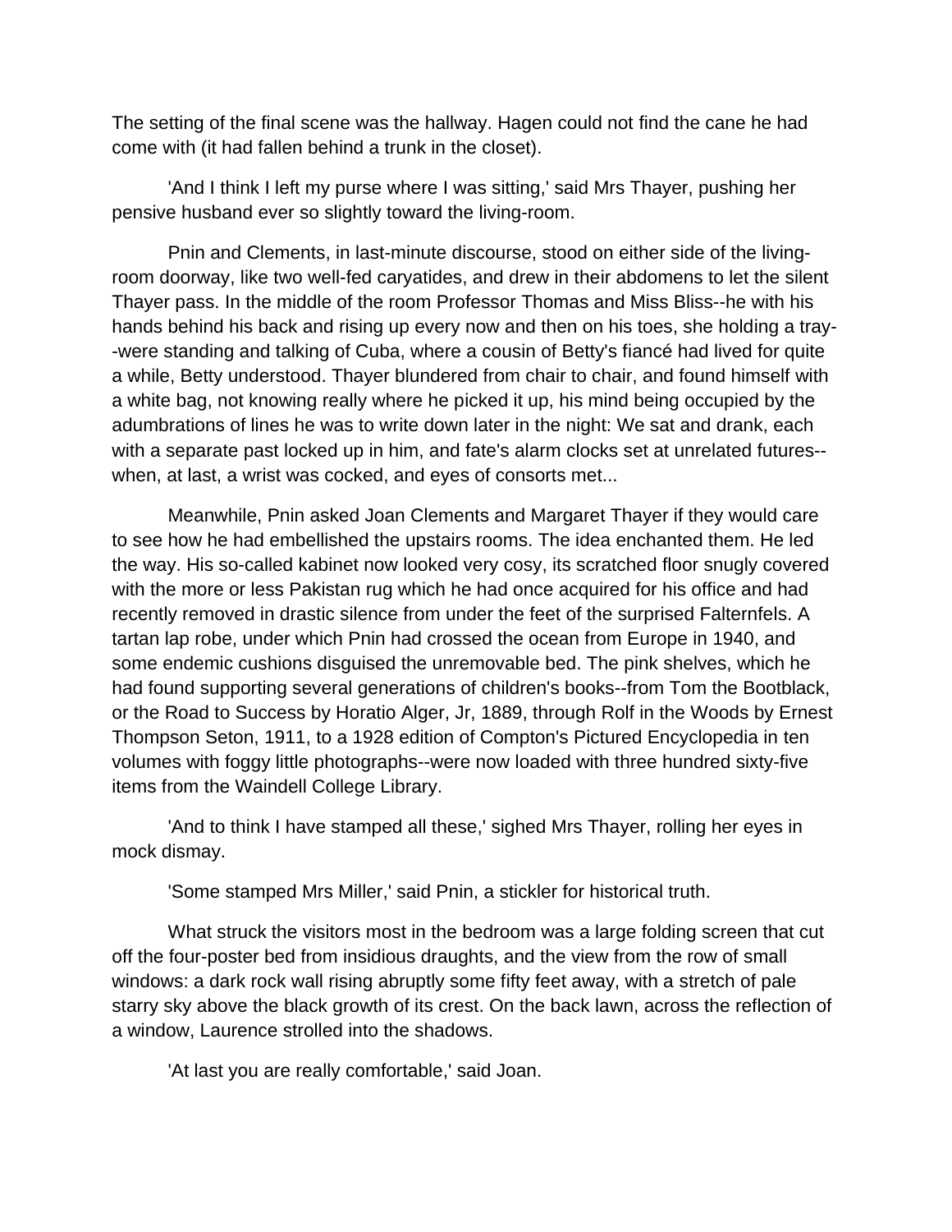The setting of the final scene was the hallway. Hagen could not find the cane he had come with (it had fallen behind a trunk in the closet).

'And I think I left my purse where I was sitting,' said Mrs Thayer, pushing her pensive husband ever so slightly toward the living-room.

Pnin and Clements, in last-minute discourse, stood on either side of the living-room doorway, like two well-fed caryatides, and drew in their abdomens to let the silent Thayer pass. In the middle of the room Professor Thomas and Miss Bliss--he with his hands behind his back and rising up every now and then on his toes, she holding a tray--were standing and talking of Cuba, where a cousin of Betty's fiancé had lived for quite a while, Betty understood. Thayer blundered from chair to chair, and found himself with a white bag, not knowing really where he picked it up, his mind being occupied by the adumbrations of lines he was to write down later in the night: We sat and drank, each with a separate past locked up in him, and fate's alarm clocks set at unrelated futures--when, at last, a wrist was cocked, and eyes of consorts met...

Meanwhile, Pnin asked Joan Clements and Margaret Thayer if they would care to see how he had embellished the upstairs rooms. The idea enchanted them. He led the way. His so-called kabinet now looked very cosy, its scratched floor snugly covered with the more or less Pakistan rug which he had once acquired for his office and had recently removed in drastic silence from under the feet of the surprised Falternfels. A tartan lap robe, under which Pnin had crossed the ocean from Europe in 1940, and some endemic cushions disguised the unremovable bed. The pink shelves, which he had found supporting several generations of children's books--from Tom the Bootblack, or the Road to Success by Horatio Alger, Jr, 1889, through Rolf in the Woods by Ernest Thompson Seton, 1911, to a 1928 edition of Compton's Pictured Encyclopedia in ten volumes with foggy little photographs--were now loaded with three hundred sixty-five items from the Waindell College Library.

'And to think I have stamped all these,' sighed Mrs Thayer, rolling her eyes in mock dismay.

'Some stamped Mrs Miller,' said Pnin, a stickler for historical truth.

What struck the visitors most in the bedroom was a large folding screen that cut off the four-poster bed from insidious draughts, and the view from the row of small windows: a dark rock wall rising abruptly some fifty feet away, with a stretch of pale starry sky above the black growth of its crest. On the back lawn, across the reflection of a window, Laurence strolled into the shadows.

'At last you are really comfortable,' said Joan.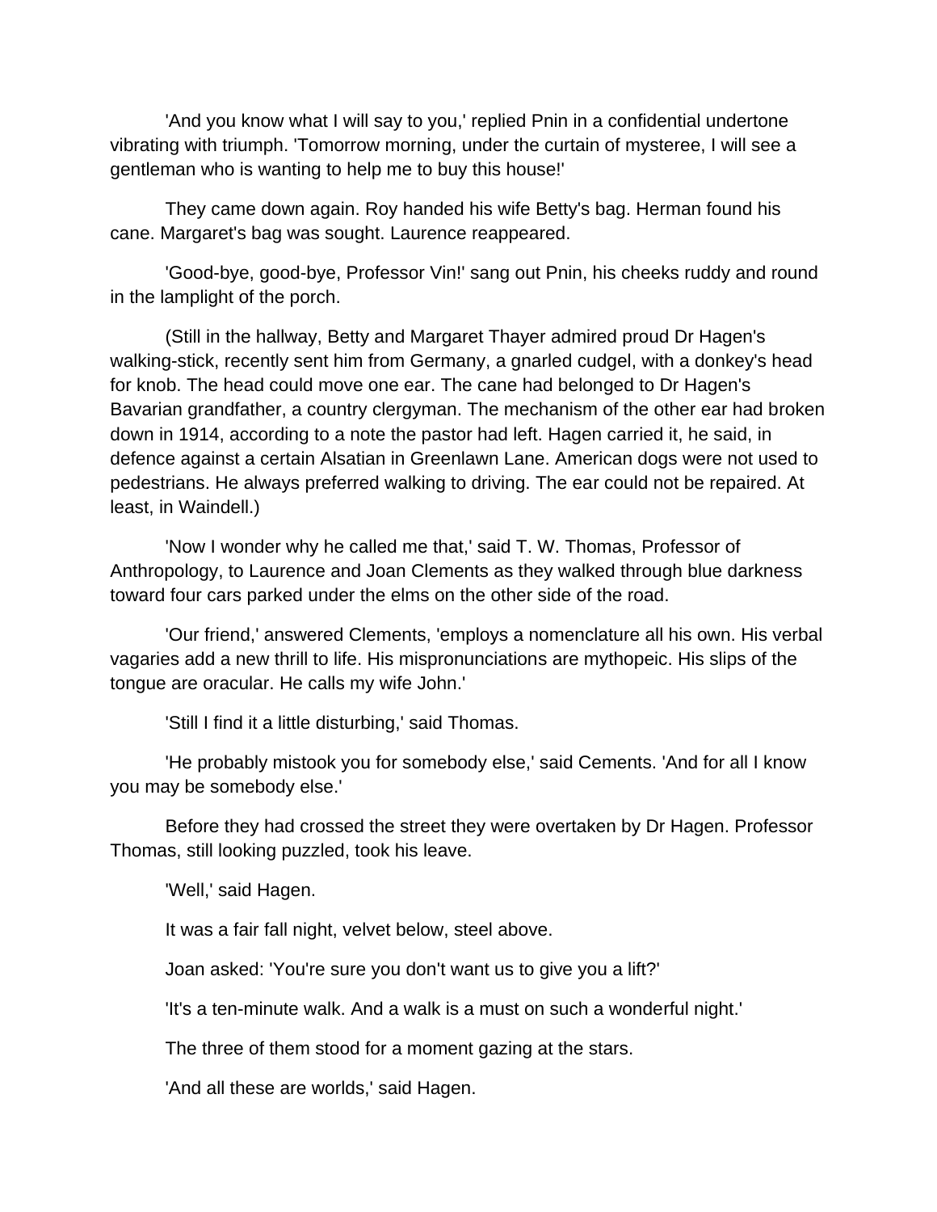'And you know what I will say to you,' replied Pnin in a confidential undertone vibrating with triumph. 'Tomorrow morning, under the curtain of mysteree, I will see a gentleman who is wanting to help me to buy this house!'

They came down again. Roy handed his wife Betty's bag. Herman found his cane. Margaret's bag was sought. Laurence reappeared.

'Good-bye, good-bye, Professor Vin!' sang out Pnin, his cheeks ruddy and round in the lamplight of the porch.

(Still in the hallway, Betty and Margaret Thayer admired proud Dr Hagen's walking-stick, recently sent him from Germany, a gnarled cudgel, with a donkey's head for knob. The head could move one ear. The cane had belonged to Dr Hagen's Bavarian grandfather, a country clergyman. The mechanism of the other ear had broken down in 1914, according to a note the pastor had left. Hagen carried it, he said, in defence against a certain Alsatian in Greenlawn Lane. American dogs were not used to pedestrians. He always preferred walking to driving. The ear could not be repaired. At least, in Waindell.)

'Now I wonder why he called me that,' said T. W. Thomas, Professor of Anthropology, to Laurence and Joan Clements as they walked through blue darkness toward four cars parked under the elms on the other side of the road.

'Our friend,' answered Clements, 'employs a nomenclature all his own. His verbal vagaries add a new thrill to life. His mispronunciations are mythopeic. His slips of the tongue are oracular. He calls my wife John.'

'Still I find it a little disturbing,' said Thomas.

'He probably mistook you for somebody else,' said Cements. 'And for all I know you may be somebody else.'

Before they had crossed the street they were overtaken by Dr Hagen. Professor Thomas, still looking puzzled, took his leave.

'Well,' said Hagen.

It was a fair fall night, velvet below, steel above.

Joan asked: 'You're sure you don't want us to give you a lift?'

'It's a ten-minute walk. And a walk is a must on such a wonderful night.'

The three of them stood for a moment gazing at the stars.

'And all these are worlds,' said Hagen.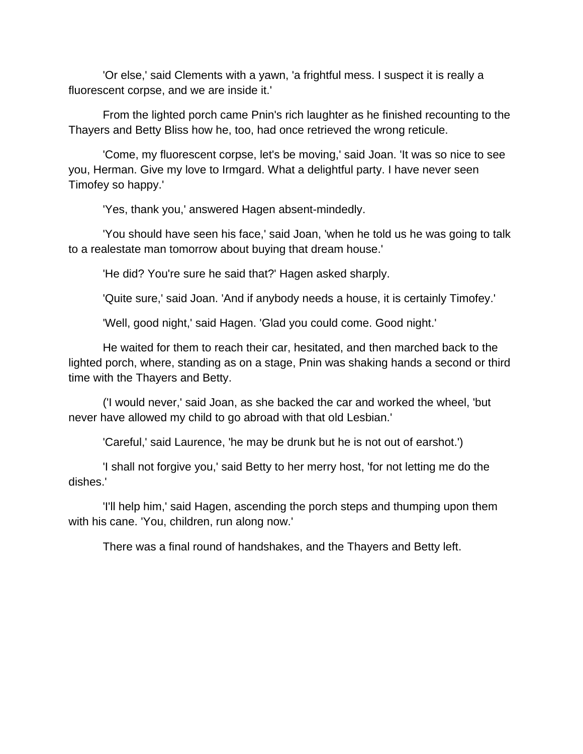'Or else,' said Clements with a yawn, 'a frightful mess. I suspect it is really a fluorescent corpse, and we are inside it.'

From the lighted porch came Pnin's rich laughter as he finished recounting to the Thayers and Betty Bliss how he, too, had once retrieved the wrong reticule.

'Come, my fluorescent corpse, let's be moving,' said Joan. 'It was so nice to see you, Herman. Give my love to Irmgard. What a delightful party. I have never seen Timofey so happy.'

'Yes, thank you,' answered Hagen absent-mindedly.

'You should have seen his face,' said Joan, 'when he told us he was going to talk to a realestate man tomorrow about buying that dream house.'

'He did? You're sure he said that?' Hagen asked sharply.

'Quite sure,' said Joan. 'And if anybody needs a house, it is certainly Timofey.'

'Well, good night,' said Hagen. 'Glad you could come. Good night.'

He waited for them to reach their car, hesitated, and then marched back to the lighted porch, where, standing as on a stage, Pnin was shaking hands a second or third time with the Thayers and Betty.

('I would never,' said Joan, as she backed the car and worked the wheel, 'but never have allowed my child to go abroad with that old Lesbian.'

'Careful,' said Laurence, 'he may be drunk but he is not out of earshot.')

'I shall not forgive you,' said Betty to her merry host, 'for not letting me do the dishes.'

'I'll help him,' said Hagen, ascending the porch steps and thumping upon them with his cane. 'You, children, run along now.'

There was a final round of handshakes, and the Thayers and Betty left.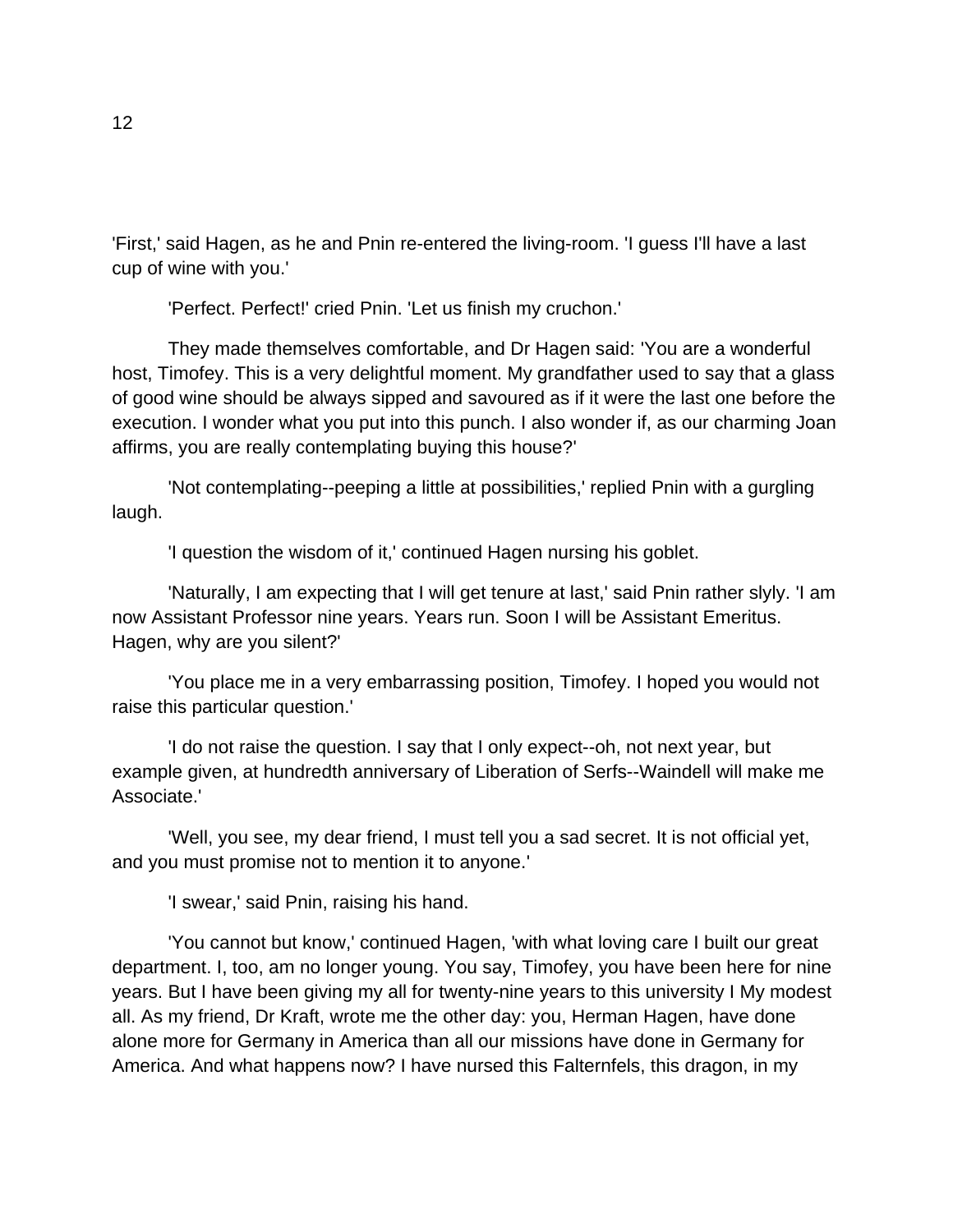'First,' said Hagen, as he and Pnin re-entered the living-room. 'I guess I'll have a last cup of wine with you.'

'Perfect. Perfect!' cried Pnin. 'Let us finish my cruchon.'

They made themselves comfortable, and Dr Hagen said: 'You are a wonderful host, Timofey. This is a very delightful moment. My grandfather used to say that a glass of good wine should be always sipped and savoured as if it were the last one before the execution. I wonder what you put into this punch. I also wonder if, as our charming Joan affirms, you are really contemplating buying this house?'

'Not contemplating--peeping a little at possibilities,' replied Pnin with a gurgling laugh.

'I question the wisdom of it,' continued Hagen nursing his goblet.

'Naturally, I am expecting that I will get tenure at last,' said Pnin rather slyly. 'I am now Assistant Professor nine years. Years run. Soon I will be Assistant Emeritus. Hagen, why are you silent?'

'You place me in a very embarrassing position, Timofey. I hoped you would not raise this particular question.'

'I do not raise the question. I say that I only expect--oh, not next year, but example given, at hundredth anniversary of Liberation of Serfs--Waindell will make me Associate.'

'Well, you see, my dear friend, I must tell you a sad secret. It is not official yet, and you must promise not to mention it to anyone.'

'I swear,' said Pnin, raising his hand.

'You cannot but know,' continued Hagen, 'with what loving care I built our great department. I, too, am no longer young. You say, Timofey, you have been here for nine years. But I have been giving my all for twenty-nine years to this university I My modest all. As my friend, Dr Kraft, wrote me the other day: you, Herman Hagen, have done alone more for Germany in America than all our missions have done in Germany for America. And what happens now? I have nursed this Falternfels, this dragon, in my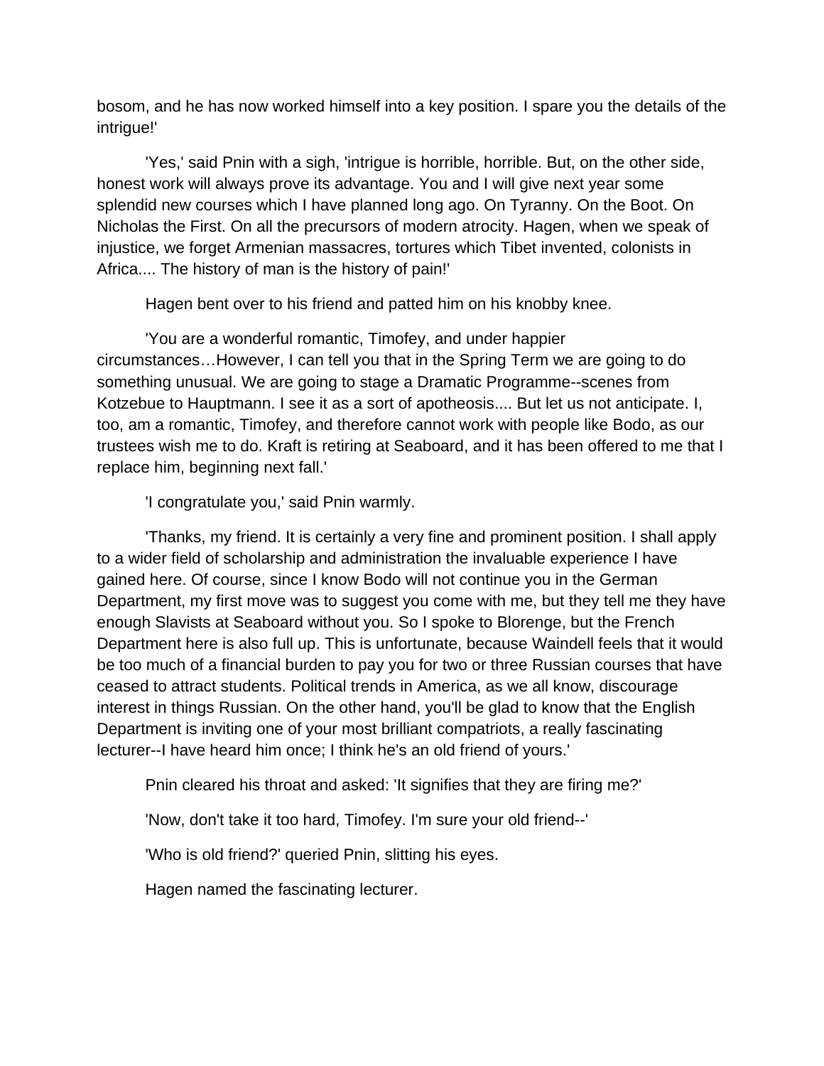bosom, and he has now worked himself into a key position. I spare you the details of the intrigue!'

'Yes,' said Pnin with a sigh, 'intrigue is horrible, horrible. But, on the other side, honest work will always prove its advantage. You and I will give next year some splendid new courses which I have planned long ago. On Tyranny. On the Boot. On Nicholas the First. On all the precursors of modern atrocity. Hagen, when we speak of injustice, we forget Armenian massacres, tortures which Tibet invented, colonists in Africa.... The history of man is the history of pain!'

Hagen bent over to his friend and patted him on his knobby knee.

'You are a wonderful romantic, Timofey, and under happier circumstances…However, I can tell you that in the Spring Term we are going to do something unusual. We are going to stage a Dramatic Programme--scenes from Kotzebue to Hauptmann. I see it as a sort of apotheosis.... But let us not anticipate. I, too, am a romantic, Timofey, and therefore cannot work with people like Bodo, as our trustees wish me to do. Kraft is retiring at Seaboard, and it has been offered to me that I replace him, beginning next fall.'

'I congratulate you,' said Pnin warmly.

'Thanks, my friend. It is certainly a very fine and prominent position. I shall apply to a wider field of scholarship and administration the invaluable experience I have gained here. Of course, since I know Bodo will not continue you in the German Department, my first move was to suggest you come with me, but they tell me they have enough Slavists at Seaboard without you. So I spoke to Blorenge, but the French Department here is also full up. This is unfortunate, because Waindell feels that it would be too much of a financial burden to pay you for two or three Russian courses that have ceased to attract students. Political trends in America, as we all know, discourage interest in things Russian. On the other hand, you'll be glad to know that the English Department is inviting one of your most brilliant compatriots, a really fascinating lecturer--I have heard him once; I think he's an old friend of yours.'

Pnin cleared his throat and asked: 'It signifies that they are firing me?'

'Now, don't take it too hard, Timofey. I'm sure your old friend--'

'Who is old friend?' queried Pnin, slitting his eyes.

Hagen named the fascinating lecturer.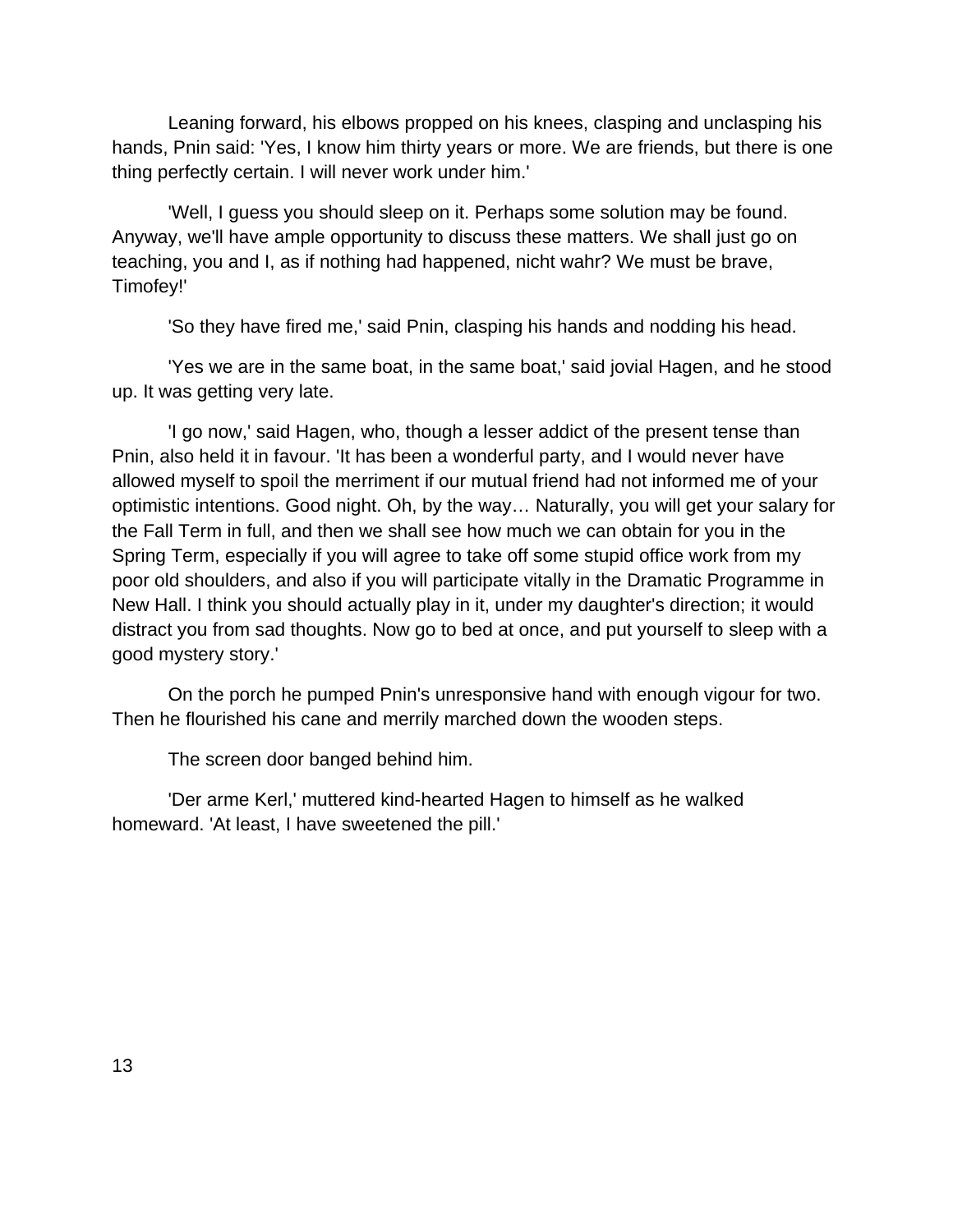Leaning forward, his elbows propped on his knees, clasping and unclasping his hands, Pnin said: 'Yes, I know him thirty years or more. We are friends, but there is one thing perfectly certain. I will never work under him.'

'Well, I guess you should sleep on it. Perhaps some solution may be found. Anyway, we'll have ample opportunity to discuss these matters. We shall just go on teaching, you and I, as if nothing had happened, nicht wahr? We must be brave, Timofey!'

'So they have fired me,' said Pnin, clasping his hands and nodding his head.

'Yes we are in the same boat, in the same boat,' said jovial Hagen, and he stood up. It was getting very late.

'I go now,' said Hagen, who, though a lesser addict of the present tense than Pnin, also held it in favour. 'It has been a wonderful party, and I would never have allowed myself to spoil the merriment if our mutual friend had not informed me of your optimistic intentions. Good night. Oh, by the way… Naturally, you will get your salary for the Fall Term in full, and then we shall see how much we can obtain for you in the Spring Term, especially if you will agree to take off some stupid office work from my poor old shoulders, and also if you will participate vitally in the Dramatic Programme in New Hall. I think you should actually play in it, under my daughter's direction; it would distract you from sad thoughts. Now go to bed at once, and put yourself to sleep with a good mystery story.'

On the porch he pumped Pnin's unresponsive hand with enough vigour for two. Then he flourished his cane and merrily marched down the wooden steps.

The screen door banged behind him.

'Der arme Kerl,' muttered kind-hearted Hagen to himself as he walked homeward. 'At least, I have sweetened the pill.'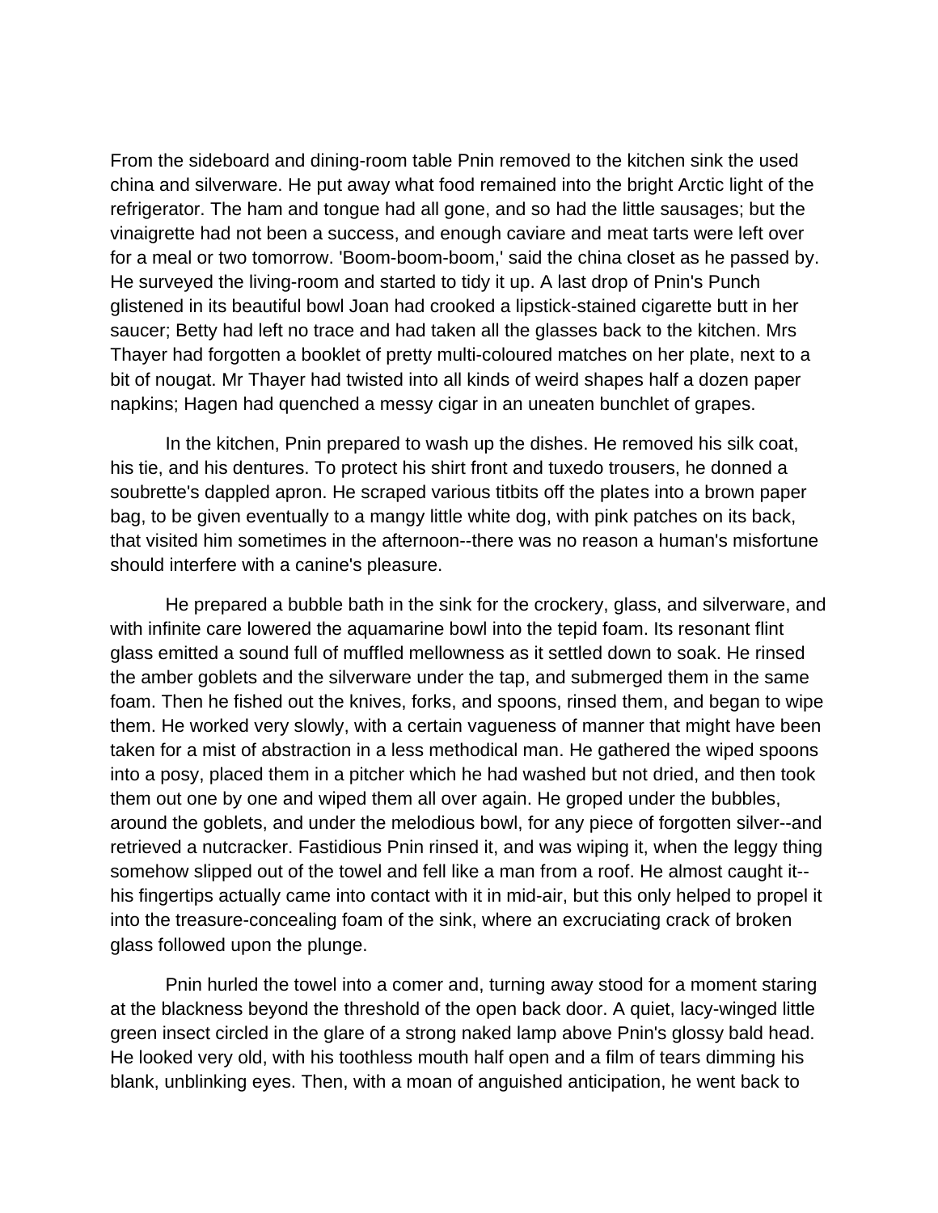From the sideboard and dining-room table Pnin removed to the kitchen sink the used china and silverware. He put away what food remained into the bright Arctic light of the refrigerator. The ham and tongue had all gone, and so had the little sausages; but the vinaigrette had not been a success, and enough caviare and meat tarts were left over for a meal or two tomorrow. 'Boom-boom-boom,' said the china closet as he passed by. He surveyed the living-room and started to tidy it up. A last drop of Pnin's Punch glistened in its beautiful bowl Joan had crooked a lipstick-stained cigarette butt in her saucer; Betty had left no trace and had taken all the glasses back to the kitchen. Mrs Thayer had forgotten a booklet of pretty multi-coloured matches on her plate, next to a bit of nougat. Mr Thayer had twisted into all kinds of weird shapes half a dozen paper napkins; Hagen had quenched a messy cigar in an uneaten bunchlet of grapes.

In the kitchen, Pnin prepared to wash up the dishes. He removed his silk coat, his tie, and his dentures. To protect his shirt front and tuxedo trousers, he donned a soubrette's dappled apron. He scraped various titbits off the plates into a brown paper bag, to be given eventually to a mangy little white dog, with pink patches on its back, that visited him sometimes in the afternoon--there was no reason a human's misfortune should interfere with a canine's pleasure.

He prepared a bubble bath in the sink for the crockery, glass, and silverware, and with infinite care lowered the aquamarine bowl into the tepid foam. Its resonant flint glass emitted a sound full of muffled mellowness as it settled down to soak. He rinsed the amber goblets and the silverware under the tap, and submerged them in the same foam. Then he fished out the knives, forks, and spoons, rinsed them, and began to wipe them. He worked very slowly, with a certain vagueness of manner that might have been taken for a mist of abstraction in a less methodical man. He gathered the wiped spoons into a posy, placed them in a pitcher which he had washed but not dried, and then took them out one by one and wiped them all over again. He groped under the bubbles, around the goblets, and under the melodious bowl, for any piece of forgotten silver--and retrieved a nutcracker. Fastidious Pnin rinsed it, and was wiping it, when the leggy thing somehow slipped out of the towel and fell like a man from a roof. He almost caught it--his fingertips actually came into contact with it in mid-air, but this only helped to propel it into the treasure-concealing foam of the sink, where an excruciating crack of broken glass followed upon the plunge.

Pnin hurled the towel into a comer and, turning away stood for a moment staring at the blackness beyond the threshold of the open back door. A quiet, lacy-winged little green insect circled in the glare of a strong naked lamp above Pnin's glossy bald head. He looked very old, with his toothless mouth half open and a film of tears dimming his blank, unblinking eyes. Then, with a moan of anguished anticipation, he went back to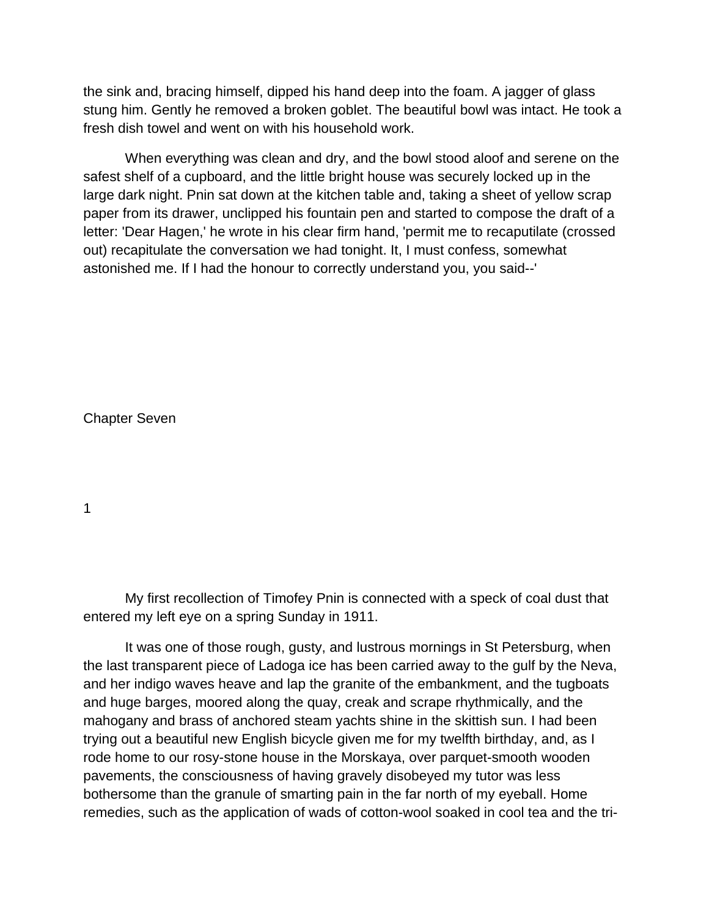the sink and, bracing himself, dipped his hand deep into the foam. A jagger of glass stung him. Gently he removed a broken goblet. The beautiful bowl was intact. He took a fresh dish towel and went on with his household work.

When everything was clean and dry, and the bowl stood aloof and serene on the safest shelf of a cupboard, and the little bright house was securely locked up in the large dark night. Pnin sat down at the kitchen table and, taking a sheet of yellow scrap paper from its drawer, unclipped his fountain pen and started to compose the draft of a letter: 'Dear Hagen,' he wrote in his clear firm hand, 'permit me to recaputilate (crossed out) recapitulate the conversation we had tonight. It, I must confess, somewhat astonished me. If I had the honour to correctly understand you, you said--'

## Chapter Seven

### 1

My first recollection of Timofey Pnin is connected with a speck of coal dust that entered my left eye on a spring Sunday in 1911.

It was one of those rough, gusty, and lustrous mornings in St Petersburg, when the last transparent piece of Ladoga ice has been carried away to the gulf by the Neva, and her indigo waves heave and lap the granite of the embankment, and the tugboats and huge barges, moored along the quay, creak and scrape rhythmically, and the mahogany and brass of anchored steam yachts shine in the skittish sun. I had been trying out a beautiful new English bicycle given me for my twelfth birthday, and, as I rode home to our rosy-stone house in the Morskaya, over parquet-smooth wooden pavements, the consciousness of having gravely disobeyed my tutor was less bothersome than the granule of smarting pain in the far north of my eyeball. Home remedies, such as the application of wads of cotton-wool soaked in cool tea and the tri-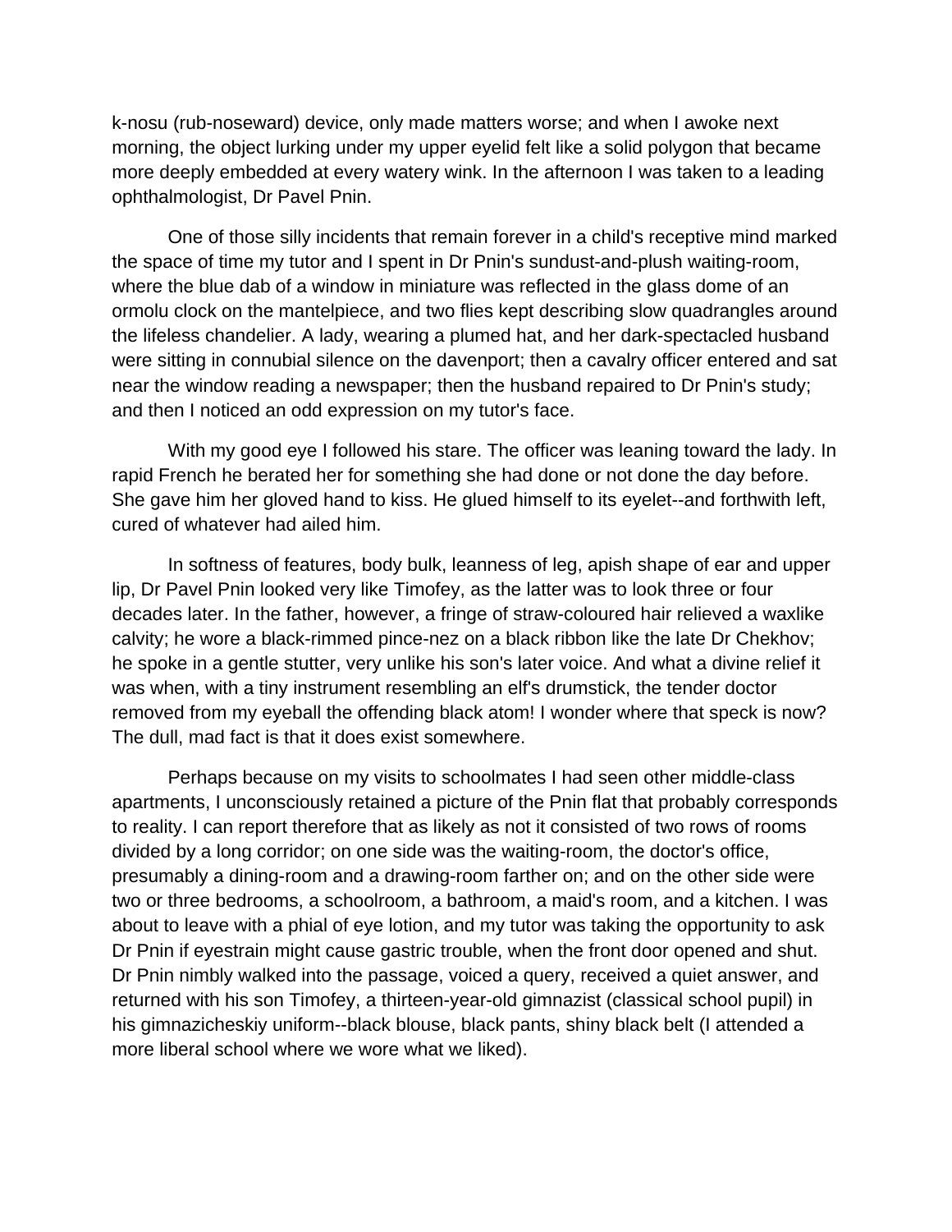k-nosu (rub-noseward) device, only made matters worse; and when I awoke next morning, the object lurking under my upper eyelid felt like a solid polygon that became more deeply embedded at every watery wink. In the afternoon I was taken to a leading ophthalmologist, Dr Pavel Pnin.

One of those silly incidents that remain forever in a child's receptive mind marked the space of time my tutor and I spent in Dr Pnin's sundust-and-plush waiting-room, where the blue dab of a window in miniature was reflected in the glass dome of an ormolu clock on the mantelpiece, and two flies kept describing slow quadrangles around the lifeless chandelier. A lady, wearing a plumed hat, and her dark-spectacled husband were sitting in connubial silence on the davenport; then a cavalry officer entered and sat near the window reading a newspaper; then the husband repaired to Dr Pnin's study; and then I noticed an odd expression on my tutor's face.

With my good eye I followed his stare. The officer was leaning toward the lady. In rapid French he berated her for something she had done or not done the day before. She gave him her gloved hand to kiss. He glued himself to its eyelet--and forthwith left, cured of whatever had ailed him.

In softness of features, body bulk, leanness of leg, apish shape of ear and upper lip, Dr Pavel Pnin looked very like Timofey, as the latter was to look three or four decades later. In the father, however, a fringe of straw-coloured hair relieved a waxlike calvity; he wore a black-rimmed pince-nez on a black ribbon like the late Dr Chekhov; he spoke in a gentle stutter, very unlike his son's later voice. And what a divine relief it was when, with a tiny instrument resembling an elf's drumstick, the tender doctor removed from my eyeball the offending black atom! I wonder where that speck is now? The dull, mad fact is that it does exist somewhere.

Perhaps because on my visits to schoolmates I had seen other middle-class apartments, I unconsciously retained a picture of the Pnin flat that probably corresponds to reality. I can report therefore that as likely as not it consisted of two rows of rooms divided by a long corridor; on one side was the waiting-room, the doctor's office, presumably a dining-room and a drawing-room farther on; and on the other side were two or three bedrooms, a schoolroom, a bathroom, a maid's room, and a kitchen. I was about to leave with a phial of eye lotion, and my tutor was taking the opportunity to ask Dr Pnin if eyestrain might cause gastric trouble, when the front door opened and shut. Dr Pnin nimbly walked into the passage, voiced a query, received a quiet answer, and returned with his son Timofey, a thirteen-year-old gimnazist (classical school pupil) in his gimnazicheskiy uniform--black blouse, black pants, shiny black belt (I attended a more liberal school where we wore what we liked).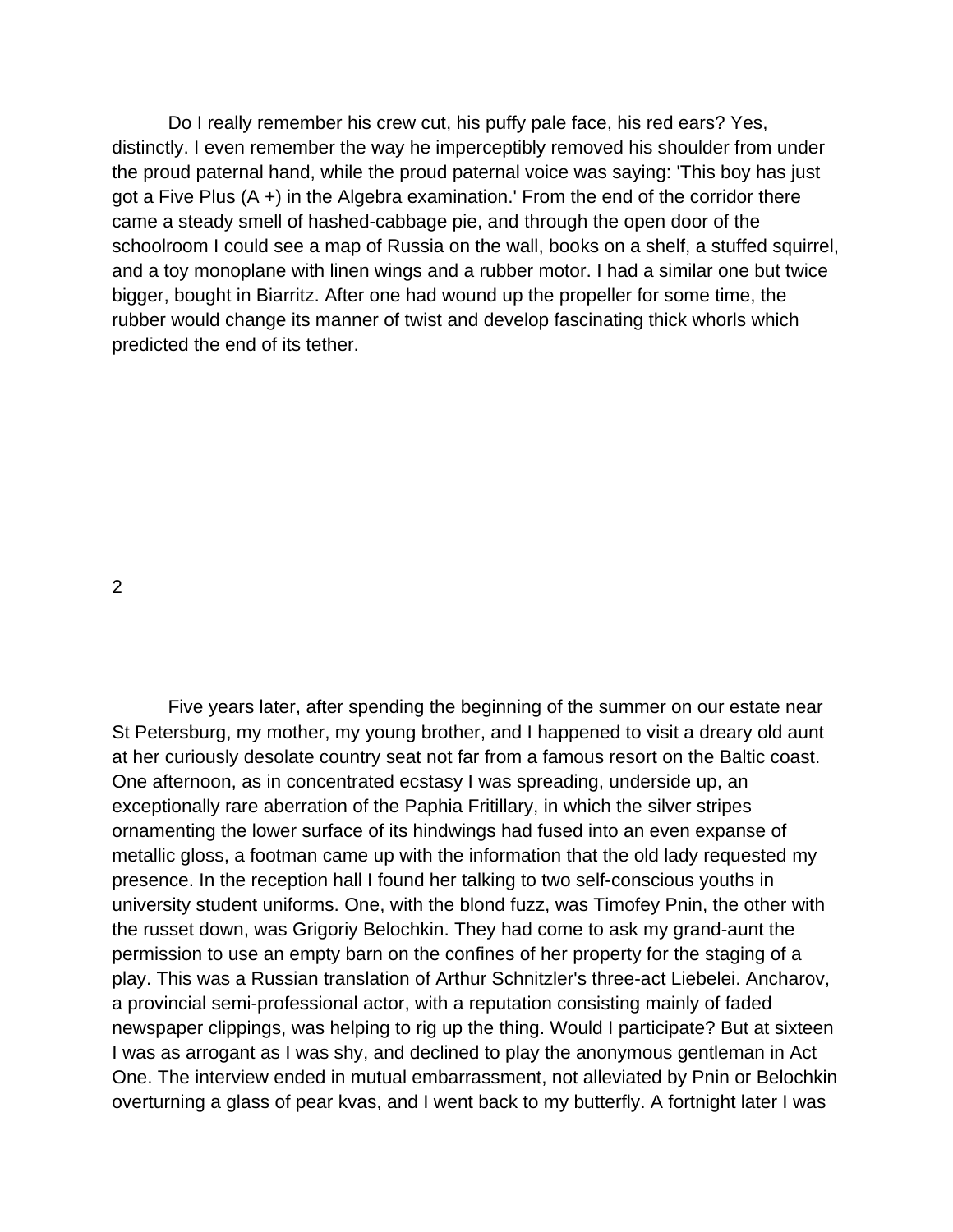Do I really remember his crew cut, his puffy pale face, his red ears? Yes, distinctly. I even remember the way he imperceptibly removed his shoulder from under the proud paternal hand, while the proud paternal voice was saying: 'This boy has just got a Five Plus (A +) in the Algebra examination.' From the end of the corridor there came a steady smell of hashed-cabbage pie, and through the open door of the schoolroom I could see a map of Russia on the wall, books on a shelf, a stuffed squirrel, and a toy monoplane with linen wings and a rubber motor. I had a similar one but twice bigger, bought in Biarritz. After one had wound up the propeller for some time, the rubber would change its manner of twist and develop fascinating thick whorls which predicted the end of its tether.

## 2

Five years later, after spending the beginning of the summer on our estate near St Petersburg, my mother, my young brother, and I happened to visit a dreary old aunt at her curiously desolate country seat not far from a famous resort on the Baltic coast. One afternoon, as in concentrated ecstasy I was spreading, underside up, an exceptionally rare aberration of the Paphia Fritillary, in which the silver stripes ornamenting the lower surface of its hindwings had fused into an even expanse of metallic gloss, a footman came up with the information that the old lady requested my presence. In the reception hall I found her talking to two self-conscious youths in university student uniforms. One, with the blond fuzz, was Timofey Pnin, the other with the russet down, was Grigoriy Belochkin. They had come to ask my grand-aunt the permission to use an empty barn on the confines of her property for the staging of a play. This was a Russian translation of Arthur Schnitzler's three-act Liebelei. Ancharov, a provincial semi-professional actor, with a reputation consisting mainly of faded newspaper clippings, was helping to rig up the thing. Would I participate? But at sixteen I was as arrogant as I was shy, and declined to play the anonymous gentleman in Act One. The interview ended in mutual embarrassment, not alleviated by Pnin or Belochkin overturning a glass of pear kvas, and I went back to my butterfly. A fortnight later I was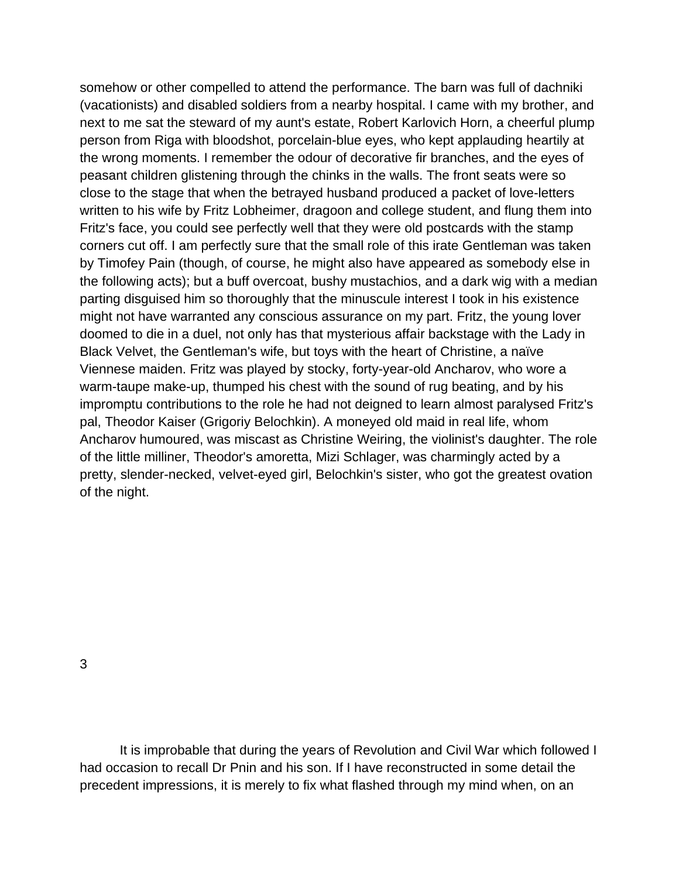somehow or other compelled to attend the performance. The barn was full of dachniki (vacationists) and disabled soldiers from a nearby hospital. I came with my brother, and next to me sat the steward of my aunt's estate, Robert Karlovich Horn, a cheerful plump person from Riga with bloodshot, porcelain-blue eyes, who kept applauding heartily at the wrong moments. I remember the odour of decorative fir branches, and the eyes of peasant children glistening through the chinks in the walls. The front seats were so close to the stage that when the betrayed husband produced a packet of love-letters written to his wife by Fritz Lobheimer, dragoon and college student, and flung them into Fritz's face, you could see perfectly well that they were old postcards with the stamp corners cut off. I am perfectly sure that the small role of this irate Gentleman was taken by Timofey Pain (though, of course, he might also have appeared as somebody else in the following acts); but a buff overcoat, bushy mustachios, and a dark wig with a median parting disguised him so thoroughly that the minuscule interest I took in his existence might not have warranted any conscious assurance on my part. Fritz, the young lover doomed to die in a duel, not only has that mysterious affair backstage with the Lady in Black Velvet, the Gentleman's wife, but toys with the heart of Christine, a naïve Viennese maiden. Fritz was played by stocky, forty-year-old Ancharov, who wore a warm-taupe make-up, thumped his chest with the sound of rug beating, and by his impromptu contributions to the role he had not deigned to learn almost paralysed Fritz's pal, Theodor Kaiser (Grigoriy Belochkin). A moneyed old maid in real life, whom Ancharov humoured, was miscast as Christine Weiring, the violinist's daughter. The role of the little milliner, Theodor's amoretta, Mizi Schlager, was charmingly acted by a pretty, slender-necked, velvet-eyed girl, Belochkin's sister, who got the greatest ovation of the night.

## 3

It is improbable that during the years of Revolution and Civil War which followed I had occasion to recall Dr Pnin and his son. If I have reconstructed in some detail the precedent impressions, it is merely to fix what flashed through my mind when, on an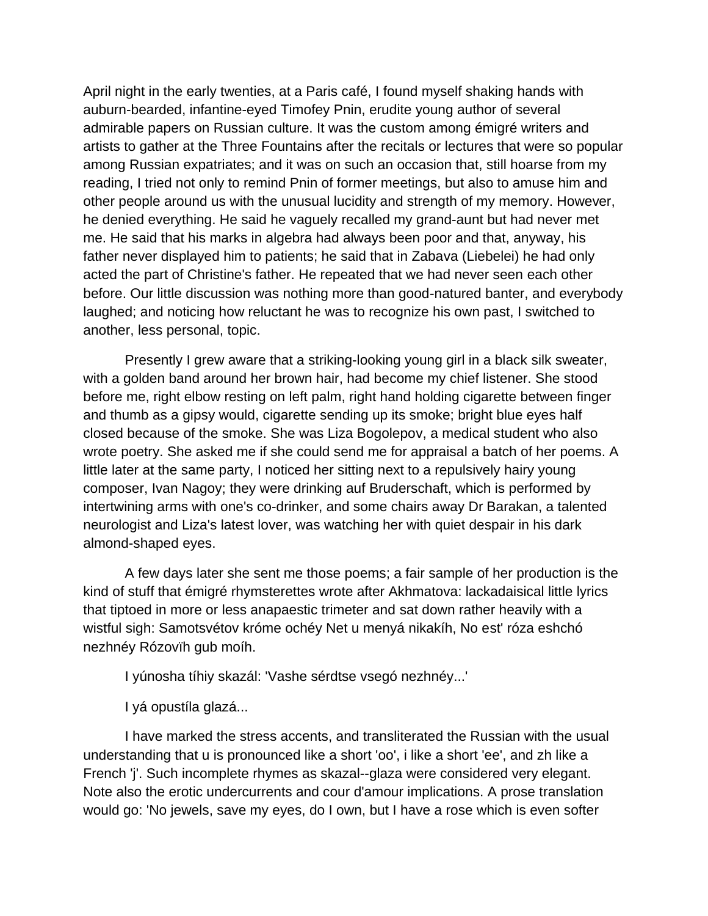April night in the early twenties, at a Paris café, I found myself shaking hands with auburn-bearded, infantine-eyed Timofey Pnin, erudite young author of several admirable papers on Russian culture. It was the custom among émigré writers and artists to gather at the Three Fountains after the recitals or lectures that were so popular among Russian expatriates; and it was on such an occasion that, still hoarse from my reading, I tried not only to remind Pnin of former meetings, but also to amuse him and other people around us with the unusual lucidity and strength of my memory. However, he denied everything. He said he vaguely recalled my grand-aunt but had never met me. He said that his marks in algebra had always been poor and that, anyway, his father never displayed him to patients; he said that in Zabava (Liebelei) he had only acted the part of Christine's father. He repeated that we had never seen each other before. Our little discussion was nothing more than good-natured banter, and everybody laughed; and noticing how reluctant he was to recognize his own past, I switched to another, less personal, topic.

Presently I grew aware that a striking-looking young girl in a black silk sweater, with a golden band around her brown hair, had become my chief listener. She stood before me, right elbow resting on left palm, right hand holding cigarette between finger and thumb as a gipsy would, cigarette sending up its smoke; bright blue eyes half closed because of the smoke. She was Liza Bogolepov, a medical student who also wrote poetry. She asked me if she could send me for appraisal a batch of her poems. A little later at the same party, I noticed her sitting next to a repulsively hairy young composer, Ivan Nagoy; they were drinking auf Bruderschaft, which is performed by intertwining arms with one's co-drinker, and some chairs away Dr Barakan, a talented neurologist and Liza's latest lover, was watching her with quiet despair in his dark almond-shaped eyes.

A few days later she sent me those poems; a fair sample of her production is the kind of stuff that émigré rhymsterettes wrote after Akhmatova: lackadaisical little lyrics that tiptoed in more or less anapaestic trimeter and sat down rather heavily with a wistful sigh: Samotsvétov króme ochéy Net u menyá nikakíh, No est' róza eshchó nezhnéy Rózovïh gub moíh.

I yúnosha tíhiy skazál: 'Vashe sérdtse vsegó nezhnéy...'

I yá opustíla glazá...

I have marked the stress accents, and transliterated the Russian with the usual understanding that u is pronounced like a short 'oo', i like a short 'ee', and zh like a French 'j'. Such incomplete rhymes as skazal--glaza were considered very elegant. Note also the erotic undercurrents and cour d'amour implications. A prose translation would go: 'No jewels, save my eyes, do I own, but I have a rose which is even softer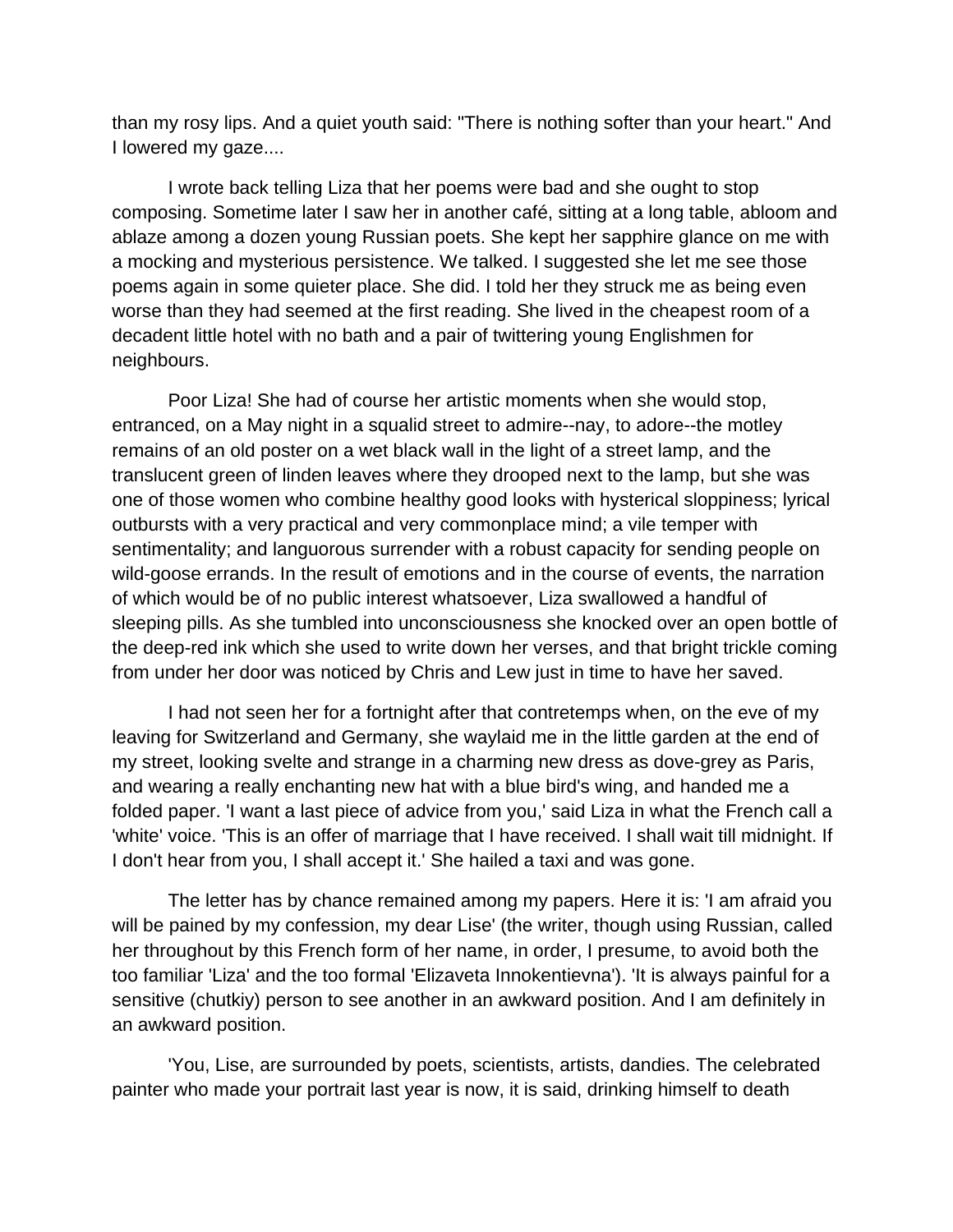than my rosy lips. And a quiet youth said: "There is nothing softer than your heart." And I lowered my gaze....

I wrote back telling Liza that her poems were bad and she ought to stop composing. Sometime later I saw her in another café, sitting at a long table, abloom and ablaze among a dozen young Russian poets. She kept her sapphire glance on me with a mocking and mysterious persistence. We talked. I suggested she let me see those poems again in some quieter place. She did. I told her they struck me as being even worse than they had seemed at the first reading. She lived in the cheapest room of a decadent little hotel with no bath and a pair of twittering young Englishmen for neighbours.

Poor Liza! She had of course her artistic moments when she would stop, entranced, on a May night in a squalid street to admire--nay, to adore--the motley remains of an old poster on a wet black wall in the light of a street lamp, and the translucent green of linden leaves where they drooped next to the lamp, but she was one of those women who combine healthy good looks with hysterical sloppiness; lyrical outbursts with a very practical and very commonplace mind; a vile temper with sentimentality; and languorous surrender with a robust capacity for sending people on wild-goose errands. In the result of emotions and in the course of events, the narration of which would be of no public interest whatsoever, Liza swallowed a handful of sleeping pills. As she tumbled into unconsciousness she knocked over an open bottle of the deep-red ink which she used to write down her verses, and that bright trickle coming from under her door was noticed by Chris and Lew just in time to have her saved.

I had not seen her for a fortnight after that contretemps when, on the eve of my leaving for Switzerland and Germany, she waylaid me in the little garden at the end of my street, looking svelte and strange in a charming new dress as dove-grey as Paris, and wearing a really enchanting new hat with a blue bird's wing, and handed me a folded paper. 'I want a last piece of advice from you,' said Liza in what the French call a 'white' voice. 'This is an offer of marriage that I have received. I shall wait till midnight. If I don't hear from you, I shall accept it.' She hailed a taxi and was gone.

The letter has by chance remained among my papers. Here it is: 'I am afraid you will be pained by my confession, my dear Lise' (the writer, though using Russian, called her throughout by this French form of her name, in order, I presume, to avoid both the too familiar 'Liza' and the too formal 'Elizaveta Innokentievna'). 'It is always painful for a sensitive (chutkiy) person to see another in an awkward position. And I am definitely in an awkward position.

'You, Lise, are surrounded by poets, scientists, artists, dandies. The celebrated painter who made your portrait last year is now, it is said, drinking himself to death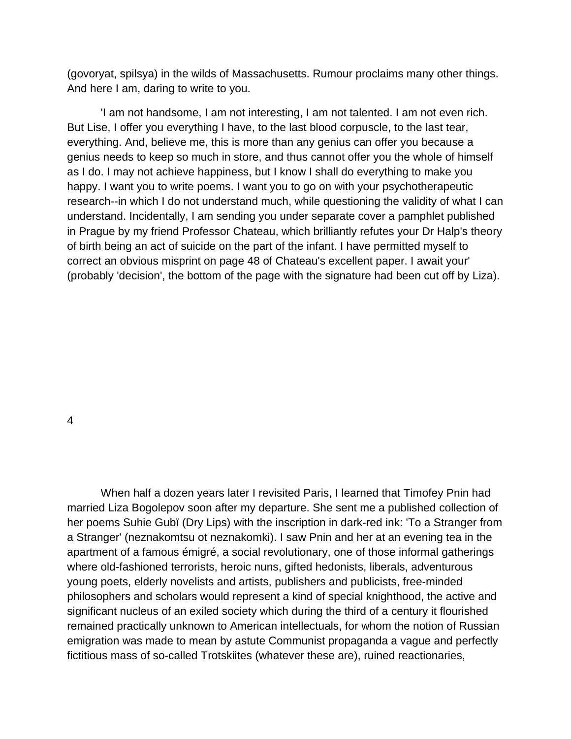(govoryat, spilsya) in the wilds of Massachusetts. Rumour proclaims many other things. And here I am, daring to write to you.

'I am not handsome, I am not interesting, I am not talented. I am not even rich. But Lise, I offer you everything I have, to the last blood corpuscle, to the last tear, everything. And, believe me, this is more than any genius can offer you because a genius needs to keep so much in store, and thus cannot offer you the whole of himself as I do. I may not achieve happiness, but I know I shall do everything to make you happy. I want you to write poems. I want you to go on with your psychotherapeutic research--in which I do not understand much, while questioning the validity of what I can understand. Incidentally, I am sending you under separate cover a pamphlet published in Prague by my friend Professor Chateau, which brilliantly refutes your Dr Halp's theory of birth being an act of suicide on the part of the infant. I have permitted myself to correct an obvious misprint on page 48 of Chateau's excellent paper. I await your' (probably 'decision', the bottom of the page with the signature had been cut off by Liza).

## 4

When half a dozen years later I revisited Paris, I learned that Timofey Pnin had married Liza Bogolepov soon after my departure. She sent me a published collection of her poems Suhie Gubï (Dry Lips) with the inscription in dark-red ink: 'To a Stranger from a Stranger' (neznakomtsu ot neznakomki). I saw Pnin and her at an evening tea in the apartment of a famous émigré, a social revolutionary, one of those informal gatherings where old-fashioned terrorists, heroic nuns, gifted hedonists, liberals, adventurous young poets, elderly novelists and artists, publishers and publicists, free-minded philosophers and scholars would represent a kind of special knighthood, the active and significant nucleus of an exiled society which during the third of a century it flourished remained practically unknown to American intellectuals, for whom the notion of Russian emigration was made to mean by astute Communist propaganda a vague and perfectly fictitious mass of so-called Trotskiites (whatever these are), ruined reactionaries,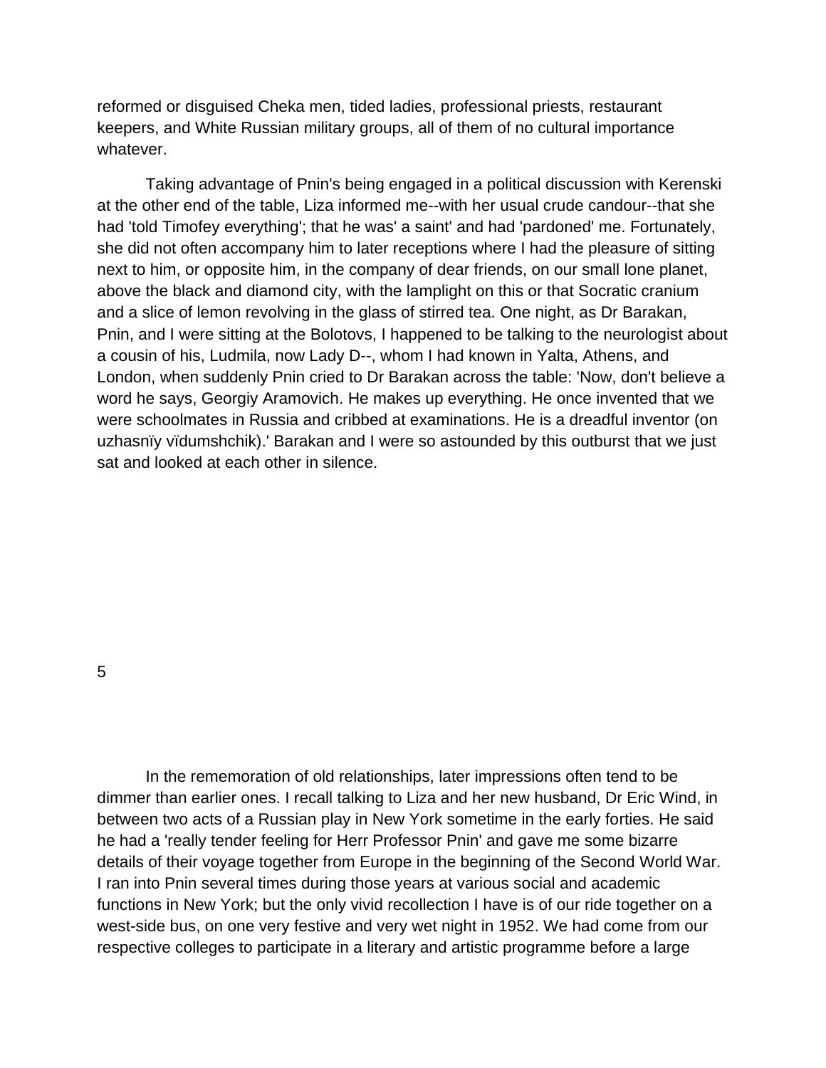reformed or disguised Cheka men, tided ladies, professional priests, restaurant keepers, and White Russian military groups, all of them of no cultural importance whatever.

Taking advantage of Pnin's being engaged in a political discussion with Kerenski at the other end of the table, Liza informed me--with her usual crude candour--that she had 'told Timofey everything'; that he was' a saint' and had 'pardoned' me. Fortunately, she did not often accompany him to later receptions where I had the pleasure of sitting next to him, or opposite him, in the company of dear friends, on our small lone planet, above the black and diamond city, with the lamplight on this or that Socratic cranium and a slice of lemon revolving in the glass of stirred tea. One night, as Dr Barakan, Pnin, and I were sitting at the Bolotovs, I happened to be talking to the neurologist about a cousin of his, Ludmila, now Lady D--, whom I had known in Yalta, Athens, and London, when suddenly Pnin cried to Dr Barakan across the table: 'Now, don't believe a word he says, Georgiy Aramovich. He makes up everything. He once invented that we were schoolmates in Russia and cribbed at examinations. He is a dreadful inventor (on uzhasnïy vïdumshchik).' Barakan and I were so astounded by this outburst that we just sat and looked at each other in silence.

## 5

In the rememoration of old relationships, later impressions often tend to be dimmer than earlier ones. I recall talking to Liza and her new husband, Dr Eric Wind, in between two acts of a Russian play in New York sometime in the early forties. He said he had a 'really tender feeling for Herr Professor Pnin' and gave me some bizarre details of their voyage together from Europe in the beginning of the Second World War. I ran into Pnin several times during those years at various social and academic functions in New York; but the only vivid recollection I have is of our ride together on a west-side bus, on one very festive and very wet night in 1952. We had come from our respective colleges to participate in a literary and artistic programme before a large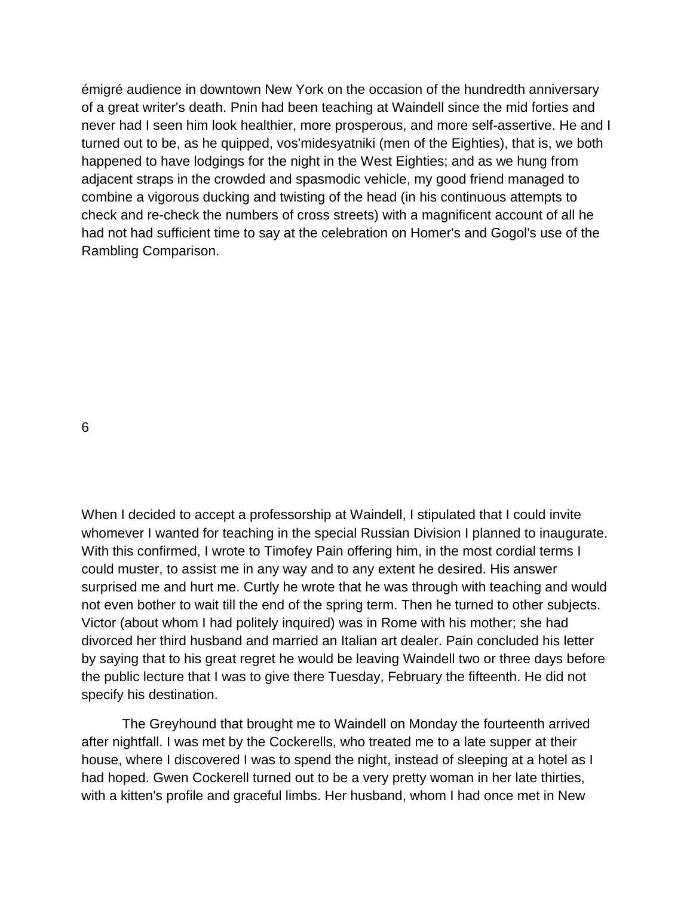émigré audience in downtown New York on the occasion of the hundredth anniversary of a great writer's death. Pnin had been teaching at Waindell since the mid forties and never had I seen him look healthier, more prosperous, and more self-assertive. He and I turned out to be, as he quipped, vos'midesyatniki (men of the Eighties), that is, we both happened to have lodgings for the night in the West Eighties; and as we hung from adjacent straps in the crowded and spasmodic vehicle, my good friend managed to combine a vigorous ducking and twisting of the head (in his continuous attempts to check and re-check the numbers of cross streets) with a magnificent account of all he had not had sufficient time to say at the celebration on Homer's and Gogol's use of the Rambling Comparison.

## 6

When I decided to accept a professorship at Waindell, I stipulated that I could invite whomever I wanted for teaching in the special Russian Division I planned to inaugurate. With this confirmed, I wrote to Timofey Pain offering him, in the most cordial terms I could muster, to assist me in any way and to any extent he desired. His answer surprised me and hurt me. Curtly he wrote that he was through with teaching and would not even bother to wait till the end of the spring term. Then he turned to other subjects. Victor (about whom I had politely inquired) was in Rome with his mother; she had divorced her third husband and married an Italian art dealer. Pain concluded his letter by saying that to his great regret he would be leaving Waindell two or three days before the public lecture that I was to give there Tuesday, February the fifteenth. He did not specify his destination.

The Greyhound that brought me to Waindell on Monday the fourteenth arrived after nightfall. I was met by the Cockerells, who treated me to a late supper at their house, where I discovered I was to spend the night, instead of sleeping at a hotel as I had hoped. Gwen Cockerell turned out to be a very pretty woman in her late thirties, with a kitten's profile and graceful limbs. Her husband, whom I had once met in New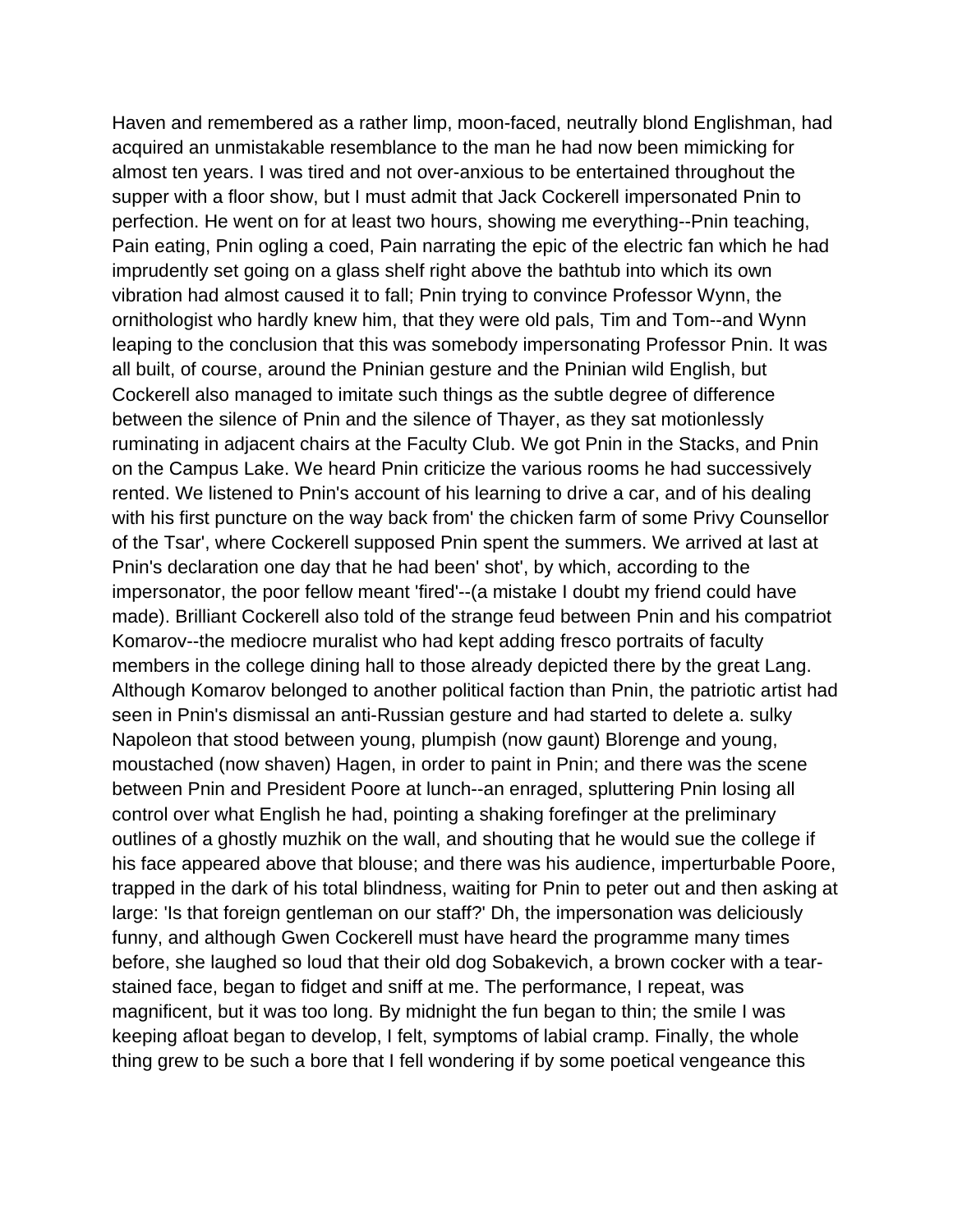Haven and remembered as a rather limp, moon-faced, neutrally blond Englishman, had acquired an unmistakable resemblance to the man he had now been mimicking for almost ten years. I was tired and not over-anxious to be entertained throughout the supper with a floor show, but I must admit that Jack Cockerell impersonated Pnin to perfection. He went on for at least two hours, showing me everything--Pnin teaching, Pain eating, Pnin ogling a coed, Pain narrating the epic of the electric fan which he had imprudently set going on a glass shelf right above the bathtub into which its own vibration had almost caused it to fall; Pnin trying to convince Professor Wynn, the ornithologist who hardly knew him, that they were old pals, Tim and Tom--and Wynn leaping to the conclusion that this was somebody impersonating Professor Pnin. It was all built, of course, around the Pninian gesture and the Pninian wild English, but Cockerell also managed to imitate such things as the subtle degree of difference between the silence of Pnin and the silence of Thayer, as they sat motionlessly ruminating in adjacent chairs at the Faculty Club. We got Pnin in the Stacks, and Pnin on the Campus Lake. We heard Pnin criticize the various rooms he had successively rented. We listened to Pnin's account of his learning to drive a car, and of his dealing with his first puncture on the way back from' the chicken farm of some Privy Counsellor of the Tsar', where Cockerell supposed Pnin spent the summers. We arrived at last at Pnin's declaration one day that he had been' shot', by which, according to the impersonator, the poor fellow meant 'fired'--(a mistake I doubt my friend could have made). Brilliant Cockerell also told of the strange feud between Pnin and his compatriot Komarov--the mediocre muralist who had kept adding fresco portraits of faculty members in the college dining hall to those already depicted there by the great Lang. Although Komarov belonged to another political faction than Pnin, the patriotic artist had seen in Pnin's dismissal an anti-Russian gesture and had started to delete a. sulky Napoleon that stood between young, plumpish (now gaunt) Blorenge and young, moustached (now shaven) Hagen, in order to paint in Pnin; and there was the scene between Pnin and President Poore at lunch--an enraged, spluttering Pnin losing all control over what English he had, pointing a shaking forefinger at the preliminary outlines of a ghostly muzhik on the wall, and shouting that he would sue the college if his face appeared above that blouse; and there was his audience, imperturbable Poore, trapped in the dark of his total blindness, waiting for Pnin to peter out and then asking at large: 'Is that foreign gentleman on our staff?' Dh, the impersonation was deliciously funny, and although Gwen Cockerell must have heard the programme many times before, she laughed so loud that their old dog Sobakevich, a brown cocker with a tear-stained face, began to fidget and sniff at me. The performance, I repeat, was magnificent, but it was too long. By midnight the fun began to thin; the smile I was keeping afloat began to develop, I felt, symptoms of labial cramp. Finally, the whole thing grew to be such a bore that I fell wondering if by some poetical vengeance this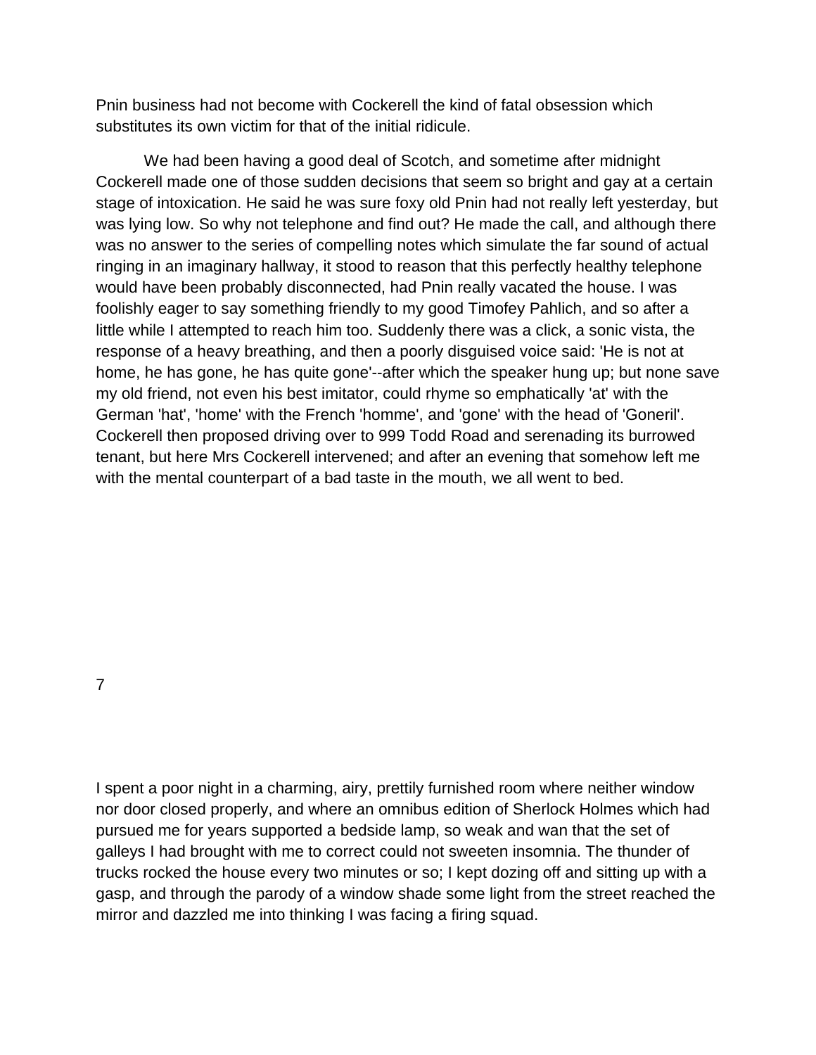Pnin business had not become with Cockerell the kind of fatal obsession which substitutes its own victim for that of the initial ridicule.

We had been having a good deal of Scotch, and sometime after midnight Cockerell made one of those sudden decisions that seem so bright and gay at a certain stage of intoxication. He said he was sure foxy old Pnin had not really left yesterday, but was lying low. So why not telephone and find out? He made the call, and although there was no answer to the series of compelling notes which simulate the far sound of actual ringing in an imaginary hallway, it stood to reason that this perfectly healthy telephone would have been probably disconnected, had Pnin really vacated the house. I was foolishly eager to say something friendly to my good Timofey Pahlich, and so after a little while I attempted to reach him too. Suddenly there was a click, a sonic vista, the response of a heavy breathing, and then a poorly disguised voice said: 'He is not at home, he has gone, he has quite gone'--after which the speaker hung up; but none save my old friend, not even his best imitator, could rhyme so emphatically 'at' with the German 'hat', 'home' with the French 'homme', and 'gone' with the head of 'Goneril'. Cockerell then proposed driving over to 999 Todd Road and serenading its burrowed tenant, but here Mrs Cockerell intervened; and after an evening that somehow left me with the mental counterpart of a bad taste in the mouth, we all went to bed.

## 7

I spent a poor night in a charming, airy, prettily furnished room where neither window nor door closed properly, and where an omnibus edition of Sherlock Holmes which had pursued me for years supported a bedside lamp, so weak and wan that the set of galleys I had brought with me to correct could not sweeten insomnia. The thunder of trucks rocked the house every two minutes or so; I kept dozing off and sitting up with a gasp, and through the parody of a window shade some light from the street reached the mirror and dazzled me into thinking I was facing a firing squad.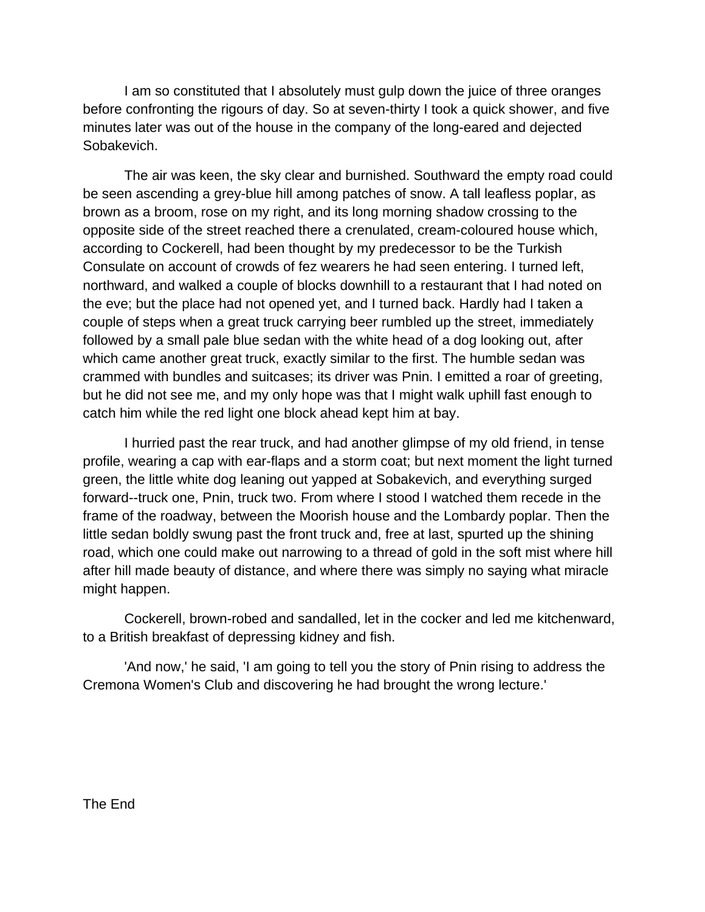I am so constituted that I absolutely must gulp down the juice of three oranges before confronting the rigours of day. So at seven-thirty I took a quick shower, and five minutes later was out of the house in the company of the long-eared and dejected Sobakevich.

The air was keen, the sky clear and burnished. Southward the empty road could be seen ascending a grey-blue hill among patches of snow. A tall leafless poplar, as brown as a broom, rose on my right, and its long morning shadow crossing to the opposite side of the street reached there a crenulated, cream-coloured house which, according to Cockerell, had been thought by my predecessor to be the Turkish Consulate on account of crowds of fez wearers he had seen entering. I turned left, northward, and walked a couple of blocks downhill to a restaurant that I had noted on the eve; but the place had not opened yet, and I turned back. Hardly had I taken a couple of steps when a great truck carrying beer rumbled up the street, immediately followed by a small pale blue sedan with the white head of a dog looking out, after which came another great truck, exactly similar to the first. The humble sedan was crammed with bundles and suitcases; its driver was Pnin. I emitted a roar of greeting, but he did not see me, and my only hope was that I might walk uphill fast enough to catch him while the red light one block ahead kept him at bay.

I hurried past the rear truck, and had another glimpse of my old friend, in tense profile, wearing a cap with ear-flaps and a storm coat; but next moment the light turned green, the little white dog leaning out yapped at Sobakevich, and everything surged forward--truck one, Pnin, truck two. From where I stood I watched them recede in the frame of the roadway, between the Moorish house and the Lombardy poplar. Then the little sedan boldly swung past the front truck and, free at last, spurted up the shining road, which one could make out narrowing to a thread of gold in the soft mist where hill after hill made beauty of distance, and where there was simply no saying what miracle might happen.

Cockerell, brown-robed and sandalled, let in the cocker and led me kitchenward, to a British breakfast of depressing kidney and fish.

'And now,' he said, 'I am going to tell you the story of Pnin rising to address the Cremona Women's Club and discovering he had brought the wrong lecture.'

The End